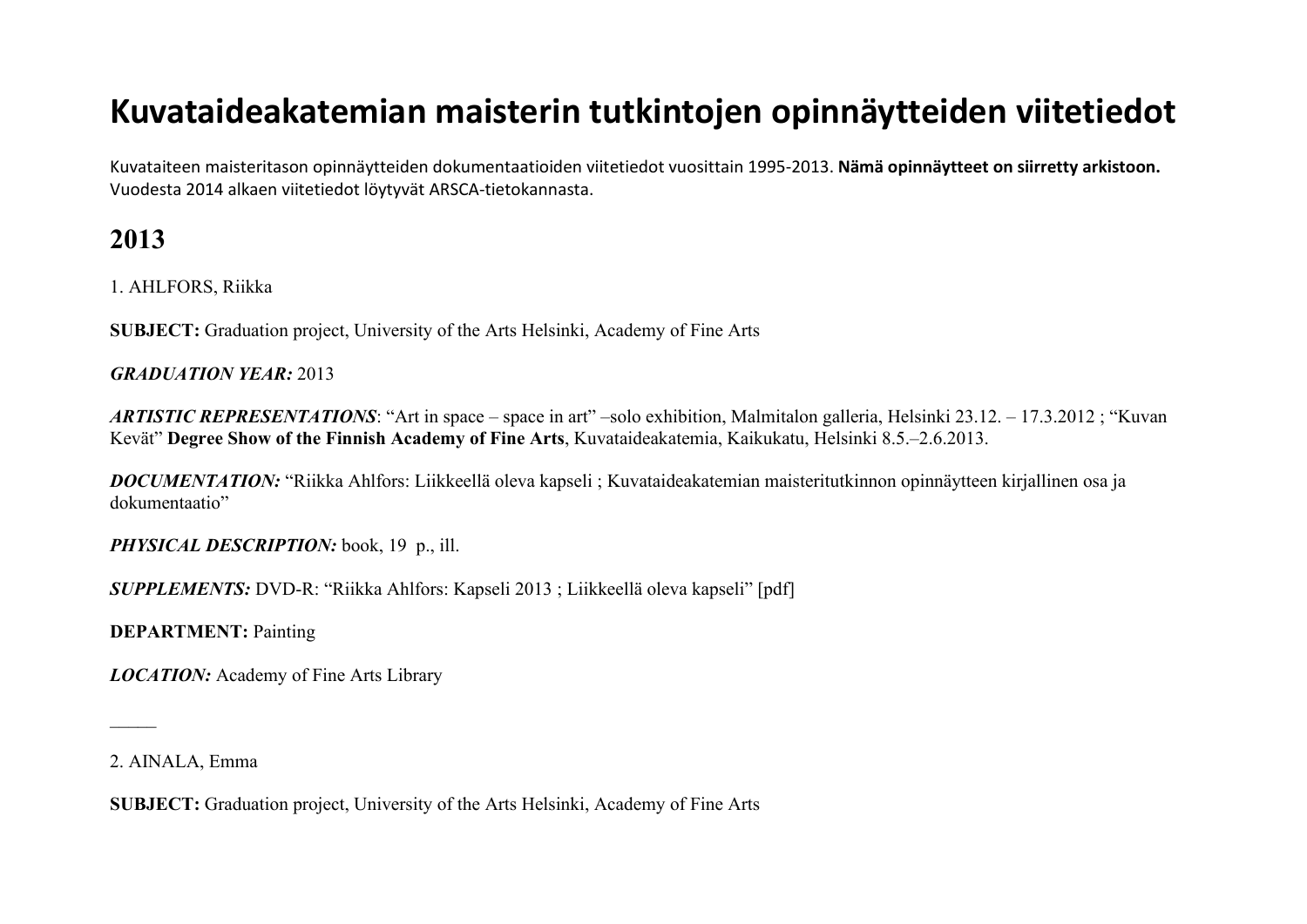# Kuvataideakatemian maisterin tutkintojen opinnäytteiden viitetiedot

Kuvataiteen maisteritason opinnäytteiden dokumentaatioiden viitetiedot vuosittain 1995-2013. **Nämä opinnäytteet on siirretty arkistoon.** Vuodesta 2014 alkaen viitetiedot löytyvät ARSCA-tietokannasta.

## 2013

1. AHLFORS, Riikka

**SUBJECT:** Graduation project, University of the Arts Helsinki, Academy of Fine Arts

***GRADUATION YEAR:*** 2013

***ARTISTIC REPRESENTATIONS***: "Art in space – space in art" –solo exhibition, Malmitalon galleria, Helsinki 23.12. – 17.3.2012 ; "Kuvan Kevät" **Degree Show of the Finnish Academy of Fine Arts**, Kuvataideakatemia, Kaikukatu, Helsinki 8.5.–2.6.2013.

***DOCUMENTATION:*** "Riikka Ahlfors: Liikkeellä oleva kapseli ; Kuvataideakatemian maisteritutkinnon opinnäytteen kirjallinen osa ja dokumentaatio"

***PHYSICAL DESCRIPTION:*** book, 19 p., ill.

***SUPPLEMENTS:*** DVD-R: "Riikka Ahlfors: Kapseli 2013 ; Liikkeellä oleva kapseli" [pdf]

**DEPARTMENT:** Painting

***LOCATION:*** Academy of Fine Arts Library

―――

2. AINALA, Emma

**SUBJECT:** Graduation project, University of the Arts Helsinki, Academy of Fine Arts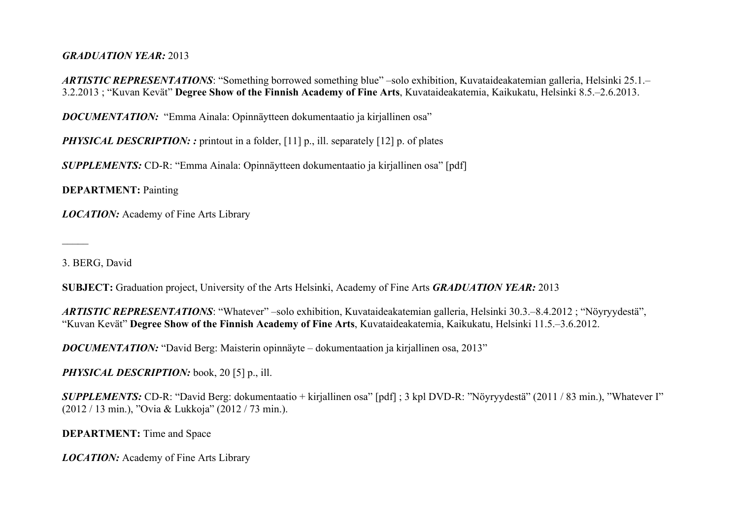***GRADUATION YEAR:*** 2013

***ARTISTIC REPRESENTATIONS***: “Something borrowed something blue” –solo exhibition, Kuvataideakatemian galleria, Helsinki 25.1.–3.2.2013 ; “Kuvan Kevät” **Degree Show of the Finnish Academy of Fine Arts**, Kuvataideakatemia, Kaikukatu, Helsinki 8.5.–2.6.2013.

***DOCUMENTATION:*** “Emma Ainala: Opinnäytteen dokumentaatio ja kirjallinen osa”

***PHYSICAL DESCRIPTION: :*** printout in a folder, [11] p., ill. separately [12] p. of plates

***SUPPLEMENTS:*** CD-R: “Emma Ainala: Opinnäytteen dokumentaatio ja kirjallinen osa” [pdf]

**DEPARTMENT:** Painting

***LOCATION:*** Academy of Fine Arts Library

_____

3. BERG, David

**SUBJECT:** Graduation project, University of the Arts Helsinki, Academy of Fine Arts ***GRADUATION YEAR:*** 2013

***ARTISTIC REPRESENTATIONS***: “Whatever” –solo exhibition, Kuvataideakatemian galleria, Helsinki 30.3.–8.4.2012 ; “Nöyryydestä”, “Kuvan Kevät” **Degree Show of the Finnish Academy of Fine Arts**, Kuvataideakatemia, Kaikukatu, Helsinki 11.5.–3.6.2012.

***DOCUMENTATION:*** “David Berg: Maisterin opinnäyte – dokumentaation ja kirjallinen osa, 2013”

***PHYSICAL DESCRIPTION:*** book, 20 [5] p., ill.

***SUPPLEMENTS:*** CD-R: “David Berg: dokumentaatio + kirjallinen osa” [pdf] ; 3 kpl DVD-R: ”Nöyryydestä” (2011 / 83 min.), ”Whatever I” (2012 / 13 min.), ”Ovia & Lukkoja” (2012 / 73 min.).

**DEPARTMENT:** Time and Space

***LOCATION:*** Academy of Fine Arts Library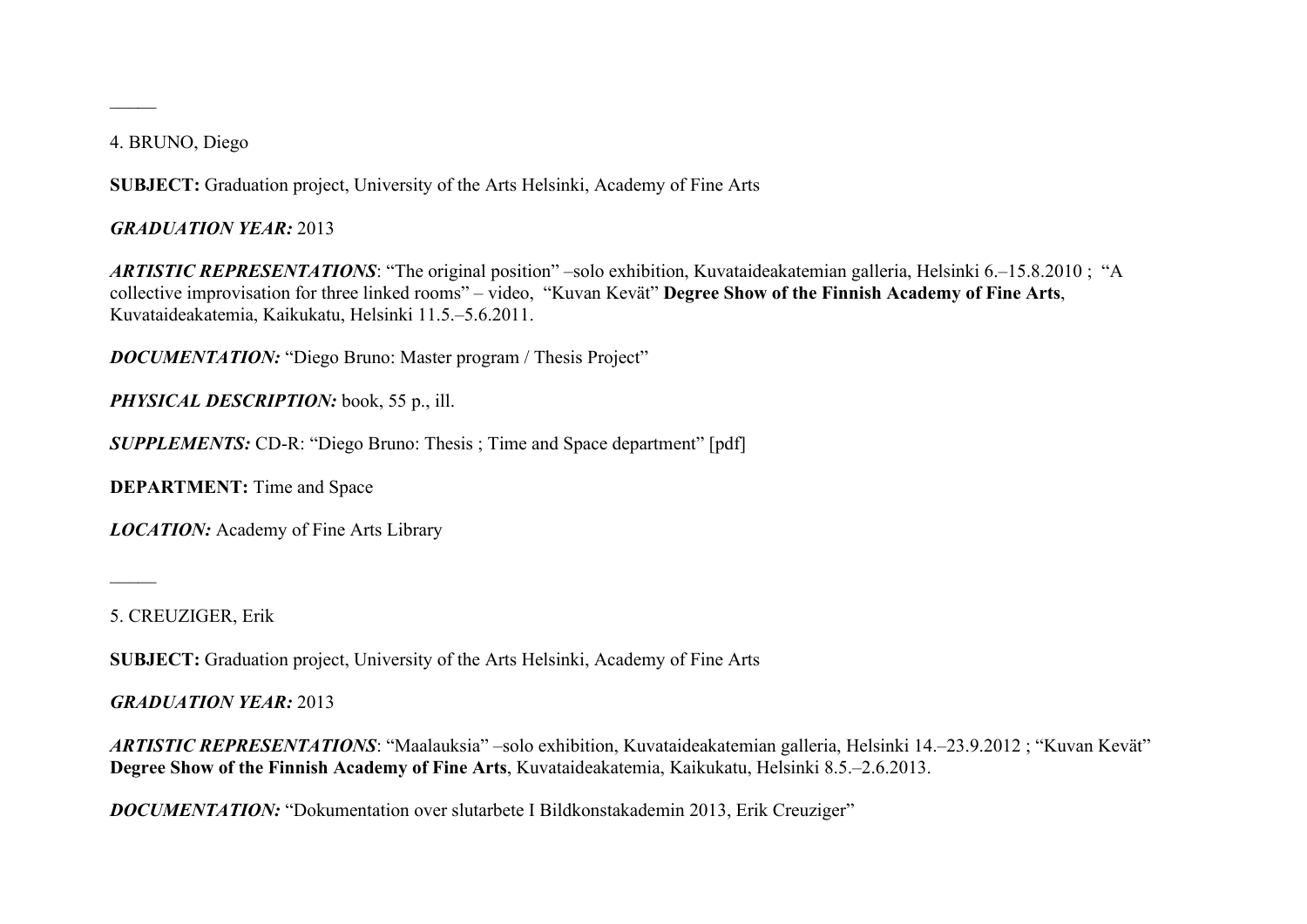―――

4. BRUNO, Diego

**SUBJECT:** Graduation project, University of the Arts Helsinki, Academy of Fine Arts

***GRADUATION YEAR:*** 2013

***ARTISTIC REPRESENTATIONS***: "The original position" –solo exhibition, Kuvataideakatemian galleria, Helsinki 6.–15.8.2010 ; "A collective improvisation for three linked rooms" – video, "Kuvan Kevät" **Degree Show of the Finnish Academy of Fine Arts**, Kuvataideakatemia, Kaikukatu, Helsinki 11.5.–5.6.2011.

***DOCUMENTATION:*** "Diego Bruno: Master program / Thesis Project"

***PHYSICAL DESCRIPTION:*** book, 55 p., ill.

***SUPPLEMENTS:*** CD-R: "Diego Bruno: Thesis ; Time and Space department" [pdf]

**DEPARTMENT:** Time and Space

***LOCATION:*** Academy of Fine Arts Library

―――

5. CREUZIGER, Erik

**SUBJECT:** Graduation project, University of the Arts Helsinki, Academy of Fine Arts

***GRADUATION YEAR:*** 2013

***ARTISTIC REPRESENTATIONS***: "Maalauksia" –solo exhibition, Kuvataideakatemian galleria, Helsinki 14.–23.9.2012 ; "Kuvan Kevät" **Degree Show of the Finnish Academy of Fine Arts**, Kuvataideakatemia, Kaikukatu, Helsinki 8.5.–2.6.2013.

***DOCUMENTATION:*** "Dokumentation over slutarbete I Bildkonstakademin 2013, Erik Creuziger"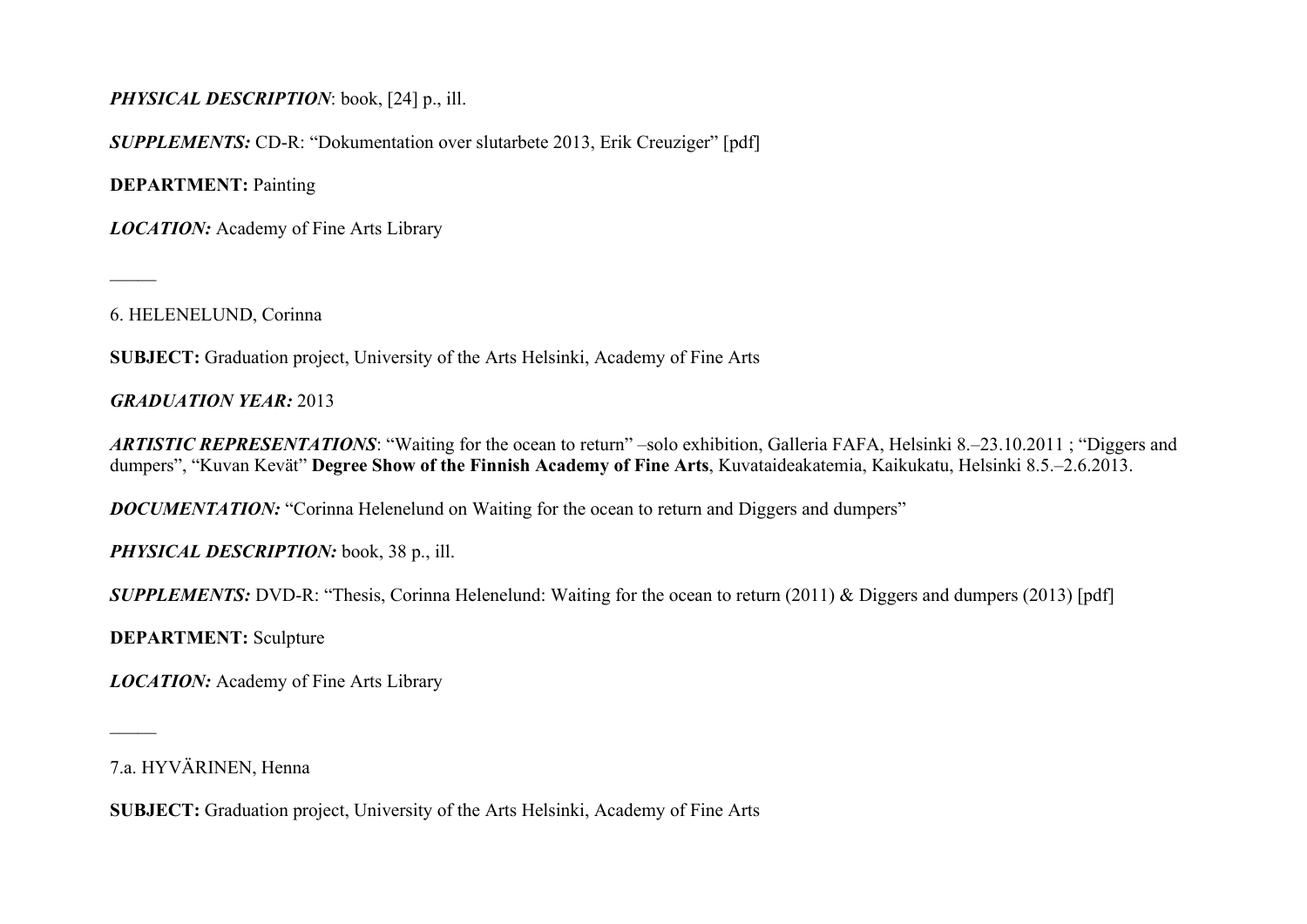***PHYSICAL DESCRIPTION***: book, [24] p., ill.

***SUPPLEMENTS:*** CD-R: "Dokumentation over slutarbete 2013, Erik Creuziger" [pdf]

**DEPARTMENT:** Painting

***LOCATION:*** Academy of Fine Arts Library

\_\_\_\_\_

6. HELENELUND, Corinna

**SUBJECT:** Graduation project, University of the Arts Helsinki, Academy of Fine Arts

***GRADUATION YEAR:*** 2013

***ARTISTIC REPRESENTATIONS***: "Waiting for the ocean to return" –solo exhibition, Galleria FAFA, Helsinki 8.–23.10.2011 ; "Diggers and dumpers", "Kuvan Kevät" **Degree Show of the Finnish Academy of Fine Arts**, Kuvataideakatemia, Kaikukatu, Helsinki 8.5.–2.6.2013.

***DOCUMENTATION:*** "Corinna Helenelund on Waiting for the ocean to return and Diggers and dumpers"

***PHYSICAL DESCRIPTION:*** book, 38 p., ill.

***SUPPLEMENTS:*** DVD-R: "Thesis, Corinna Helenelund: Waiting for the ocean to return (2011) & Diggers and dumpers (2013) [pdf]

**DEPARTMENT:** Sculpture

***LOCATION:*** Academy of Fine Arts Library

\_\_\_\_\_

7.a. HYVÄRINEN, Henna

**SUBJECT:** Graduation project, University of the Arts Helsinki, Academy of Fine Arts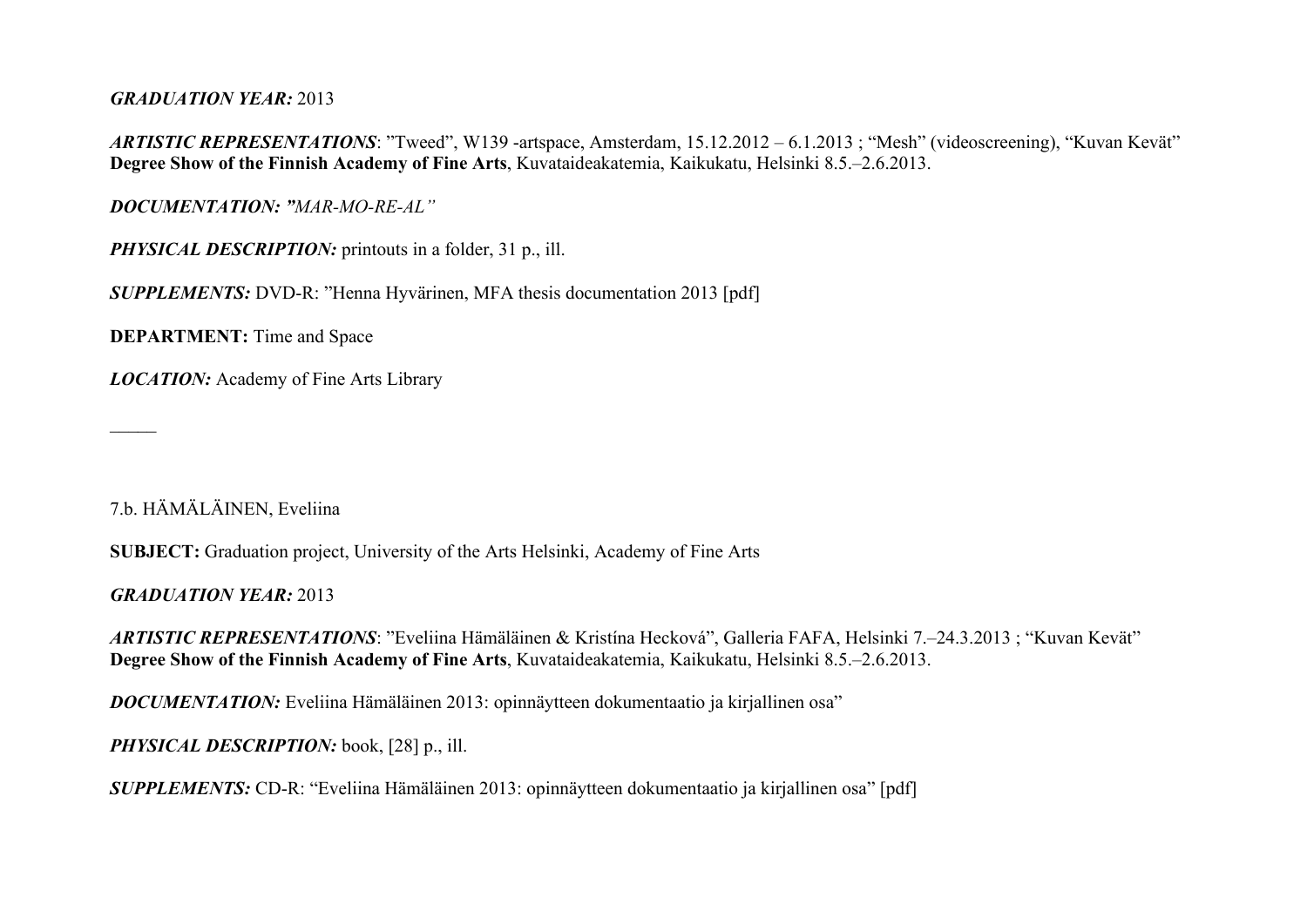***GRADUATION YEAR:*** 2013

***ARTISTIC REPRESENTATIONS***: ”Tweed”, W139 -artspace, Amsterdam, 15.12.2012 – 6.1.2013 ; “Mesh” (videoscreening), “Kuvan Kevät” **Degree Show of the Finnish Academy of Fine Arts**, Kuvataideakatemia, Kaikukatu, Helsinki 8.5.–2.6.2013.

***DOCUMENTATION: ”****MAR-MO-RE-AL”*

***PHYSICAL DESCRIPTION:*** printouts in a folder, 31 p., ill.

***SUPPLEMENTS:*** DVD-R: ”Henna Hyvärinen, MFA thesis documentation 2013 [pdf]

**DEPARTMENT:** Time and Space

***LOCATION:*** Academy of Fine Arts Library

_____

7.b. HÄMÄLÄINEN, Eveliina

**SUBJECT:** Graduation project, University of the Arts Helsinki, Academy of Fine Arts

***GRADUATION YEAR:*** 2013

***ARTISTIC REPRESENTATIONS***: ”Eveliina Hämäläinen & Kristína Hecková”, Galleria FAFA, Helsinki 7.–24.3.2013 ; “Kuvan Kevät” **Degree Show of the Finnish Academy of Fine Arts**, Kuvataideakatemia, Kaikukatu, Helsinki 8.5.–2.6.2013.

***DOCUMENTATION:*** Eveliina Hämäläinen 2013: opinnäytteen dokumentaatio ja kirjallinen osa”

***PHYSICAL DESCRIPTION:*** book, [28] p., ill.

***SUPPLEMENTS:*** CD-R: “Eveliina Hämäläinen 2013: opinnäytteen dokumentaatio ja kirjallinen osa” [pdf]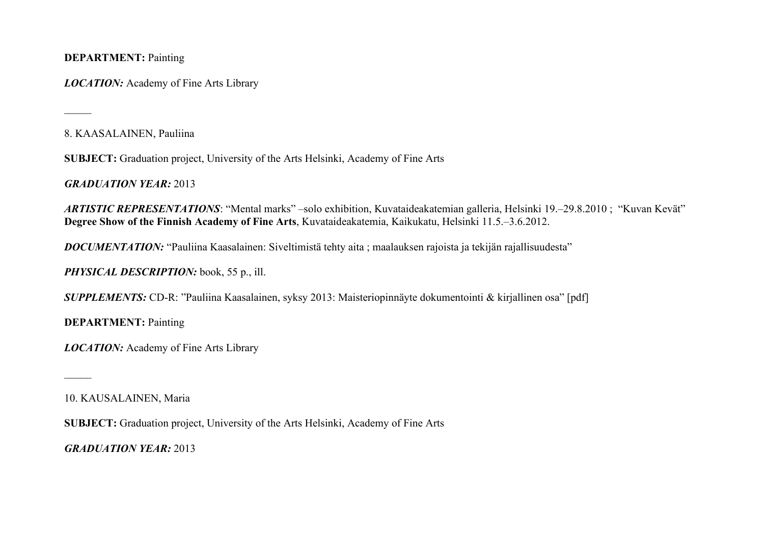**DEPARTMENT:** Painting

***LOCATION:*** Academy of Fine Arts Library

\_\_\_\_\_

8. KAASALAINEN, Pauliina

**SUBJECT:** Graduation project, University of the Arts Helsinki, Academy of Fine Arts

***GRADUATION YEAR:*** 2013

***ARTISTIC REPRESENTATIONS***: "Mental marks" –solo exhibition, Kuvataideakatemian galleria, Helsinki 19.–29.8.2010 ; "Kuvan Kevät" **Degree Show of the Finnish Academy of Fine Arts**, Kuvataideakatemia, Kaikukatu, Helsinki 11.5.–3.6.2012.

***DOCUMENTATION:*** "Pauliina Kaasalainen: Siveltimistä tehty aita ; maalauksen rajoista ja tekijän rajallisuudesta"

***PHYSICAL DESCRIPTION:*** book, 55 p., ill.

***SUPPLEMENTS:*** CD-R: "Pauliina Kaasalainen, syksy 2013: Maisteriopinnäyte dokumentointi & kirjallinen osa" [pdf]

**DEPARTMENT:** Painting

***LOCATION:*** Academy of Fine Arts Library

\_\_\_\_\_

10. KAUSALAINEN, Maria

**SUBJECT:** Graduation project, University of the Arts Helsinki, Academy of Fine Arts

***GRADUATION YEAR:*** 2013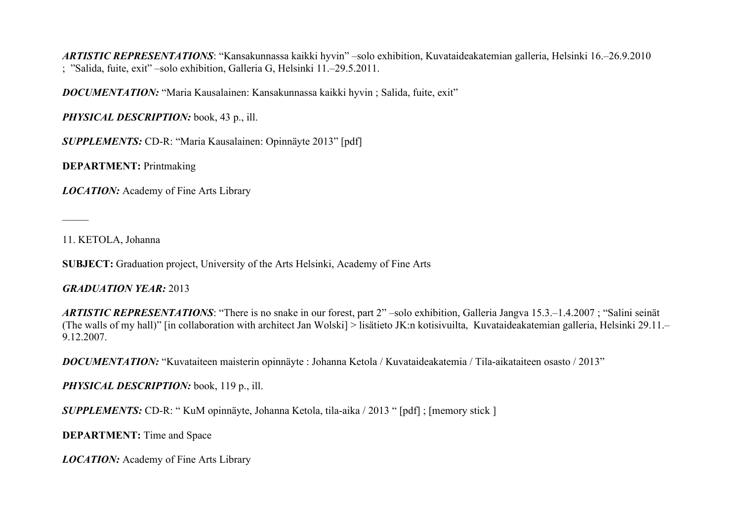***ARTISTIC REPRESENTATIONS***: "Kansakunnassa kaikki hyvin" –solo exhibition, Kuvataideakatemian galleria, Helsinki 16.–26.9.2010 ; "Salida, fuite, exit" –solo exhibition, Galleria G, Helsinki 11.–29.5.2011.

***DOCUMENTATION:*** "Maria Kausalainen: Kansakunnassa kaikki hyvin ; Salida, fuite, exit"

***PHYSICAL DESCRIPTION:*** book, 43 p., ill.

***SUPPLEMENTS:*** CD-R: "Maria Kausalainen: Opinnäyte 2013" [pdf]

**DEPARTMENT:** Printmaking

***LOCATION:*** Academy of Fine Arts Library

_____

11. KETOLA, Johanna

**SUBJECT:** Graduation project, University of the Arts Helsinki, Academy of Fine Arts

***GRADUATION YEAR:*** 2013

***ARTISTIC REPRESENTATIONS***: "There is no snake in our forest, part 2" –solo exhibition, Galleria Jangva 15.3.–1.4.2007 ; "Salini seinät (The walls of my hall)" [in collaboration with architect Jan Wolski] > lisätieto JK:n kotisivuilta, Kuvataideakatemian galleria, Helsinki 29.11.–9.12.2007.

***DOCUMENTATION:*** "Kuvataiteen maisterin opinnäyte : Johanna Ketola / Kuvataideakatemia / Tila-aikataiteen osasto / 2013"

***PHYSICAL DESCRIPTION:*** book, 119 p., ill.

***SUPPLEMENTS:*** CD-R: " KuM opinnäyte, Johanna Ketola, tila-aika / 2013 " [pdf] ; [memory stick ]

**DEPARTMENT:** Time and Space

***LOCATION:*** Academy of Fine Arts Library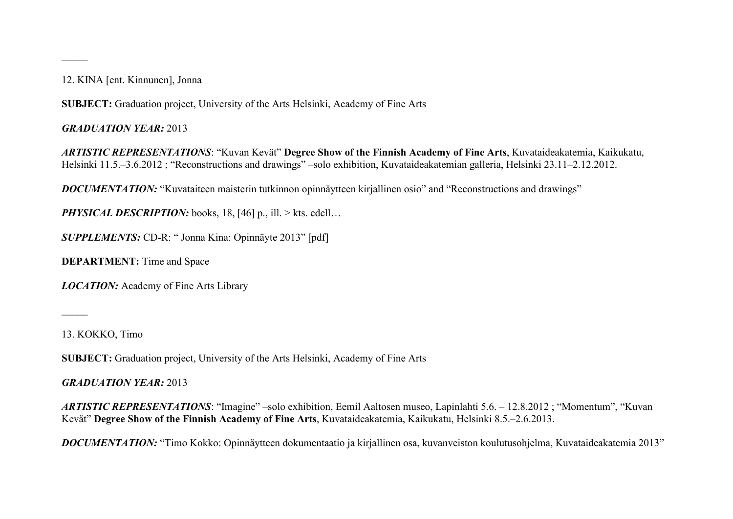———

12. KINA [ent. Kinnunen], Jonna

**SUBJECT:** Graduation project, University of the Arts Helsinki, Academy of Fine Arts

***GRADUATION YEAR:*** 2013

***ARTISTIC REPRESENTATIONS***: “Kuvan Kevät” **Degree Show of the Finnish Academy of Fine Arts**, Kuvataideakatemia, Kaikukatu, Helsinki 11.5.–3.6.2012 ; “Reconstructions and drawings” –solo exhibition, Kuvataideakatemian galleria, Helsinki 23.11–2.12.2012.

***DOCUMENTATION:*** “Kuvataiteen maisterin tutkinnon opinnäytteen kirjallinen osio” and “Reconstructions and drawings”

***PHYSICAL DESCRIPTION:*** books, 18, [46] p., ill. > kts. edell…

***SUPPLEMENTS:*** CD-R: “ Jonna Kina: Opinnäyte 2013” [pdf]

**DEPARTMENT:** Time and Space

***LOCATION:*** Academy of Fine Arts Library

———

13. KOKKO, Timo

**SUBJECT:** Graduation project, University of the Arts Helsinki, Academy of Fine Arts

***GRADUATION YEAR:*** 2013

***ARTISTIC REPRESENTATIONS***: “Imagine” –solo exhibition, Eemil Aaltosen museo, Lapinlahti 5.6. – 12.8.2012 ; “Momentum”, “Kuvan Kevät” **Degree Show of the Finnish Academy of Fine Arts**, Kuvataideakatemia, Kaikukatu, Helsinki 8.5.–2.6.2013.

***DOCUMENTATION:*** “Timo Kokko: Opinnäytteen dokumentaatio ja kirjallinen osa, kuvanveiston koulutusohjelma, Kuvataideakatemia 2013”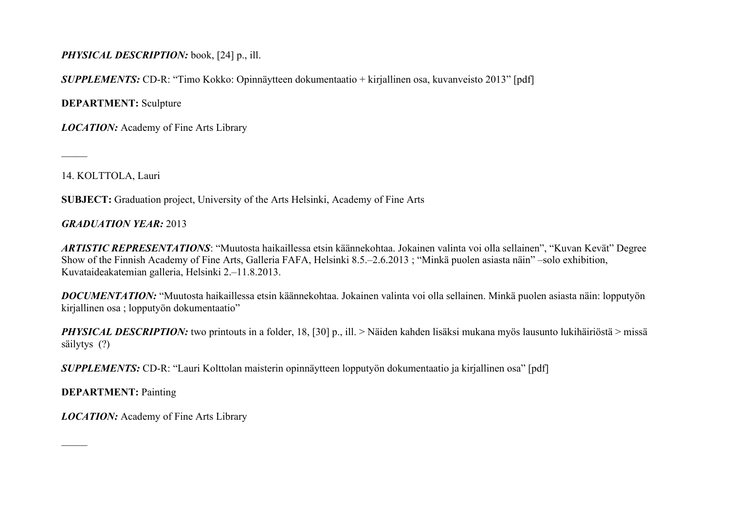***PHYSICAL DESCRIPTION:*** book, [24] p., ill.

***SUPPLEMENTS:*** CD-R: "Timo Kokko: Opinnäytteen dokumentaatio + kirjallinen osa, kuvanveisto 2013" [pdf]

**DEPARTMENT:** Sculpture

***LOCATION:*** Academy of Fine Arts Library

―――

14. KOLTTOLA, Lauri

**SUBJECT:** Graduation project, University of the Arts Helsinki, Academy of Fine Arts

***GRADUATION YEAR:*** 2013

***ARTISTIC REPRESENTATIONS***: "Muutosta haikaillessa etsin käännekohtaa. Jokainen valinta voi olla sellainen", "Kuvan Kevät" Degree Show of the Finnish Academy of Fine Arts, Galleria FAFA, Helsinki 8.5.–2.6.2013 ; "Minkä puolen asiasta näin" –solo exhibition, Kuvataideakatemian galleria, Helsinki 2.–11.8.2013.

***DOCUMENTATION:*** "Muutosta haikaillessa etsin käännekohtaa. Jokainen valinta voi olla sellainen. Minkä puolen asiasta näin: lopputyön kirjallinen osa ; lopputyön dokumentaatio"

***PHYSICAL DESCRIPTION:*** two printouts in a folder, 18, [30] p., ill. > Näiden kahden lisäksi mukana myös lausunto lukihäiriöstä > missä säilytys (?)

***SUPPLEMENTS:*** CD-R: "Lauri Kolttolan maisterin opinnäytteen lopputyön dokumentaatio ja kirjallinen osa" [pdf]

**DEPARTMENT:** Painting

***LOCATION:*** Academy of Fine Arts Library

―――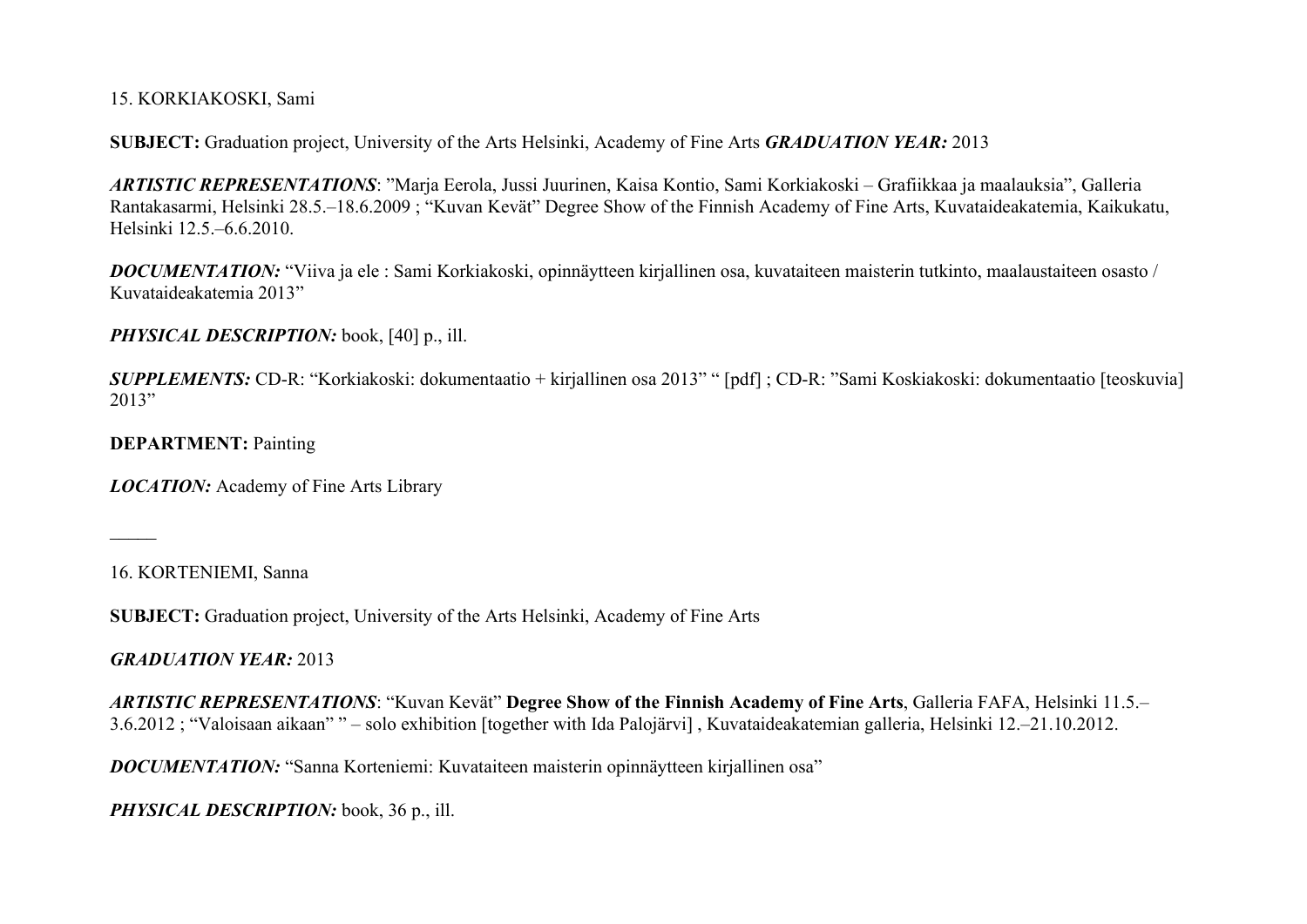15. KORKIAKOSKI, Sami

**SUBJECT:** Graduation project, University of the Arts Helsinki, Academy of Fine Arts ***GRADUATION YEAR:*** 2013

***ARTISTIC REPRESENTATIONS***: ”Marja Eerola, Jussi Juurinen, Kaisa Kontio, Sami Korkiakoski – Grafiikkaa ja maalauksia”, Galleria Rantakasarmi, Helsinki 28.5.–18.6.2009 ; “Kuvan Kevät” Degree Show of the Finnish Academy of Fine Arts, Kuvataideakatemia, Kaikukatu, Helsinki 12.5.–6.6.2010.

***DOCUMENTATION:*** “Viiva ja ele : Sami Korkiakoski, opinnäytteen kirjallinen osa, kuvataiteen maisterin tutkinto, maalaustaiteen osasto / Kuvataideakatemia 2013”

***PHYSICAL DESCRIPTION:*** book, [40] p., ill.

***SUPPLEMENTS:*** CD-R: “Korkiakoski: dokumentaatio + kirjallinen osa 2013” “ [pdf] ; CD-R: ”Sami Koskiakoski: dokumentaatio [teoskuvia] 2013”

**DEPARTMENT:** Painting

***LOCATION:*** Academy of Fine Arts Library

_____

16. KORTENIEMI, Sanna

**SUBJECT:** Graduation project, University of the Arts Helsinki, Academy of Fine Arts

***GRADUATION YEAR:*** 2013

***ARTISTIC REPRESENTATIONS***: “Kuvan Kevät” **Degree Show of the Finnish Academy of Fine Arts**, Galleria FAFA, Helsinki 11.5.–3.6.2012 ; “Valoisaan aikaan” ” – solo exhibition [together with Ida Palojärvi] , Kuvataideakatemian galleria, Helsinki 12.–21.10.2012.

***DOCUMENTATION:*** “Sanna Korteniemi: Kuvataiteen maisterin opinnäytteen kirjallinen osa”

***PHYSICAL DESCRIPTION:*** book, 36 p., ill.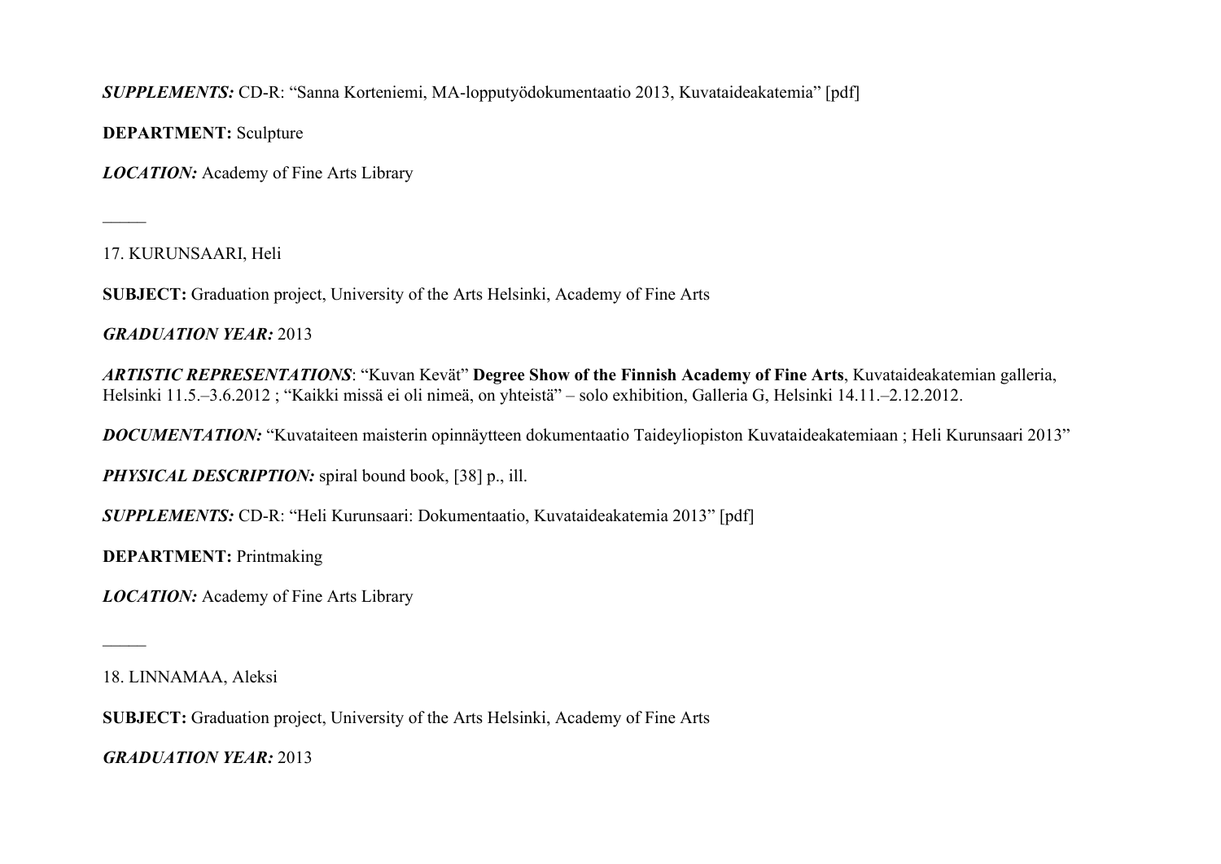***SUPPLEMENTS:*** CD-R: "Sanna Korteniemi, MA-lopputyödokumentaatio 2013, Kuvataideakatemia" [pdf]

**DEPARTMENT:** Sculpture

***LOCATION:*** Academy of Fine Arts Library

_____

17. KURUNSAARI, Heli

**SUBJECT:** Graduation project, University of the Arts Helsinki, Academy of Fine Arts

***GRADUATION YEAR:*** 2013

***ARTISTIC REPRESENTATIONS***: "Kuvan Kevät" **Degree Show of the Finnish Academy of Fine Arts**, Kuvataideakatemian galleria, Helsinki 11.5.–3.6.2012 ; "Kaikki missä ei oli nimeä, on yhteistä" – solo exhibition, Galleria G, Helsinki 14.11.–2.12.2012.

***DOCUMENTATION:*** "Kuvataiteen maisterin opinnäytteen dokumentaatio Taideyliopiston Kuvataideakatemiaan ; Heli Kurunsaari 2013"

***PHYSICAL DESCRIPTION:*** spiral bound book, [38] p., ill.

***SUPPLEMENTS:*** CD-R: "Heli Kurunsaari: Dokumentaatio, Kuvataideakatemia 2013" [pdf]

**DEPARTMENT:** Printmaking

***LOCATION:*** Academy of Fine Arts Library

_____

18. LINNAMAA, Aleksi

**SUBJECT:** Graduation project, University of the Arts Helsinki, Academy of Fine Arts

***GRADUATION YEAR:*** 2013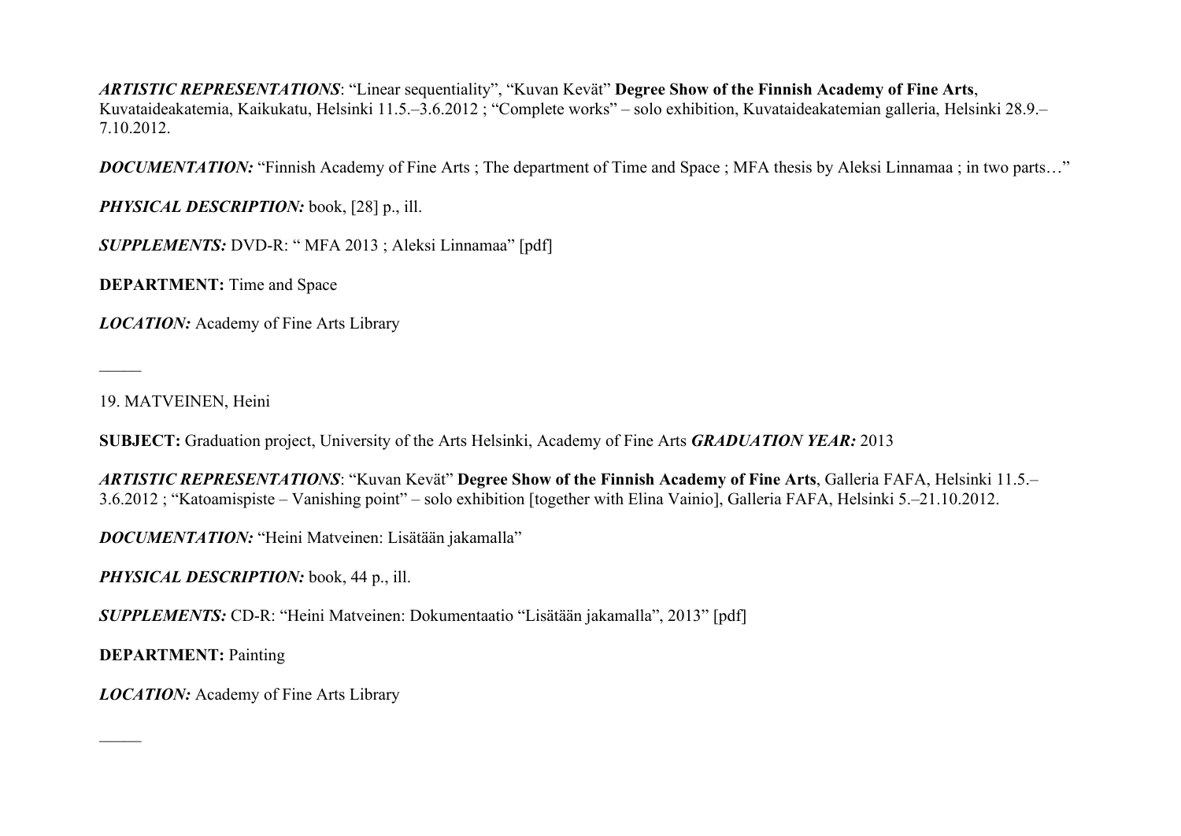***ARTISTIC REPRESENTATIONS***: “Linear sequentiality”, “Kuvan Kevät” **Degree Show of the Finnish Academy of Fine Arts**, Kuvataideakatemia, Kaikukatu, Helsinki 11.5.–3.6.2012 ; “Complete works” – solo exhibition, Kuvataideakatemian galleria, Helsinki 28.9.–7.10.2012.

***DOCUMENTATION:*** “Finnish Academy of Fine Arts ; The department of Time and Space ; MFA thesis by Aleksi Linnamaa ; in two parts…”

***PHYSICAL DESCRIPTION:*** book, [28] p., ill.

***SUPPLEMENTS:*** DVD-R: “ MFA 2013 ; Aleksi Linnamaa” [pdf]

**DEPARTMENT:** Time and Space

***LOCATION:*** Academy of Fine Arts Library

_____

19. MATVEINEN, Heini

**SUBJECT:** Graduation project, University of the Arts Helsinki, Academy of Fine Arts ***GRADUATION YEAR:*** 2013

***ARTISTIC REPRESENTATIONS***: “Kuvan Kevät” **Degree Show of the Finnish Academy of Fine Arts**, Galleria FAFA, Helsinki 11.5.–3.6.2012 ; “Katoamispiste – Vanishing point” – solo exhibition [together with Elina Vainio], Galleria FAFA, Helsinki 5.–21.10.2012.

***DOCUMENTATION:*** “Heini Matveinen: Lisätään jakamalla”

***PHYSICAL DESCRIPTION:*** book, 44 p., ill.

***SUPPLEMENTS:*** CD-R: “Heini Matveinen: Dokumentaatio “Lisätään jakamalla”, 2013” [pdf]

**DEPARTMENT:** Painting

***LOCATION:*** Academy of Fine Arts Library

_____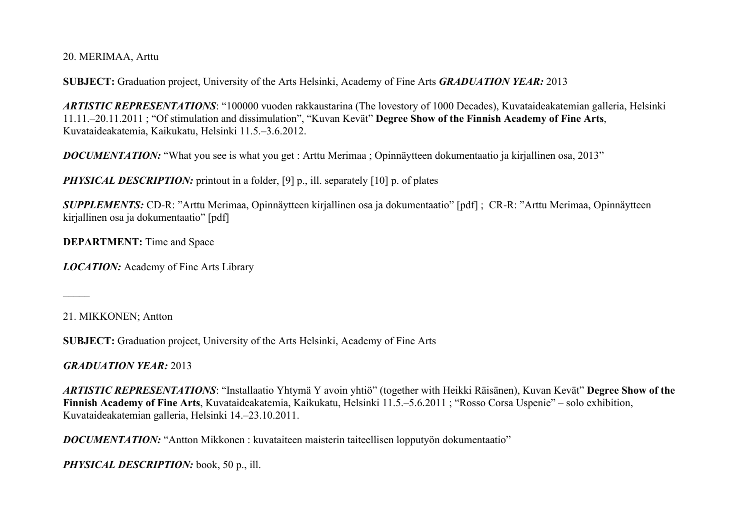20. MERIMAA, Arttu

**SUBJECT:** Graduation project, University of the Arts Helsinki, Academy of Fine Arts ***GRADUATION YEAR:*** 2013

***ARTISTIC REPRESENTATIONS***: "100000 vuoden rakkaustarina (The lovestory of 1000 Decades), Kuvataideakatemian galleria, Helsinki 11.11.–20.11.2011 ; "Of stimulation and dissimulation", "Kuvan Kevät" **Degree Show of the Finnish Academy of Fine Arts**, Kuvataideakatemia, Kaikukatu, Helsinki 11.5.–3.6.2012.

***DOCUMENTATION:*** "What you see is what you get : Arttu Merimaa ; Opinnäytteen dokumentaatio ja kirjallinen osa, 2013"

***PHYSICAL DESCRIPTION:*** printout in a folder, [9] p., ill. separately [10] p. of plates

***SUPPLEMENTS:*** CD-R: "Arttu Merimaa, Opinnäytteen kirjallinen osa ja dokumentaatio" [pdf] ; CR-R: "Arttu Merimaa, Opinnäytteen kirjallinen osa ja dokumentaatio" [pdf]

**DEPARTMENT:** Time and Space

***LOCATION:*** Academy of Fine Arts Library

_____

21. MIKKONEN; Antton

**SUBJECT:** Graduation project, University of the Arts Helsinki, Academy of Fine Arts

***GRADUATION YEAR:*** 2013

***ARTISTIC REPRESENTATIONS***: "Installaatio Yhtymä Y avoin yhtiö" (together with Heikki Räisänen), Kuvan Kevät" **Degree Show of the Finnish Academy of Fine Arts**, Kuvataideakatemia, Kaikukatu, Helsinki 11.5.–5.6.2011 ; "Rosso Corsa Uspenie" – solo exhibition, Kuvataideakatemian galleria, Helsinki 14.–23.10.2011.

***DOCUMENTATION:*** "Antton Mikkonen : kuvataiteen maisterin taiteellisen lopputyön dokumentaatio"

***PHYSICAL DESCRIPTION:*** book, 50 p., ill.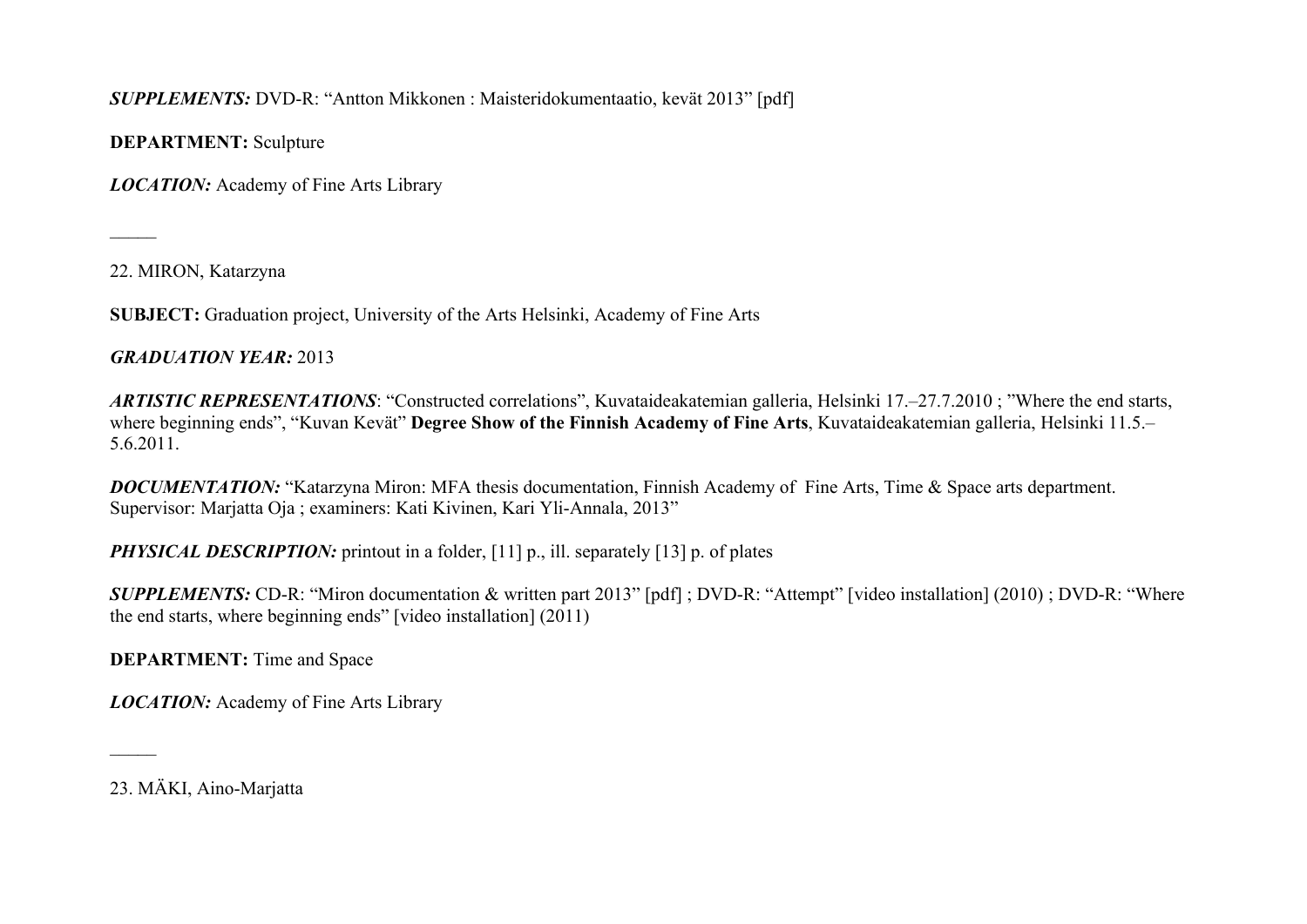***SUPPLEMENTS:*** DVD-R: “Antton Mikkonen : Maisteridokumentaatio, kevät 2013” [pdf]

**DEPARTMENT:** Sculpture

***LOCATION:*** Academy of Fine Arts Library

_____

22. MIRON, Katarzyna

**SUBJECT:** Graduation project, University of the Arts Helsinki, Academy of Fine Arts

***GRADUATION YEAR:*** 2013

***ARTISTIC REPRESENTATIONS***: “Constructed correlations”, Kuvataideakatemian galleria, Helsinki 17.–27.7.2010 ; ”Where the end starts, where beginning ends”, “Kuvan Kevät” **Degree Show of the Finnish Academy of Fine Arts**, Kuvataideakatemian galleria, Helsinki 11.5.–5.6.2011.

***DOCUMENTATION:*** “Katarzyna Miron: MFA thesis documentation, Finnish Academy of Fine Arts, Time & Space arts department. Supervisor: Marjatta Oja ; examiners: Kati Kivinen, Kari Yli-Annala, 2013”

***PHYSICAL DESCRIPTION:*** printout in a folder, [11] p., ill. separately [13] p. of plates

***SUPPLEMENTS:*** CD-R: “Miron documentation & written part 2013” [pdf] ; DVD-R: “Attempt” [video installation] (2010) ; DVD-R: “Where the end starts, where beginning ends” [video installation] (2011)

**DEPARTMENT:** Time and Space

***LOCATION:*** Academy of Fine Arts Library

_____

23. MÄKI, Aino-Marjatta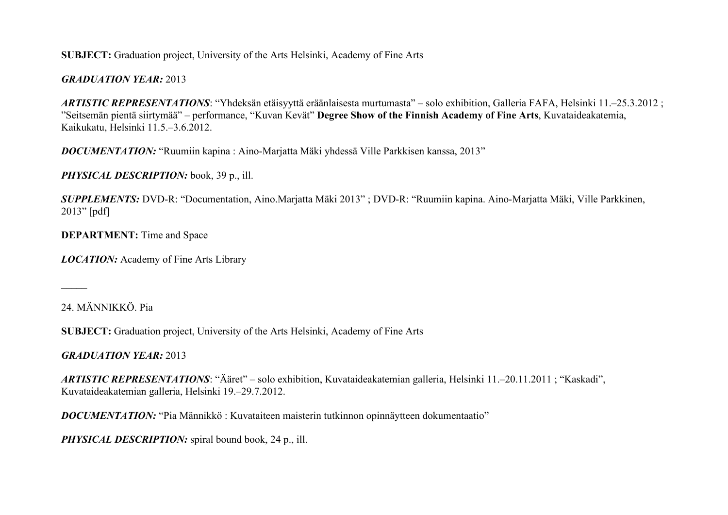**SUBJECT:** Graduation project, University of the Arts Helsinki, Academy of Fine Arts

***GRADUATION YEAR:*** 2013

***ARTISTIC REPRESENTATIONS***: "Yhdeksän etäisyyttä eräänlaisesta murtumasta" – solo exhibition, Galleria FAFA, Helsinki 11.–25.3.2012 ; "Seitsemän pientä siirtymää" – performance, "Kuvan Kevät" **Degree Show of the Finnish Academy of Fine Arts**, Kuvataideakatemia, Kaikukatu, Helsinki 11.5.–3.6.2012.

***DOCUMENTATION:*** "Ruumiin kapina : Aino-Marjatta Mäki yhdessä Ville Parkkisen kanssa, 2013"

***PHYSICAL DESCRIPTION:*** book, 39 p., ill.

***SUPPLEMENTS:*** DVD-R: "Documentation, Aino.Marjatta Mäki 2013" ; DVD-R: "Ruumiin kapina. Aino-Marjatta Mäki, Ville Parkkinen, 2013" [pdf]

**DEPARTMENT:** Time and Space

***LOCATION:*** Academy of Fine Arts Library

_____

24. MÄNNIKKÖ. Pia

**SUBJECT:** Graduation project, University of the Arts Helsinki, Academy of Fine Arts

***GRADUATION YEAR:*** 2013

***ARTISTIC REPRESENTATIONS***: "Ääret" – solo exhibition, Kuvataideakatemian galleria, Helsinki 11.–20.11.2011 ; "Kaskadi", Kuvataideakatemian galleria, Helsinki 19.–29.7.2012.

***DOCUMENTATION:*** "Pia Männikkö : Kuvataiteen maisterin tutkinnon opinnäytteen dokumentaatio"

***PHYSICAL DESCRIPTION:*** spiral bound book, 24 p., ill.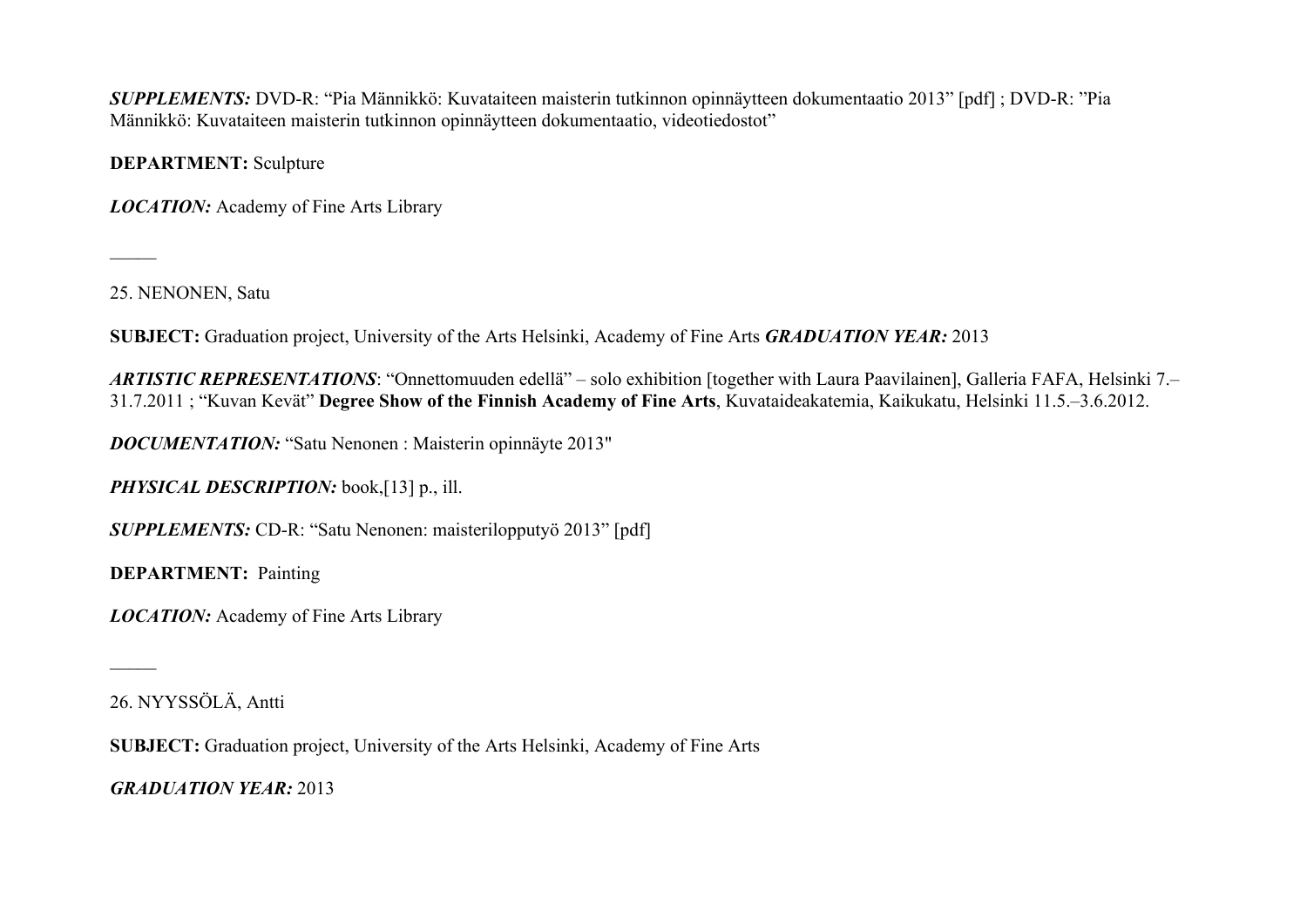***SUPPLEMENTS:*** DVD-R: “Pia Männikkö: Kuvataiteen maisterin tutkinnon opinnäytteen dokumentaatio 2013” [pdf] ; DVD-R: ”Pia Männikkö: Kuvataiteen maisterin tutkinnon opinnäytteen dokumentaatio, videotiedostot”

**DEPARTMENT:** Sculpture

***LOCATION:*** Academy of Fine Arts Library

\_\_\_\_\_

25. NENONEN, Satu

**SUBJECT:** Graduation project, University of the Arts Helsinki, Academy of Fine Arts ***GRADUATION YEAR:*** 2013

***ARTISTIC REPRESENTATIONS***: “Onnettomuuden edellä” – solo exhibition [together with Laura Paavilainen], Galleria FAFA, Helsinki 7.–31.7.2011 ; “Kuvan Kevät” **Degree Show of the Finnish Academy of Fine Arts**, Kuvataideakatemia, Kaikukatu, Helsinki 11.5.–3.6.2012.

***DOCUMENTATION:*** “Satu Nenonen : Maisterin opinnäyte 2013"

***PHYSICAL DESCRIPTION:*** book,[13] p., ill.

***SUPPLEMENTS:*** CD-R: “Satu Nenonen: maisterilopputyö 2013” [pdf]

**DEPARTMENT:** Painting

***LOCATION:*** Academy of Fine Arts Library

\_\_\_\_\_

26. NYYSSÖLÄ, Antti

**SUBJECT:** Graduation project, University of the Arts Helsinki, Academy of Fine Arts

***GRADUATION YEAR:*** 2013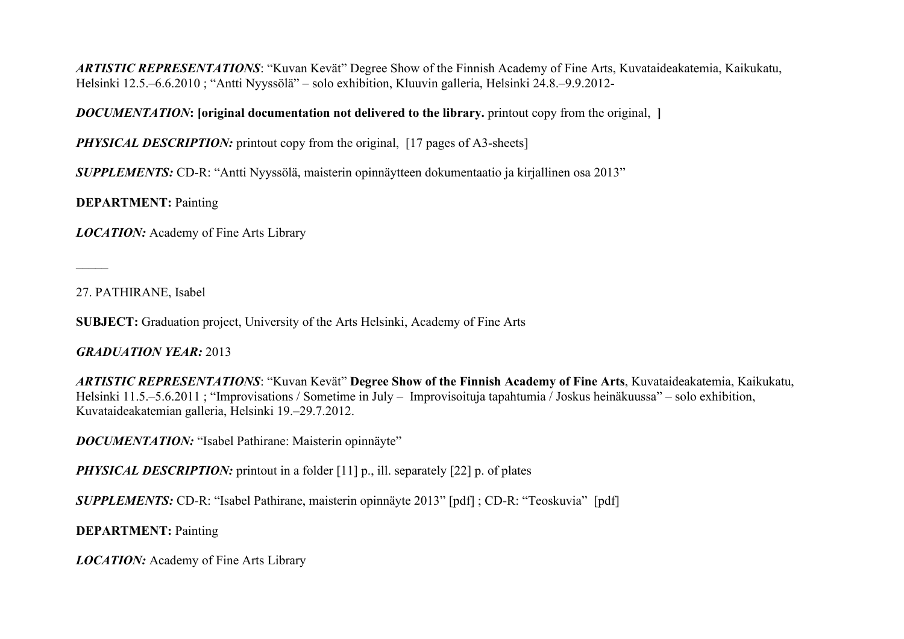***ARTISTIC REPRESENTATIONS***: “Kuvan Kevät” Degree Show of the Finnish Academy of Fine Arts, Kuvataideakatemia, Kaikukatu, Helsinki 12.5.–6.6.2010 ; “Antti Nyyssölä” – solo exhibition, Kluuvin galleria, Helsinki 24.8.–9.9.2012-

***DOCUMENTATION*: [original documentation not delivered to the library.** printout copy from the original, **]**

***PHYSICAL DESCRIPTION:*** printout copy from the original, [17 pages of A3-sheets]

***SUPPLEMENTS:*** CD-R: “Antti Nyyssölä, maisterin opinnäytteen dokumentaatio ja kirjallinen osa 2013”

**DEPARTMENT:** Painting

***LOCATION:*** Academy of Fine Arts Library

_____

27. PATHIRANE, Isabel

**SUBJECT:** Graduation project, University of the Arts Helsinki, Academy of Fine Arts

***GRADUATION YEAR:*** 2013

***ARTISTIC REPRESENTATIONS***: “Kuvan Kevät” **Degree Show of the Finnish Academy of Fine Arts**, Kuvataideakatemia, Kaikukatu, Helsinki 11.5.–5.6.2011 ; “Improvisations / Sometime in July – Improvisoituja tapahtumia / Joskus heinäkuussa” – solo exhibition, Kuvataideakatemian galleria, Helsinki 19.–29.7.2012.

***DOCUMENTATION:*** “Isabel Pathirane: Maisterin opinnäyte”

***PHYSICAL DESCRIPTION:*** printout in a folder [11] p., ill. separately [22] p. of plates

***SUPPLEMENTS:*** CD-R: “Isabel Pathirane, maisterin opinnäyte 2013” [pdf] ; CD-R: “Teoskuvia” [pdf]

**DEPARTMENT:** Painting

***LOCATION:*** Academy of Fine Arts Library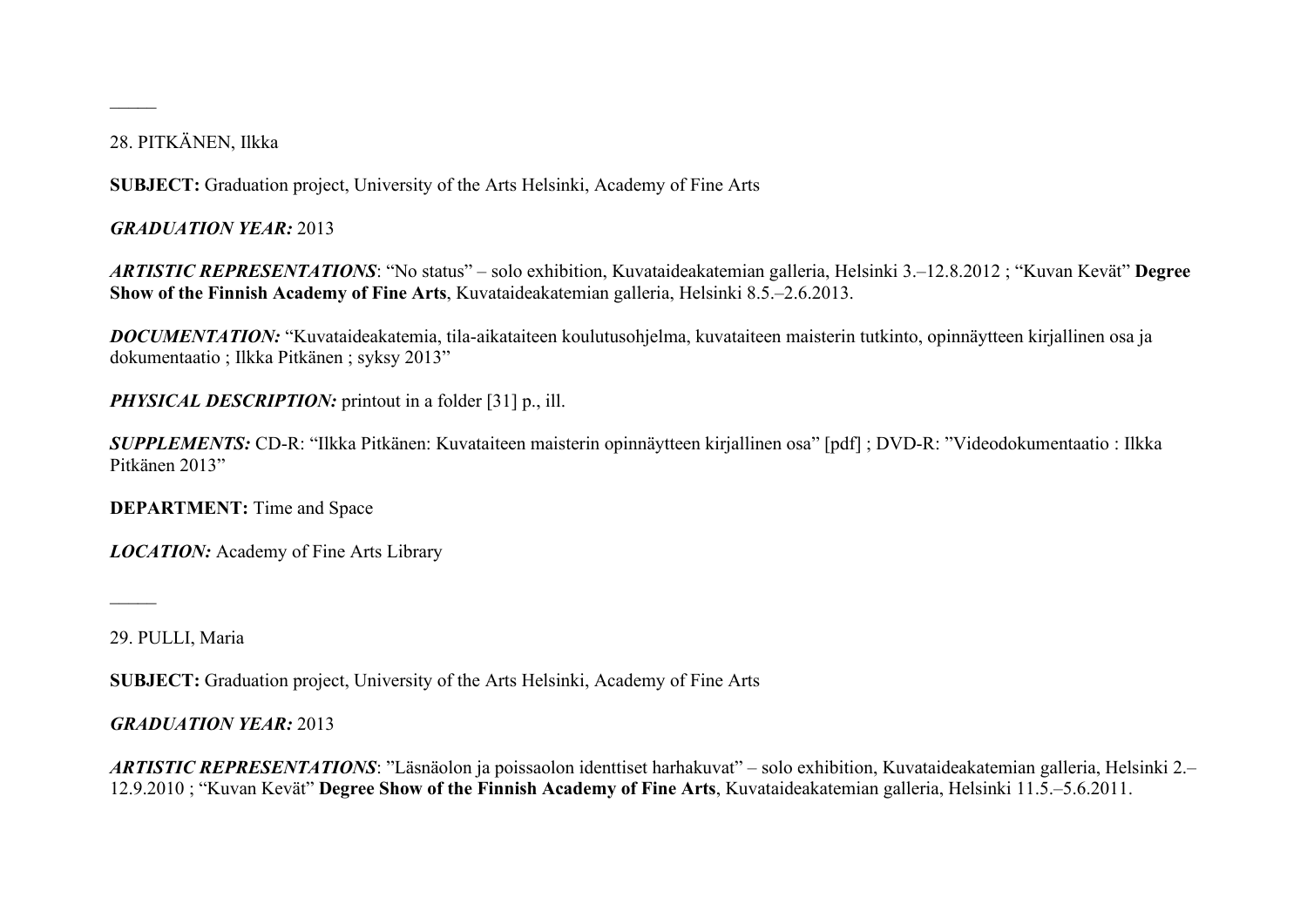_____

28. PITKÄNEN, Ilkka

**SUBJECT:** Graduation project, University of the Arts Helsinki, Academy of Fine Arts

***GRADUATION YEAR:*** 2013

***ARTISTIC REPRESENTATIONS***: "No status" – solo exhibition, Kuvataideakatemian galleria, Helsinki 3.–12.8.2012 ; "Kuvan Kevät" **Degree Show of the Finnish Academy of Fine Arts**, Kuvataideakatemian galleria, Helsinki 8.5.–2.6.2013.

***DOCUMENTATION:*** "Kuvataideakatemia, tila-aikataiteen koulutusohjelma, kuvataiteen maisterin tutkinto, opinnäytteen kirjallinen osa ja dokumentaatio ; Ilkka Pitkänen ; syksy 2013"

***PHYSICAL DESCRIPTION:*** printout in a folder [31] p., ill.

***SUPPLEMENTS:*** CD-R: "Ilkka Pitkänen: Kuvataiteen maisterin opinnäytteen kirjallinen osa" [pdf] ; DVD-R: "Videodokumentaatio : Ilkka Pitkänen 2013"

**DEPARTMENT:** Time and Space

***LOCATION:*** Academy of Fine Arts Library

_____

29. PULLI, Maria

**SUBJECT:** Graduation project, University of the Arts Helsinki, Academy of Fine Arts

***GRADUATION YEAR:*** 2013

***ARTISTIC REPRESENTATIONS***: "Läsnäolon ja poissaolon identtiset harhakuvat" – solo exhibition, Kuvataideakatemian galleria, Helsinki 2.–12.9.2010 ; "Kuvan Kevät" **Degree Show of the Finnish Academy of Fine Arts**, Kuvataideakatemian galleria, Helsinki 11.5.–5.6.2011.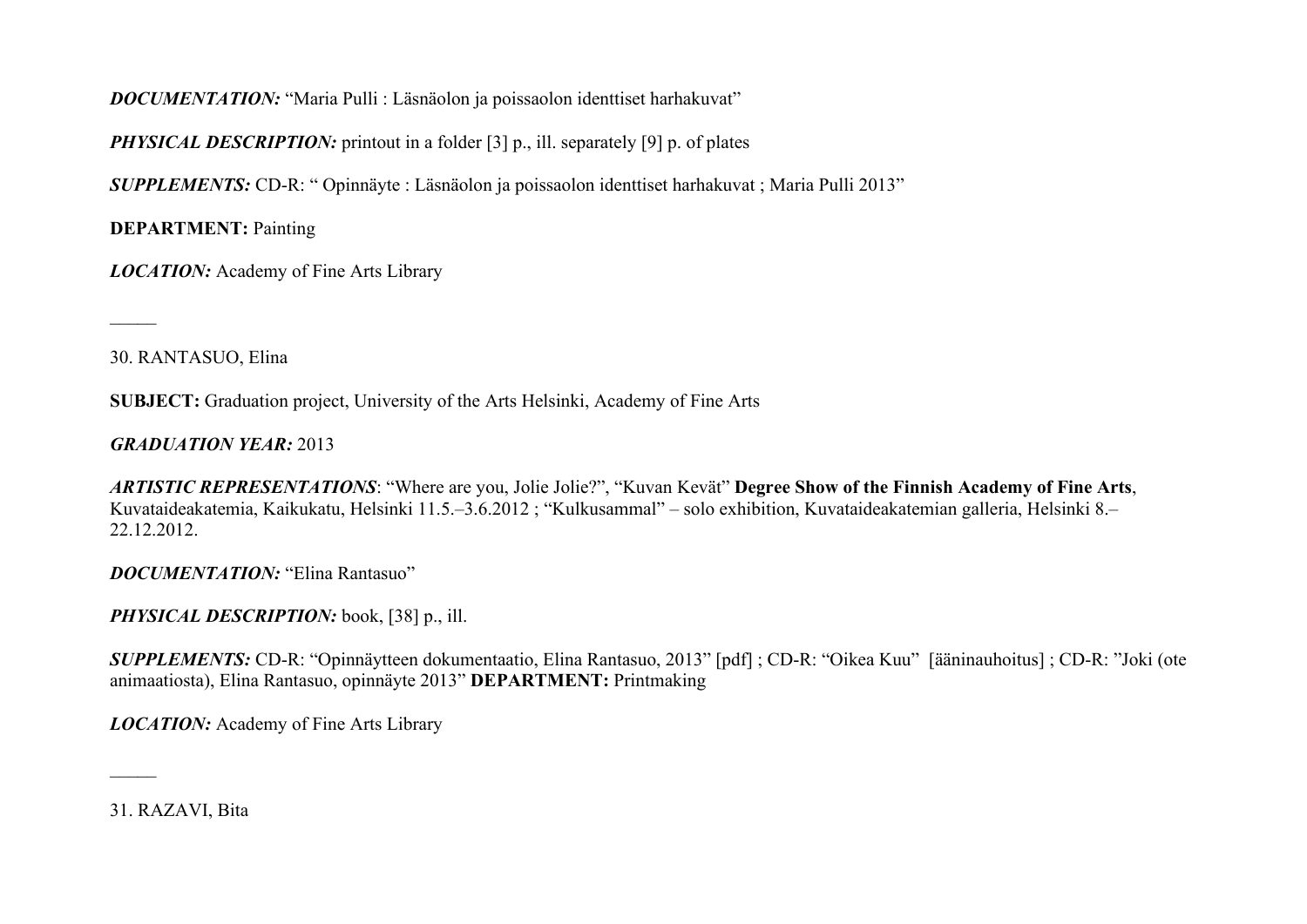***DOCUMENTATION:*** "Maria Pulli : Läsnäolon ja poissaolon identtiset harhakuvat"

***PHYSICAL DESCRIPTION:*** printout in a folder [3] p., ill. separately [9] p. of plates

***SUPPLEMENTS:*** CD-R: " Opinnäyte : Läsnäolon ja poissaolon identtiset harhakuvat ; Maria Pulli 2013"

**DEPARTMENT:** Painting

***LOCATION:*** Academy of Fine Arts Library

_____

30. RANTASUO, Elina

**SUBJECT:** Graduation project, University of the Arts Helsinki, Academy of Fine Arts

***GRADUATION YEAR:*** 2013

***ARTISTIC REPRESENTATIONS***: "Where are you, Jolie Jolie?", "Kuvan Kevät" **Degree Show of the Finnish Academy of Fine Arts**, Kuvataideakatemia, Kaikukatu, Helsinki 11.5.–3.6.2012 ; "Kulkusammal" – solo exhibition, Kuvataideakatemian galleria, Helsinki 8.–22.12.2012.

***DOCUMENTATION:*** "Elina Rantasuo"

***PHYSICAL DESCRIPTION:*** book, [38] p., ill.

***SUPPLEMENTS:*** CD-R: "Opinnäytteen dokumentaatio, Elina Rantasuo, 2013" [pdf] ; CD-R: "Oikea Kuu" [ääninauhoitus] ; CD-R: "Joki (ote animaatiosta), Elina Rantasuo, opinnäyte 2013" **DEPARTMENT:** Printmaking

***LOCATION:*** Academy of Fine Arts Library

_____

31. RAZAVI, Bita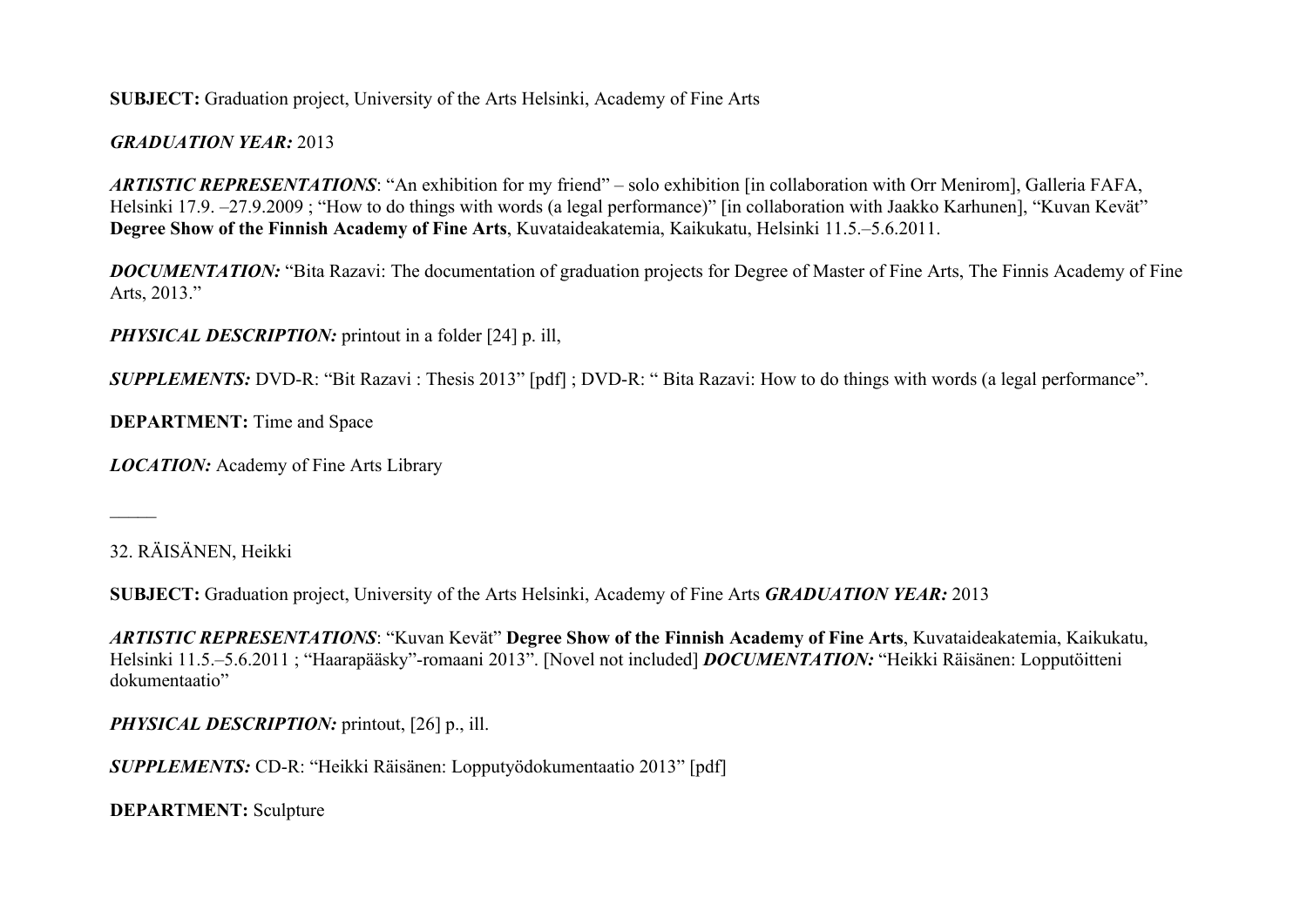**SUBJECT:** Graduation project, University of the Arts Helsinki, Academy of Fine Arts

***GRADUATION YEAR:*** 2013

***ARTISTIC REPRESENTATIONS***: "An exhibition for my friend" – solo exhibition [in collaboration with Orr Menirom], Galleria FAFA, Helsinki 17.9. –27.9.2009 ; "How to do things with words (a legal performance)" [in collaboration with Jaakko Karhunen], "Kuvan Kevät" **Degree Show of the Finnish Academy of Fine Arts**, Kuvataideakatemia, Kaikukatu, Helsinki 11.5.–5.6.2011.

***DOCUMENTATION:*** "Bita Razavi: The documentation of graduation projects for Degree of Master of Fine Arts, The Finnis Academy of Fine Arts, 2013."

***PHYSICAL DESCRIPTION:*** printout in a folder [24] p. ill,

***SUPPLEMENTS:*** DVD-R: "Bit Razavi : Thesis 2013" [pdf] ; DVD-R: " Bita Razavi: How to do things with words (a legal performance".

**DEPARTMENT:** Time and Space

***LOCATION:*** Academy of Fine Arts Library

_____

32. RÄISÄNEN, Heikki

**SUBJECT:** Graduation project, University of the Arts Helsinki, Academy of Fine Arts ***GRADUATION YEAR:*** 2013

***ARTISTIC REPRESENTATIONS***: "Kuvan Kevät" **Degree Show of the Finnish Academy of Fine Arts**, Kuvataideakatemia, Kaikukatu, Helsinki 11.5.–5.6.2011 ; "Haarapääsky"-romaani 2013". [Novel not included] ***DOCUMENTATION:*** "Heikki Räisänen: Lopputöitteni dokumentaatio"

***PHYSICAL DESCRIPTION:*** printout, [26] p., ill.

***SUPPLEMENTS:*** CD-R: "Heikki Räisänen: Lopputyödokumentaatio 2013" [pdf]

**DEPARTMENT:** Sculpture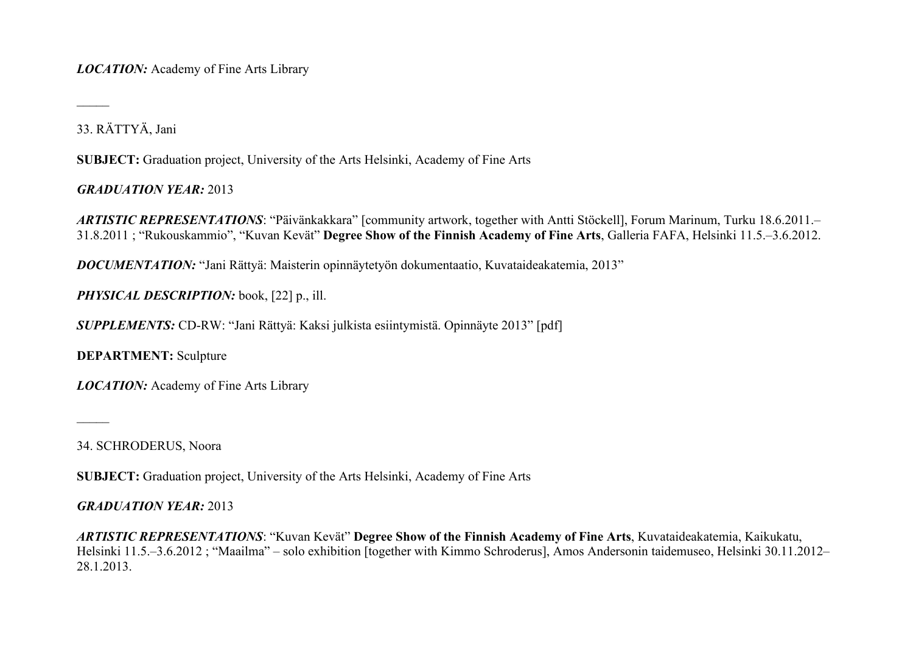***LOCATION:*** Academy of Fine Arts Library

_____

33. RÄTTYÄ, Jani

**SUBJECT:** Graduation project, University of the Arts Helsinki, Academy of Fine Arts

***GRADUATION YEAR:*** 2013

***ARTISTIC REPRESENTATIONS***: "Päivänkakkara" [community artwork, together with Antti Stöckell], Forum Marinum, Turku 18.6.2011.–31.8.2011 ; "Rukouskammio", "Kuvan Kevät" **Degree Show of the Finnish Academy of Fine Arts**, Galleria FAFA, Helsinki 11.5.–3.6.2012.

***DOCUMENTATION:*** "Jani Rättyä: Maisterin opinnäytetyön dokumentaatio, Kuvataideakatemia, 2013"

***PHYSICAL DESCRIPTION:*** book, [22] p., ill.

***SUPPLEMENTS:*** CD-RW: "Jani Rättyä: Kaksi julkista esiintymistä. Opinnäyte 2013" [pdf]

**DEPARTMENT:** Sculpture

***LOCATION:*** Academy of Fine Arts Library

_____

34. SCHRODERUS, Noora

**SUBJECT:** Graduation project, University of the Arts Helsinki, Academy of Fine Arts

***GRADUATION YEAR:*** 2013

***ARTISTIC REPRESENTATIONS***: "Kuvan Kevät" **Degree Show of the Finnish Academy of Fine Arts**, Kuvataideakatemia, Kaikukatu, Helsinki 11.5.–3.6.2012 ; "Maailma" – solo exhibition [together with Kimmo Schroderus], Amos Andersonin taidemuseo, Helsinki 30.11.2012–28.1.2013.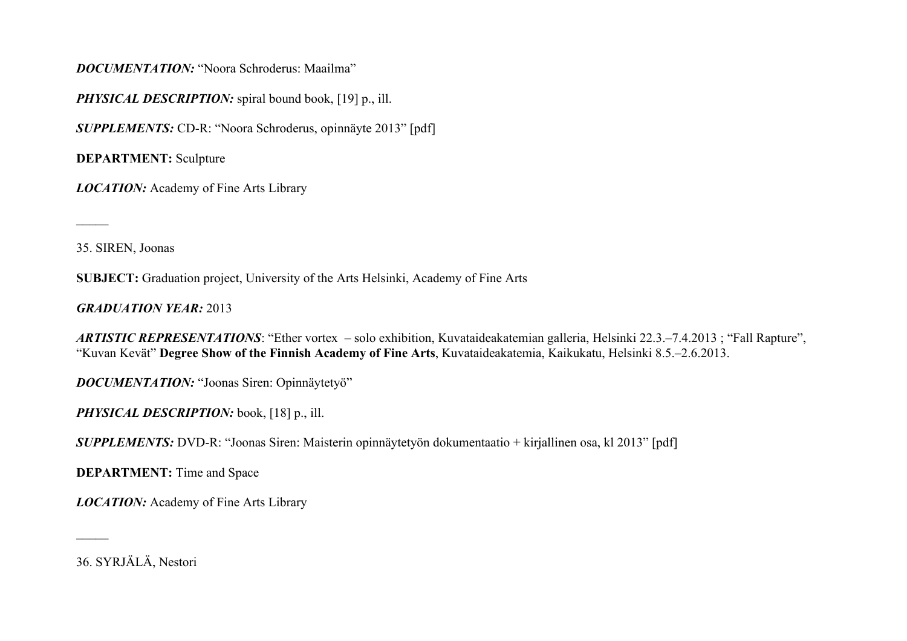***DOCUMENTATION:*** "Noora Schroderus: Maailma"

***PHYSICAL DESCRIPTION:*** spiral bound book, [19] p., ill.

***SUPPLEMENTS:*** CD-R: "Noora Schroderus, opinnäyte 2013" [pdf]

**DEPARTMENT:** Sculpture

***LOCATION:*** Academy of Fine Arts Library

_____

35. SIREN, Joonas

**SUBJECT:** Graduation project, University of the Arts Helsinki, Academy of Fine Arts

***GRADUATION YEAR:*** 2013

***ARTISTIC REPRESENTATIONS***: "Ether vortex – solo exhibition, Kuvataideakatemian galleria, Helsinki 22.3.–7.4.2013 ; "Fall Rapture", "Kuvan Kevät" **Degree Show of the Finnish Academy of Fine Arts**, Kuvataideakatemia, Kaikukatu, Helsinki 8.5.–2.6.2013.

***DOCUMENTATION:*** "Joonas Siren: Opinnäytetyö"

***PHYSICAL DESCRIPTION:*** book, [18] p., ill.

***SUPPLEMENTS:*** DVD-R: "Joonas Siren: Maisterin opinnäytetyön dokumentaatio + kirjallinen osa, kl 2013" [pdf]

**DEPARTMENT:** Time and Space

***LOCATION:*** Academy of Fine Arts Library

_____

36. SYRJÄLÄ, Nestori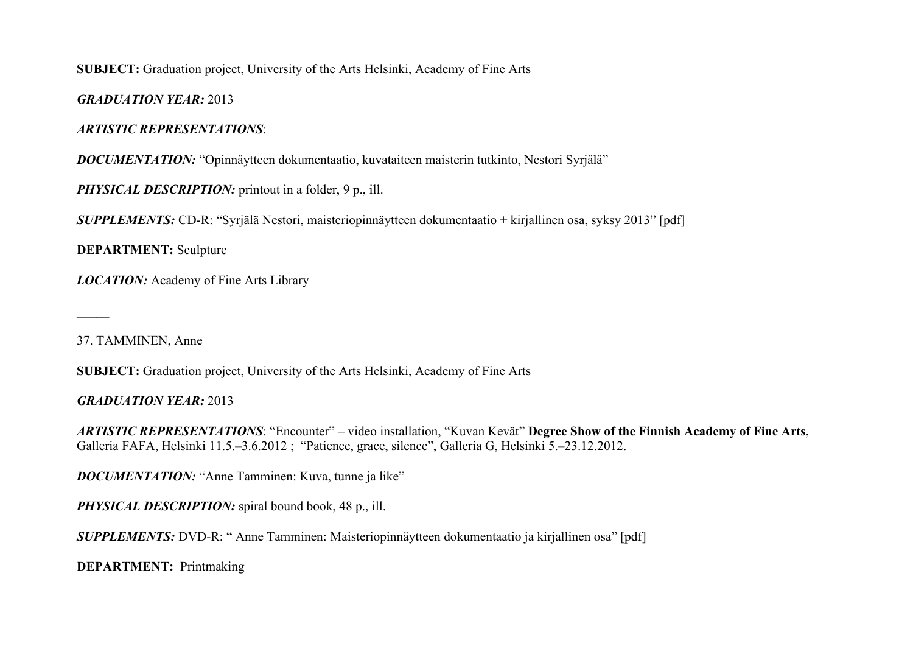**SUBJECT:** Graduation project, University of the Arts Helsinki, Academy of Fine Arts

***GRADUATION YEAR:*** 2013

***ARTISTIC REPRESENTATIONS***:

***DOCUMENTATION:*** "Opinnäytteen dokumentaatio, kuvataiteen maisterin tutkinto, Nestori Syrjälä"

***PHYSICAL DESCRIPTION:*** printout in a folder, 9 p., ill.

***SUPPLEMENTS:*** CD-R: "Syrjälä Nestori, maisteriopinnäytteen dokumentaatio + kirjallinen osa, syksy 2013" [pdf]

**DEPARTMENT:** Sculpture

***LOCATION:*** Academy of Fine Arts Library

_____

37. TAMMINEN, Anne

**SUBJECT:** Graduation project, University of the Arts Helsinki, Academy of Fine Arts

***GRADUATION YEAR:*** 2013

***ARTISTIC REPRESENTATIONS***: "Encounter" – video installation, "Kuvan Kevät" **Degree Show of the Finnish Academy of Fine Arts**, Galleria FAFA, Helsinki 11.5.–3.6.2012 ; "Patience, grace, silence", Galleria G, Helsinki 5.–23.12.2012.

***DOCUMENTATION:*** "Anne Tamminen: Kuva, tunne ja like"

***PHYSICAL DESCRIPTION:*** spiral bound book, 48 p., ill.

***SUPPLEMENTS:*** DVD-R: " Anne Tamminen: Maisteriopinnäytteen dokumentaatio ja kirjallinen osa" [pdf]

**DEPARTMENT:** Printmaking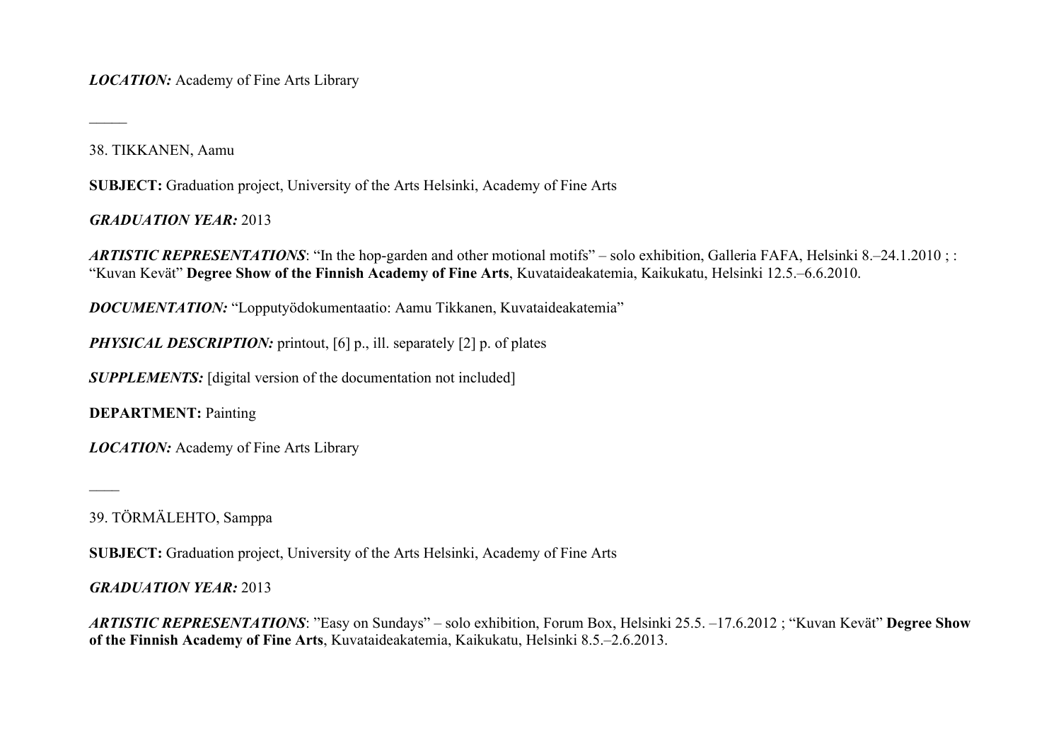***LOCATION:*** Academy of Fine Arts Library

_____

38. TIKKANEN, Aamu

**SUBJECT:** Graduation project, University of the Arts Helsinki, Academy of Fine Arts

***GRADUATION YEAR:*** 2013

***ARTISTIC REPRESENTATIONS***: "In the hop-garden and other motional motifs" – solo exhibition, Galleria FAFA, Helsinki 8.–24.1.2010 ; : "Kuvan Kevät" **Degree Show of the Finnish Academy of Fine Arts**, Kuvataideakatemia, Kaikukatu, Helsinki 12.5.–6.6.2010.

***DOCUMENTATION:*** "Lopputyödokumentaatio: Aamu Tikkanen, Kuvataideakatemia"

***PHYSICAL DESCRIPTION:*** printout, [6] p., ill. separately [2] p. of plates

***SUPPLEMENTS:*** [digital version of the documentation not included]

**DEPARTMENT:** Painting

***LOCATION:*** Academy of Fine Arts Library

____

39. TÖRMÄLEHTO, Samppa

**SUBJECT:** Graduation project, University of the Arts Helsinki, Academy of Fine Arts

***GRADUATION YEAR:*** 2013

***ARTISTIC REPRESENTATIONS***: "Easy on Sundays" – solo exhibition, Forum Box, Helsinki 25.5. –17.6.2012 ; "Kuvan Kevät" **Degree Show of the Finnish Academy of Fine Arts**, Kuvataideakatemia, Kaikukatu, Helsinki 8.5.–2.6.2013.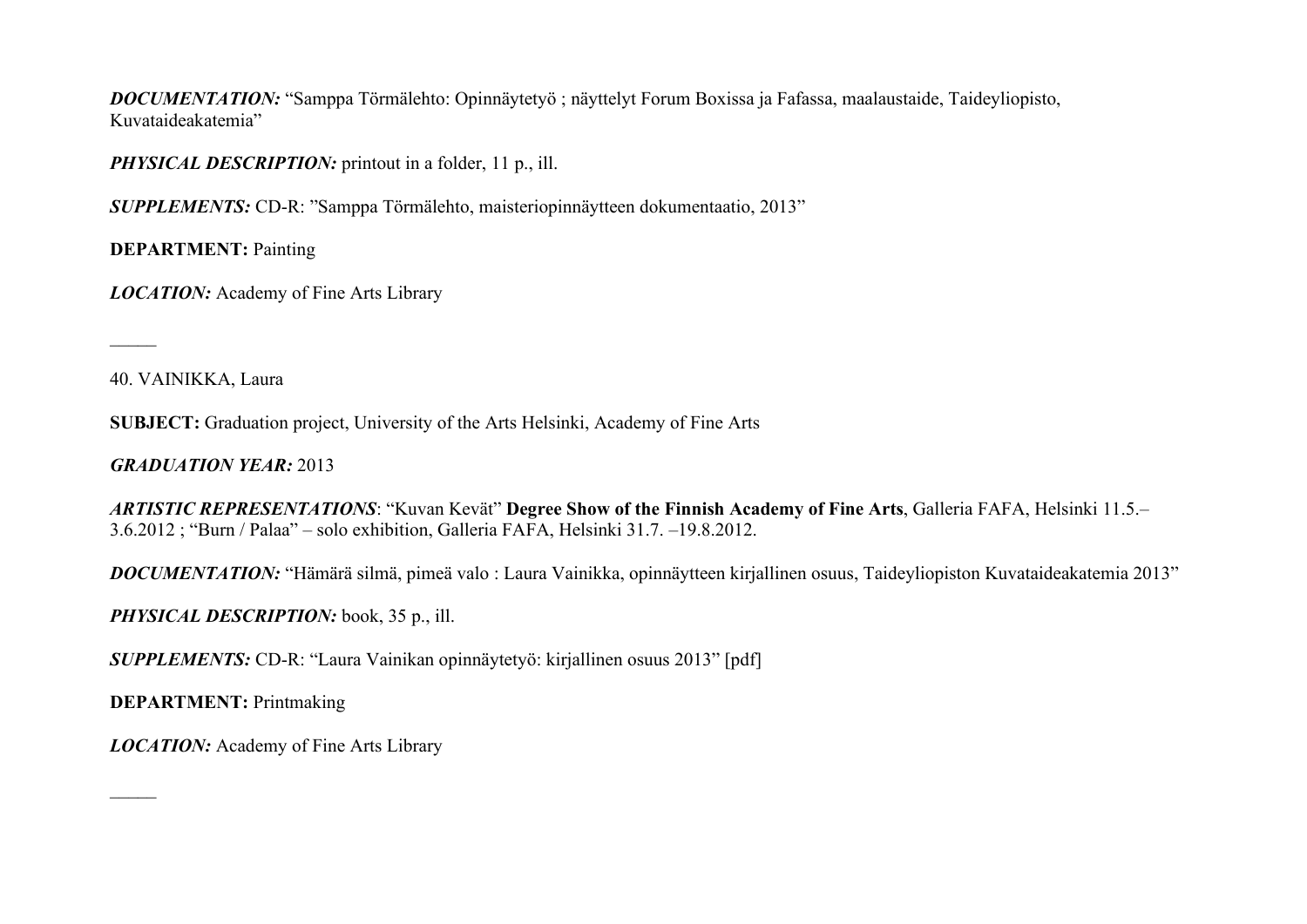***DOCUMENTATION:*** "Samppa Törmälehto: Opinnäytetyö ; näyttelyt Forum Boxissa ja Fafassa, maalaustaide, Taideyliopisto, Kuvataideakatemia"

***PHYSICAL DESCRIPTION:*** printout in a folder, 11 p., ill.

***SUPPLEMENTS:*** CD-R: "Samppa Törmälehto, maisteriopinnäytteen dokumentaatio, 2013"

**DEPARTMENT:** Painting

***LOCATION:*** Academy of Fine Arts Library

_____

40. VAINIKKA, Laura

**SUBJECT:** Graduation project, University of the Arts Helsinki, Academy of Fine Arts

***GRADUATION YEAR:*** 2013

***ARTISTIC REPRESENTATIONS***: "Kuvan Kevät" **Degree Show of the Finnish Academy of Fine Arts**, Galleria FAFA, Helsinki 11.5.–3.6.2012 ; "Burn / Palaa" – solo exhibition, Galleria FAFA, Helsinki 31.7. –19.8.2012.

***DOCUMENTATION:*** "Hämärä silmä, pimeä valo : Laura Vainikka, opinnäytteen kirjallinen osuus, Taideyliopiston Kuvataideakatemia 2013"

***PHYSICAL DESCRIPTION:*** book, 35 p., ill.

***SUPPLEMENTS:*** CD-R: "Laura Vainikan opinnäytetyö: kirjallinen osuus 2013" [pdf]

**DEPARTMENT:** Printmaking

***LOCATION:*** Academy of Fine Arts Library

_____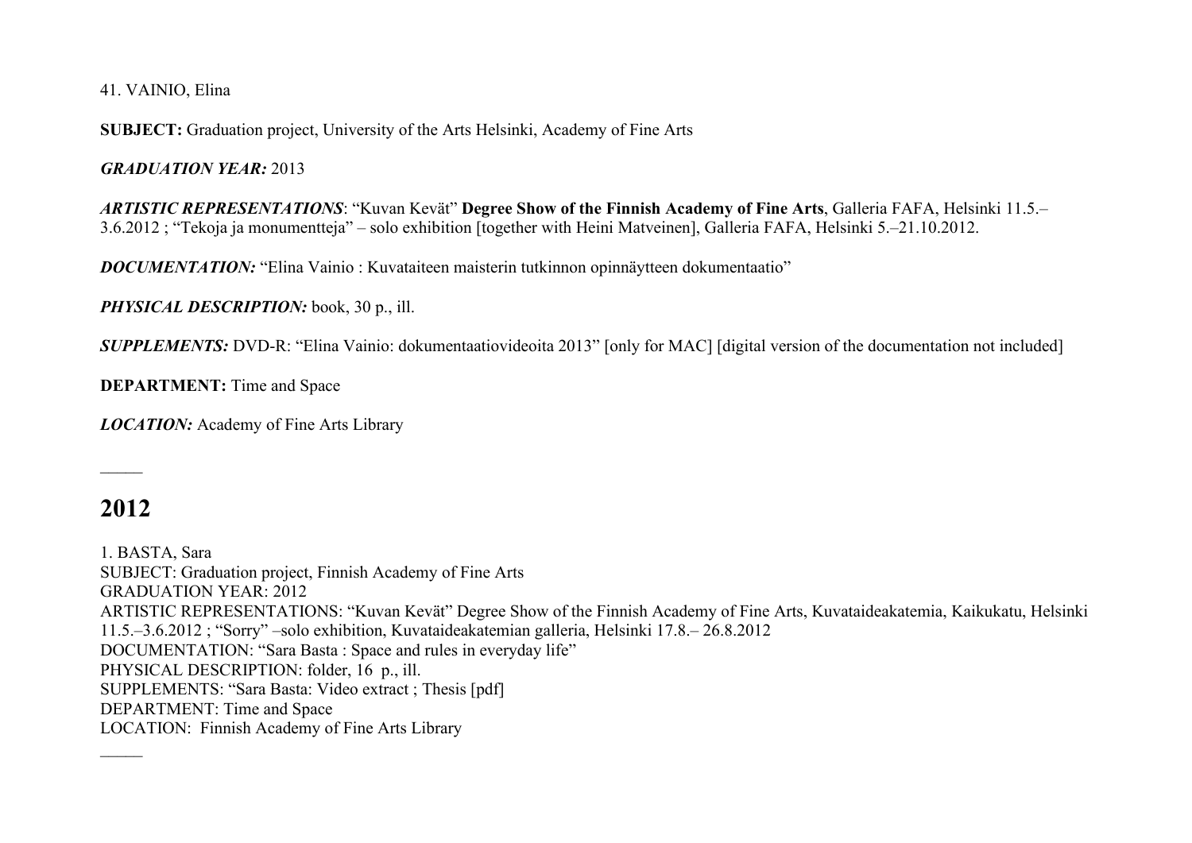41. VAINIO, Elina

**SUBJECT:** Graduation project, University of the Arts Helsinki, Academy of Fine Arts

***GRADUATION YEAR:*** 2013

***ARTISTIC REPRESENTATIONS***: “Kuvan Kevät” **Degree Show of the Finnish Academy of Fine Arts**, Galleria FAFA, Helsinki 11.5.–3.6.2012 ; “Tekoja ja monumentteja” – solo exhibition [together with Heini Matveinen], Galleria FAFA, Helsinki 5.–21.10.2012.

***DOCUMENTATION:*** “Elina Vainio : Kuvataiteen maisterin tutkinnon opinnäytteen dokumentaatio”

***PHYSICAL DESCRIPTION:*** book, 30 p., ill.

***SUPPLEMENTS:*** DVD-R: “Elina Vainio: dokumentaatiovideoita 2013” [only for MAC] [digital version of the documentation not included]

**DEPARTMENT:** Time and Space

***LOCATION:*** Academy of Fine Arts Library

_____

# 2012

1. BASTA, Sara
SUBJECT: Graduation project, Finnish Academy of Fine Arts
GRADUATION YEAR: 2012
ARTISTIC REPRESENTATIONS: “Kuvan Kevät” Degree Show of the Finnish Academy of Fine Arts, Kuvataideakatemia, Kaikukatu, Helsinki 11.5.–3.6.2012 ; “Sorry” –solo exhibition, Kuvataideakatemian galleria, Helsinki 17.8.– 26.8.2012
DOCUMENTATION: “Sara Basta : Space and rules in everyday life”
PHYSICAL DESCRIPTION: folder, 16 p., ill.
SUPPLEMENTS: “Sara Basta: Video extract ; Thesis [pdf]
DEPARTMENT: Time and Space
LOCATION: Finnish Academy of Fine Arts Library

_____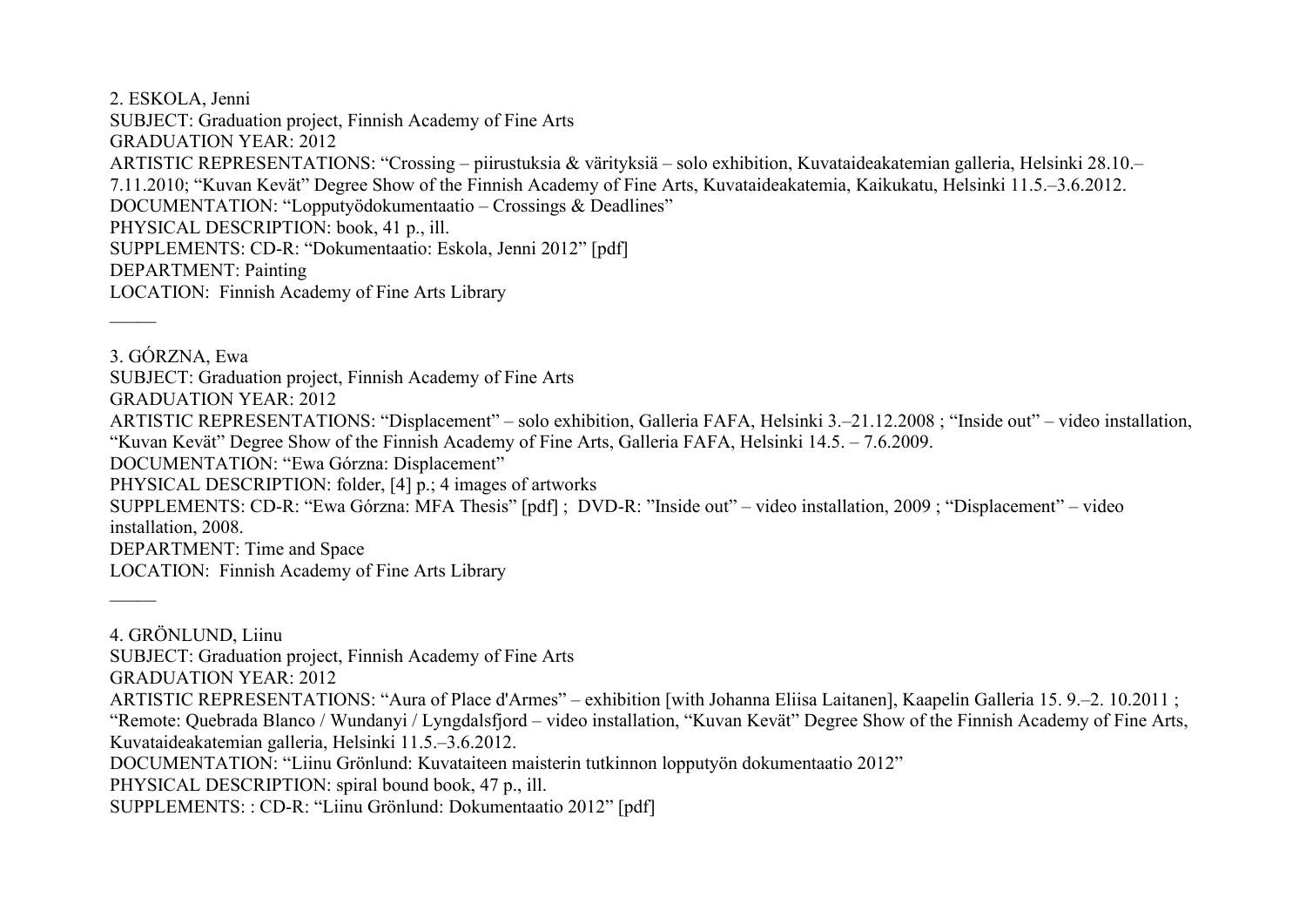2. ESKOLA, Jenni
SUBJECT: Graduation project, Finnish Academy of Fine Arts
GRADUATION YEAR: 2012
ARTISTIC REPRESENTATIONS: "Crossing – piirustuksia & värityksiä – solo exhibition, Kuvataideakatemian galleria, Helsinki 28.10.–7.11.2010; "Kuvan Kevät" Degree Show of the Finnish Academy of Fine Arts, Kuvataideakatemia, Kaikukatu, Helsinki 11.5.–3.6.2012.
DOCUMENTATION: "Lopputyödokumentaatio – Crossings & Deadlines"
PHYSICAL DESCRIPTION: book, 41 p., ill.
SUPPLEMENTS: CD-R: "Dokumentaatio: Eskola, Jenni 2012" [pdf]
DEPARTMENT: Painting
LOCATION: Finnish Academy of Fine Arts Library

_____

3. GÓRZNA, Ewa
SUBJECT: Graduation project, Finnish Academy of Fine Arts
GRADUATION YEAR: 2012
ARTISTIC REPRESENTATIONS: "Displacement" – solo exhibition, Galleria FAFA, Helsinki 3.–21.12.2008 ; "Inside out" – video installation, "Kuvan Kevät" Degree Show of the Finnish Academy of Fine Arts, Galleria FAFA, Helsinki 14.5. – 7.6.2009.
DOCUMENTATION: "Ewa Górzna: Displacement"
PHYSICAL DESCRIPTION: folder, [4] p.; 4 images of artworks
SUPPLEMENTS: CD-R: "Ewa Górzna: MFA Thesis" [pdf] ; DVD-R: "Inside out" – video installation, 2009 ; "Displacement" – video installation, 2008.
DEPARTMENT: Time and Space
LOCATION: Finnish Academy of Fine Arts Library

_____

4. GRÖNLUND, Liinu
SUBJECT: Graduation project, Finnish Academy of Fine Arts
GRADUATION YEAR: 2012
ARTISTIC REPRESENTATIONS: "Aura of Place d'Armes" – exhibition [with Johanna Eliisa Laitanen], Kaapelin Galleria 15. 9.–2. 10.2011 ; "Remote: Quebrada Blanco / Wundanyi / Lyngdalsfjord – video installation, "Kuvan Kevät" Degree Show of the Finnish Academy of Fine Arts, Kuvataideakatemian galleria, Helsinki 11.5.–3.6.2012.
DOCUMENTATION: "Liinu Grönlund: Kuvataiteen maisterin tutkinnon lopputyön dokumentaatio 2012"
PHYSICAL DESCRIPTION: spiral bound book, 47 p., ill.
SUPPLEMENTS: : CD-R: "Liinu Grönlund: Dokumentaatio 2012" [pdf]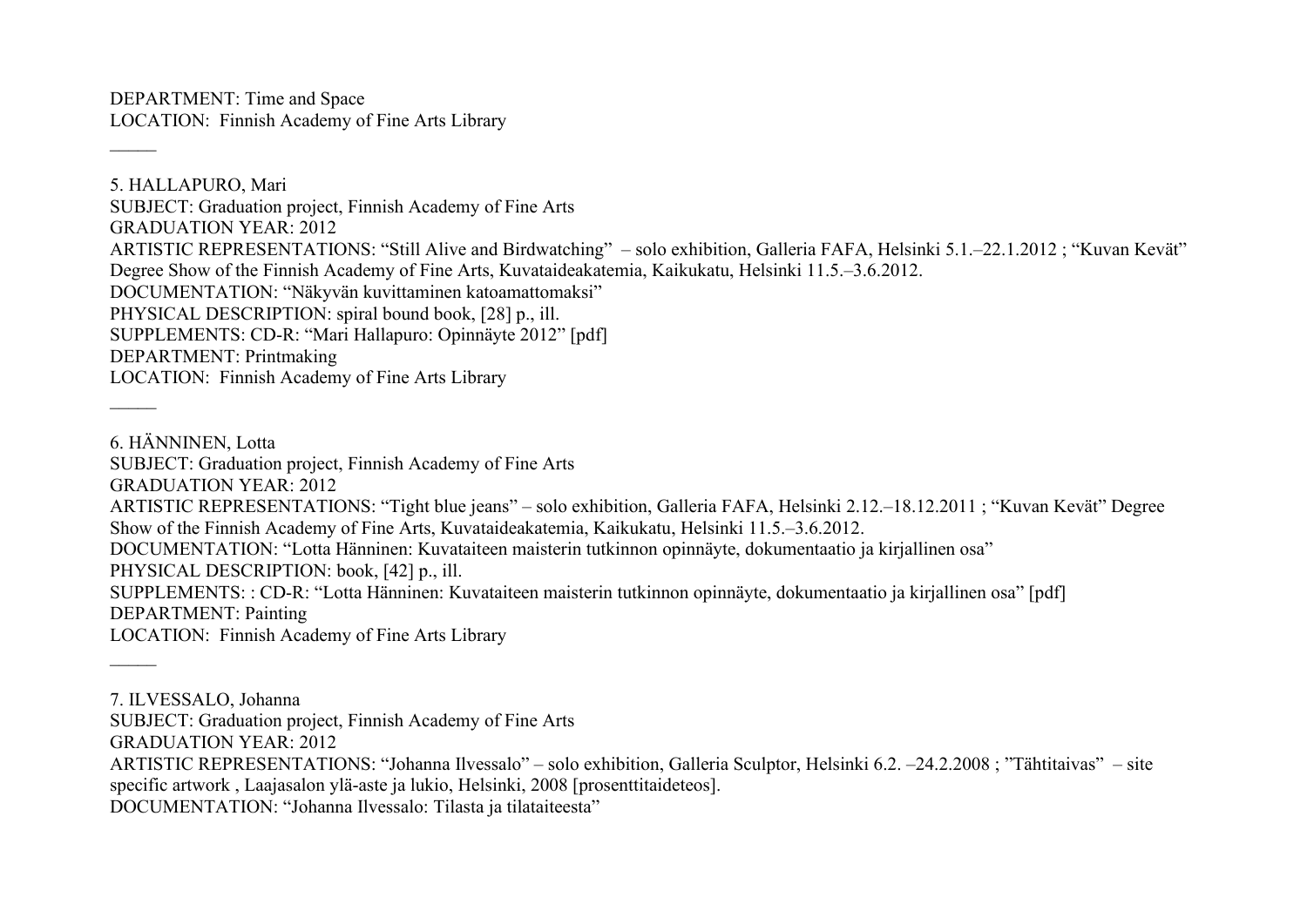DEPARTMENT: Time and Space
LOCATION: Finnish Academy of Fine Arts Library

_____

5. HALLAPURO, Mari
SUBJECT: Graduation project, Finnish Academy of Fine Arts
GRADUATION YEAR: 2012
ARTISTIC REPRESENTATIONS: “Still Alive and Birdwatching” – solo exhibition, Galleria FAFA, Helsinki 5.1.–22.1.2012 ; “Kuvan Kevät” Degree Show of the Finnish Academy of Fine Arts, Kuvataideakatemia, Kaikukatu, Helsinki 11.5.–3.6.2012.
DOCUMENTATION: “Näkyvän kuvittaminen katoamattomaksi”
PHYSICAL DESCRIPTION: spiral bound book, [28] p., ill.
SUPPLEMENTS: CD-R: “Mari Hallapuro: Opinnäyte 2012” [pdf]
DEPARTMENT: Printmaking
LOCATION: Finnish Academy of Fine Arts Library

_____

6. HÄNNINEN, Lotta
SUBJECT: Graduation project, Finnish Academy of Fine Arts
GRADUATION YEAR: 2012
ARTISTIC REPRESENTATIONS: “Tight blue jeans” – solo exhibition, Galleria FAFA, Helsinki 2.12.–18.12.2011 ; “Kuvan Kevät” Degree Show of the Finnish Academy of Fine Arts, Kuvataideakatemia, Kaikukatu, Helsinki 11.5.–3.6.2012.
DOCUMENTATION: “Lotta Hänninen: Kuvataiteen maisterin tutkinnon opinnäyte, dokumentaatio ja kirjallinen osa”
PHYSICAL DESCRIPTION: book, [42] p., ill.
SUPPLEMENTS: : CD-R: “Lotta Hänninen: Kuvataiteen maisterin tutkinnon opinnäyte, dokumentaatio ja kirjallinen osa” [pdf]
DEPARTMENT: Painting
LOCATION: Finnish Academy of Fine Arts Library

_____

7. ILVESSALO, Johanna
SUBJECT: Graduation project, Finnish Academy of Fine Arts
GRADUATION YEAR: 2012
ARTISTIC REPRESENTATIONS: “Johanna Ilvessalo” – solo exhibition, Galleria Sculptor, Helsinki 6.2. –24.2.2008 ; ”Tähtitaivas” – site specific artwork , Laajasalon ylä-aste ja lukio, Helsinki, 2008 [prosenttitaideteos].
DOCUMENTATION: “Johanna Ilvessalo: Tilasta ja tilataiteesta”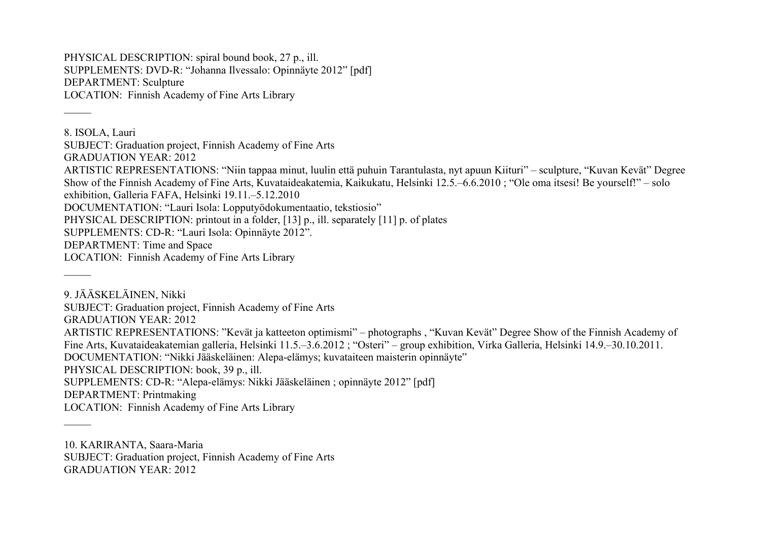PHYSICAL DESCRIPTION: spiral bound book, 27 p., ill.
SUPPLEMENTS: DVD-R: “Johanna Ilvessalo: Opinnäyte 2012” [pdf]
DEPARTMENT: Sculpture
LOCATION: Finnish Academy of Fine Arts Library

_____

8. ISOLA, Lauri
SUBJECT: Graduation project, Finnish Academy of Fine Arts
GRADUATION YEAR: 2012
ARTISTIC REPRESENTATIONS: “Niin tappaa minut, luulin että puhuin Tarantulasta, nyt apuun Kiituri” – sculpture, “Kuvan Kevät” Degree Show of the Finnish Academy of Fine Arts, Kuvataideakatemia, Kaikukatu, Helsinki 12.5.–6.6.2010 ; “Ole oma itsesi! Be yourself!” – solo exhibition, Galleria FAFA, Helsinki 19.11.–5.12.2010
DOCUMENTATION: “Lauri Isola: Lopputyödokumentaatio, tekstiosio”
PHYSICAL DESCRIPTION: printout in a folder, [13] p., ill. separately [11] p. of plates
SUPPLEMENTS: CD-R: “Lauri Isola: Opinnäyte 2012”.
DEPARTMENT: Time and Space
LOCATION: Finnish Academy of Fine Arts Library

_____

9. JÄÄSKELÄINEN, Nikki
SUBJECT: Graduation project, Finnish Academy of Fine Arts
GRADUATION YEAR: 2012
ARTISTIC REPRESENTATIONS: ”Kevät ja katteeton optimismi” – photographs , “Kuvan Kevät” Degree Show of the Finnish Academy of Fine Arts, Kuvataideakatemian galleria, Helsinki 11.5.–3.6.2012 ; “Osteri” – group exhibition, Virka Galleria, Helsinki 14.9.–30.10.2011.
DOCUMENTATION: “Nikki Jääskeläinen: Alepa-elämys; kuvataiteen maisterin opinnäyte”
PHYSICAL DESCRIPTION: book, 39 p., ill.
SUPPLEMENTS: CD-R: “Alepa-elämys: Nikki Jääskeläinen ; opinnäyte 2012” [pdf]
DEPARTMENT: Printmaking
LOCATION: Finnish Academy of Fine Arts Library

_____

10. KARIRANTA, Saara-Maria
SUBJECT: Graduation project, Finnish Academy of Fine Arts
GRADUATION YEAR: 2012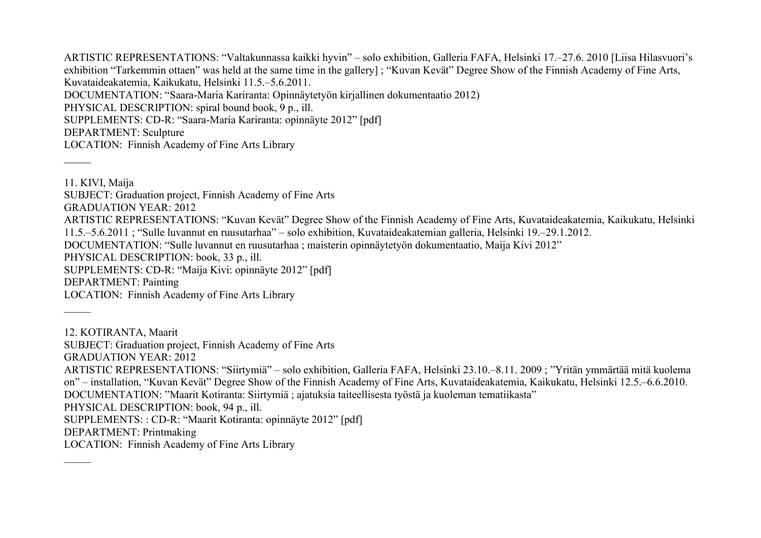ARTISTIC REPRESENTATIONS: “Valtakunnassa kaikki hyvin” – solo exhibition, Galleria FAFA, Helsinki 17.–27.6. 2010 [Liisa Hilasvuori’s exhibition “Tarkemmin ottaen” was held at the same time in the gallery] ; “Kuvan Kevät” Degree Show of the Finnish Academy of Fine Arts, Kuvataideakatemia, Kaikukatu, Helsinki 11.5.–5.6.2011.
DOCUMENTATION: “Saara-Maria Kariranta: Opinnäytetyön kirjallinen dokumentaatio 2012)
PHYSICAL DESCRIPTION: spiral bound book, 9 p., ill.
SUPPLEMENTS: CD-R: “Saara-Maria Kariranta: opinnäyte 2012” [pdf]
DEPARTMENT: Sculpture
LOCATION: Finnish Academy of Fine Arts Library

―――

11. KIVI, Maija
SUBJECT: Graduation project, Finnish Academy of Fine Arts
GRADUATION YEAR: 2012
ARTISTIC REPRESENTATIONS: “Kuvan Kevät” Degree Show of the Finnish Academy of Fine Arts, Kuvataideakatemia, Kaikukatu, Helsinki 11.5.–5.6.2011 ; “Sulle luvannut en ruusutarhaa” – solo exhibition, Kuvataideakatemian galleria, Helsinki 19.–29.1.2012.
DOCUMENTATION: “Sulle luvannut en ruusutarhaa ; maisterin opinnäytetyön dokumentaatio, Maija Kivi 2012”
PHYSICAL DESCRIPTION: book, 33 p., ill.
SUPPLEMENTS: CD-R: “Maija Kivi: opinnäyte 2012” [pdf]
DEPARTMENT: Painting
LOCATION: Finnish Academy of Fine Arts Library

―――

12. KOTIRANTA, Maarit
SUBJECT: Graduation project, Finnish Academy of Fine Arts
GRADUATION YEAR: 2012
ARTISTIC REPRESENTATIONS: “Siirtymiä” – solo exhibition, Galleria FAFA, Helsinki 23.10.–8.11. 2009 ; ”Yritän ymmärtää mitä kuolema on” – installation, “Kuvan Kevät” Degree Show of the Finnish Academy of Fine Arts, Kuvataideakatemia, Kaikukatu, Helsinki 12.5.–6.6.2010.
DOCUMENTATION: ”Maarit Kotiranta: Siirtymiä ; ajatuksia taiteellisesta työstä ja kuoleman tematiikasta”
PHYSICAL DESCRIPTION: book, 94 p., ill.
SUPPLEMENTS: : CD-R: “Maarit Kotiranta: opinnäyte 2012” [pdf]
DEPARTMENT: Printmaking
LOCATION: Finnish Academy of Fine Arts Library

―――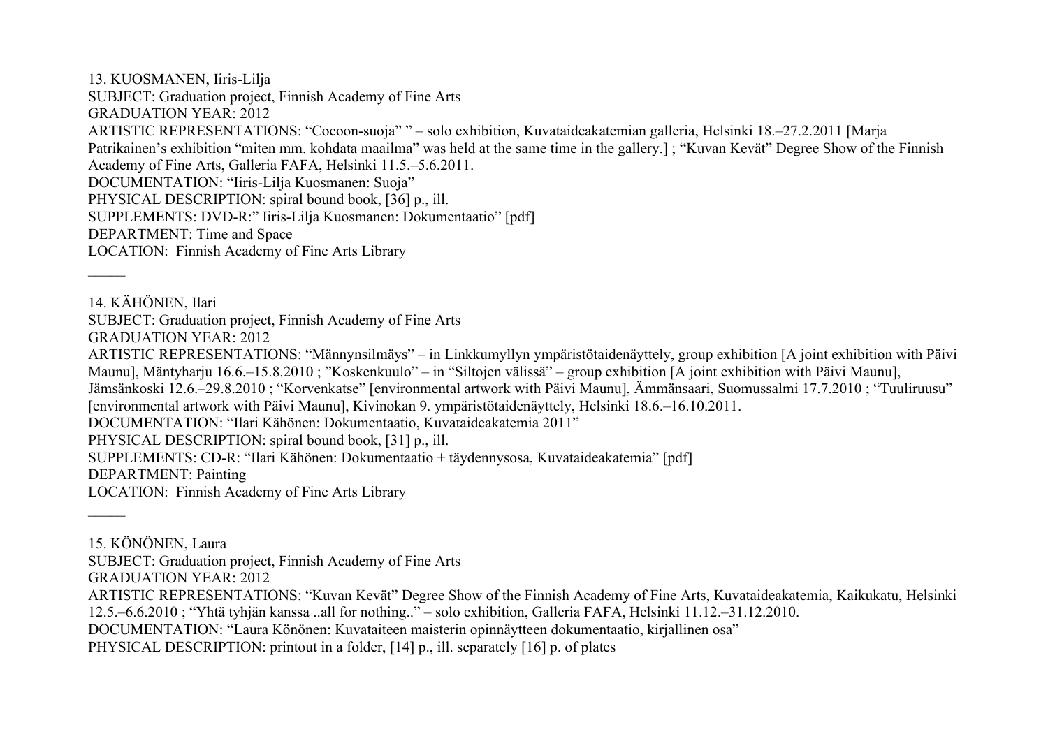13. KUOSMANEN, Iiris-Lilja
SUBJECT: Graduation project, Finnish Academy of Fine Arts
GRADUATION YEAR: 2012
ARTISTIC REPRESENTATIONS: "Cocoon-suoja" " – solo exhibition, Kuvataideakatemian galleria, Helsinki 18.–27.2.2011 [Marja Patrikainen's exhibition "miten mm. kohdata maailma" was held at the same time in the gallery.] ; "Kuvan Kevät" Degree Show of the Finnish Academy of Fine Arts, Galleria FAFA, Helsinki 11.5.–5.6.2011.
DOCUMENTATION: "Iiris-Lilja Kuosmanen: Suoja"
PHYSICAL DESCRIPTION: spiral bound book, [36] p., ill.
SUPPLEMENTS: DVD-R:" Iiris-Lilja Kuosmanen: Dokumentaatio" [pdf]
DEPARTMENT: Time and Space
LOCATION: Finnish Academy of Fine Arts Library

_____

14. KÄHÖNEN, Ilari
SUBJECT: Graduation project, Finnish Academy of Fine Arts
GRADUATION YEAR: 2012
ARTISTIC REPRESENTATIONS: "Männynsilmäys" – in Linkkumyllyn ympäristötaidenäyttely, group exhibition [A joint exhibition with Päivi Maunu], Mäntyharju 16.6.–15.8.2010 ; "Koskenkuulo" – in "Siltojen välissä" – group exhibition [A joint exhibition with Päivi Maunu], Jämsänkoski 12.6.–29.8.2010 ; "Korvenkatse" [environmental artwork with Päivi Maunu], Ämmänsaari, Suomussalmi 17.7.2010 ; "Tuuliruusu" [environmental artwork with Päivi Maunu], Kivinokan 9. ympäristötaidenäyttely, Helsinki 18.6.–16.10.2011.
DOCUMENTATION: "Ilari Kähönen: Dokumentaatio, Kuvataideakatemia 2011"
PHYSICAL DESCRIPTION: spiral bound book, [31] p., ill.
SUPPLEMENTS: CD-R: "Ilari Kähönen: Dokumentaatio + täydennysosa, Kuvataideakatemia" [pdf]
DEPARTMENT: Painting
LOCATION: Finnish Academy of Fine Arts Library

_____

15. KÖNÖNEN, Laura
SUBJECT: Graduation project, Finnish Academy of Fine Arts
GRADUATION YEAR: 2012
ARTISTIC REPRESENTATIONS: "Kuvan Kevät" Degree Show of the Finnish Academy of Fine Arts, Kuvataideakatemia, Kaikukatu, Helsinki 12.5.–6.6.2010 ; "Yhtä tyhjän kanssa ..all for nothing.." – solo exhibition, Galleria FAFA, Helsinki 11.12.–31.12.2010.
DOCUMENTATION: "Laura Könönen: Kuvataiteen maisterin opinnäytteen dokumentaatio, kirjallinen osa"
PHYSICAL DESCRIPTION: printout in a folder, [14] p., ill. separately [16] p. of plates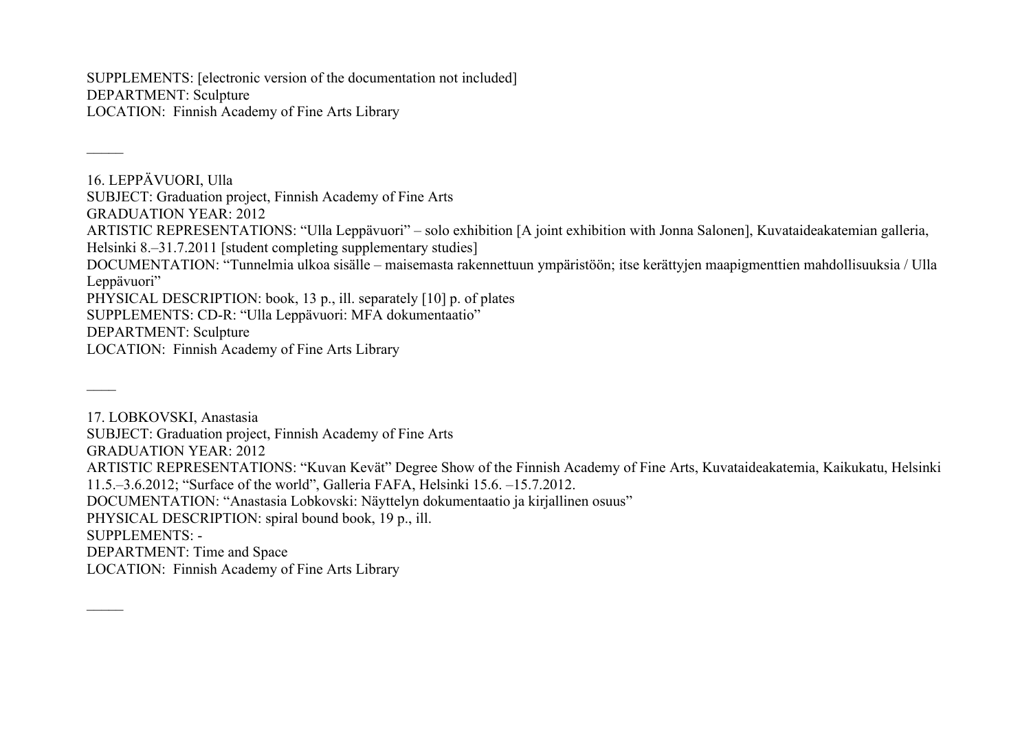SUPPLEMENTS: [electronic version of the documentation not included]
DEPARTMENT: Sculpture
LOCATION: Finnish Academy of Fine Arts Library

_____

16. LEPPÄVUORI, Ulla
SUBJECT: Graduation project, Finnish Academy of Fine Arts
GRADUATION YEAR: 2012
ARTISTIC REPRESENTATIONS: "Ulla Leppävuori" – solo exhibition [A joint exhibition with Jonna Salonen], Kuvataideakatemian galleria, Helsinki 8.–31.7.2011 [student completing supplementary studies]
DOCUMENTATION: "Tunnelmia ulkoa sisälle – maisemasta rakennettuun ympäristöön; itse kerättyjen maapigmenttien mahdollisuuksia / Ulla Leppävuori"
PHYSICAL DESCRIPTION: book, 13 p., ill. separately [10] p. of plates
SUPPLEMENTS: CD-R: "Ulla Leppävuori: MFA dokumentaatio"
DEPARTMENT: Sculpture
LOCATION: Finnish Academy of Fine Arts Library

____

17. LOBKOVSKI, Anastasia
SUBJECT: Graduation project, Finnish Academy of Fine Arts
GRADUATION YEAR: 2012
ARTISTIC REPRESENTATIONS: "Kuvan Kevät" Degree Show of the Finnish Academy of Fine Arts, Kuvataideakatemia, Kaikukatu, Helsinki 11.5.–3.6.2012; "Surface of the world", Galleria FAFA, Helsinki 15.6. –15.7.2012.
DOCUMENTATION: "Anastasia Lobkovski: Näyttelyn dokumentaatio ja kirjallinen osuus"
PHYSICAL DESCRIPTION: spiral bound book, 19 p., ill.
SUPPLEMENTS: -
DEPARTMENT: Time and Space
LOCATION: Finnish Academy of Fine Arts Library

_____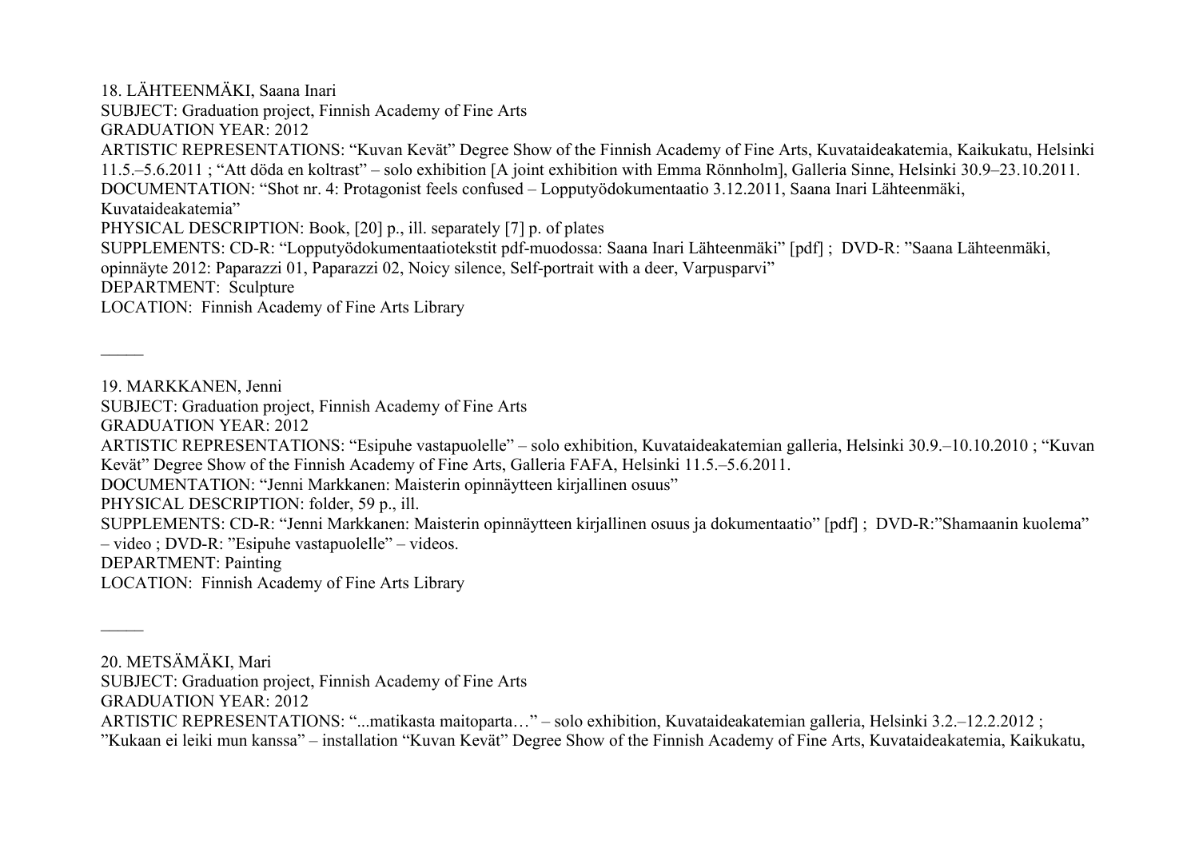18. LÄHTEENMÄKI, Saana Inari
SUBJECT: Graduation project, Finnish Academy of Fine Arts
GRADUATION YEAR: 2012
ARTISTIC REPRESENTATIONS: "Kuvan Kevät" Degree Show of the Finnish Academy of Fine Arts, Kuvataideakatemia, Kaikukatu, Helsinki 11.5.–5.6.2011 ; "Att döda en koltrast" – solo exhibition [A joint exhibition with Emma Rönnholm], Galleria Sinne, Helsinki 30.9–23.10.2011.
DOCUMENTATION: "Shot nr. 4: Protagonist feels confused – Lopputyödokumentaatio 3.12.2011, Saana Inari Lähteenmäki, Kuvataideakatemia"
PHYSICAL DESCRIPTION: Book, [20] p., ill. separately [7] p. of plates
SUPPLEMENTS: CD-R: "Lopputyödokumentaatiotekstit pdf-muodossa: Saana Inari Lähteenmäki" [pdf] ; DVD-R: "Saana Lähteenmäki, opinnäyte 2012: Paparazzi 01, Paparazzi 02, Noicy silence, Self-portrait with a deer, Varpusparvi"
DEPARTMENT: Sculpture
LOCATION: Finnish Academy of Fine Arts Library

_____

19. MARKKANEN, Jenni
SUBJECT: Graduation project, Finnish Academy of Fine Arts
GRADUATION YEAR: 2012
ARTISTIC REPRESENTATIONS: "Esipuhe vastapuolelle" – solo exhibition, Kuvataideakatemian galleria, Helsinki 30.9.–10.10.2010 ; "Kuvan Kevät" Degree Show of the Finnish Academy of Fine Arts, Galleria FAFA, Helsinki 11.5.–5.6.2011.
DOCUMENTATION: "Jenni Markkanen: Maisterin opinnäytteen kirjallinen osuus"
PHYSICAL DESCRIPTION: folder, 59 p., ill.
SUPPLEMENTS: CD-R: "Jenni Markkanen: Maisterin opinnäytteen kirjallinen osuus ja dokumentaatio" [pdf] ; DVD-R:"Shamaanin kuolema" – video ; DVD-R: "Esipuhe vastapuolelle" – videos.
DEPARTMENT: Painting
LOCATION: Finnish Academy of Fine Arts Library

_____

20. METSÄMÄKI, Mari
SUBJECT: Graduation project, Finnish Academy of Fine Arts
GRADUATION YEAR: 2012
ARTISTIC REPRESENTATIONS: "...matikasta maitoparta…" – solo exhibition, Kuvataideakatemian galleria, Helsinki 3.2.–12.2.2012 ; "Kukaan ei leiki mun kanssa" – installation "Kuvan Kevät" Degree Show of the Finnish Academy of Fine Arts, Kuvataideakatemia, Kaikukatu,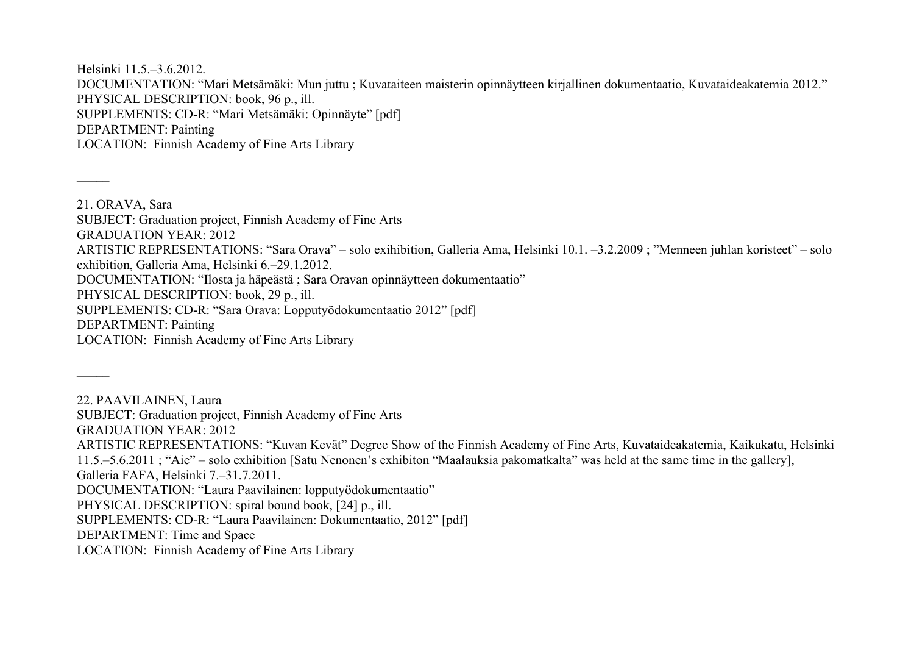Helsinki 11.5.–3.6.2012.
DOCUMENTATION: “Mari Metsämäki: Mun juttu ; Kuvataiteen maisterin opinnäytteen kirjallinen dokumentaatio, Kuvataideakatemia 2012.”
PHYSICAL DESCRIPTION: book, 96 p., ill.
SUPPLEMENTS: CD-R: “Mari Metsämäki: Opinnäyte” [pdf]
DEPARTMENT: Painting
LOCATION: Finnish Academy of Fine Arts Library

_____

21. ORAVA, Sara
SUBJECT: Graduation project, Finnish Academy of Fine Arts
GRADUATION YEAR: 2012
ARTISTIC REPRESENTATIONS: “Sara Orava” – solo exihibition, Galleria Ama, Helsinki 10.1. –3.2.2009 ; ”Menneen juhlan koristeet” – solo exhibition, Galleria Ama, Helsinki 6.–29.1.2012.
DOCUMENTATION: “Ilosta ja häpeästä ; Sara Oravan opinnäytteen dokumentaatio”
PHYSICAL DESCRIPTION: book, 29 p., ill.
SUPPLEMENTS: CD-R: “Sara Orava: Lopputyödokumentaatio 2012” [pdf]
DEPARTMENT: Painting
LOCATION: Finnish Academy of Fine Arts Library

_____

22. PAAVILAINEN, Laura
SUBJECT: Graduation project, Finnish Academy of Fine Arts
GRADUATION YEAR: 2012
ARTISTIC REPRESENTATIONS: “Kuvan Kevät” Degree Show of the Finnish Academy of Fine Arts, Kuvataideakatemia, Kaikukatu, Helsinki 11.5.–5.6.2011 ; “Aie” – solo exhibition [Satu Nenonen’s exhibiton “Maalauksia pakomatkalta” was held at the same time in the gallery], Galleria FAFA, Helsinki 7.–31.7.2011.
DOCUMENTATION: “Laura Paavilainen: lopputyödokumentaatio”
PHYSICAL DESCRIPTION: spiral bound book, [24] p., ill.
SUPPLEMENTS: CD-R: “Laura Paavilainen: Dokumentaatio, 2012” [pdf]
DEPARTMENT: Time and Space
LOCATION: Finnish Academy of Fine Arts Library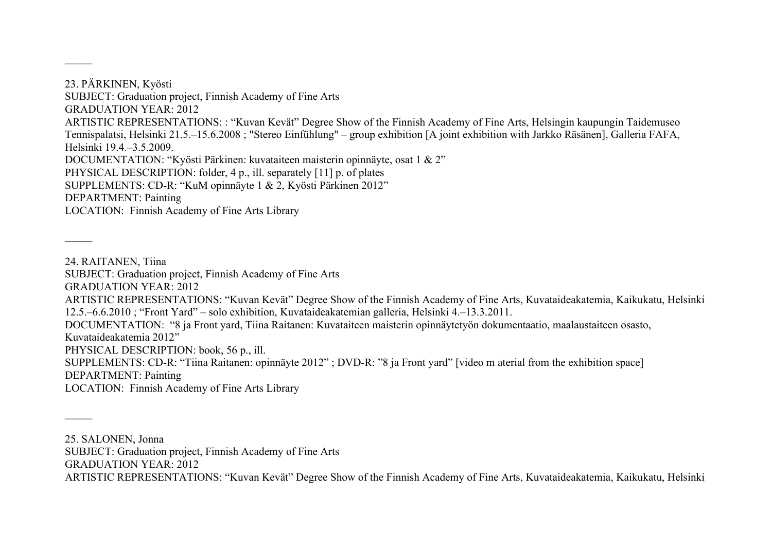_____

23. PÄRKINEN, Kyösti
SUBJECT: Graduation project, Finnish Academy of Fine Arts
GRADUATION YEAR: 2012
ARTISTIC REPRESENTATIONS: : “Kuvan Kevät” Degree Show of the Finnish Academy of Fine Arts, Helsingin kaupungin Taidemuseo Tennispalatsi, Helsinki 21.5.–15.6.2008 ; "Stereo Einfühlung" – group exhibition [A joint exhibition with Jarkko Räsänen], Galleria FAFA, Helsinki 19.4.–3.5.2009.
DOCUMENTATION: “Kyösti Pärkinen: kuvataiteen maisterin opinnäyte, osat 1 & 2”
PHYSICAL DESCRIPTION: folder, 4 p., ill. separately [11] p. of plates
SUPPLEMENTS: CD-R: “KuM opinnäyte 1 & 2, Kyösti Pärkinen 2012”
DEPARTMENT: Painting
LOCATION: Finnish Academy of Fine Arts Library

_____

24. RAITANEN, Tiina
SUBJECT: Graduation project, Finnish Academy of Fine Arts
GRADUATION YEAR: 2012
ARTISTIC REPRESENTATIONS: “Kuvan Kevät” Degree Show of the Finnish Academy of Fine Arts, Kuvataideakatemia, Kaikukatu, Helsinki 12.5.–6.6.2010 ; “Front Yard” – solo exhibition, Kuvataideakatemian galleria, Helsinki 4.–13.3.2011.
DOCUMENTATION: “8 ja Front yard, Tiina Raitanen: Kuvataiteen maisterin opinnäytetyön dokumentaatio, maalaustaiteen osasto, Kuvataideakatemia 2012”
PHYSICAL DESCRIPTION: book, 56 p., ill.
SUPPLEMENTS: CD-R: “Tiina Raitanen: opinnäyte 2012” ; DVD-R: ”8 ja Front yard” [video m aterial from the exhibition space]
DEPARTMENT: Painting
LOCATION: Finnish Academy of Fine Arts Library

_____

25. SALONEN, Jonna
SUBJECT: Graduation project, Finnish Academy of Fine Arts
GRADUATION YEAR: 2012
ARTISTIC REPRESENTATIONS: “Kuvan Kevät” Degree Show of the Finnish Academy of Fine Arts, Kuvataideakatemia, Kaikukatu, Helsinki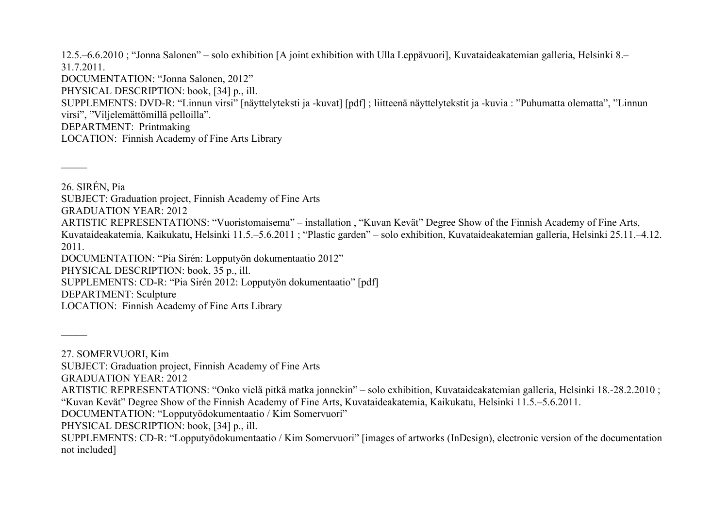12.5.–6.6.2010 ; “Jonna Salonen” – solo exhibition [A joint exhibition with Ulla Leppävuori], Kuvataideakatemian galleria, Helsinki 8.–31.7.2011.
DOCUMENTATION: “Jonna Salonen, 2012”
PHYSICAL DESCRIPTION: book, [34] p., ill.
SUPPLEMENTS: DVD-R: “Linnun virsi” [näyttelyteksti ja -kuvat] [pdf] ; liitteenä näyttelytekstit ja -kuvia : ”Puhumatta olematta”, ”Linnun virsi”, ”Viljelemättömillä pelloilla”.
DEPARTMENT: Printmaking
LOCATION: Finnish Academy of Fine Arts Library

_____

26. SIRÉN, Pia
SUBJECT: Graduation project, Finnish Academy of Fine Arts
GRADUATION YEAR: 2012
ARTISTIC REPRESENTATIONS: “Vuoristomaisema” – installation , “Kuvan Kevät” Degree Show of the Finnish Academy of Fine Arts, Kuvataideakatemia, Kaikukatu, Helsinki 11.5.–5.6.2011 ; “Plastic garden” – solo exhibition, Kuvataideakatemian galleria, Helsinki 25.11.–4.12. 2011.
DOCUMENTATION: “Pia Sirén: Lopputyön dokumentaatio 2012”
PHYSICAL DESCRIPTION: book, 35 p., ill.
SUPPLEMENTS: CD-R: “Pia Sirén 2012: Lopputyön dokumentaatio” [pdf]
DEPARTMENT: Sculpture
LOCATION: Finnish Academy of Fine Arts Library

_____

27. SOMERVUORI, Kim
SUBJECT: Graduation project, Finnish Academy of Fine Arts
GRADUATION YEAR: 2012
ARTISTIC REPRESENTATIONS: “Onko vielä pitkä matka jonnekin” – solo exhibition, Kuvataideakatemian galleria, Helsinki 18.-28.2.2010 ; “Kuvan Kevät” Degree Show of the Finnish Academy of Fine Arts, Kuvataideakatemia, Kaikukatu, Helsinki 11.5.–5.6.2011.
DOCUMENTATION: “Lopputyödokumentaatio / Kim Somervuori”
PHYSICAL DESCRIPTION: book, [34] p., ill.
SUPPLEMENTS: CD-R: “Lopputyödokumentaatio / Kim Somervuori” [images of artworks (InDesign), electronic version of the documentation not included]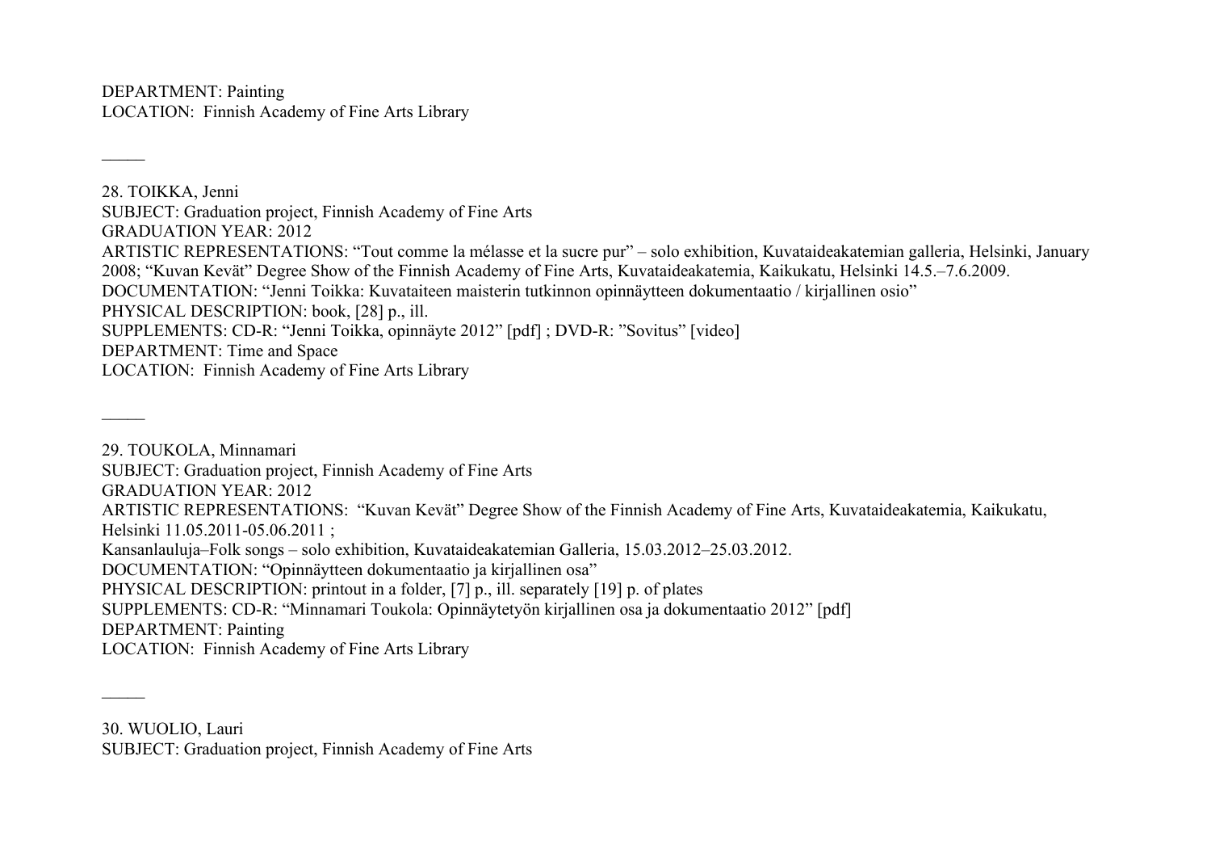DEPARTMENT: Painting
LOCATION: Finnish Academy of Fine Arts Library

_____

28. TOIKKA, Jenni
SUBJECT: Graduation project, Finnish Academy of Fine Arts
GRADUATION YEAR: 2012
ARTISTIC REPRESENTATIONS: "Tout comme la mélasse et la sucre pur" – solo exhibition, Kuvataideakatemian galleria, Helsinki, January 2008; "Kuvan Kevät" Degree Show of the Finnish Academy of Fine Arts, Kuvataideakatemia, Kaikukatu, Helsinki 14.5.–7.6.2009.
DOCUMENTATION: "Jenni Toikka: Kuvataiteen maisterin tutkinnon opinnäytteen dokumentaatio / kirjallinen osio"
PHYSICAL DESCRIPTION: book, [28] p., ill.
SUPPLEMENTS: CD-R: "Jenni Toikka, opinnäyte 2012" [pdf] ; DVD-R: "Sovitus" [video]
DEPARTMENT: Time and Space
LOCATION: Finnish Academy of Fine Arts Library

_____

29. TOUKOLA, Minnamari
SUBJECT: Graduation project, Finnish Academy of Fine Arts
GRADUATION YEAR: 2012
ARTISTIC REPRESENTATIONS: "Kuvan Kevät" Degree Show of the Finnish Academy of Fine Arts, Kuvataideakatemia, Kaikukatu, Helsinki 11.05.2011-05.06.2011 ;
Kansanlauluja–Folk songs – solo exhibition, Kuvataideakatemian Galleria, 15.03.2012–25.03.2012.
DOCUMENTATION: "Opinnäytteen dokumentaatio ja kirjallinen osa"
PHYSICAL DESCRIPTION: printout in a folder, [7] p., ill. separately [19] p. of plates
SUPPLEMENTS: CD-R: "Minnamari Toukola: Opinnäytetyön kirjallinen osa ja dokumentaatio 2012" [pdf]
DEPARTMENT: Painting
LOCATION: Finnish Academy of Fine Arts Library

_____

30. WUOLIO, Lauri
SUBJECT: Graduation project, Finnish Academy of Fine Arts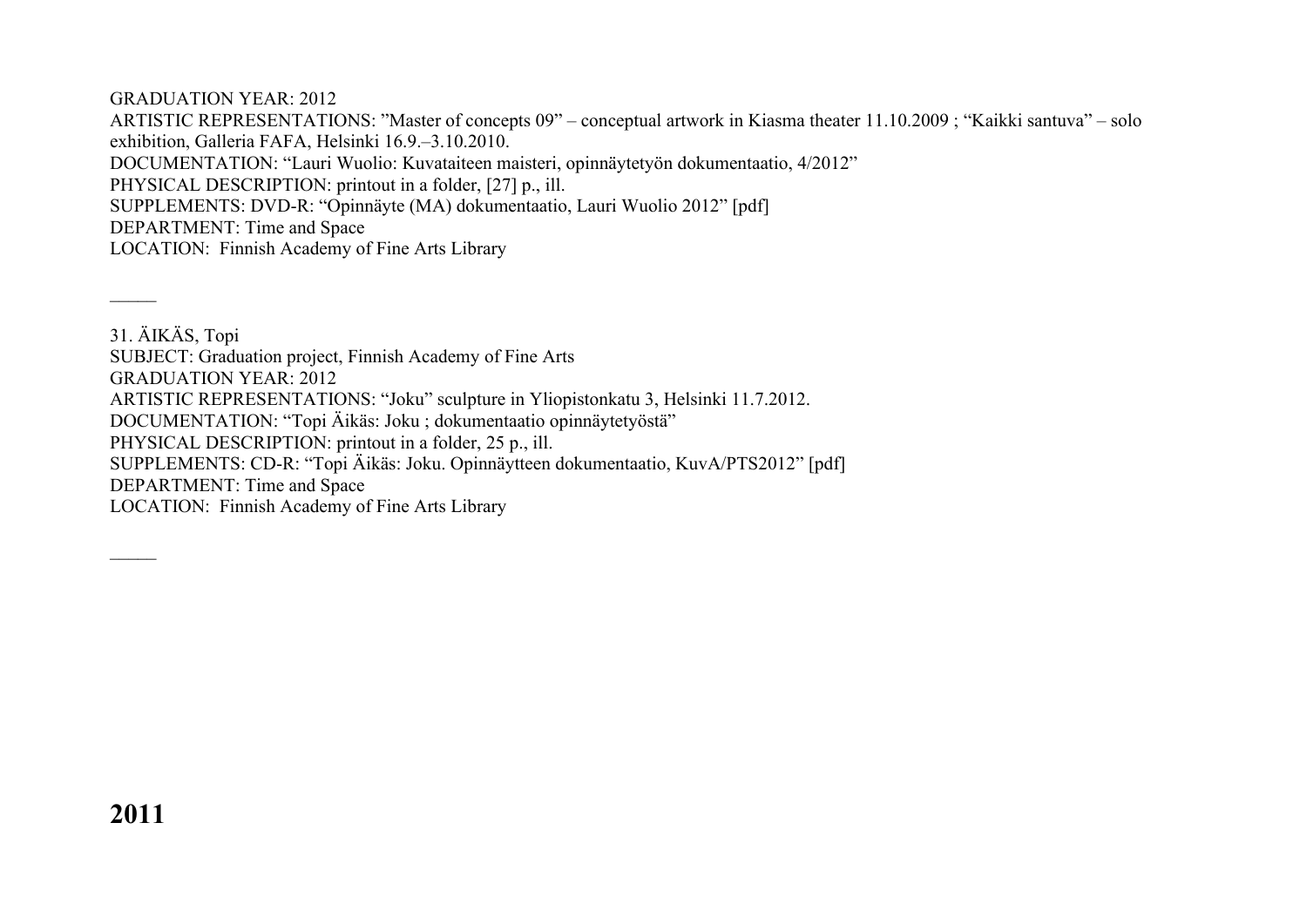GRADUATION YEAR: 2012
ARTISTIC REPRESENTATIONS: ”Master of concepts 09” – conceptual artwork in Kiasma theater 11.10.2009 ; “Kaikki santuva” – solo exhibition, Galleria FAFA, Helsinki 16.9.–3.10.2010.
DOCUMENTATION: “Lauri Wuolio: Kuvataiteen maisteri, opinnäytetyön dokumentaatio, 4/2012”
PHYSICAL DESCRIPTION: printout in a folder, [27] p., ill.
SUPPLEMENTS: DVD-R: “Opinnäyte (MA) dokumentaatio, Lauri Wuolio 2012” [pdf]
DEPARTMENT: Time and Space
LOCATION: Finnish Academy of Fine Arts Library

_____

31. ÄIKÄS, Topi
SUBJECT: Graduation project, Finnish Academy of Fine Arts
GRADUATION YEAR: 2012
ARTISTIC REPRESENTATIONS: “Joku” sculpture in Yliopistonkatu 3, Helsinki 11.7.2012.
DOCUMENTATION: “Topi Äikäs: Joku ; dokumentaatio opinnäytetyöstä”
PHYSICAL DESCRIPTION: printout in a folder, 25 p., ill.
SUPPLEMENTS: CD-R: “Topi Äikäs: Joku. Opinnäytteen dokumentaatio, KuvA/PTS2012” [pdf]
DEPARTMENT: Time and Space
LOCATION: Finnish Academy of Fine Arts Library

_____

# 2011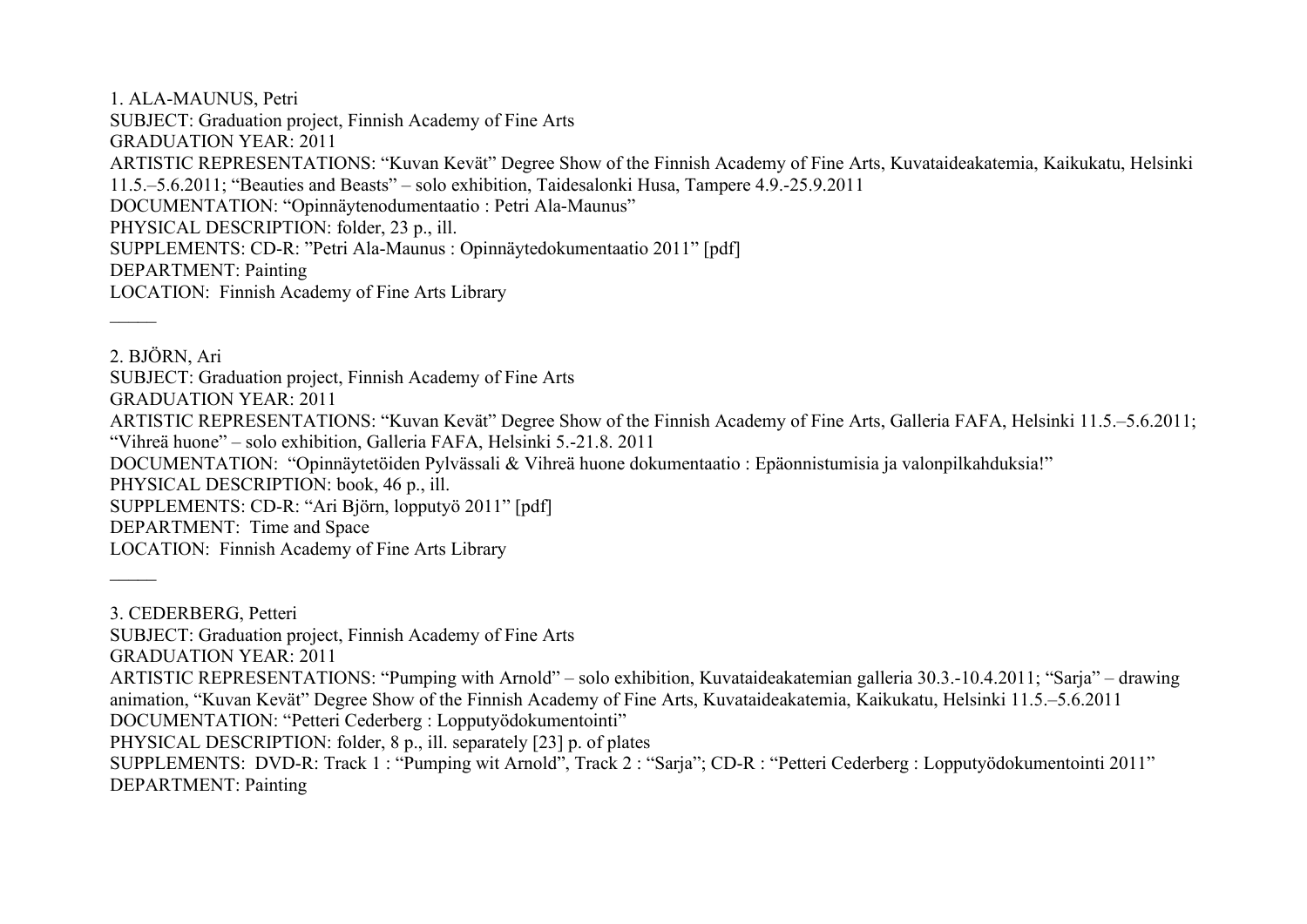1. ALA-MAUNUS, Petri
SUBJECT: Graduation project, Finnish Academy of Fine Arts
GRADUATION YEAR: 2011
ARTISTIC REPRESENTATIONS: “Kuvan Kevät” Degree Show of the Finnish Academy of Fine Arts, Kuvataideakatemia, Kaikukatu, Helsinki 11.5.–5.6.2011; “Beauties and Beasts” – solo exhibition, Taidesalonki Husa, Tampere 4.9.-25.9.2011
DOCUMENTATION: “Opinnäytenodumentaatio : Petri Ala-Maunus”
PHYSICAL DESCRIPTION: folder, 23 p., ill.
SUPPLEMENTS: CD-R: ”Petri Ala-Maunus : Opinnäytedokumentaatio 2011” [pdf]
DEPARTMENT: Painting
LOCATION: Finnish Academy of Fine Arts Library

_____

2. BJÖRN, Ari
SUBJECT: Graduation project, Finnish Academy of Fine Arts
GRADUATION YEAR: 2011
ARTISTIC REPRESENTATIONS: “Kuvan Kevät” Degree Show of the Finnish Academy of Fine Arts, Galleria FAFA, Helsinki 11.5.–5.6.2011; “Vihreä huone” – solo exhibition, Galleria FAFA, Helsinki 5.-21.8. 2011
DOCUMENTATION: “Opinnäytetöiden Pylvässali & Vihreä huone dokumentaatio : Epäonnistumisia ja valonpilkahduksia!”
PHYSICAL DESCRIPTION: book, 46 p., ill.
SUPPLEMENTS: CD-R: “Ari Björn, lopputyö 2011” [pdf]
DEPARTMENT: Time and Space
LOCATION: Finnish Academy of Fine Arts Library

_____

3. CEDERBERG, Petteri
SUBJECT: Graduation project, Finnish Academy of Fine Arts
GRADUATION YEAR: 2011
ARTISTIC REPRESENTATIONS: “Pumping with Arnold” – solo exhibition, Kuvataideakatemian galleria 30.3.-10.4.2011; “Sarja” – drawing animation, “Kuvan Kevät” Degree Show of the Finnish Academy of Fine Arts, Kuvataideakatemia, Kaikukatu, Helsinki 11.5.–5.6.2011
DOCUMENTATION: “Petteri Cederberg : Lopputyödokumentointi”
PHYSICAL DESCRIPTION: folder, 8 p., ill. separately [23] p. of plates
SUPPLEMENTS: DVD-R: Track 1 : “Pumping wit Arnold”, Track 2 : “Sarja”; CD-R : “Petteri Cederberg : Lopputyödokumentointi 2011”
DEPARTMENT: Painting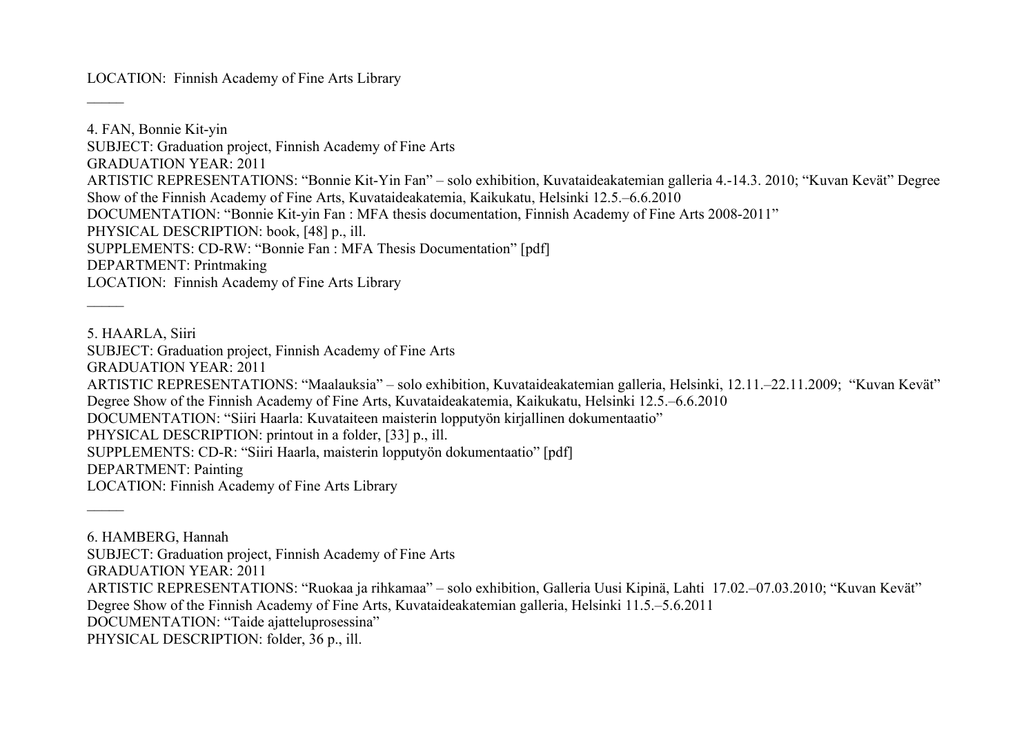LOCATION: Finnish Academy of Fine Arts Library

_____

4. FAN, Bonnie Kit-yin
SUBJECT: Graduation project, Finnish Academy of Fine Arts
GRADUATION YEAR: 2011
ARTISTIC REPRESENTATIONS: "Bonnie Kit-Yin Fan" – solo exhibition, Kuvataideakatemian galleria 4.-14.3. 2010; "Kuvan Kevät" Degree Show of the Finnish Academy of Fine Arts, Kuvataideakatemia, Kaikukatu, Helsinki 12.5.–6.6.2010
DOCUMENTATION: "Bonnie Kit-yin Fan : MFA thesis documentation, Finnish Academy of Fine Arts 2008-2011"
PHYSICAL DESCRIPTION: book, [48] p., ill.
SUPPLEMENTS: CD-RW: "Bonnie Fan : MFA Thesis Documentation" [pdf]
DEPARTMENT: Printmaking
LOCATION: Finnish Academy of Fine Arts Library

_____

5. HAARLA, Siiri
SUBJECT: Graduation project, Finnish Academy of Fine Arts
GRADUATION YEAR: 2011
ARTISTIC REPRESENTATIONS: "Maalauksia" – solo exhibition, Kuvataideakatemian galleria, Helsinki, 12.11.–22.11.2009; "Kuvan Kevät" Degree Show of the Finnish Academy of Fine Arts, Kuvataideakatemia, Kaikukatu, Helsinki 12.5.–6.6.2010
DOCUMENTATION: "Siiri Haarla: Kuvataiteen maisterin lopputyön kirjallinen dokumentaatio"
PHYSICAL DESCRIPTION: printout in a folder, [33] p., ill.
SUPPLEMENTS: CD-R: "Siiri Haarla, maisterin lopputyön dokumentaatio" [pdf]
DEPARTMENT: Painting
LOCATION: Finnish Academy of Fine Arts Library

_____

6. HAMBERG, Hannah
SUBJECT: Graduation project, Finnish Academy of Fine Arts
GRADUATION YEAR: 2011
ARTISTIC REPRESENTATIONS: "Ruokaa ja rihkamaa" – solo exhibition, Galleria Uusi Kipinä, Lahti 17.02.–07.03.2010; "Kuvan Kevät" Degree Show of the Finnish Academy of Fine Arts, Kuvataideakatemian galleria, Helsinki 11.5.–5.6.2011
DOCUMENTATION: "Taide ajatteluprosessina"
PHYSICAL DESCRIPTION: folder, 36 p., ill.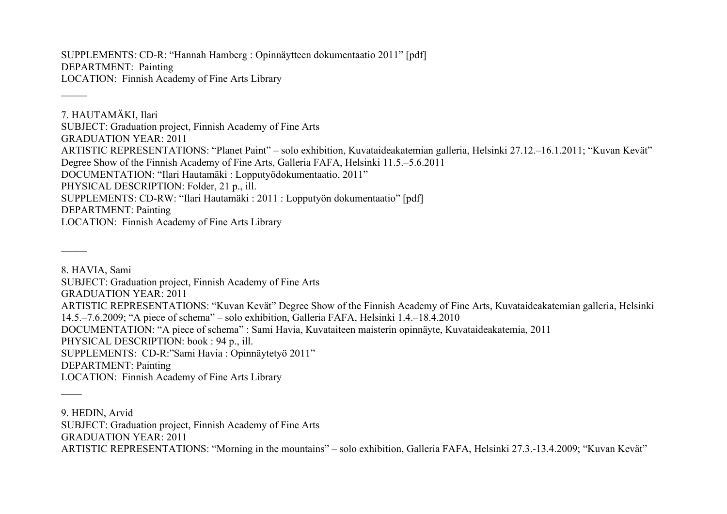SUPPLEMENTS: CD-R: “Hannah Hamberg : Opinnäytteen dokumentaatio 2011” [pdf]
DEPARTMENT: Painting
LOCATION: Finnish Academy of Fine Arts Library

_____

7. HAUTAMÄKI, Ilari
SUBJECT: Graduation project, Finnish Academy of Fine Arts
GRADUATION YEAR: 2011
ARTISTIC REPRESENTATIONS: “Planet Paint” – solo exhibition, Kuvataideakatemian galleria, Helsinki 27.12.–16.1.2011; “Kuvan Kevät” Degree Show of the Finnish Academy of Fine Arts, Galleria FAFA, Helsinki 11.5.–5.6.2011
DOCUMENTATION: “Ilari Hautamäki : Lopputyödokumentaatio, 2011”
PHYSICAL DESCRIPTION: Folder, 21 p., ill.
SUPPLEMENTS: CD-RW: “Ilari Hautamäki : 2011 : Lopputyön dokumentaatio” [pdf]
DEPARTMENT: Painting
LOCATION: Finnish Academy of Fine Arts Library

_____

8. HAVIA, Sami
SUBJECT: Graduation project, Finnish Academy of Fine Arts
GRADUATION YEAR: 2011
ARTISTIC REPRESENTATIONS: “Kuvan Kevät” Degree Show of the Finnish Academy of Fine Arts, Kuvataideakatemian galleria, Helsinki 14.5.–7.6.2009; “A piece of schema” – solo exhibition, Galleria FAFA, Helsinki 1.4.–18.4.2010
DOCUMENTATION: “A piece of schema” : Sami Havia, Kuvataiteen maisterin opinnäyte, Kuvataideakatemia, 2011
PHYSICAL DESCRIPTION: book : 94 p., ill.
SUPPLEMENTS: CD-R:”Sami Havia : Opinnäytetyö 2011”
DEPARTMENT: Painting
LOCATION: Finnish Academy of Fine Arts Library

____

9. HEDIN, Arvid
SUBJECT: Graduation project, Finnish Academy of Fine Arts
GRADUATION YEAR: 2011
ARTISTIC REPRESENTATIONS: “Morning in the mountains” – solo exhibition, Galleria FAFA, Helsinki 27.3.-13.4.2009; “Kuvan Kevät”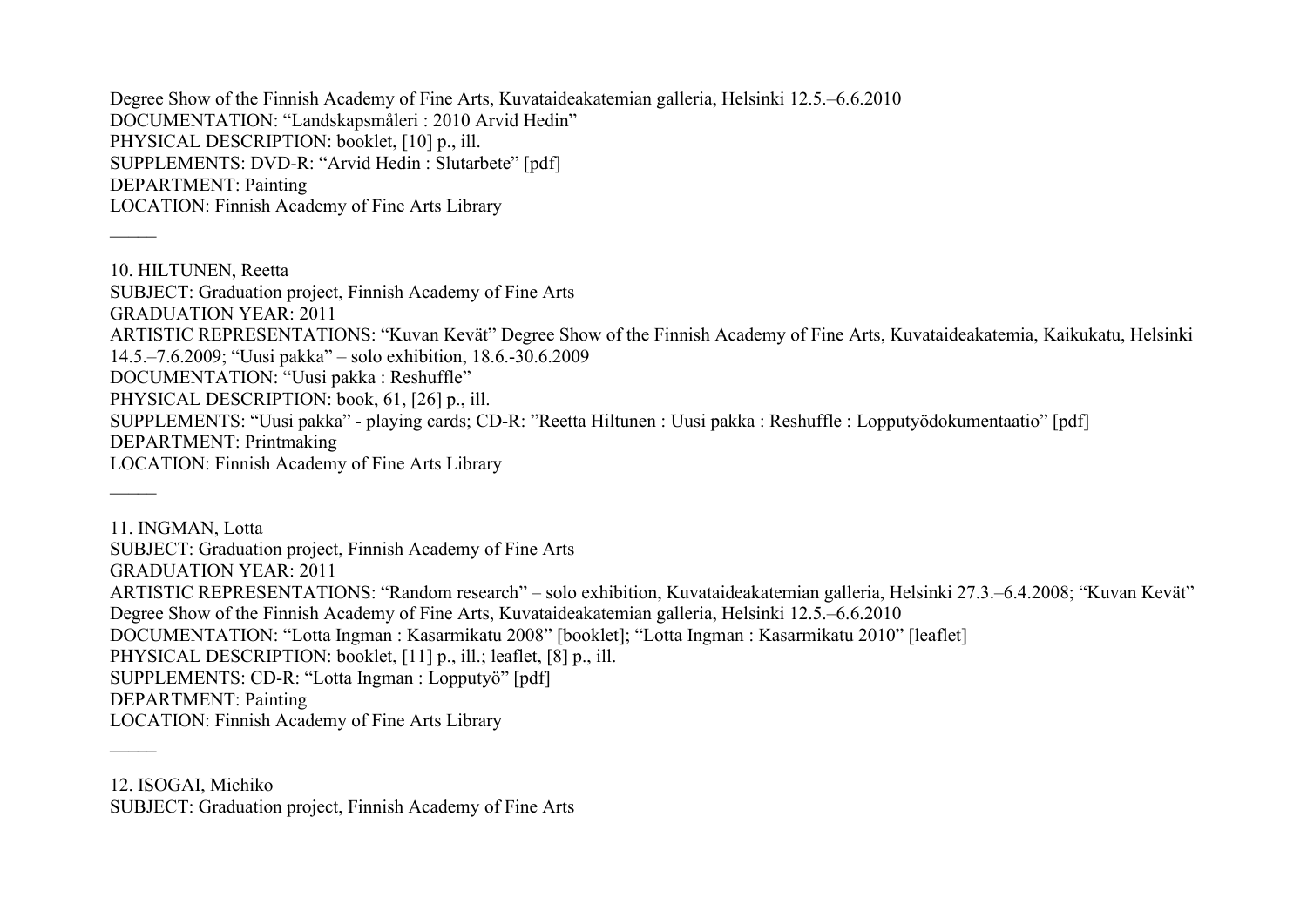Degree Show of the Finnish Academy of Fine Arts, Kuvataideakatemian galleria, Helsinki 12.5.–6.6.2010
DOCUMENTATION: “Landskapsmåleri : 2010 Arvid Hedin”
PHYSICAL DESCRIPTION: booklet, [10] p., ill.
SUPPLEMENTS: DVD-R: “Arvid Hedin : Slutarbete” [pdf]
DEPARTMENT: Painting
LOCATION: Finnish Academy of Fine Arts Library

―――

10. HILTUNEN, Reetta
SUBJECT: Graduation project, Finnish Academy of Fine Arts
GRADUATION YEAR: 2011
ARTISTIC REPRESENTATIONS: “Kuvan Kevät” Degree Show of the Finnish Academy of Fine Arts, Kuvataideakatemia, Kaikukatu, Helsinki 14.5.–7.6.2009; “Uusi pakka” – solo exhibition, 18.6.-30.6.2009
DOCUMENTATION: “Uusi pakka : Reshuffle”
PHYSICAL DESCRIPTION: book, 61, [26] p., ill.
SUPPLEMENTS: “Uusi pakka” - playing cards; CD-R: ”Reetta Hiltunen : Uusi pakka : Reshuffle : Lopputyödokumentaatio” [pdf]
DEPARTMENT: Printmaking
LOCATION: Finnish Academy of Fine Arts Library

―――

11. INGMAN, Lotta
SUBJECT: Graduation project, Finnish Academy of Fine Arts
GRADUATION YEAR: 2011
ARTISTIC REPRESENTATIONS: “Random research” – solo exhibition, Kuvataideakatemian galleria, Helsinki 27.3.–6.4.2008; “Kuvan Kevät” Degree Show of the Finnish Academy of Fine Arts, Kuvataideakatemian galleria, Helsinki 12.5.–6.6.2010
DOCUMENTATION: “Lotta Ingman : Kasarmikatu 2008” [booklet]; “Lotta Ingman : Kasarmikatu 2010” [leaflet]
PHYSICAL DESCRIPTION: booklet, [11] p., ill.; leaflet, [8] p., ill.
SUPPLEMENTS: CD-R: “Lotta Ingman : Lopputyö” [pdf]
DEPARTMENT: Painting
LOCATION: Finnish Academy of Fine Arts Library

―――

12. ISOGAI, Michiko
SUBJECT: Graduation project, Finnish Academy of Fine Arts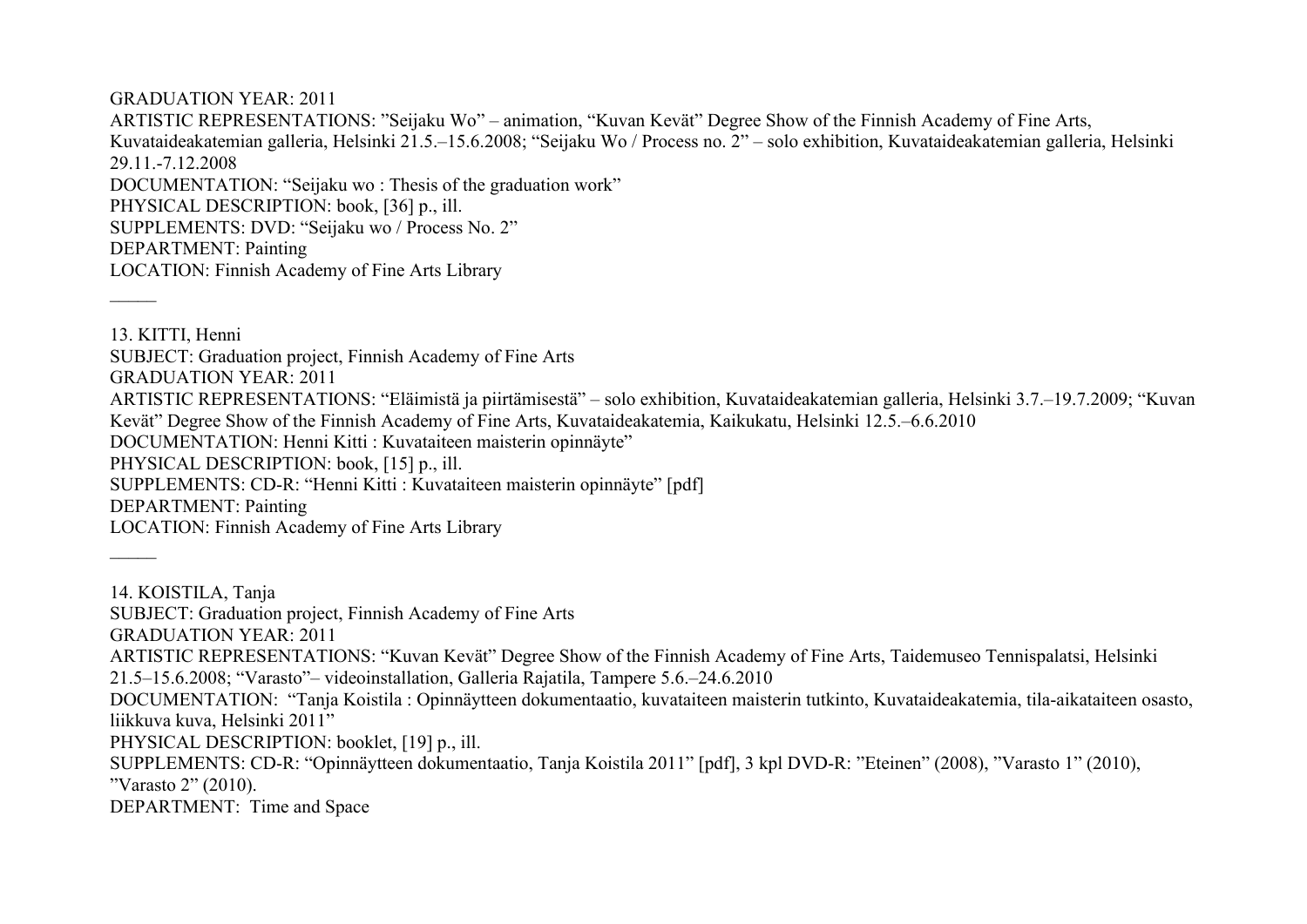GRADUATION YEAR: 2011
ARTISTIC REPRESENTATIONS: ”Seijaku Wo” – animation, “Kuvan Kevät” Degree Show of the Finnish Academy of Fine Arts, Kuvataideakatemian galleria, Helsinki 21.5.–15.6.2008; “Seijaku Wo / Process no. 2” – solo exhibition, Kuvataideakatemian galleria, Helsinki 29.11.-7.12.2008
DOCUMENTATION: “Seijaku wo : Thesis of the graduation work”
PHYSICAL DESCRIPTION: book, [36] p., ill.
SUPPLEMENTS: DVD: “Seijaku wo / Process No. 2”
DEPARTMENT: Painting
LOCATION: Finnish Academy of Fine Arts Library

―――

13. KITTI, Henni
SUBJECT: Graduation project, Finnish Academy of Fine Arts
GRADUATION YEAR: 2011
ARTISTIC REPRESENTATIONS: “Eläimistä ja piirtämisestä” – solo exhibition, Kuvataideakatemian galleria, Helsinki 3.7.–19.7.2009; “Kuvan Kevät” Degree Show of the Finnish Academy of Fine Arts, Kuvataideakatemia, Kaikukatu, Helsinki 12.5.–6.6.2010
DOCUMENTATION: Henni Kitti : Kuvataiteen maisterin opinnäyte”
PHYSICAL DESCRIPTION: book, [15] p., ill.
SUPPLEMENTS: CD-R: “Henni Kitti : Kuvataiteen maisterin opinnäyte” [pdf]
DEPARTMENT: Painting
LOCATION: Finnish Academy of Fine Arts Library

―――

14. KOISTILA, Tanja
SUBJECT: Graduation project, Finnish Academy of Fine Arts
GRADUATION YEAR: 2011
ARTISTIC REPRESENTATIONS: “Kuvan Kevät” Degree Show of the Finnish Academy of Fine Arts, Taidemuseo Tennispalatsi, Helsinki 21.5–15.6.2008; “Varasto”– videoinstallation, Galleria Rajatila, Tampere 5.6.–24.6.2010
DOCUMENTATION: “Tanja Koistila : Opinnäytteen dokumentaatio, kuvataiteen maisterin tutkinto, Kuvataideakatemia, tila-aikataiteen osasto, liikkuva kuva, Helsinki 2011”
PHYSICAL DESCRIPTION: booklet, [19] p., ill.
SUPPLEMENTS: CD-R: “Opinnäytteen dokumentaatio, Tanja Koistila 2011” [pdf], 3 kpl DVD-R: ”Eteinen” (2008), ”Varasto 1” (2010), ”Varasto 2” (2010).
DEPARTMENT: Time and Space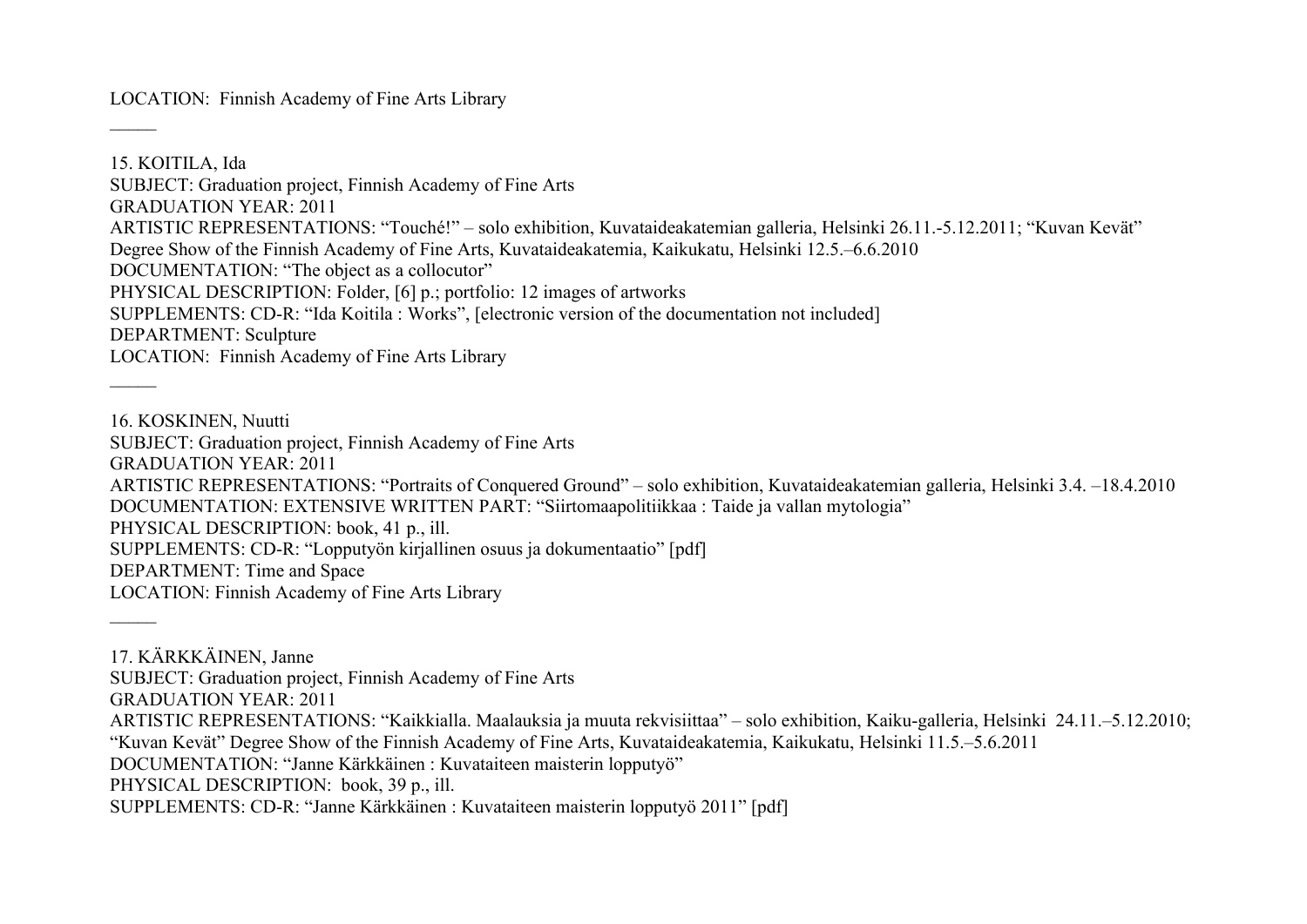LOCATION: Finnish Academy of Fine Arts Library

———

15. KOITILA, Ida
SUBJECT: Graduation project, Finnish Academy of Fine Arts
GRADUATION YEAR: 2011
ARTISTIC REPRESENTATIONS: “Touché!” – solo exhibition, Kuvataideakatemian galleria, Helsinki 26.11.-5.12.2011; “Kuvan Kevät” Degree Show of the Finnish Academy of Fine Arts, Kuvataideakatemia, Kaikukatu, Helsinki 12.5.–6.6.2010
DOCUMENTATION: “The object as a collocutor”
PHYSICAL DESCRIPTION: Folder, [6] p.; portfolio: 12 images of artworks
SUPPLEMENTS: CD-R: “Ida Koitila : Works”, [electronic version of the documentation not included]
DEPARTMENT: Sculpture
LOCATION: Finnish Academy of Fine Arts Library

———

16. KOSKINEN, Nuutti
SUBJECT: Graduation project, Finnish Academy of Fine Arts
GRADUATION YEAR: 2011
ARTISTIC REPRESENTATIONS: “Portraits of Conquered Ground” – solo exhibition, Kuvataideakatemian galleria, Helsinki 3.4. –18.4.2010
DOCUMENTATION: EXTENSIVE WRITTEN PART: “Siirtomaapolitiikkaa : Taide ja vallan mytologia”
PHYSICAL DESCRIPTION: book, 41 p., ill.
SUPPLEMENTS: CD-R: “Lopputyön kirjallinen osuus ja dokumentaatio” [pdf]
DEPARTMENT: Time and Space
LOCATION: Finnish Academy of Fine Arts Library

———

17. KÄRKKÄINEN, Janne
SUBJECT: Graduation project, Finnish Academy of Fine Arts
GRADUATION YEAR: 2011
ARTISTIC REPRESENTATIONS: “Kaikkialla. Maalauksia ja muuta rekvisiittaa” – solo exhibition, Kaiku-galleria, Helsinki 24.11.–5.12.2010; “Kuvan Kevät” Degree Show of the Finnish Academy of Fine Arts, Kuvataideakatemia, Kaikukatu, Helsinki 11.5.–5.6.2011
DOCUMENTATION: “Janne Kärkkäinen : Kuvataiteen maisterin lopputyö”
PHYSICAL DESCRIPTION: book, 39 p., ill.
SUPPLEMENTS: CD-R: “Janne Kärkkäinen : Kuvataiteen maisterin lopputyö 2011” [pdf]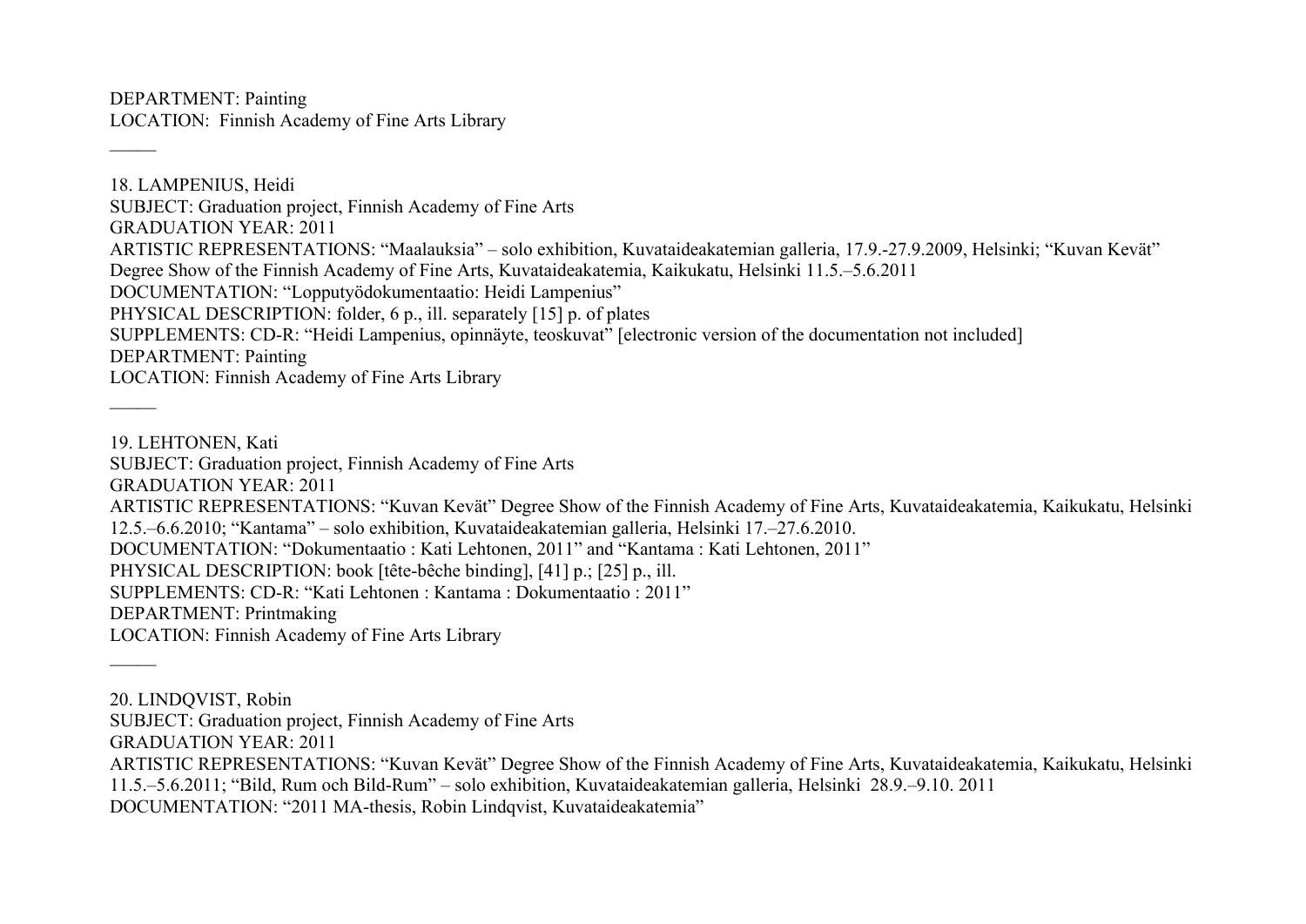DEPARTMENT: Painting
LOCATION:  Finnish Academy of Fine Arts Library

_____

18. LAMPENIUS, Heidi
SUBJECT: Graduation project, Finnish Academy of Fine Arts
GRADUATION YEAR: 2011
ARTISTIC REPRESENTATIONS: “Maalauksia” – solo exhibition, Kuvataideakatemian galleria, 17.9.-27.9.2009, Helsinki; “Kuvan Kevät” Degree Show of the Finnish Academy of Fine Arts, Kuvataideakatemia, Kaikukatu, Helsinki 11.5.–5.6.2011
DOCUMENTATION: “Lopputyödokumentaatio: Heidi Lampenius”
PHYSICAL DESCRIPTION: folder, 6 p., ill. separately [15] p. of plates
SUPPLEMENTS: CD-R: “Heidi Lampenius, opinnäyte, teoskuvat” [electronic version of the documentation not included]
DEPARTMENT: Painting
LOCATION: Finnish Academy of Fine Arts Library

_____

19. LEHTONEN, Kati
SUBJECT: Graduation project, Finnish Academy of Fine Arts
GRADUATION YEAR: 2011
ARTISTIC REPRESENTATIONS: “Kuvan Kevät” Degree Show of the Finnish Academy of Fine Arts, Kuvataideakatemia, Kaikukatu, Helsinki 12.5.–6.6.2010; “Kantama” – solo exhibition, Kuvataideakatemian galleria, Helsinki 17.–27.6.2010.
DOCUMENTATION: “Dokumentaatio : Kati Lehtonen, 2011” and “Kantama : Kati Lehtonen, 2011”
PHYSICAL DESCRIPTION: book [tête-bêche binding], [41] p.; [25] p., ill.
SUPPLEMENTS: CD-R: “Kati Lehtonen : Kantama : Dokumentaatio : 2011”
DEPARTMENT: Printmaking
LOCATION: Finnish Academy of Fine Arts Library

_____

20. LINDQVIST, Robin
SUBJECT: Graduation project, Finnish Academy of Fine Arts
GRADUATION YEAR: 2011
ARTISTIC REPRESENTATIONS: “Kuvan Kevät” Degree Show of the Finnish Academy of Fine Arts, Kuvataideakatemia, Kaikukatu, Helsinki 11.5.–5.6.2011; “Bild, Rum och Bild-Rum” – solo exhibition, Kuvataideakatemian galleria, Helsinki  28.9.–9.10. 2011
DOCUMENTATION: “2011 MA-thesis, Robin Lindqvist, Kuvataideakatemia”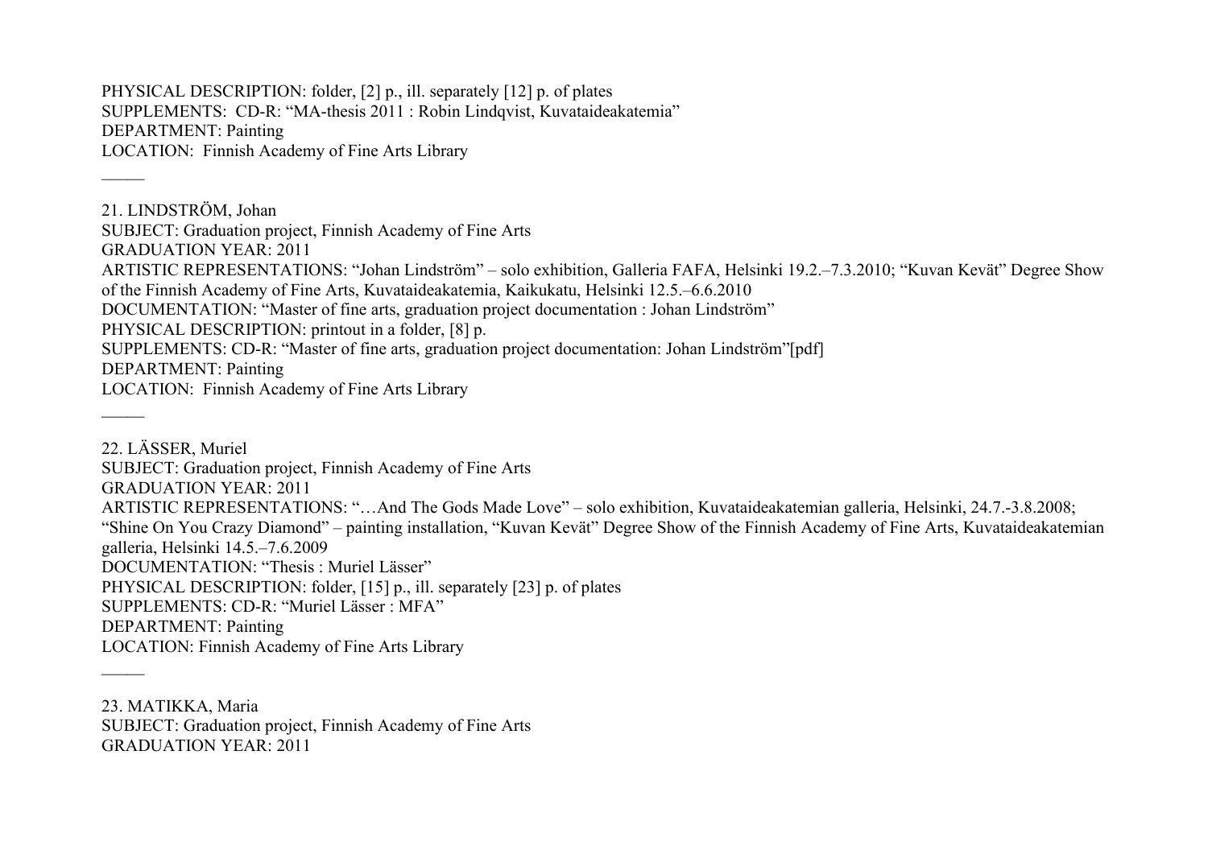PHYSICAL DESCRIPTION: folder, [2] p., ill. separately [12] p. of plates  
SUPPLEMENTS: CD-R: "MA-thesis 2011 : Robin Lindqvist, Kuvataideakatemia"  
DEPARTMENT: Painting  
LOCATION: Finnish Academy of Fine Arts Library

_____

21. LINDSTRÖM, Johan  
SUBJECT: Graduation project, Finnish Academy of Fine Arts  
GRADUATION YEAR: 2011  
ARTISTIC REPRESENTATIONS: "Johan Lindström" – solo exhibition, Galleria FAFA, Helsinki 19.2.–7.3.2010; "Kuvan Kevät" Degree Show of the Finnish Academy of Fine Arts, Kuvataideakatemia, Kaikukatu, Helsinki 12.5.–6.6.2010  
DOCUMENTATION: "Master of fine arts, graduation project documentation : Johan Lindström"  
PHYSICAL DESCRIPTION: printout in a folder, [8] p.  
SUPPLEMENTS: CD-R: "Master of fine arts, graduation project documentation: Johan Lindström"[pdf]  
DEPARTMENT: Painting  
LOCATION: Finnish Academy of Fine Arts Library

_____

22. LÄSSER, Muriel  
SUBJECT: Graduation project, Finnish Academy of Fine Arts  
GRADUATION YEAR: 2011  
ARTISTIC REPRESENTATIONS: "…And The Gods Made Love" – solo exhibition, Kuvataideakatemian galleria, Helsinki, 24.7.-3.8.2008; "Shine On You Crazy Diamond" – painting installation, "Kuvan Kevät" Degree Show of the Finnish Academy of Fine Arts, Kuvataideakatemian galleria, Helsinki 14.5.–7.6.2009  
DOCUMENTATION: "Thesis : Muriel Lässer"  
PHYSICAL DESCRIPTION: folder, [15] p., ill. separately [23] p. of plates  
SUPPLEMENTS: CD-R: "Muriel Lässer : MFA"  
DEPARTMENT: Painting  
LOCATION: Finnish Academy of Fine Arts Library

_____

23. MATIKKA, Maria  
SUBJECT: Graduation project, Finnish Academy of Fine Arts  
GRADUATION YEAR: 2011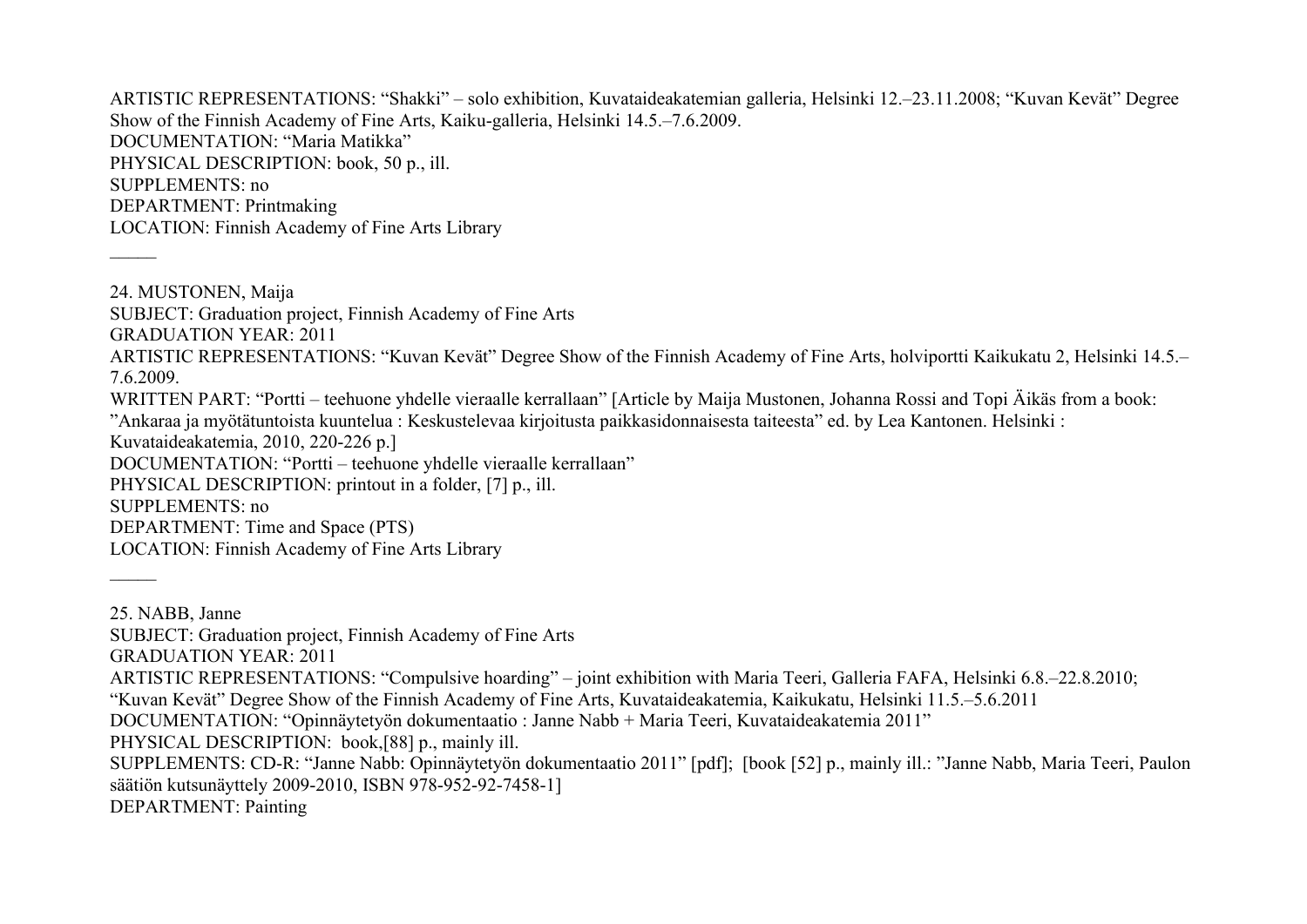ARTISTIC REPRESENTATIONS: “Shakki” – solo exhibition, Kuvataideakatemian galleria, Helsinki 12.–23.11.2008; “Kuvan Kevät” Degree Show of the Finnish Academy of Fine Arts, Kaiku-galleria, Helsinki 14.5.–7.6.2009.
DOCUMENTATION: “Maria Matikka”
PHYSICAL DESCRIPTION: book, 50 p., ill.
SUPPLEMENTS: no
DEPARTMENT: Printmaking
LOCATION: Finnish Academy of Fine Arts Library

———

24. MUSTONEN, Maija
SUBJECT: Graduation project, Finnish Academy of Fine Arts
GRADUATION YEAR: 2011
ARTISTIC REPRESENTATIONS: “Kuvan Kevät” Degree Show of the Finnish Academy of Fine Arts, holviportti Kaikukatu 2, Helsinki 14.5.–7.6.2009.
WRITTEN PART: “Portti – teehuone yhdelle vieraalle kerrallaan” [Article by Maija Mustonen, Johanna Rossi and Topi Äikäs from a book: ”Ankaraa ja myötätuntoista kuuntelua : Keskustelevaa kirjoitusta paikkasidonnaisesta taiteesta” ed. by Lea Kantonen. Helsinki : Kuvataideakatemia, 2010, 220-226 p.]
DOCUMENTATION: “Portti – teehuone yhdelle vieraalle kerrallaan”
PHYSICAL DESCRIPTION: printout in a folder, [7] p., ill.
SUPPLEMENTS: no
DEPARTMENT: Time and Space (PTS)
LOCATION: Finnish Academy of Fine Arts Library

———

25. NABB, Janne
SUBJECT: Graduation project, Finnish Academy of Fine Arts
GRADUATION YEAR: 2011
ARTISTIC REPRESENTATIONS: “Compulsive hoarding” – joint exhibition with Maria Teeri, Galleria FAFA, Helsinki 6.8.–22.8.2010; “Kuvan Kevät” Degree Show of the Finnish Academy of Fine Arts, Kuvataideakatemia, Kaikukatu, Helsinki 11.5.–5.6.2011
DOCUMENTATION: “Opinnäytetyön dokumentaatio : Janne Nabb + Maria Teeri, Kuvataideakatemia 2011”
PHYSICAL DESCRIPTION: book,[88] p., mainly ill.
SUPPLEMENTS: CD-R: “Janne Nabb: Opinnäytetyön dokumentaatio 2011” [pdf]; [book [52] p., mainly ill.: ”Janne Nabb, Maria Teeri, Paulon säätiön kutsunäyttely 2009-2010, ISBN 978-952-92-7458-1]
DEPARTMENT: Painting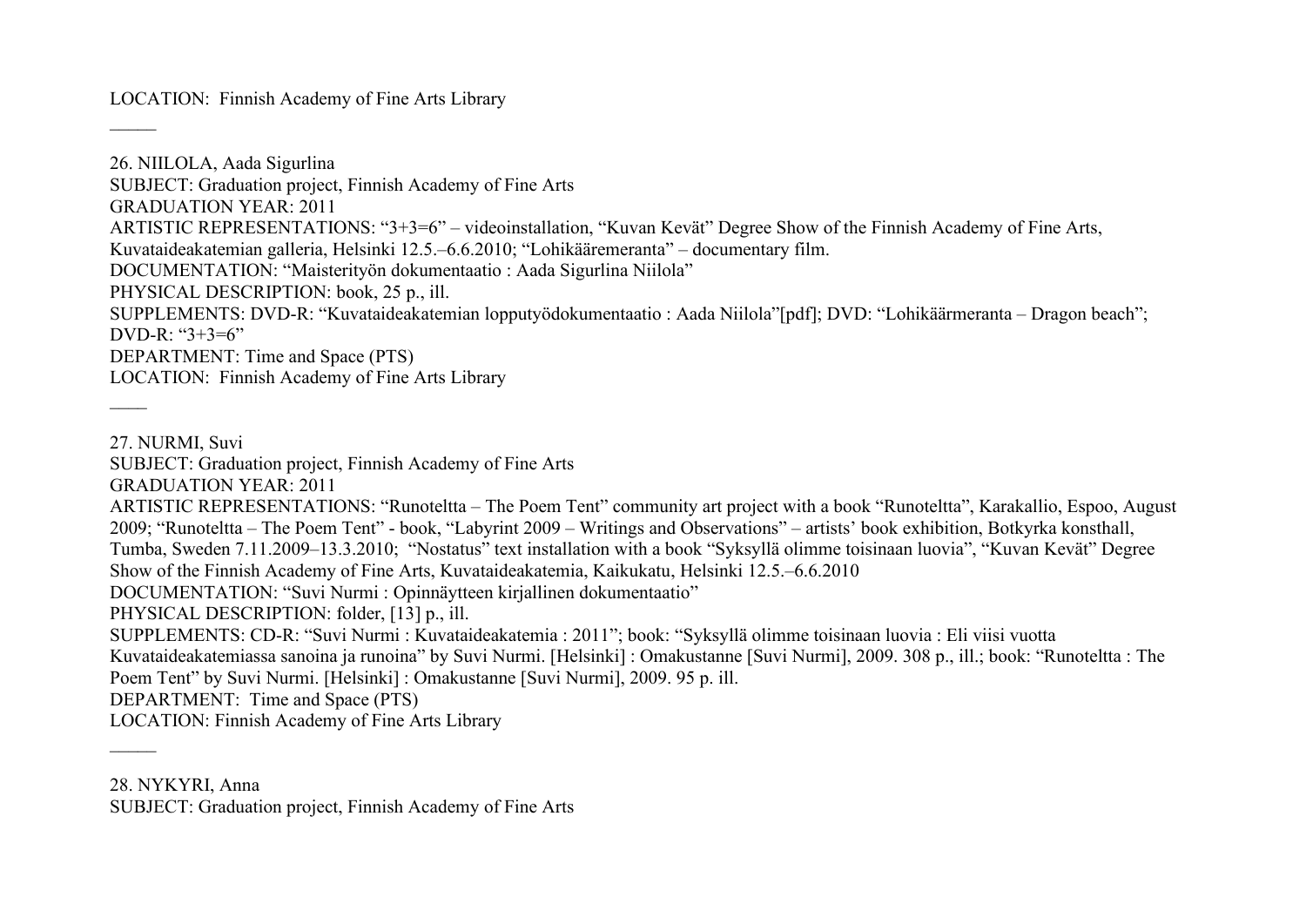LOCATION: Finnish Academy of Fine Arts Library

_____

26. NIILOLA, Aada Sigurlina
SUBJECT: Graduation project, Finnish Academy of Fine Arts
GRADUATION YEAR: 2011
ARTISTIC REPRESENTATIONS: "3+3=6" – videoinstallation, "Kuvan Kevät" Degree Show of the Finnish Academy of Fine Arts, Kuvataideakatemian galleria, Helsinki 12.5.–6.6.2010; "Lohikääremeranta" – documentary film.
DOCUMENTATION: "Maisterityön dokumentaatio : Aada Sigurlina Niilola"
PHYSICAL DESCRIPTION: book, 25 p., ill.
SUPPLEMENTS: DVD-R: "Kuvataideakatemian lopputyödokumentaatio : Aada Niilola"[pdf]; DVD: "Lohikäärmeranta – Dragon beach"; DVD-R: "3+3=6"
DEPARTMENT: Time and Space (PTS)
LOCATION: Finnish Academy of Fine Arts Library

____

27. NURMI, Suvi
SUBJECT: Graduation project, Finnish Academy of Fine Arts
GRADUATION YEAR: 2011
ARTISTIC REPRESENTATIONS: "Runoteltta – The Poem Tent" community art project with a book "Runoteltta", Karakallio, Espoo, August 2009; "Runoteltta – The Poem Tent" - book, "Labyrint 2009 – Writings and Observations" – artists' book exhibition, Botkyrka konsthall, Tumba, Sweden 7.11.2009–13.3.2010; "Nostatus" text installation with a book "Syksyllä olimme toisinaan luovia", "Kuvan Kevät" Degree Show of the Finnish Academy of Fine Arts, Kuvataideakatemia, Kaikukatu, Helsinki 12.5.–6.6.2010
DOCUMENTATION: "Suvi Nurmi : Opinnäytteen kirjallinen dokumentaatio"
PHYSICAL DESCRIPTION: folder, [13] p., ill.
SUPPLEMENTS: CD-R: "Suvi Nurmi : Kuvataideakatemia : 2011"; book: "Syksyllä olimme toisinaan luovia : Eli viisi vuotta Kuvataideakatemiassa sanoina ja runoina" by Suvi Nurmi. [Helsinki] : Omakustanne [Suvi Nurmi], 2009. 308 p., ill.; book: "Runoteltta : The Poem Tent" by Suvi Nurmi. [Helsinki] : Omakustanne [Suvi Nurmi], 2009. 95 p. ill.
DEPARTMENT: Time and Space (PTS)
LOCATION: Finnish Academy of Fine Arts Library

_____

28. NYKYRI, Anna
SUBJECT: Graduation project, Finnish Academy of Fine Arts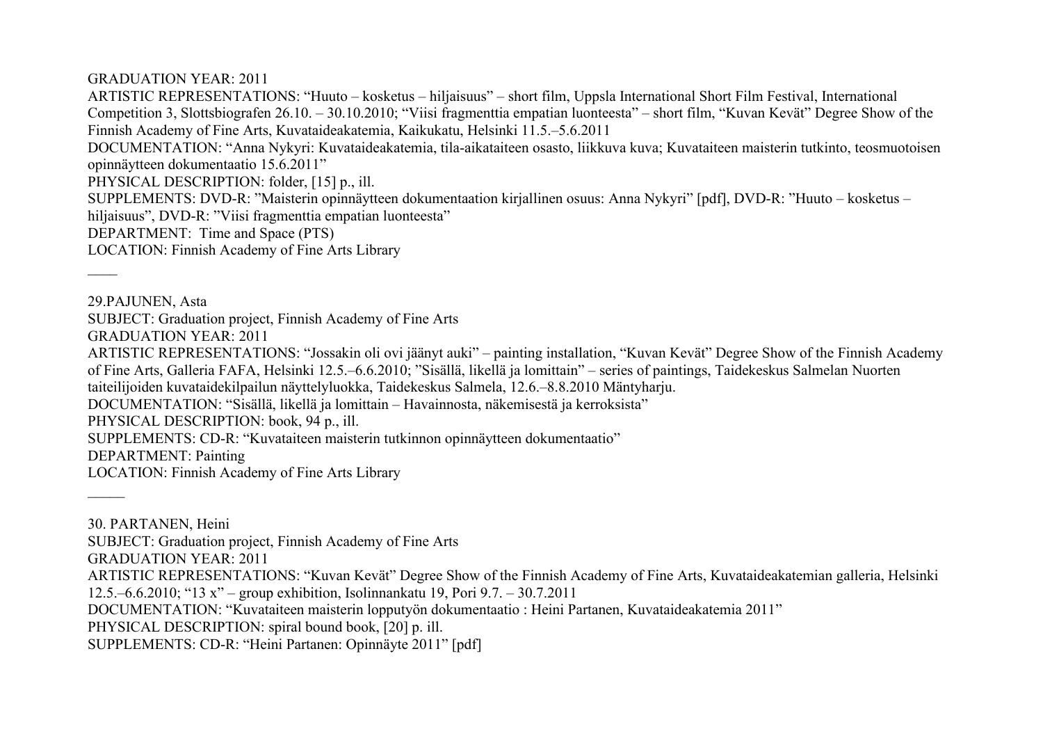GRADUATION YEAR: 2011

ARTISTIC REPRESENTATIONS: "Huuto – kosketus – hiljaisuus" – short film, Uppsla International Short Film Festival, International Competition 3, Slottsbiografen 26.10. – 30.10.2010; "Viisi fragmenttia empatian luonteesta" – short film, "Kuvan Kevät" Degree Show of the Finnish Academy of Fine Arts, Kuvataideakatemia, Kaikukatu, Helsinki 11.5.–5.6.2011

DOCUMENTATION: "Anna Nykyri: Kuvataideakatemia, tila-aikataiteen osasto, liikkuva kuva; Kuvataiteen maisterin tutkinto, teosmuotoisen opinnäytteen dokumentaatio 15.6.2011"

PHYSICAL DESCRIPTION: folder, [15] p., ill.

SUPPLEMENTS: DVD-R: "Maisterin opinnäytteen dokumentaation kirjallinen osuus: Anna Nykyri" [pdf], DVD-R: "Huuto – kosketus – hiljaisuus", DVD-R: "Viisi fragmenttia empatian luonteesta"

DEPARTMENT: Time and Space (PTS)

LOCATION: Finnish Academy of Fine Arts Library

____

29.PAJUNEN, Asta

SUBJECT: Graduation project, Finnish Academy of Fine Arts

GRADUATION YEAR: 2011

ARTISTIC REPRESENTATIONS: "Jossakin oli ovi jäänyt auki" – painting installation, "Kuvan Kevät" Degree Show of the Finnish Academy of Fine Arts, Galleria FAFA, Helsinki 12.5.–6.6.2010; "Sisällä, likellä ja lomittain" – series of paintings, Taidekeskus Salmelan Nuorten taiteilijoiden kuvataidekilpailun näyttelyluokka, Taidekeskus Salmela, 12.6.–8.8.2010 Mäntyharju.

DOCUMENTATION: "Sisällä, likellä ja lomittain – Havainnosta, näkemisestä ja kerroksista"

PHYSICAL DESCRIPTION: book, 94 p., ill.

SUPPLEMENTS: CD-R: "Kuvataiteen maisterin tutkinnon opinnäytteen dokumentaatio"

DEPARTMENT: Painting

LOCATION: Finnish Academy of Fine Arts Library

_____

30. PARTANEN, Heini

SUBJECT: Graduation project, Finnish Academy of Fine Arts

GRADUATION YEAR: 2011

ARTISTIC REPRESENTATIONS: "Kuvan Kevät" Degree Show of the Finnish Academy of Fine Arts, Kuvataideakatemian galleria, Helsinki 12.5.–6.6.2010; "13 x" – group exhibition, Isolinnankatu 19, Pori 9.7. – 30.7.2011

DOCUMENTATION: "Kuvataiteen maisterin lopputyön dokumentaatio : Heini Partanen, Kuvataideakatemia 2011"

PHYSICAL DESCRIPTION: spiral bound book, [20] p. ill.

SUPPLEMENTS: CD-R: "Heini Partanen: Opinnäyte 2011" [pdf]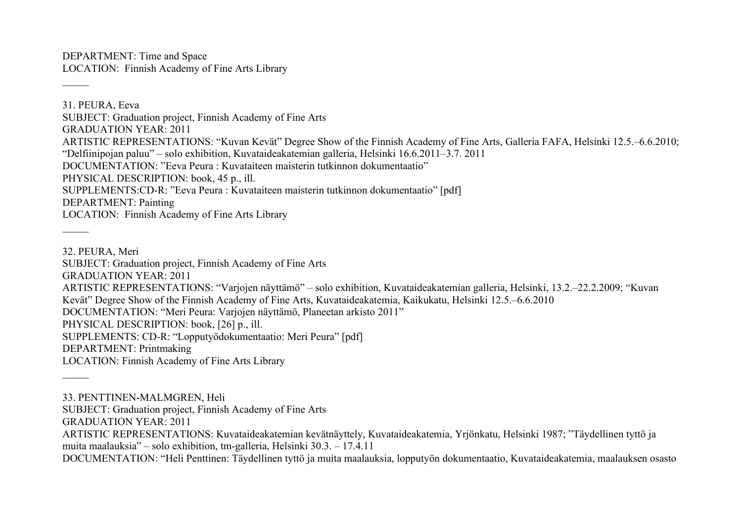DEPARTMENT: Time and Space
LOCATION: Finnish Academy of Fine Arts Library

_____

31. PEURA, Eeva
SUBJECT: Graduation project, Finnish Academy of Fine Arts
GRADUATION YEAR: 2011
ARTISTIC REPRESENTATIONS: "Kuvan Kevät" Degree Show of the Finnish Academy of Fine Arts, Galleria FAFA, Helsinki 12.5.–6.6.2010; "Delfiinipojan paluu" – solo exhibition, Kuvataideakatemian galleria, Helsinki 16.6.2011–3.7. 2011
DOCUMENTATION: ”Eeva Peura : Kuvataiteen maisterin tutkinnon dokumentaatio"
PHYSICAL DESCRIPTION: book, 45 p., ill.
SUPPLEMENTS:CD-R: ”Eeva Peura : Kuvataiteen maisterin tutkinnon dokumentaatio" [pdf]
DEPARTMENT: Painting
LOCATION: Finnish Academy of Fine Arts Library

_____

32. PEURA, Meri
SUBJECT: Graduation project, Finnish Academy of Fine Arts
GRADUATION YEAR: 2011
ARTISTIC REPRESENTATIONS: "Varjojen näyttämö" – solo exhibition, Kuvataideakatemian galleria, Helsinki, 13.2.–22.2.2009; "Kuvan Kevät" Degree Show of the Finnish Academy of Fine Arts, Kuvataideakatemia, Kaikukatu, Helsinki 12.5.–6.6.2010
DOCUMENTATION: "Meri Peura: Varjojen näyttämö, Planeetan arkisto 2011"
PHYSICAL DESCRIPTION: book, [26] p., ill.
SUPPLEMENTS: CD-R: "Lopputyödokumentaatio: Meri Peura" [pdf]
DEPARTMENT: Printmaking
LOCATION: Finnish Academy of Fine Arts Library

_____

33. PENTTINEN-MALMGREN, Heli
SUBJECT: Graduation project, Finnish Academy of Fine Arts
GRADUATION YEAR: 2011
ARTISTIC REPRESENTATIONS: Kuvataideakatemian kevätnäyttely, Kuvataideakatemia, Yrjönkatu, Helsinki 1987; ”Täydellinen tyttö ja muita maalauksia" – solo exhibition, tm-galleria, Helsinki 30.3. – 17.4.11
DOCUMENTATION: "Heli Penttinen: Täydellinen tyttö ja muita maalauksia, lopputyön dokumentaatio, Kuvataideakatemia, maalauksen osasto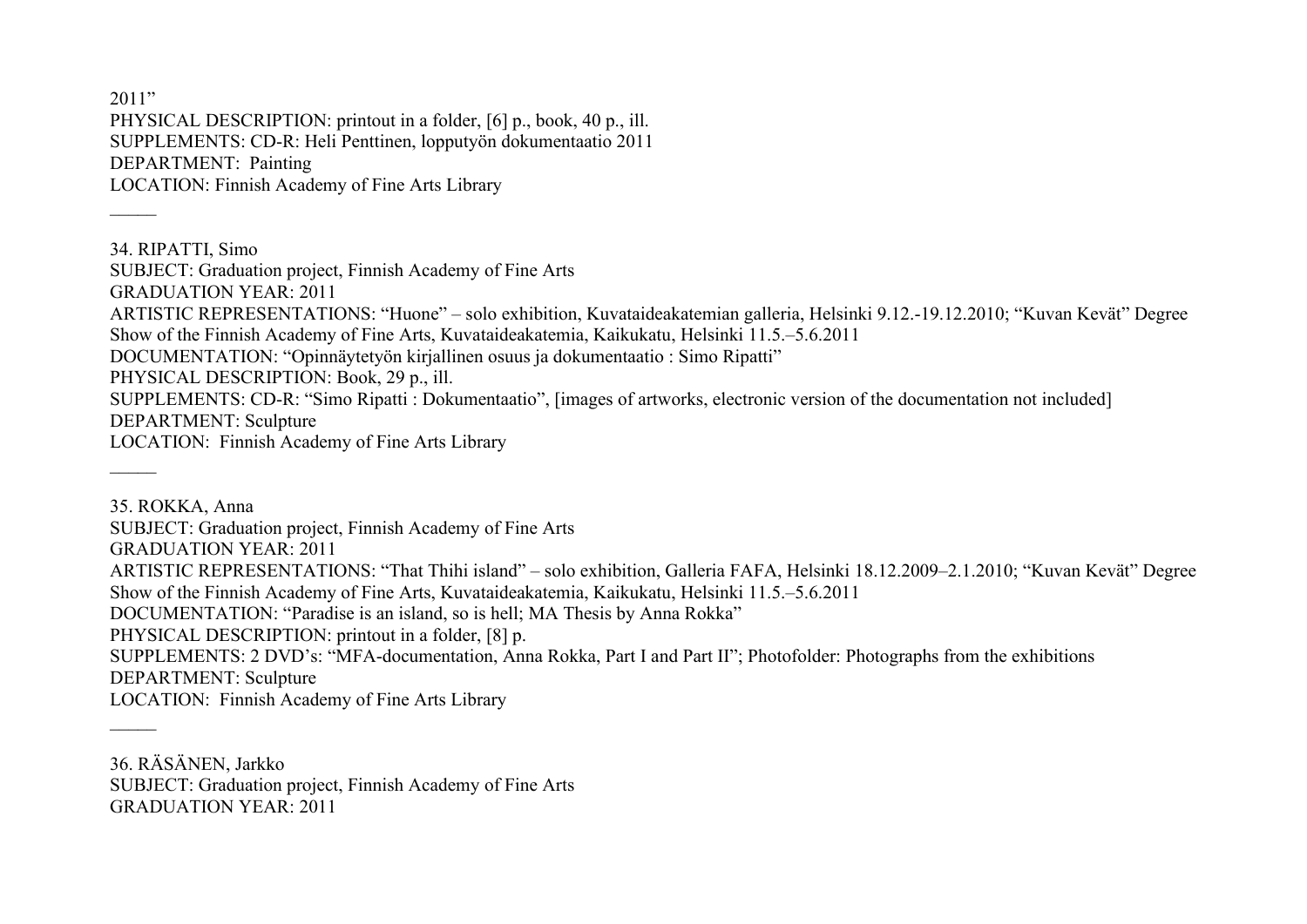2011"
PHYSICAL DESCRIPTION: printout in a folder, [6] p., book, 40 p., ill.
SUPPLEMENTS: CD-R: Heli Penttinen, lopputyön dokumentaatio 2011
DEPARTMENT: Painting
LOCATION: Finnish Academy of Fine Arts Library

_____

34. RIPATTI, Simo
SUBJECT: Graduation project, Finnish Academy of Fine Arts
GRADUATION YEAR: 2011
ARTISTIC REPRESENTATIONS: "Huone" – solo exhibition, Kuvataideakatemian galleria, Helsinki 9.12.-19.12.2010; "Kuvan Kevät" Degree Show of the Finnish Academy of Fine Arts, Kuvataideakatemia, Kaikukatu, Helsinki 11.5.–5.6.2011
DOCUMENTATION: "Opinnäytetyön kirjallinen osuus ja dokumentaatio : Simo Ripatti"
PHYSICAL DESCRIPTION: Book, 29 p., ill.
SUPPLEMENTS: CD-R: "Simo Ripatti : Dokumentaatio", [images of artworks, electronic version of the documentation not included]
DEPARTMENT: Sculpture
LOCATION: Finnish Academy of Fine Arts Library

_____

35. ROKKA, Anna
SUBJECT: Graduation project, Finnish Academy of Fine Arts
GRADUATION YEAR: 2011
ARTISTIC REPRESENTATIONS: "That Thihi island" – solo exhibition, Galleria FAFA, Helsinki 18.12.2009–2.1.2010; "Kuvan Kevät" Degree Show of the Finnish Academy of Fine Arts, Kuvataideakatemia, Kaikukatu, Helsinki 11.5.–5.6.2011
DOCUMENTATION: "Paradise is an island, so is hell; MA Thesis by Anna Rokka"
PHYSICAL DESCRIPTION: printout in a folder, [8] p.
SUPPLEMENTS: 2 DVD's: "MFA-documentation, Anna Rokka, Part I and Part II"; Photofolder: Photographs from the exhibitions
DEPARTMENT: Sculpture
LOCATION: Finnish Academy of Fine Arts Library

_____

36. RÄSÄNEN, Jarkko
SUBJECT: Graduation project, Finnish Academy of Fine Arts
GRADUATION YEAR: 2011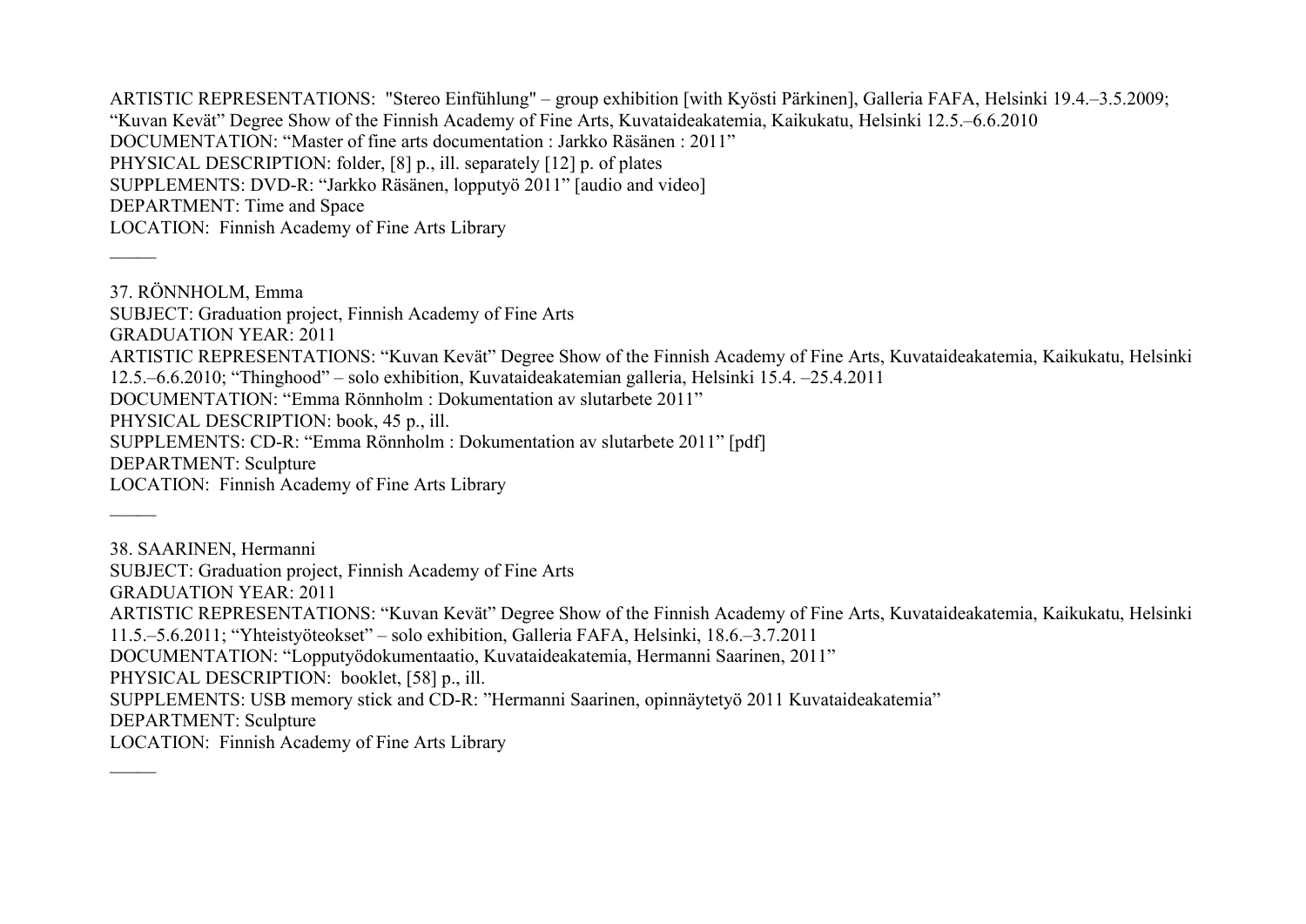ARTISTIC REPRESENTATIONS: "Stereo Einfühlung" – group exhibition [with Kyösti Pärkinen], Galleria FAFA, Helsinki 19.4.–3.5.2009; “Kuvan Kevät” Degree Show of the Finnish Academy of Fine Arts, Kuvataideakatemia, Kaikukatu, Helsinki 12.5.–6.6.2010
DOCUMENTATION: “Master of fine arts documentation : Jarkko Räsänen : 2011”
PHYSICAL DESCRIPTION: folder, [8] p., ill. separately [12] p. of plates
SUPPLEMENTS: DVD-R: “Jarkko Räsänen, lopputyö 2011” [audio and video]
DEPARTMENT: Time and Space
LOCATION: Finnish Academy of Fine Arts Library

_____

37. RÖNNHOLM, Emma
SUBJECT: Graduation project, Finnish Academy of Fine Arts
GRADUATION YEAR: 2011
ARTISTIC REPRESENTATIONS: “Kuvan Kevät” Degree Show of the Finnish Academy of Fine Arts, Kuvataideakatemia, Kaikukatu, Helsinki 12.5.–6.6.2010; “Thinghood” – solo exhibition, Kuvataideakatemian galleria, Helsinki 15.4. –25.4.2011
DOCUMENTATION: “Emma Rönnholm : Dokumentation av slutarbete 2011”
PHYSICAL DESCRIPTION: book, 45 p., ill.
SUPPLEMENTS: CD-R: “Emma Rönnholm : Dokumentation av slutarbete 2011” [pdf]
DEPARTMENT: Sculpture
LOCATION: Finnish Academy of Fine Arts Library

_____

38. SAARINEN, Hermanni
SUBJECT: Graduation project, Finnish Academy of Fine Arts
GRADUATION YEAR: 2011
ARTISTIC REPRESENTATIONS: “Kuvan Kevät” Degree Show of the Finnish Academy of Fine Arts, Kuvataideakatemia, Kaikukatu, Helsinki 11.5.–5.6.2011; “Yhteistyöteokset” – solo exhibition, Galleria FAFA, Helsinki, 18.6.–3.7.2011
DOCUMENTATION: “Lopputyödokumentaatio, Kuvataideakatemia, Hermanni Saarinen, 2011”
PHYSICAL DESCRIPTION: booklet, [58] p., ill.
SUPPLEMENTS: USB memory stick and CD-R: ”Hermanni Saarinen, opinnäytetyö 2011 Kuvataideakatemia”
DEPARTMENT: Sculpture
LOCATION: Finnish Academy of Fine Arts Library

_____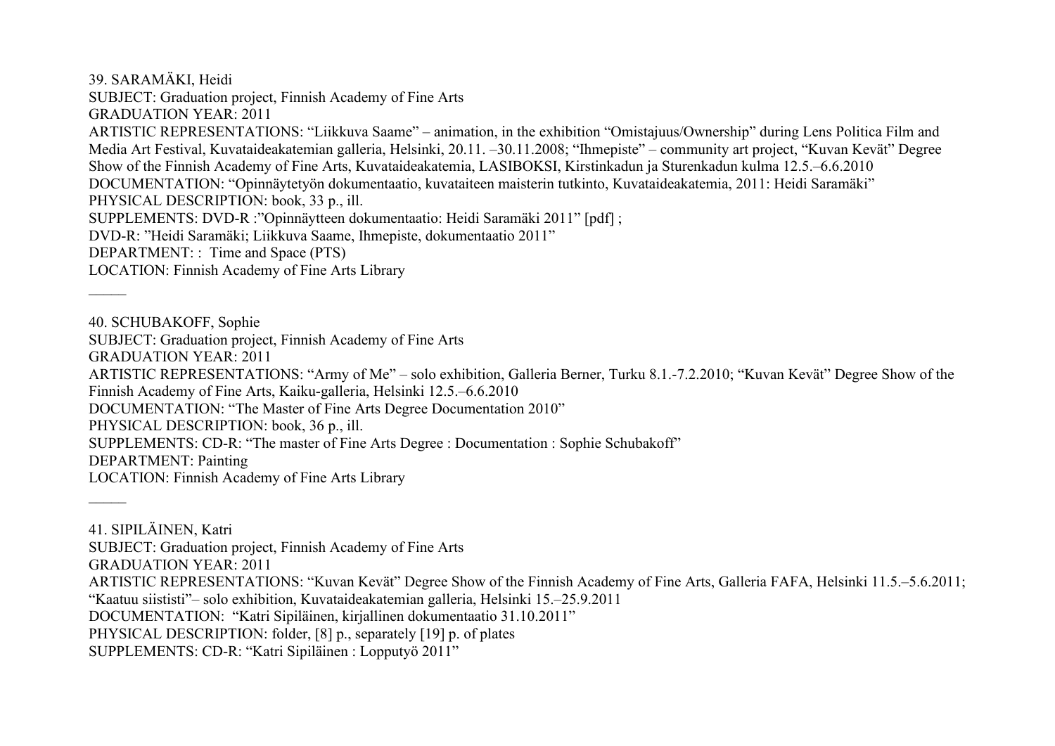39. SARAMÄKI, Heidi
SUBJECT: Graduation project, Finnish Academy of Fine Arts
GRADUATION YEAR: 2011
ARTISTIC REPRESENTATIONS: "Liikkuva Saame" – animation, in the exhibition "Omistajuus/Ownership" during Lens Politica Film and Media Art Festival, Kuvataideakatemian galleria, Helsinki, 20.11. –30.11.2008; "Ihmepiste" – community art project, "Kuvan Kevät" Degree Show of the Finnish Academy of Fine Arts, Kuvataideakatemia, LASIBOKSI, Kirstinkadun ja Sturenkadun kulma 12.5.–6.6.2010
DOCUMENTATION: "Opinnäytetyön dokumentaatio, kuvataiteen maisterin tutkinto, Kuvataideakatemia, 2011: Heidi Saramäki"
PHYSICAL DESCRIPTION: book, 33 p., ill.
SUPPLEMENTS: DVD-R :"Opinnäytteen dokumentaatio: Heidi Saramäki 2011" [pdf] ;
DVD-R: "Heidi Saramäki; Liikkuva Saame, Ihmepiste, dokumentaatio 2011"
DEPARTMENT: : Time and Space (PTS)
LOCATION: Finnish Academy of Fine Arts Library

\_\_\_\_\_

40. SCHUBAKOFF, Sophie
SUBJECT: Graduation project, Finnish Academy of Fine Arts
GRADUATION YEAR: 2011
ARTISTIC REPRESENTATIONS: "Army of Me" – solo exhibition, Galleria Berner, Turku 8.1.-7.2.2010; "Kuvan Kevät" Degree Show of the Finnish Academy of Fine Arts, Kaiku-galleria, Helsinki 12.5.–6.6.2010
DOCUMENTATION: "The Master of Fine Arts Degree Documentation 2010"
PHYSICAL DESCRIPTION: book, 36 p., ill.
SUPPLEMENTS: CD-R: "The master of Fine Arts Degree : Documentation : Sophie Schubakoff"
DEPARTMENT: Painting
LOCATION: Finnish Academy of Fine Arts Library

\_\_\_\_\_

41. SIPILÄINEN, Katri
SUBJECT: Graduation project, Finnish Academy of Fine Arts
GRADUATION YEAR: 2011
ARTISTIC REPRESENTATIONS: "Kuvan Kevät" Degree Show of the Finnish Academy of Fine Arts, Galleria FAFA, Helsinki 11.5.–5.6.2011; "Kaatuu siististi"– solo exhibition, Kuvataideakatemian galleria, Helsinki 15.–25.9.2011
DOCUMENTATION: "Katri Sipiläinen, kirjallinen dokumentaatio 31.10.2011"
PHYSICAL DESCRIPTION: folder, [8] p., separately [19] p. of plates
SUPPLEMENTS: CD-R: "Katri Sipiläinen : Lopputyö 2011"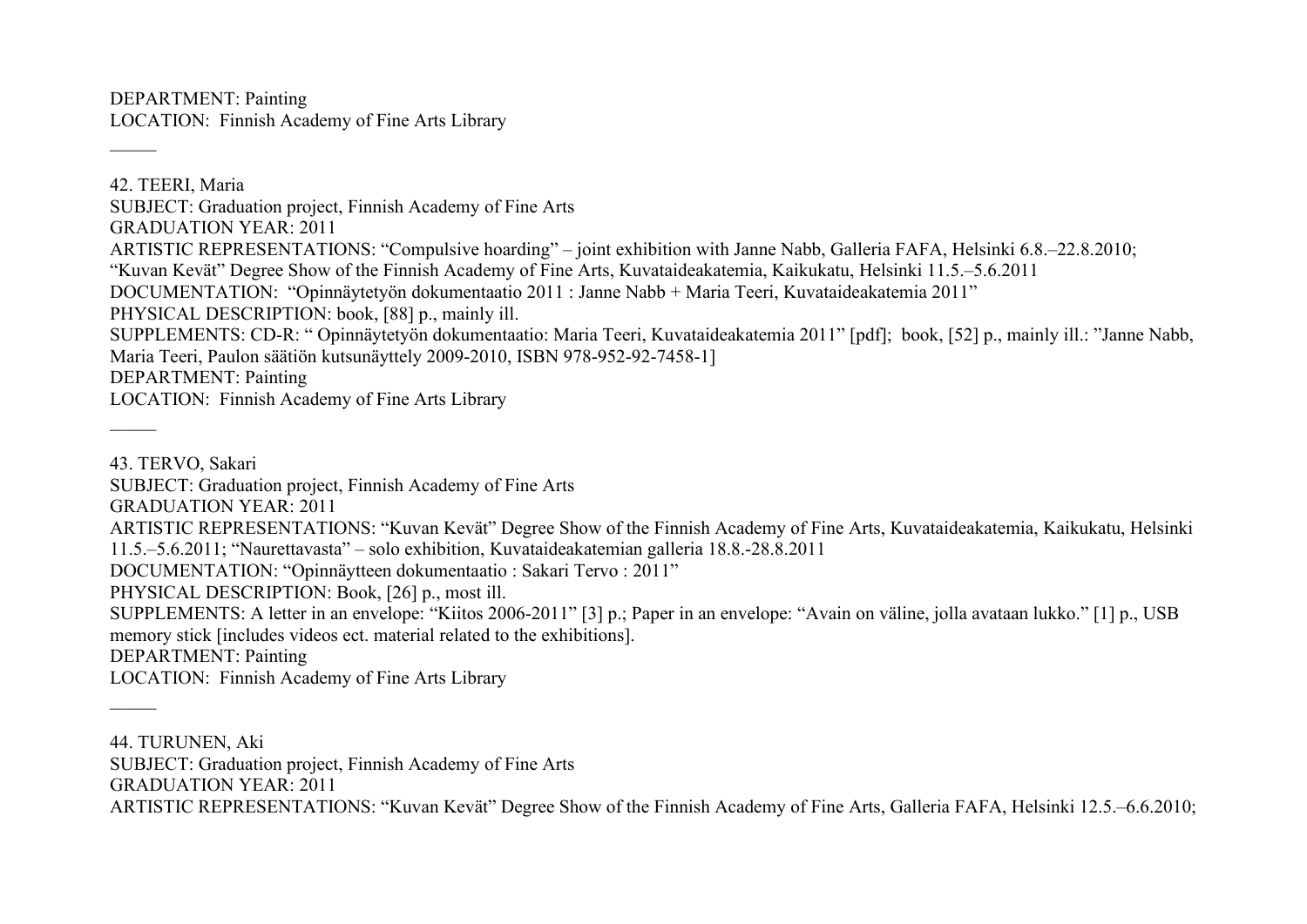DEPARTMENT: Painting
LOCATION: Finnish Academy of Fine Arts Library

_____

42. TEERI, Maria
SUBJECT: Graduation project, Finnish Academy of Fine Arts
GRADUATION YEAR: 2011
ARTISTIC REPRESENTATIONS: “Compulsive hoarding” – joint exhibition with Janne Nabb, Galleria FAFA, Helsinki 6.8.–22.8.2010; “Kuvan Kevät” Degree Show of the Finnish Academy of Fine Arts, Kuvataideakatemia, Kaikukatu, Helsinki 11.5.–5.6.2011
DOCUMENTATION: “Opinnäytetyön dokumentaatio 2011 : Janne Nabb + Maria Teeri, Kuvataideakatemia 2011”
PHYSICAL DESCRIPTION: book, [88] p., mainly ill.
SUPPLEMENTS: CD-R: “ Opinnäytetyön dokumentaatio: Maria Teeri, Kuvataideakatemia 2011” [pdf]; book, [52] p., mainly ill.: ”Janne Nabb, Maria Teeri, Paulon säätiön kutsunäyttely 2009-2010, ISBN 978-952-92-7458-1]
DEPARTMENT: Painting
LOCATION: Finnish Academy of Fine Arts Library

_____

43. TERVO, Sakari
SUBJECT: Graduation project, Finnish Academy of Fine Arts
GRADUATION YEAR: 2011
ARTISTIC REPRESENTATIONS: “Kuvan Kevät” Degree Show of the Finnish Academy of Fine Arts, Kuvataideakatemia, Kaikukatu, Helsinki 11.5.–5.6.2011; “Naurettavasta” – solo exhibition, Kuvataideakatemian galleria 18.8.-28.8.2011
DOCUMENTATION: “Opinnäytteen dokumentaatio : Sakari Tervo : 2011”
PHYSICAL DESCRIPTION: Book, [26] p., most ill.
SUPPLEMENTS: A letter in an envelope: “Kiitos 2006-2011” [3] p.; Paper in an envelope: “Avain on väline, jolla avataan lukko.” [1] p., USB memory stick [includes videos ect. material related to the exhibitions].
DEPARTMENT: Painting
LOCATION: Finnish Academy of Fine Arts Library

_____

44. TURUNEN, Aki
SUBJECT: Graduation project, Finnish Academy of Fine Arts
GRADUATION YEAR: 2011
ARTISTIC REPRESENTATIONS: “Kuvan Kevät” Degree Show of the Finnish Academy of Fine Arts, Galleria FAFA, Helsinki 12.5.–6.6.2010;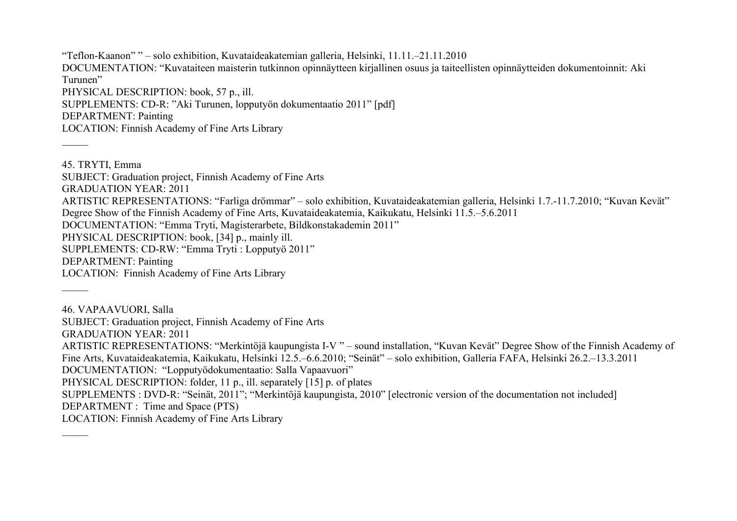"Teflon-Kaanon" " – solo exhibition, Kuvataideakatemian galleria, Helsinki, 11.11.–21.11.2010
DOCUMENTATION: "Kuvataiteen maisterin tutkinnon opinnäytteen kirjallinen osuus ja taiteellisten opinnäytteiden dokumentoinnit: Aki Turunen"
PHYSICAL DESCRIPTION: book, 57 p., ill.
SUPPLEMENTS: CD-R: "Aki Turunen, lopputyön dokumentaatio 2011" [pdf]
DEPARTMENT: Painting
LOCATION: Finnish Academy of Fine Arts Library

_____

45. TRYTI, Emma
SUBJECT: Graduation project, Finnish Academy of Fine Arts
GRADUATION YEAR: 2011
ARTISTIC REPRESENTATIONS: "Farliga drömmar" – solo exhibition, Kuvataideakatemian galleria, Helsinki 1.7.-11.7.2010; "Kuvan Kevät" Degree Show of the Finnish Academy of Fine Arts, Kuvataideakatemia, Kaikukatu, Helsinki 11.5.–5.6.2011
DOCUMENTATION: "Emma Tryti, Magisterarbete, Bildkonstakademin 2011"
PHYSICAL DESCRIPTION: book, [34] p., mainly ill.
SUPPLEMENTS: CD-RW: "Emma Tryti : Lopputyö 2011"
DEPARTMENT: Painting
LOCATION: Finnish Academy of Fine Arts Library

_____

46. VAPAAVUORI, Salla
SUBJECT: Graduation project, Finnish Academy of Fine Arts
GRADUATION YEAR: 2011
ARTISTIC REPRESENTATIONS: "Merkintöjä kaupungista I-V " – sound installation, "Kuvan Kevät" Degree Show of the Finnish Academy of Fine Arts, Kuvataideakatemia, Kaikukatu, Helsinki 12.5.–6.6.2010; "Seinät" – solo exhibition, Galleria FAFA, Helsinki 26.2.–13.3.2011
DOCUMENTATION: "Lopputyödokumentaatio: Salla Vapaavuori"
PHYSICAL DESCRIPTION: folder, 11 p., ill. separately [15] p. of plates
SUPPLEMENTS : DVD-R: "Seinät, 2011"; "Merkintöjä kaupungista, 2010" [electronic version of the documentation not included]
DEPARTMENT : Time and Space (PTS)
LOCATION: Finnish Academy of Fine Arts Library

_____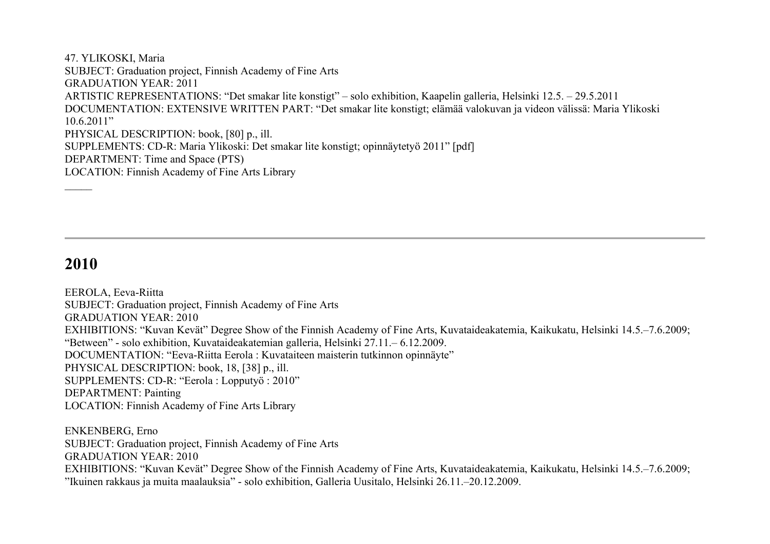47. YLIKOSKI, Maria
SUBJECT: Graduation project, Finnish Academy of Fine Arts
GRADUATION YEAR: 2011
ARTISTIC REPRESENTATIONS: “Det smakar lite konstigt” – solo exhibition, Kaapelin galleria, Helsinki 12.5. – 29.5.2011
DOCUMENTATION: EXTENSIVE WRITTEN PART: “Det smakar lite konstigt; elämää valokuvan ja videon välissä: Maria Ylikoski 10.6.2011”
PHYSICAL DESCRIPTION: book, [80] p., ill.
SUPPLEMENTS: CD-R: Maria Ylikoski: Det smakar lite konstigt; opinnäytetyö 2011” [pdf]
DEPARTMENT: Time and Space (PTS)
LOCATION: Finnish Academy of Fine Arts Library

\_\_\_\_\_

---

## 2010

EEROLA, Eeva-Riitta
SUBJECT: Graduation project, Finnish Academy of Fine Arts
GRADUATION YEAR: 2010
EXHIBITIONS: “Kuvan Kevät” Degree Show of the Finnish Academy of Fine Arts, Kuvataideakatemia, Kaikukatu, Helsinki 14.5.–7.6.2009; “Between” - solo exhibition, Kuvataideakatemian galleria, Helsinki 27.11.– 6.12.2009.
DOCUMENTATION: “Eeva-Riitta Eerola : Kuvataiteen maisterin tutkinnon opinnäyte”
PHYSICAL DESCRIPTION: book, 18, [38] p., ill.
SUPPLEMENTS: CD-R: “Eerola : Lopputyö : 2010”
DEPARTMENT: Painting
LOCATION: Finnish Academy of Fine Arts Library

ENKENBERG, Erno
SUBJECT: Graduation project, Finnish Academy of Fine Arts
GRADUATION YEAR: 2010
EXHIBITIONS: “Kuvan Kevät” Degree Show of the Finnish Academy of Fine Arts, Kuvataideakatemia, Kaikukatu, Helsinki 14.5.–7.6.2009; ”Ikuinen rakkaus ja muita maalauksia” - solo exhibition, Galleria Uusitalo, Helsinki 26.11.–20.12.2009.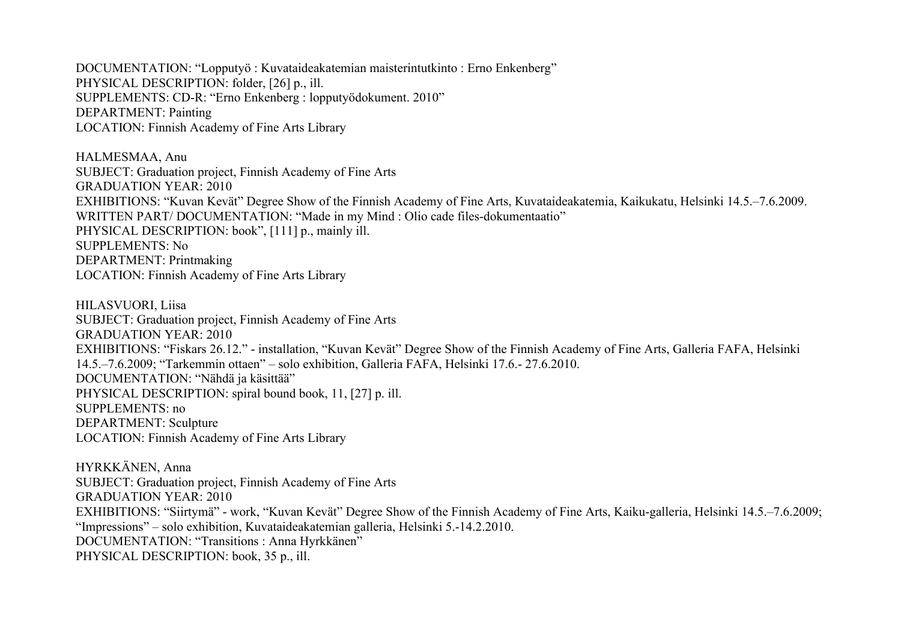DOCUMENTATION: “Lopputyö : Kuvataideakatemian maisterintutkinto : Erno Enkenberg”
PHYSICAL DESCRIPTION: folder, [26] p., ill.
SUPPLEMENTS: CD-R: “Erno Enkenberg : lopputyödokument. 2010”
DEPARTMENT: Painting
LOCATION: Finnish Academy of Fine Arts Library

HALMESMAA, Anu
SUBJECT: Graduation project, Finnish Academy of Fine Arts
GRADUATION YEAR: 2010
EXHIBITIONS: “Kuvan Kevät” Degree Show of the Finnish Academy of Fine Arts, Kuvataideakatemia, Kaikukatu, Helsinki 14.5.–7.6.2009.
WRITTEN PART/ DOCUMENTATION: “Made in my Mind : Olio cade files-dokumentaatio”
PHYSICAL DESCRIPTION: book”, [111] p., mainly ill.
SUPPLEMENTS: No
DEPARTMENT: Printmaking
LOCATION: Finnish Academy of Fine Arts Library

HILASVUORI, Liisa
SUBJECT: Graduation project, Finnish Academy of Fine Arts
GRADUATION YEAR: 2010
EXHIBITIONS: “Fiskars 26.12.” - installation, “Kuvan Kevät” Degree Show of the Finnish Academy of Fine Arts, Galleria FAFA, Helsinki 14.5.–7.6.2009; “Tarkemmin ottaen” – solo exhibition, Galleria FAFA, Helsinki 17.6.- 27.6.2010.
DOCUMENTATION: “Nähdä ja käsittää”
PHYSICAL DESCRIPTION: spiral bound book, 11, [27] p. ill.
SUPPLEMENTS: no
DEPARTMENT: Sculpture
LOCATION: Finnish Academy of Fine Arts Library

HYRKKÄNEN, Anna
SUBJECT: Graduation project, Finnish Academy of Fine Arts
GRADUATION YEAR: 2010
EXHIBITIONS: “Siirtymä” - work, “Kuvan Kevät” Degree Show of the Finnish Academy of Fine Arts, Kaiku-galleria, Helsinki 14.5.–7.6.2009; “Impressions” – solo exhibition, Kuvataideakatemian galleria, Helsinki 5.-14.2.2010.
DOCUMENTATION: “Transitions : Anna Hyrkkänen”
PHYSICAL DESCRIPTION: book, 35 p., ill.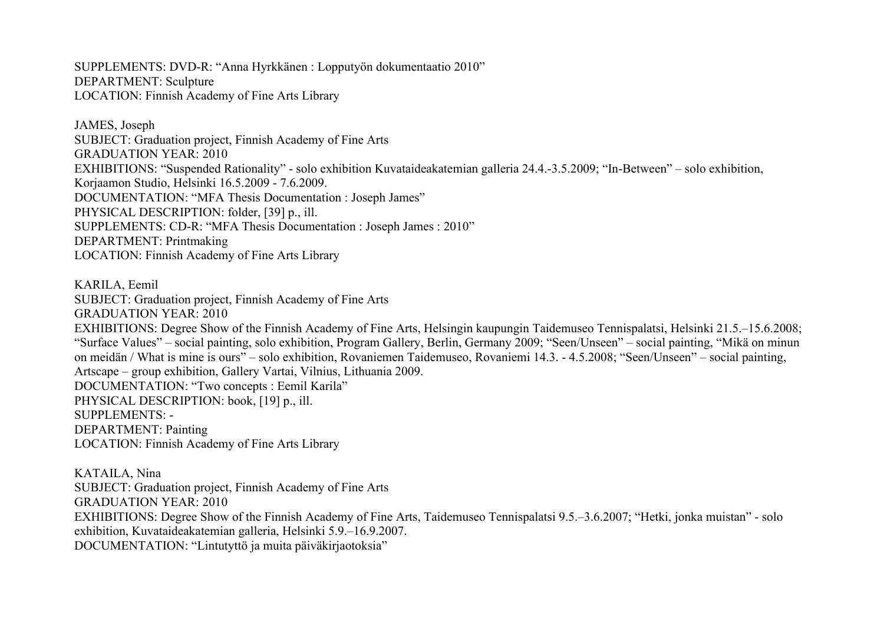SUPPLEMENTS: DVD-R: “Anna Hyrkkänen : Lopputyön dokumentaatio 2010”  
DEPARTMENT: Sculpture  
LOCATION: Finnish Academy of Fine Arts Library

JAMES, Joseph  
SUBJECT: Graduation project, Finnish Academy of Fine Arts  
GRADUATION YEAR: 2010  
EXHIBITIONS: “Suspended Rationality” - solo exhibition Kuvataideakatemian galleria 24.4.-3.5.2009; “In-Between” – solo exhibition, Korjaamon Studio, Helsinki 16.5.2009 - 7.6.2009.  
DOCUMENTATION: “MFA Thesis Documentation : Joseph James”  
PHYSICAL DESCRIPTION: folder, [39] p., ill.  
SUPPLEMENTS: CD-R: “MFA Thesis Documentation : Joseph James : 2010”  
DEPARTMENT: Printmaking  
LOCATION: Finnish Academy of Fine Arts Library

KARILA, Eemil  
SUBJECT: Graduation project, Finnish Academy of Fine Arts  
GRADUATION YEAR: 2010  
EXHIBITIONS: Degree Show of the Finnish Academy of Fine Arts, Helsingin kaupungin Taidemuseo Tennispalatsi, Helsinki 21.5.–15.6.2008; “Surface Values” – social painting, solo exhibition, Program Gallery, Berlin, Germany 2009; “Seen/Unseen” – social painting, “Mikä on minun on meidän / What is mine is ours” – solo exhibition, Rovaniemen Taidemuseo, Rovaniemi 14.3. - 4.5.2008; “Seen/Unseen” – social painting, Artscape – group exhibition, Gallery Vartai, Vilnius, Lithuania 2009.  
DOCUMENTATION: “Two concepts : Eemil Karila”  
PHYSICAL DESCRIPTION: book, [19] p., ill.  
SUPPLEMENTS: -  
DEPARTMENT: Painting  
LOCATION: Finnish Academy of Fine Arts Library

KATAILA, Nina  
SUBJECT: Graduation project, Finnish Academy of Fine Arts  
GRADUATION YEAR: 2010  
EXHIBITIONS: Degree Show of the Finnish Academy of Fine Arts, Taidemuseo Tennispalatsi 9.5.–3.6.2007; “Hetki, jonka muistan” - solo exhibition, Kuvataideakatemian galleria, Helsinki 5.9.–16.9.2007.  
DOCUMENTATION: “Lintutyttö ja muita päiväkirjaotoksia”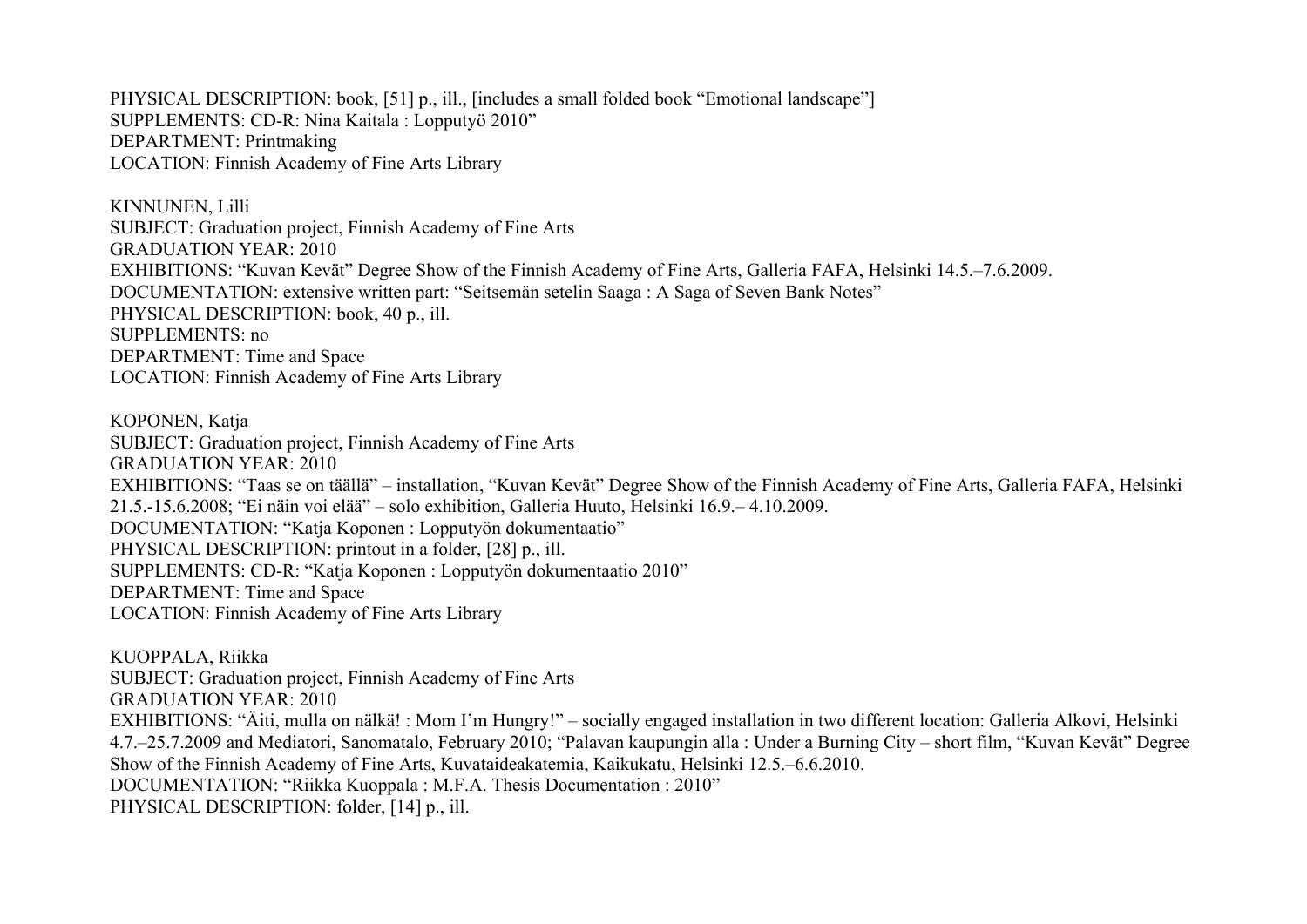PHYSICAL DESCRIPTION: book, [51] p., ill., [includes a small folded book "Emotional landscape"]
SUPPLEMENTS: CD-R: Nina Kaitala : Lopputyö 2010"
DEPARTMENT: Printmaking
LOCATION: Finnish Academy of Fine Arts Library

KINNUNEN, Lilli
SUBJECT: Graduation project, Finnish Academy of Fine Arts
GRADUATION YEAR: 2010
EXHIBITIONS: "Kuvan Kevät" Degree Show of the Finnish Academy of Fine Arts, Galleria FAFA, Helsinki 14.5.–7.6.2009.
DOCUMENTATION: extensive written part: "Seitsemän setelin Saaga : A Saga of Seven Bank Notes"
PHYSICAL DESCRIPTION: book, 40 p., ill.
SUPPLEMENTS: no
DEPARTMENT: Time and Space
LOCATION: Finnish Academy of Fine Arts Library

KOPONEN, Katja
SUBJECT: Graduation project, Finnish Academy of Fine Arts
GRADUATION YEAR: 2010
EXHIBITIONS: "Taas se on täällä" – installation, "Kuvan Kevät" Degree Show of the Finnish Academy of Fine Arts, Galleria FAFA, Helsinki 21.5.-15.6.2008; "Ei näin voi elää" – solo exhibition, Galleria Huuto, Helsinki 16.9.– 4.10.2009.
DOCUMENTATION: "Katja Koponen : Lopputyön dokumentaatio"
PHYSICAL DESCRIPTION: printout in a folder, [28] p., ill.
SUPPLEMENTS: CD-R: "Katja Koponen : Lopputyön dokumentaatio 2010"
DEPARTMENT: Time and Space
LOCATION: Finnish Academy of Fine Arts Library

KUOPPALA, Riikka
SUBJECT: Graduation project, Finnish Academy of Fine Arts
GRADUATION YEAR: 2010
EXHIBITIONS: "Äiti, mulla on nälkä! : Mom I'm Hungry!" – socially engaged installation in two different location: Galleria Alkovi, Helsinki 4.7.–25.7.2009 and Mediatori, Sanomatalo, February 2010; "Palavan kaupungin alla : Under a Burning City – short film, "Kuvan Kevät" Degree Show of the Finnish Academy of Fine Arts, Kuvataideakatemia, Kaikukatu, Helsinki 12.5.–6.6.2010.
DOCUMENTATION: "Riikka Kuoppala : M.F.A. Thesis Documentation : 2010"
PHYSICAL DESCRIPTION: folder, [14] p., ill.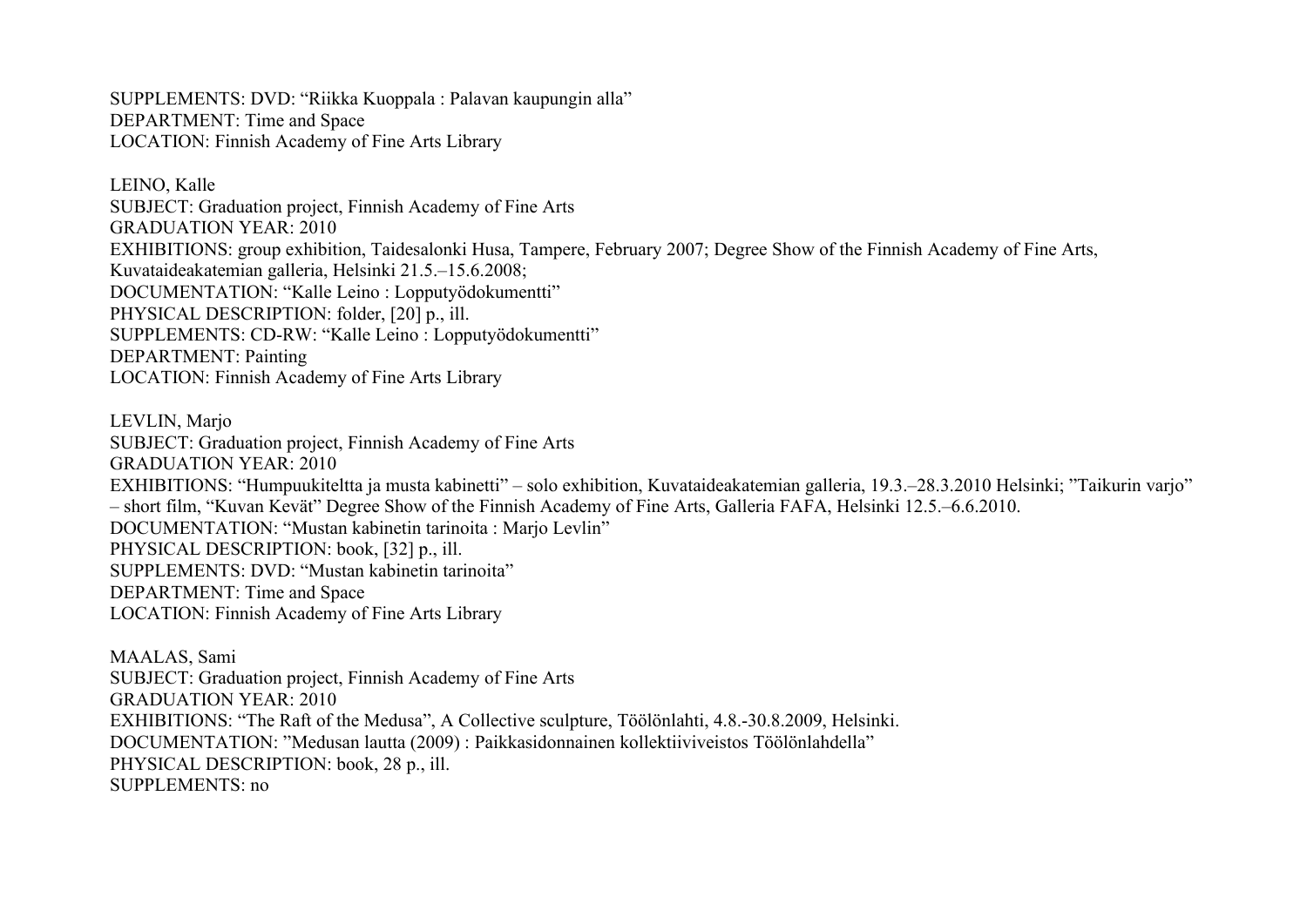SUPPLEMENTS: DVD: “Riikka Kuoppala : Palavan kaupungin alla”
DEPARTMENT: Time and Space
LOCATION: Finnish Academy of Fine Arts Library

LEINO, Kalle
SUBJECT: Graduation project, Finnish Academy of Fine Arts
GRADUATION YEAR: 2010
EXHIBITIONS: group exhibition, Taidesalonki Husa, Tampere, February 2007; Degree Show of the Finnish Academy of Fine Arts, Kuvataideakatemian galleria, Helsinki 21.5.–15.6.2008;
DOCUMENTATION: “Kalle Leino : Lopputyödokumentti”
PHYSICAL DESCRIPTION: folder, [20] p., ill.
SUPPLEMENTS: CD-RW: “Kalle Leino : Lopputyödokumentti”
DEPARTMENT: Painting
LOCATION: Finnish Academy of Fine Arts Library

LEVLIN, Marjo
SUBJECT: Graduation project, Finnish Academy of Fine Arts
GRADUATION YEAR: 2010
EXHIBITIONS: “Humpuukiteltta ja musta kabinetti” – solo exhibition, Kuvataideakatemian galleria, 19.3.–28.3.2010 Helsinki; ”Taikurin varjo” – short film, “Kuvan Kevät” Degree Show of the Finnish Academy of Fine Arts, Galleria FAFA, Helsinki 12.5.–6.6.2010.
DOCUMENTATION: “Mustan kabinetin tarinoita : Marjo Levlin”
PHYSICAL DESCRIPTION: book, [32] p., ill.
SUPPLEMENTS: DVD: “Mustan kabinetin tarinoita”
DEPARTMENT: Time and Space
LOCATION: Finnish Academy of Fine Arts Library

MAALAS, Sami
SUBJECT: Graduation project, Finnish Academy of Fine Arts
GRADUATION YEAR: 2010
EXHIBITIONS: “The Raft of the Medusa”, A Collective sculpture, Töölönlahti, 4.8.-30.8.2009, Helsinki.
DOCUMENTATION: ”Medusan lautta (2009) : Paikkasidonnainen kollektiiviveistos Töölönlahdella”
PHYSICAL DESCRIPTION: book, 28 p., ill.
SUPPLEMENTS: no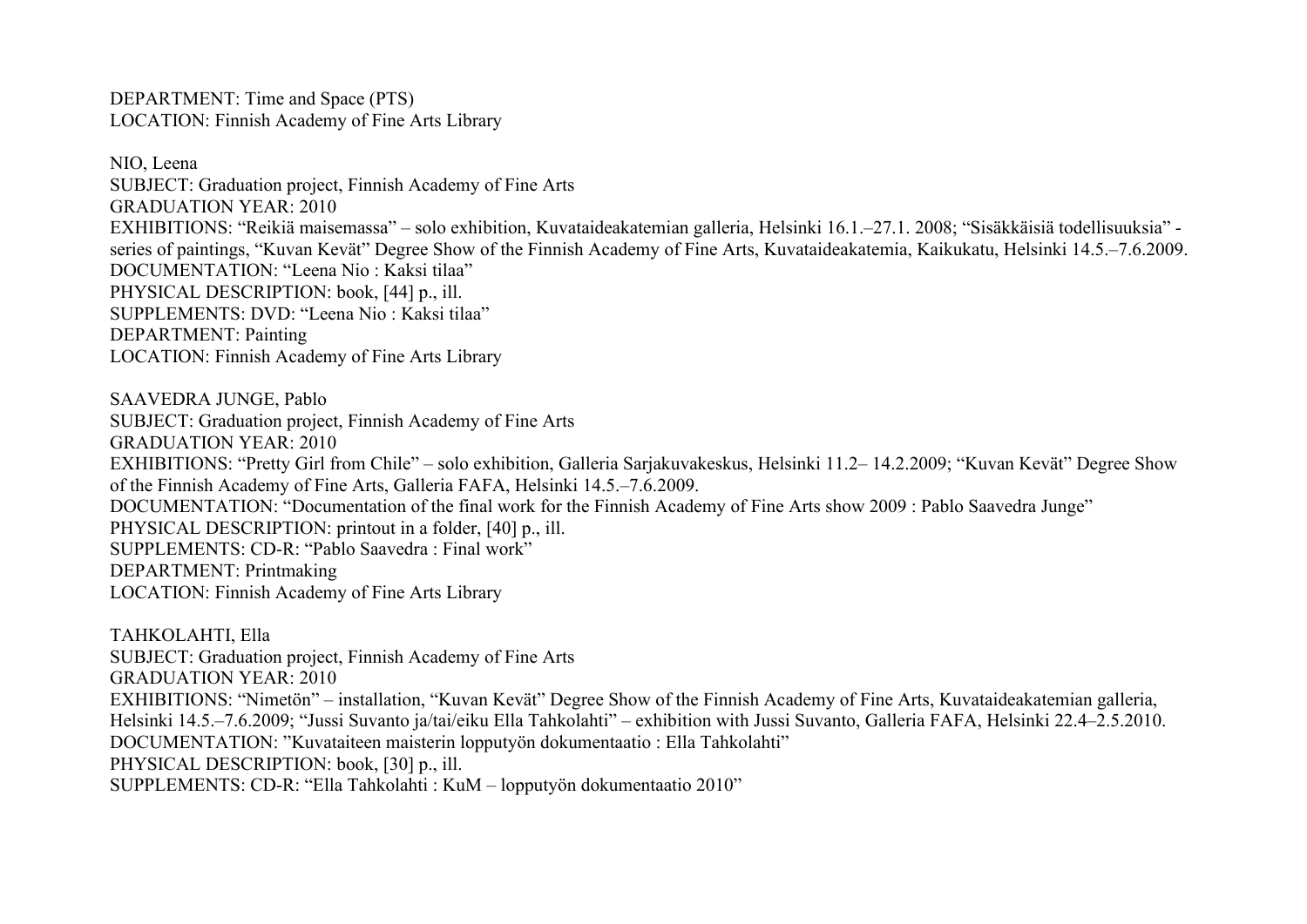DEPARTMENT: Time and Space (PTS)
LOCATION: Finnish Academy of Fine Arts Library

NIO, Leena
SUBJECT: Graduation project, Finnish Academy of Fine Arts
GRADUATION YEAR: 2010
EXHIBITIONS: “Reikiä maisemassa” – solo exhibition, Kuvataideakatemian galleria, Helsinki 16.1.–27.1. 2008; “Sisäkkäisiä todellisuuksia” - series of paintings, “Kuvan Kevät” Degree Show of the Finnish Academy of Fine Arts, Kuvataideakatemia, Kaikukatu, Helsinki 14.5.–7.6.2009.
DOCUMENTATION: “Leena Nio : Kaksi tilaa”
PHYSICAL DESCRIPTION: book, [44] p., ill.
SUPPLEMENTS: DVD: “Leena Nio : Kaksi tilaa”
DEPARTMENT: Painting
LOCATION: Finnish Academy of Fine Arts Library

SAAVEDRA JUNGE, Pablo
SUBJECT: Graduation project, Finnish Academy of Fine Arts
GRADUATION YEAR: 2010
EXHIBITIONS: “Pretty Girl from Chile” – solo exhibition, Galleria Sarjakuvakeskus, Helsinki 11.2– 14.2.2009; “Kuvan Kevät” Degree Show of the Finnish Academy of Fine Arts, Galleria FAFA, Helsinki 14.5.–7.6.2009.
DOCUMENTATION: “Documentation of the final work for the Finnish Academy of Fine Arts show 2009 : Pablo Saavedra Junge”
PHYSICAL DESCRIPTION: printout in a folder, [40] p., ill.
SUPPLEMENTS: CD-R: “Pablo Saavedra : Final work”
DEPARTMENT: Printmaking
LOCATION: Finnish Academy of Fine Arts Library

TAHKOLAHTI, Ella
SUBJECT: Graduation project, Finnish Academy of Fine Arts
GRADUATION YEAR: 2010
EXHIBITIONS: “Nimetön” – installation, “Kuvan Kevät” Degree Show of the Finnish Academy of Fine Arts, Kuvataideakatemian galleria, Helsinki 14.5.–7.6.2009; “Jussi Suvanto ja/tai/eiku Ella Tahkolahti” – exhibition with Jussi Suvanto, Galleria FAFA, Helsinki 22.4–2.5.2010.
DOCUMENTATION: ”Kuvataiteen maisterin lopputyön dokumentaatio : Ella Tahkolahti”
PHYSICAL DESCRIPTION: book, [30] p., ill.
SUPPLEMENTS: CD-R: “Ella Tahkolahti : KuM – lopputyön dokumentaatio 2010”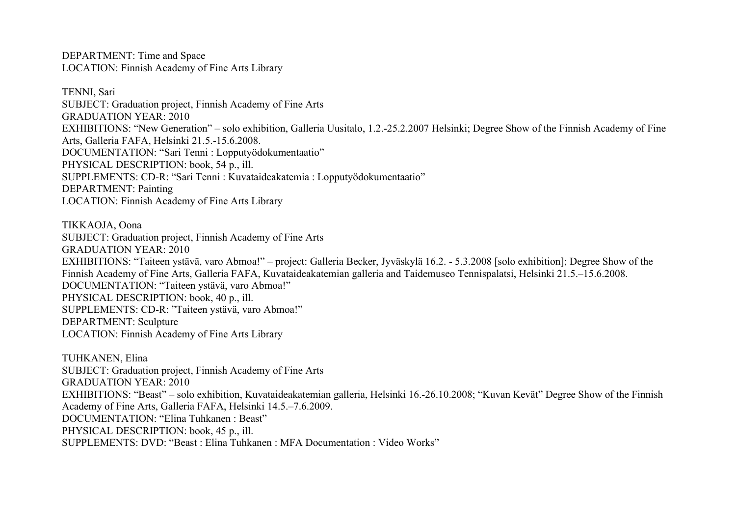DEPARTMENT: Time and Space
LOCATION: Finnish Academy of Fine Arts Library

TENNI, Sari
SUBJECT: Graduation project, Finnish Academy of Fine Arts
GRADUATION YEAR: 2010
EXHIBITIONS: “New Generation” – solo exhibition, Galleria Uusitalo, 1.2.-25.2.2007 Helsinki; Degree Show of the Finnish Academy of Fine Arts, Galleria FAFA, Helsinki 21.5.-15.6.2008.
DOCUMENTATION: “Sari Tenni : Lopputyödokumentaatio”
PHYSICAL DESCRIPTION: book, 54 p., ill.
SUPPLEMENTS: CD-R: “Sari Tenni : Kuvataideakatemia : Lopputyödokumentaatio”
DEPARTMENT: Painting
LOCATION: Finnish Academy of Fine Arts Library

TIKKAOJA, Oona
SUBJECT: Graduation project, Finnish Academy of Fine Arts
GRADUATION YEAR: 2010
EXHIBITIONS: “Taiteen ystävä, varo Abmoa!” – project: Galleria Becker, Jyväskylä 16.2. - 5.3.2008 [solo exhibition]; Degree Show of the Finnish Academy of Fine Arts, Galleria FAFA, Kuvataideakatemian galleria and Taidemuseo Tennispalatsi, Helsinki 21.5.–15.6.2008.
DOCUMENTATION: “Taiteen ystävä, varo Abmoa!”
PHYSICAL DESCRIPTION: book, 40 p., ill.
SUPPLEMENTS: CD-R: ”Taiteen ystävä, varo Abmoa!”
DEPARTMENT: Sculpture
LOCATION: Finnish Academy of Fine Arts Library

TUHKANEN, Elina
SUBJECT: Graduation project, Finnish Academy of Fine Arts
GRADUATION YEAR: 2010
EXHIBITIONS: “Beast” – solo exhibition, Kuvataideakatemian galleria, Helsinki 16.-26.10.2008; “Kuvan Kevät” Degree Show of the Finnish Academy of Fine Arts, Galleria FAFA, Helsinki 14.5.–7.6.2009.
DOCUMENTATION: “Elina Tuhkanen : Beast”
PHYSICAL DESCRIPTION: book, 45 p., ill.
SUPPLEMENTS: DVD: “Beast : Elina Tuhkanen : MFA Documentation : Video Works”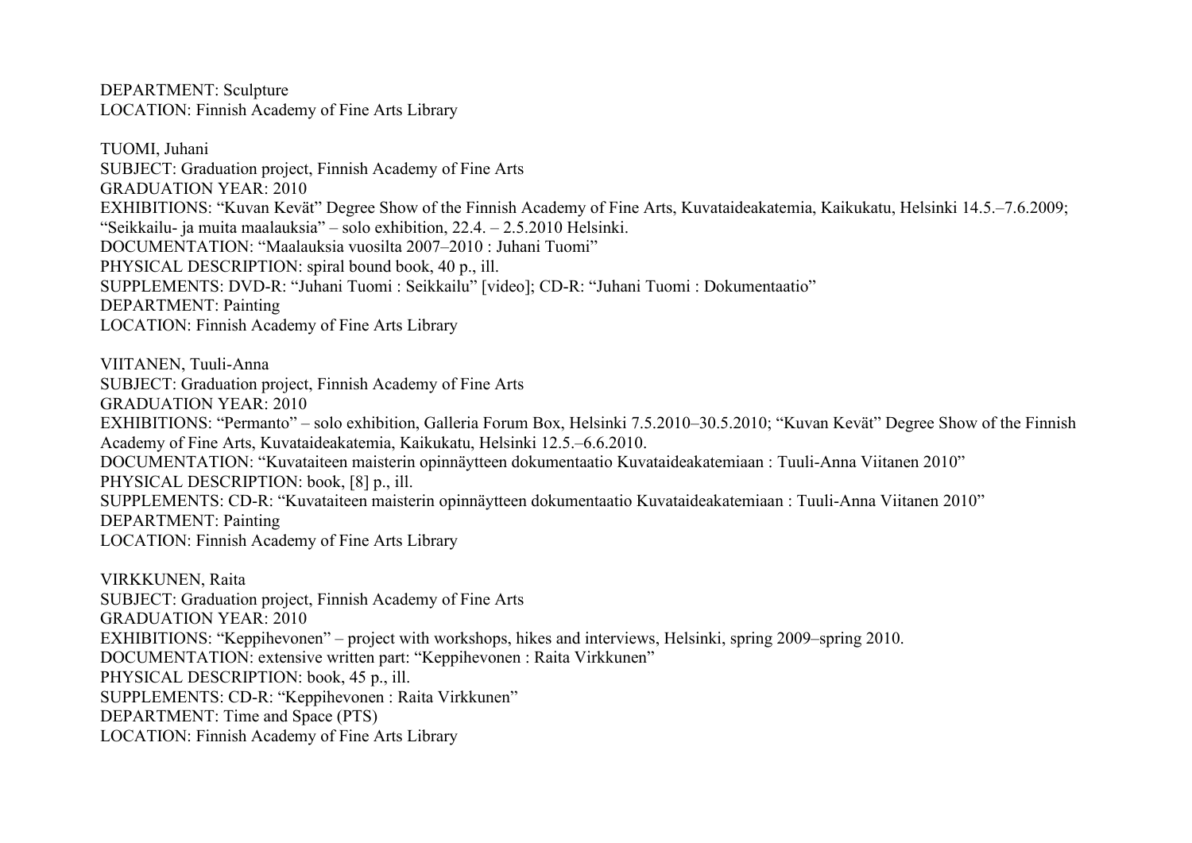DEPARTMENT: Sculpture
LOCATION: Finnish Academy of Fine Arts Library

TUOMI, Juhani
SUBJECT: Graduation project, Finnish Academy of Fine Arts
GRADUATION YEAR: 2010
EXHIBITIONS: "Kuvan Kevät" Degree Show of the Finnish Academy of Fine Arts, Kuvataideakatemia, Kaikukatu, Helsinki 14.5.–7.6.2009; "Seikkailu- ja muita maalauksia" – solo exhibition, 22.4. – 2.5.2010 Helsinki.
DOCUMENTATION: "Maalauksia vuosilta 2007–2010 : Juhani Tuomi"
PHYSICAL DESCRIPTION: spiral bound book, 40 p., ill.
SUPPLEMENTS: DVD-R: "Juhani Tuomi : Seikkailu" [video]; CD-R: "Juhani Tuomi : Dokumentaatio"
DEPARTMENT: Painting
LOCATION: Finnish Academy of Fine Arts Library

VIITANEN, Tuuli-Anna
SUBJECT: Graduation project, Finnish Academy of Fine Arts
GRADUATION YEAR: 2010
EXHIBITIONS: "Permanto" – solo exhibition, Galleria Forum Box, Helsinki 7.5.2010–30.5.2010; "Kuvan Kevät" Degree Show of the Finnish Academy of Fine Arts, Kuvataideakatemia, Kaikukatu, Helsinki 12.5.–6.6.2010.
DOCUMENTATION: "Kuvataiteen maisterin opinnäytteen dokumentaatio Kuvataideakatemiaan : Tuuli-Anna Viitanen 2010"
PHYSICAL DESCRIPTION: book, [8] p., ill.
SUPPLEMENTS: CD-R: "Kuvataiteen maisterin opinnäytteen dokumentaatio Kuvataideakatemiaan : Tuuli-Anna Viitanen 2010"
DEPARTMENT: Painting
LOCATION: Finnish Academy of Fine Arts Library

VIRKKUNEN, Raita
SUBJECT: Graduation project, Finnish Academy of Fine Arts
GRADUATION YEAR: 2010
EXHIBITIONS: "Keppihevonen" – project with workshops, hikes and interviews, Helsinki, spring 2009–spring 2010.
DOCUMENTATION: extensive written part: "Keppihevonen : Raita Virkkunen"
PHYSICAL DESCRIPTION: book, 45 p., ill.
SUPPLEMENTS: CD-R: "Keppihevonen : Raita Virkkunen"
DEPARTMENT: Time and Space (PTS)
LOCATION: Finnish Academy of Fine Arts Library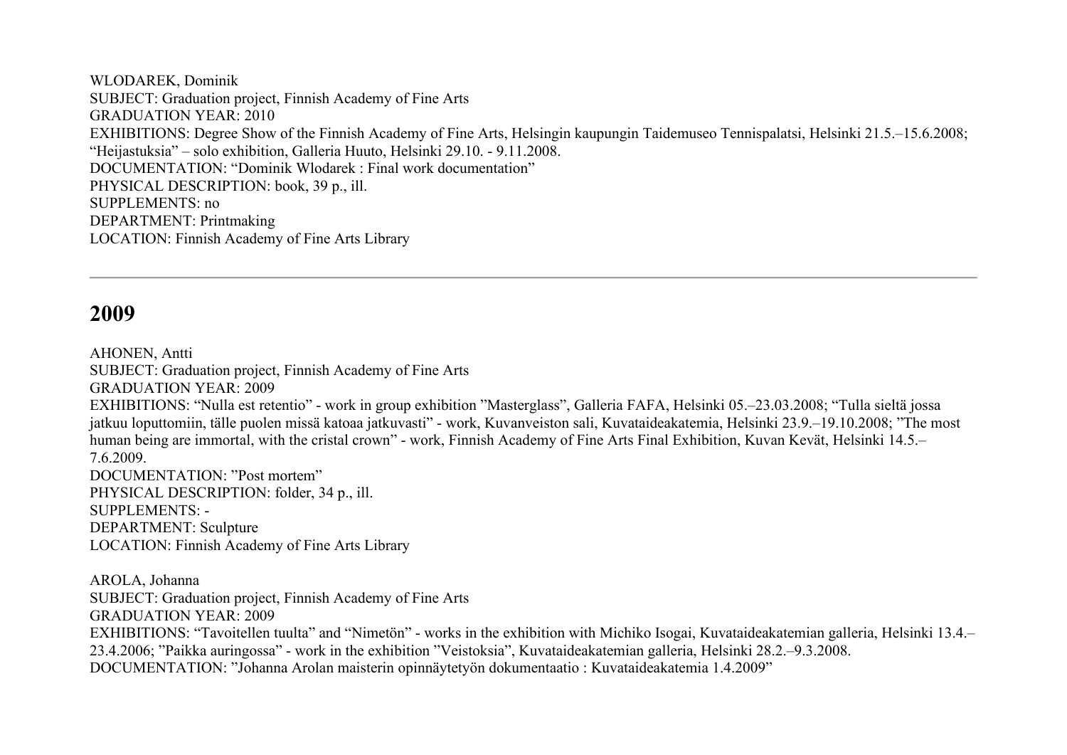WLODAREK, Dominik
SUBJECT: Graduation project, Finnish Academy of Fine Arts
GRADUATION YEAR: 2010
EXHIBITIONS: Degree Show of the Finnish Academy of Fine Arts, Helsingin kaupungin Taidemuseo Tennispalatsi, Helsinki 21.5.–15.6.2008; “Heijastuksia” – solo exhibition, Galleria Huuto, Helsinki 29.10. - 9.11.2008.
DOCUMENTATION: “Dominik Wlodarek : Final work documentation”
PHYSICAL DESCRIPTION: book, 39 p., ill.
SUPPLEMENTS: no
DEPARTMENT: Printmaking
LOCATION: Finnish Academy of Fine Arts Library

---

## 2009

AHONEN, Antti
SUBJECT: Graduation project, Finnish Academy of Fine Arts
GRADUATION YEAR: 2009
EXHIBITIONS: “Nulla est retentio” - work in group exhibition ”Masterglass”, Galleria FAFA, Helsinki 05.–23.03.2008; “Tulla sieltä jossa jatkuu loputtomiin, tälle puolen missä katoaa jatkuvasti” - work, Kuvanveiston sali, Kuvataideakatemia, Helsinki 23.9.–19.10.2008; ”The most human being are immortal, with the cristal crown” - work, Finnish Academy of Fine Arts Final Exhibition, Kuvan Kevät, Helsinki 14.5.–7.6.2009.
DOCUMENTATION: ”Post mortem”
PHYSICAL DESCRIPTION: folder, 34 p., ill.
SUPPLEMENTS: -
DEPARTMENT: Sculpture
LOCATION: Finnish Academy of Fine Arts Library

AROLA, Johanna
SUBJECT: Graduation project, Finnish Academy of Fine Arts
GRADUATION YEAR: 2009
EXHIBITIONS: “Tavoitellen tuulta” and “Nimetön” - works in the exhibition with Michiko Isogai, Kuvataideakatemian galleria, Helsinki 13.4.–23.4.2006; ”Paikka auringossa” - work in the exhibition ”Veistoksia”, Kuvataideakatemian galleria, Helsinki 28.2.–9.3.2008.
DOCUMENTATION: ”Johanna Arolan maisterin opinnäytetyön dokumentaatio : Kuvataideakatemia 1.4.2009”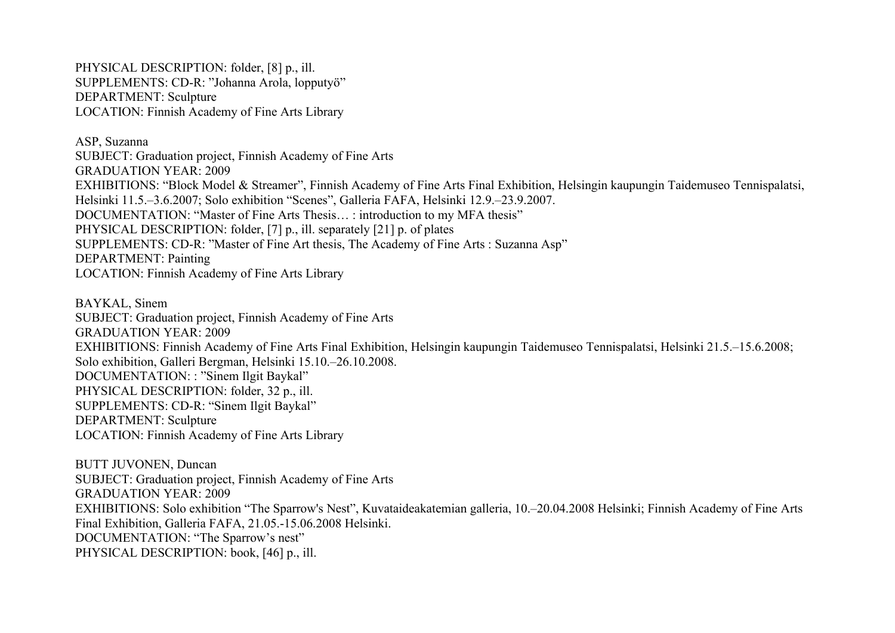PHYSICAL DESCRIPTION: folder, [8] p., ill.
SUPPLEMENTS: CD-R: ”Johanna Arola, lopputyö”
DEPARTMENT: Sculpture
LOCATION: Finnish Academy of Fine Arts Library

ASP, Suzanna
SUBJECT: Graduation project, Finnish Academy of Fine Arts
GRADUATION YEAR: 2009
EXHIBITIONS: “Block Model & Streamer”, Finnish Academy of Fine Arts Final Exhibition, Helsingin kaupungin Taidemuseo Tennispalatsi, Helsinki 11.5.–3.6.2007; Solo exhibition “Scenes”, Galleria FAFA, Helsinki 12.9.–23.9.2007.
DOCUMENTATION: “Master of Fine Arts Thesis… : introduction to my MFA thesis”
PHYSICAL DESCRIPTION: folder, [7] p., ill. separately [21] p. of plates
SUPPLEMENTS: CD-R: ”Master of Fine Art thesis, The Academy of Fine Arts : Suzanna Asp”
DEPARTMENT: Painting
LOCATION: Finnish Academy of Fine Arts Library

BAYKAL, Sinem
SUBJECT: Graduation project, Finnish Academy of Fine Arts
GRADUATION YEAR: 2009
EXHIBITIONS: Finnish Academy of Fine Arts Final Exhibition, Helsingin kaupungin Taidemuseo Tennispalatsi, Helsinki 21.5.–15.6.2008; Solo exhibition, Galleri Bergman, Helsinki 15.10.–26.10.2008.
DOCUMENTATION: : ”Sinem Ilgit Baykal”
PHYSICAL DESCRIPTION: folder, 32 p., ill.
SUPPLEMENTS: CD-R: “Sinem Ilgit Baykal”
DEPARTMENT: Sculpture
LOCATION: Finnish Academy of Fine Arts Library

BUTT JUVONEN, Duncan
SUBJECT: Graduation project, Finnish Academy of Fine Arts
GRADUATION YEAR: 2009
EXHIBITIONS: Solo exhibition “The Sparrow's Nest”, Kuvataideakatemian galleria, 10.–20.04.2008 Helsinki; Finnish Academy of Fine Arts Final Exhibition, Galleria FAFA, 21.05.-15.06.2008 Helsinki.
DOCUMENTATION: “The Sparrow’s nest”
PHYSICAL DESCRIPTION: book, [46] p., ill.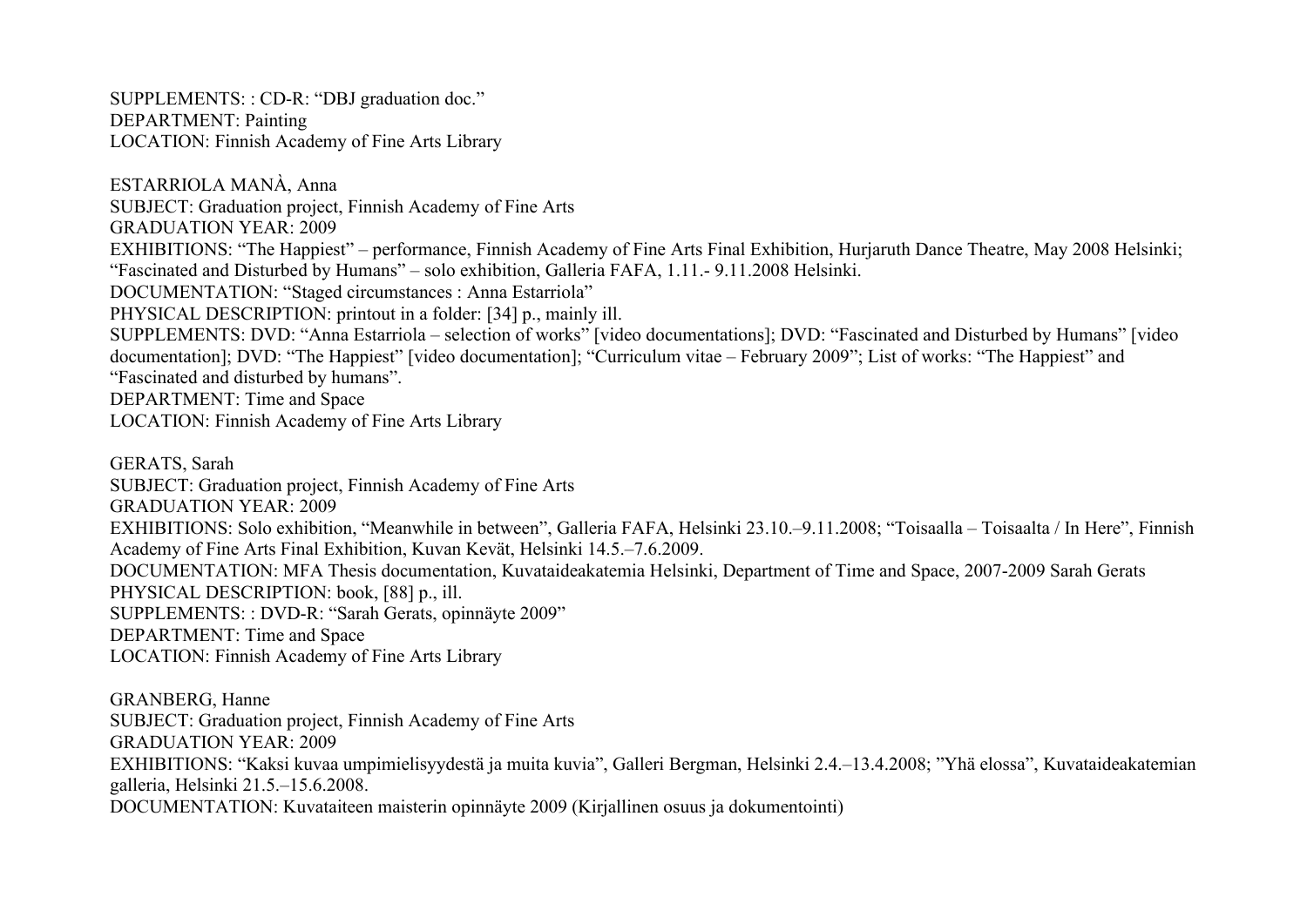SUPPLEMENTS: : CD-R: “DBJ graduation doc.”
DEPARTMENT: Painting
LOCATION: Finnish Academy of Fine Arts Library

ESTARRIOLA MANÀ, Anna
SUBJECT: Graduation project, Finnish Academy of Fine Arts
GRADUATION YEAR: 2009
EXHIBITIONS: “The Happiest” – performance, Finnish Academy of Fine Arts Final Exhibition, Hurjaruth Dance Theatre, May 2008 Helsinki; “Fascinated and Disturbed by Humans” – solo exhibition, Galleria FAFA, 1.11.- 9.11.2008 Helsinki.
DOCUMENTATION: “Staged circumstances : Anna Estarriola”
PHYSICAL DESCRIPTION: printout in a folder: [34] p., mainly ill.
SUPPLEMENTS: DVD: “Anna Estarriola – selection of works” [video documentations]; DVD: “Fascinated and Disturbed by Humans” [video documentation]; DVD: “The Happiest” [video documentation]; “Curriculum vitae – February 2009”; List of works: “The Happiest” and “Fascinated and disturbed by humans”.
DEPARTMENT: Time and Space
LOCATION: Finnish Academy of Fine Arts Library

GERATS, Sarah
SUBJECT: Graduation project, Finnish Academy of Fine Arts
GRADUATION YEAR: 2009
EXHIBITIONS: Solo exhibition, “Meanwhile in between”, Galleria FAFA, Helsinki 23.10.–9.11.2008; “Toisaalla – Toisaalta / In Here”, Finnish Academy of Fine Arts Final Exhibition, Kuvan Kevät, Helsinki 14.5.–7.6.2009.
DOCUMENTATION: MFA Thesis documentation, Kuvataideakatemia Helsinki, Department of Time and Space, 2007-2009 Sarah Gerats
PHYSICAL DESCRIPTION: book, [88] p., ill.
SUPPLEMENTS: : DVD-R: “Sarah Gerats, opinnäyte 2009”
DEPARTMENT: Time and Space
LOCATION: Finnish Academy of Fine Arts Library

GRANBERG, Hanne
SUBJECT: Graduation project, Finnish Academy of Fine Arts
GRADUATION YEAR: 2009
EXHIBITIONS: “Kaksi kuvaa umpimielisyydestä ja muita kuvia”, Galleri Bergman, Helsinki 2.4.–13.4.2008; ”Yhä elossa”, Kuvataideakatemian galleria, Helsinki 21.5.–15.6.2008.
DOCUMENTATION: Kuvataiteen maisterin opinnäyte 2009 (Kirjallinen osuus ja dokumentointi)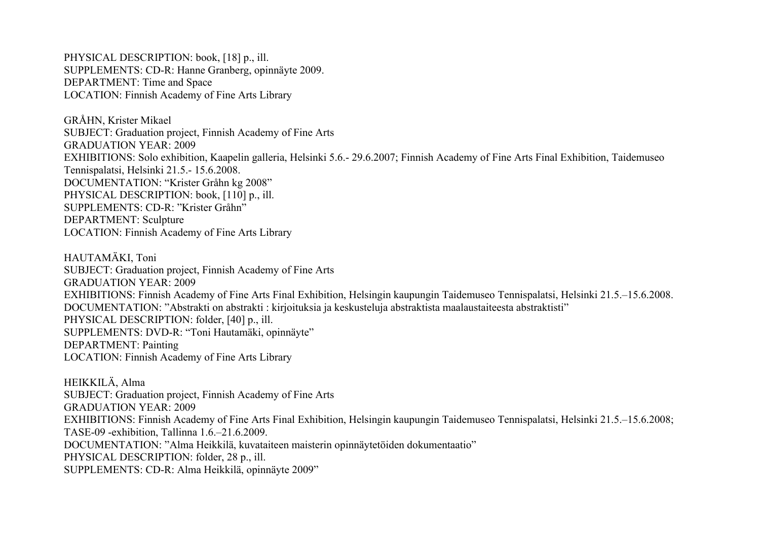PHYSICAL DESCRIPTION: book, [18] p., ill.
SUPPLEMENTS: CD-R: Hanne Granberg, opinnäyte 2009.
DEPARTMENT: Time and Space
LOCATION: Finnish Academy of Fine Arts Library

GRÅHN, Krister Mikael
SUBJECT: Graduation project, Finnish Academy of Fine Arts
GRADUATION YEAR: 2009
EXHIBITIONS: Solo exhibition, Kaapelin galleria, Helsinki 5.6.- 29.6.2007; Finnish Academy of Fine Arts Final Exhibition, Taidemuseo Tennispalatsi, Helsinki 21.5.- 15.6.2008.
DOCUMENTATION: "Krister Gråhn kg 2008"
PHYSICAL DESCRIPTION: book, [110] p., ill.
SUPPLEMENTS: CD-R: "Krister Gråhn"
DEPARTMENT: Sculpture
LOCATION: Finnish Academy of Fine Arts Library

HAUTAMÄKI, Toni
SUBJECT: Graduation project, Finnish Academy of Fine Arts
GRADUATION YEAR: 2009
EXHIBITIONS: Finnish Academy of Fine Arts Final Exhibition, Helsingin kaupungin Taidemuseo Tennispalatsi, Helsinki 21.5.–15.6.2008.
DOCUMENTATION: "Abstrakti on abstrakti : kirjoituksia ja keskusteluja abstraktista maalaustaiteesta abstraktisti"
PHYSICAL DESCRIPTION: folder, [40] p., ill.
SUPPLEMENTS: DVD-R: "Toni Hautamäki, opinnäyte"
DEPARTMENT: Painting
LOCATION: Finnish Academy of Fine Arts Library

HEIKKILÄ, Alma
SUBJECT: Graduation project, Finnish Academy of Fine Arts
GRADUATION YEAR: 2009
EXHIBITIONS: Finnish Academy of Fine Arts Final Exhibition, Helsingin kaupungin Taidemuseo Tennispalatsi, Helsinki 21.5.–15.6.2008; TASE-09 -exhibition, Tallinna 1.6.–21.6.2009.
DOCUMENTATION: "Alma Heikkilä, kuvataiteen maisterin opinnäytetöiden dokumentaatio"
PHYSICAL DESCRIPTION: folder, 28 p., ill.
SUPPLEMENTS: CD-R: Alma Heikkilä, opinnäyte 2009"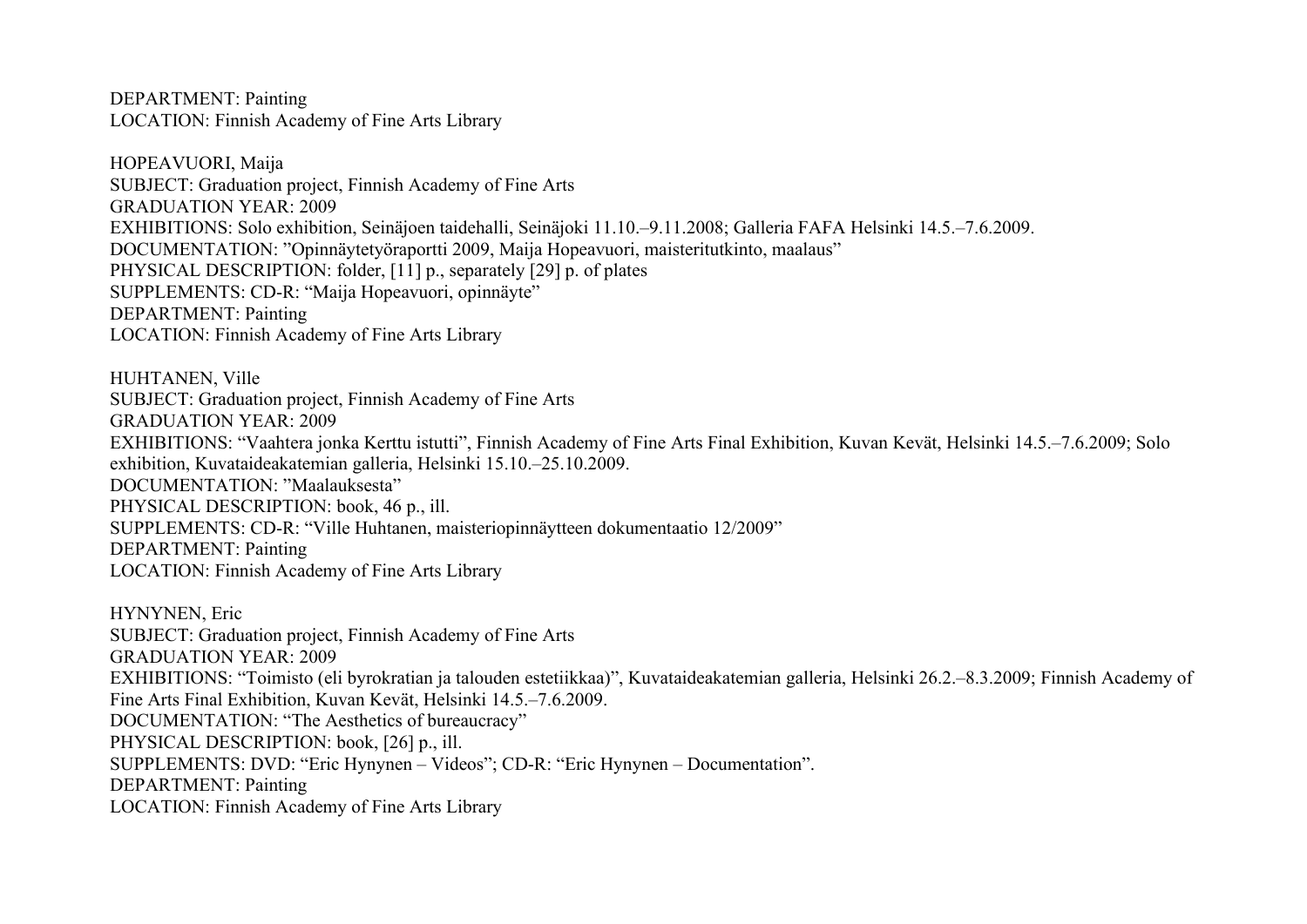DEPARTMENT: Painting
LOCATION: Finnish Academy of Fine Arts Library

HOPEAVUORI, Maija
SUBJECT: Graduation project, Finnish Academy of Fine Arts
GRADUATION YEAR: 2009
EXHIBITIONS: Solo exhibition, Seinäjoen taidehalli, Seinäjoki 11.10.–9.11.2008; Galleria FAFA Helsinki 14.5.–7.6.2009.
DOCUMENTATION: "Opinnäytetyöraportti 2009, Maija Hopeavuori, maisteritutkinto, maalaus"
PHYSICAL DESCRIPTION: folder, [11] p., separately [29] p. of plates
SUPPLEMENTS: CD-R: "Maija Hopeavuori, opinnäyte"
DEPARTMENT: Painting
LOCATION: Finnish Academy of Fine Arts Library

HUHTANEN, Ville
SUBJECT: Graduation project, Finnish Academy of Fine Arts
GRADUATION YEAR: 2009
EXHIBITIONS: "Vaahtera jonka Kerttu istutti", Finnish Academy of Fine Arts Final Exhibition, Kuvan Kevät, Helsinki 14.5.–7.6.2009; Solo exhibition, Kuvataideakatemian galleria, Helsinki 15.10.–25.10.2009.
DOCUMENTATION: "Maalauksesta"
PHYSICAL DESCRIPTION: book, 46 p., ill.
SUPPLEMENTS: CD-R: "Ville Huhtanen, maisteriopinnäytteen dokumentaatio 12/2009"
DEPARTMENT: Painting
LOCATION: Finnish Academy of Fine Arts Library

HYNYNEN, Eric
SUBJECT: Graduation project, Finnish Academy of Fine Arts
GRADUATION YEAR: 2009
EXHIBITIONS: "Toimisto (eli byrokratian ja talouden estetiikkaa)", Kuvataideakatemian galleria, Helsinki 26.2.–8.3.2009; Finnish Academy of Fine Arts Final Exhibition, Kuvan Kevät, Helsinki 14.5.–7.6.2009.
DOCUMENTATION: "The Aesthetics of bureaucracy"
PHYSICAL DESCRIPTION: book, [26] p., ill.
SUPPLEMENTS: DVD: "Eric Hynynen – Videos"; CD-R: "Eric Hynynen – Documentation".
DEPARTMENT: Painting
LOCATION: Finnish Academy of Fine Arts Library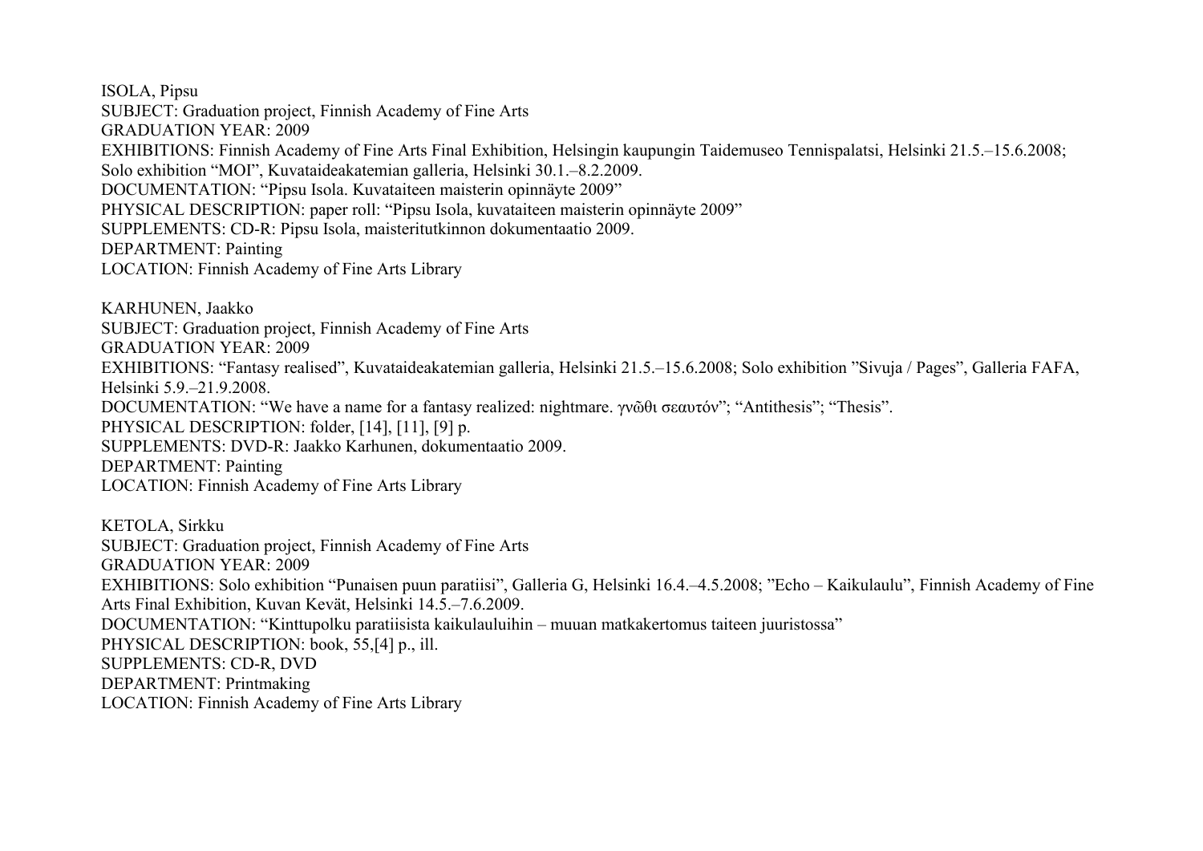ISOLA, Pipsu
SUBJECT: Graduation project, Finnish Academy of Fine Arts
GRADUATION YEAR: 2009
EXHIBITIONS: Finnish Academy of Fine Arts Final Exhibition, Helsingin kaupungin Taidemuseo Tennispalatsi, Helsinki 21.5.–15.6.2008; Solo exhibition “MOI”, Kuvataideakatemian galleria, Helsinki 30.1.–8.2.2009.
DOCUMENTATION: “Pipsu Isola. Kuvataiteen maisterin opinnäyte 2009”
PHYSICAL DESCRIPTION: paper roll: “Pipsu Isola, kuvataiteen maisterin opinnäyte 2009”
SUPPLEMENTS: CD-R: Pipsu Isola, maisteritutkinnon dokumentaatio 2009.
DEPARTMENT: Painting
LOCATION: Finnish Academy of Fine Arts Library

KARHUNEN, Jaakko
SUBJECT: Graduation project, Finnish Academy of Fine Arts
GRADUATION YEAR: 2009
EXHIBITIONS: “Fantasy realised”, Kuvataideakatemian galleria, Helsinki 21.5.–15.6.2008; Solo exhibition ”Sivuja / Pages”, Galleria FAFA, Helsinki 5.9.–21.9.2008.
DOCUMENTATION: “We have a name for a fantasy realized: nightmare. γνῶθι σεαυτόν”; “Antithesis”; “Thesis”.
PHYSICAL DESCRIPTION: folder, [14], [11], [9] p.
SUPPLEMENTS: DVD-R: Jaakko Karhunen, dokumentaatio 2009.
DEPARTMENT: Painting
LOCATION: Finnish Academy of Fine Arts Library

KETOLA, Sirkku
SUBJECT: Graduation project, Finnish Academy of Fine Arts
GRADUATION YEAR: 2009
EXHIBITIONS: Solo exhibition “Punaisen puun paratiisi”, Galleria G, Helsinki 16.4.–4.5.2008; ”Echo – Kaikulaulu”, Finnish Academy of Fine Arts Final Exhibition, Kuvan Kevät, Helsinki 14.5.–7.6.2009.
DOCUMENTATION: “Kinttupolku paratiisista kaikulauluihin – muuan matkakertomus taiteen juuristossa”
PHYSICAL DESCRIPTION: book, 55,[4] p., ill.
SUPPLEMENTS: CD-R, DVD
DEPARTMENT: Printmaking
LOCATION: Finnish Academy of Fine Arts Library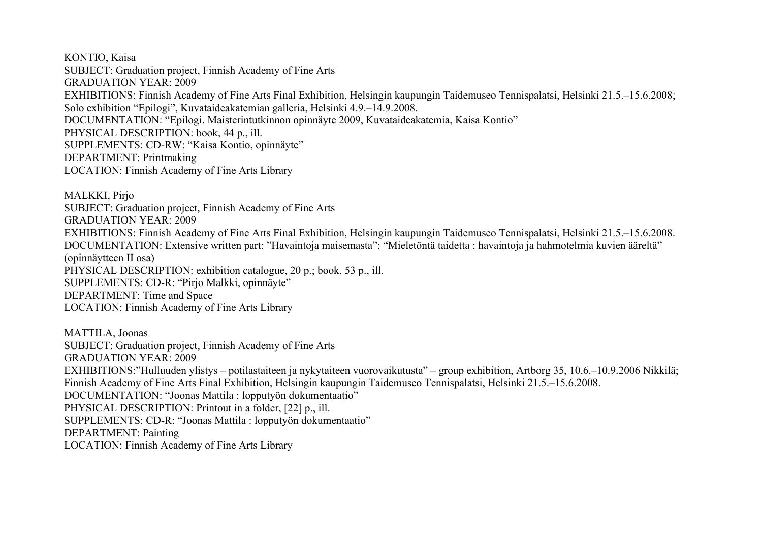KONTIO, Kaisa
SUBJECT: Graduation project, Finnish Academy of Fine Arts
GRADUATION YEAR: 2009
EXHIBITIONS: Finnish Academy of Fine Arts Final Exhibition, Helsingin kaupungin Taidemuseo Tennispalatsi, Helsinki 21.5.–15.6.2008; Solo exhibition "Epilogi", Kuvataideakatemian galleria, Helsinki 4.9.–14.9.2008.
DOCUMENTATION: "Epilogi. Maisterintutkinnon opinnäyte 2009, Kuvataideakatemia, Kaisa Kontio"
PHYSICAL DESCRIPTION: book, 44 p., ill.
SUPPLEMENTS: CD-RW: "Kaisa Kontio, opinnäyte"
DEPARTMENT: Printmaking
LOCATION: Finnish Academy of Fine Arts Library

MALKKI, Pirjo
SUBJECT: Graduation project, Finnish Academy of Fine Arts
GRADUATION YEAR: 2009
EXHIBITIONS: Finnish Academy of Fine Arts Final Exhibition, Helsingin kaupungin Taidemuseo Tennispalatsi, Helsinki 21.5.–15.6.2008.
DOCUMENTATION: Extensive written part: "Havaintoja maisemasta"; "Mieletöntä taidetta : havaintoja ja hahmotelmia kuvien ääreltä" (opinnäytteen II osa)
PHYSICAL DESCRIPTION: exhibition catalogue, 20 p.; book, 53 p., ill.
SUPPLEMENTS: CD-R: "Pirjo Malkki, opinnäyte"
DEPARTMENT: Time and Space
LOCATION: Finnish Academy of Fine Arts Library

MATTILA, Joonas
SUBJECT: Graduation project, Finnish Academy of Fine Arts
GRADUATION YEAR: 2009
EXHIBITIONS:"Hulluuden ylistys – potilastaiteen ja nykytaiteen vuorovaikutusta" – group exhibition, Artborg 35, 10.6.–10.9.2006 Nikkilä; Finnish Academy of Fine Arts Final Exhibition, Helsingin kaupungin Taidemuseo Tennispalatsi, Helsinki 21.5.–15.6.2008.
DOCUMENTATION: "Joonas Mattila : lopputyön dokumentaatio"
PHYSICAL DESCRIPTION: Printout in a folder, [22] p., ill.
SUPPLEMENTS: CD-R: "Joonas Mattila : lopputyön dokumentaatio"
DEPARTMENT: Painting
LOCATION: Finnish Academy of Fine Arts Library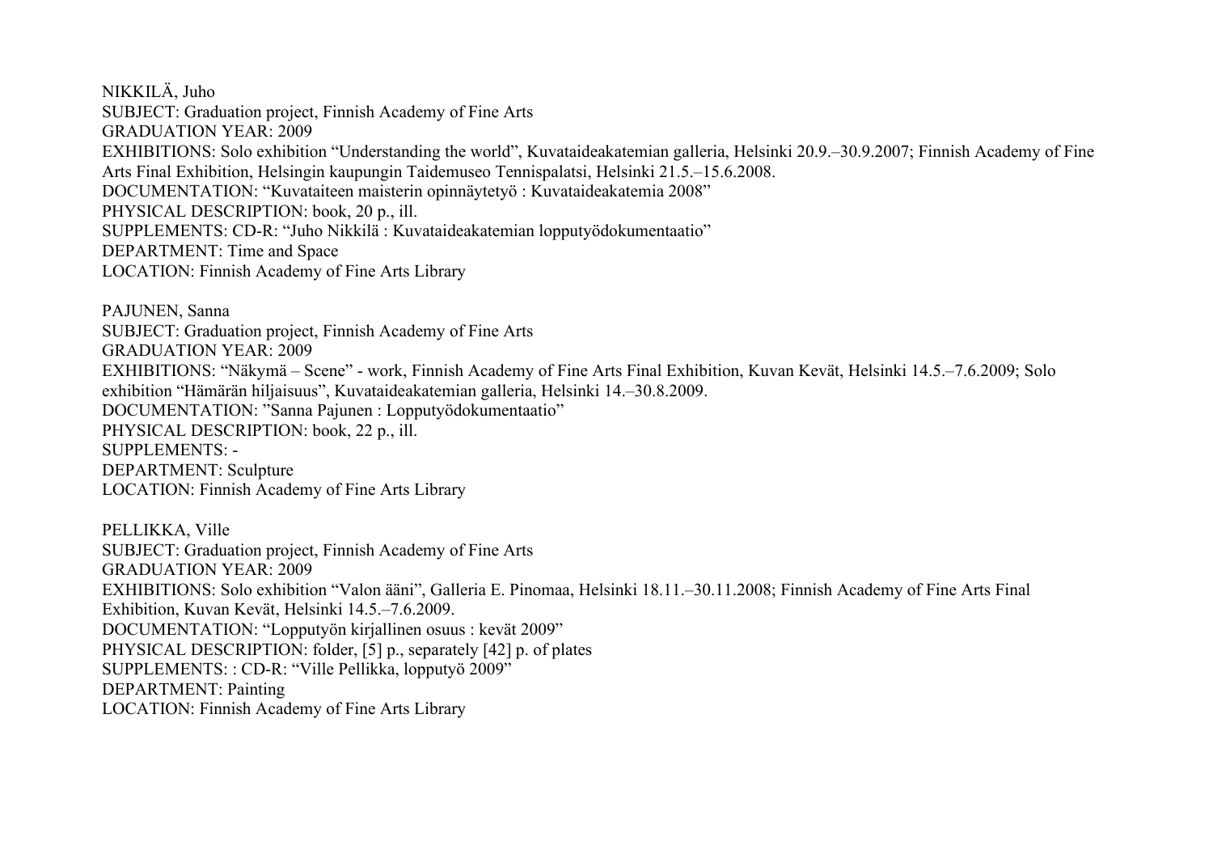NIKKILÄ, Juho
SUBJECT: Graduation project, Finnish Academy of Fine Arts
GRADUATION YEAR: 2009
EXHIBITIONS: Solo exhibition “Understanding the world”, Kuvataideakatemian galleria, Helsinki 20.9.–30.9.2007; Finnish Academy of Fine Arts Final Exhibition, Helsingin kaupungin Taidemuseo Tennispalatsi, Helsinki 21.5.–15.6.2008.
DOCUMENTATION: “Kuvataiteen maisterin opinnäytetyö : Kuvataideakatemia 2008”
PHYSICAL DESCRIPTION: book, 20 p., ill.
SUPPLEMENTS: CD-R: “Juho Nikkilä : Kuvataideakatemian lopputyödokumentaatio”
DEPARTMENT: Time and Space
LOCATION: Finnish Academy of Fine Arts Library

PAJUNEN, Sanna
SUBJECT: Graduation project, Finnish Academy of Fine Arts
GRADUATION YEAR: 2009
EXHIBITIONS: “Näkymä – Scene” - work, Finnish Academy of Fine Arts Final Exhibition, Kuvan Kevät, Helsinki 14.5.–7.6.2009; Solo exhibition “Hämärän hiljaisuus”, Kuvataideakatemian galleria, Helsinki 14.–30.8.2009.
DOCUMENTATION: ”Sanna Pajunen : Lopputyödokumentaatio”
PHYSICAL DESCRIPTION: book, 22 p., ill.
SUPPLEMENTS: -
DEPARTMENT: Sculpture
LOCATION: Finnish Academy of Fine Arts Library

PELLIKKA, Ville
SUBJECT: Graduation project, Finnish Academy of Fine Arts
GRADUATION YEAR: 2009
EXHIBITIONS: Solo exhibition “Valon ääni”, Galleria E. Pinomaa, Helsinki 18.11.–30.11.2008; Finnish Academy of Fine Arts Final Exhibition, Kuvan Kevät, Helsinki 14.5.–7.6.2009.
DOCUMENTATION: “Lopputyön kirjallinen osuus : kevät 2009”
PHYSICAL DESCRIPTION: folder, [5] p., separately [42] p. of plates
SUPPLEMENTS: : CD-R: “Ville Pellikka, lopputyö 2009”
DEPARTMENT: Painting
LOCATION: Finnish Academy of Fine Arts Library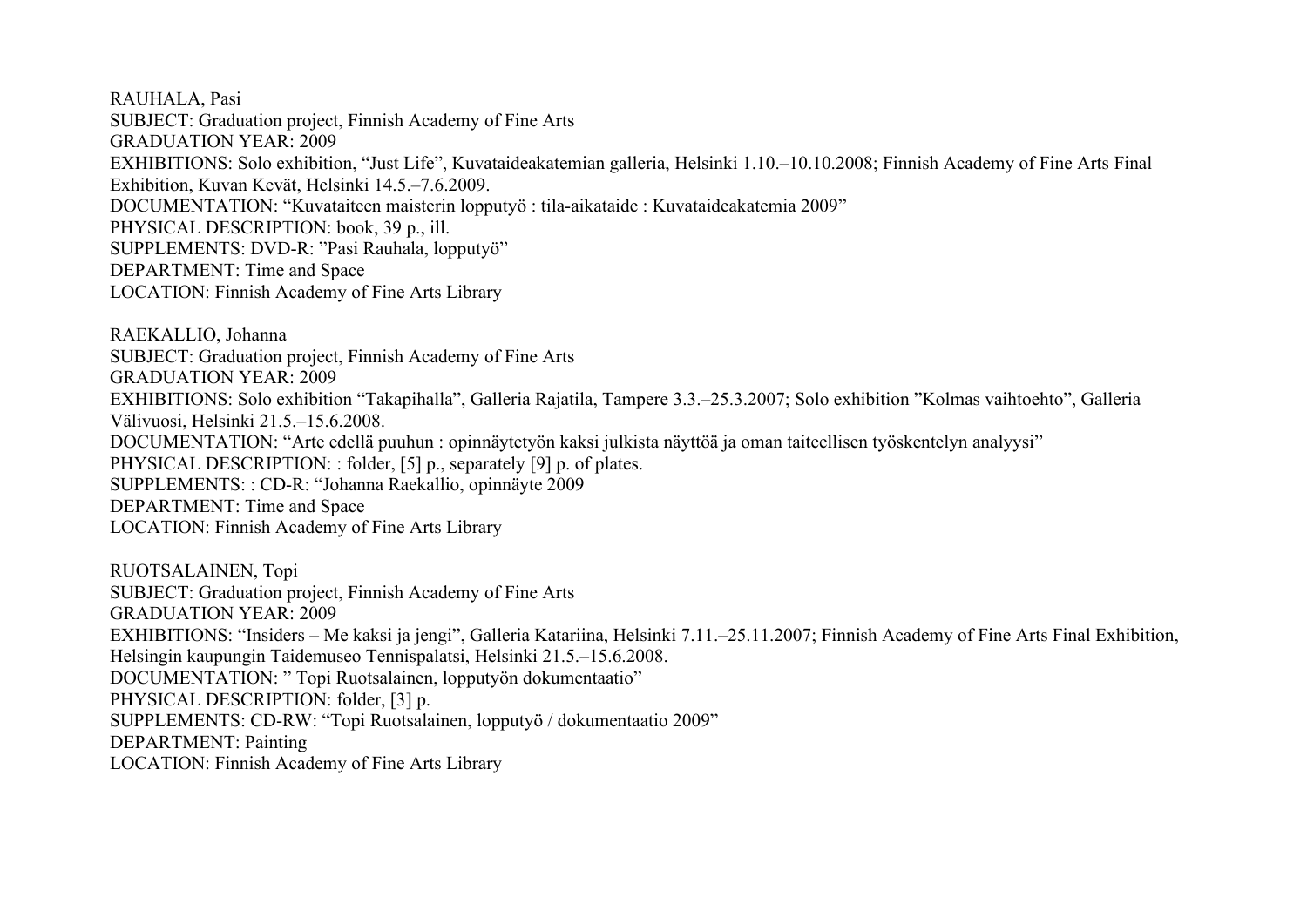RAUHALA, Pasi
SUBJECT: Graduation project, Finnish Academy of Fine Arts
GRADUATION YEAR: 2009
EXHIBITIONS: Solo exhibition, “Just Life”, Kuvataideakatemian galleria, Helsinki 1.10.–10.10.2008; Finnish Academy of Fine Arts Final Exhibition, Kuvan Kevät, Helsinki 14.5.–7.6.2009.
DOCUMENTATION: “Kuvataiteen maisterin lopputyö : tila-aikataide : Kuvataideakatemia 2009”
PHYSICAL DESCRIPTION: book, 39 p., ill.
SUPPLEMENTS: DVD-R: ”Pasi Rauhala, lopputyö”
DEPARTMENT: Time and Space
LOCATION: Finnish Academy of Fine Arts Library

RAEKALLIO, Johanna
SUBJECT: Graduation project, Finnish Academy of Fine Arts
GRADUATION YEAR: 2009
EXHIBITIONS: Solo exhibition “Takapihalla”, Galleria Rajatila, Tampere 3.3.–25.3.2007; Solo exhibition ”Kolmas vaihtoehto”, Galleria Välivuosi, Helsinki 21.5.–15.6.2008.
DOCUMENTATION: “Arte edellä puuhun : opinnäytetyön kaksi julkista näyttöä ja oman taiteellisen työskentelyn analyysi”
PHYSICAL DESCRIPTION: : folder, [5] p., separately [9] p. of plates.
SUPPLEMENTS: : CD-R: “Johanna Raekallio, opinnäyte 2009
DEPARTMENT: Time and Space
LOCATION: Finnish Academy of Fine Arts Library

RUOTSALAINEN, Topi
SUBJECT: Graduation project, Finnish Academy of Fine Arts
GRADUATION YEAR: 2009
EXHIBITIONS: “Insiders – Me kaksi ja jengi”, Galleria Katariina, Helsinki 7.11.–25.11.2007; Finnish Academy of Fine Arts Final Exhibition, Helsingin kaupungin Taidemuseo Tennispalatsi, Helsinki 21.5.–15.6.2008.
DOCUMENTATION: ” Topi Ruotsalainen, lopputyön dokumentaatio”
PHYSICAL DESCRIPTION: folder, [3] p.
SUPPLEMENTS: CD-RW: “Topi Ruotsalainen, lopputyö / dokumentaatio 2009”
DEPARTMENT: Painting
LOCATION: Finnish Academy of Fine Arts Library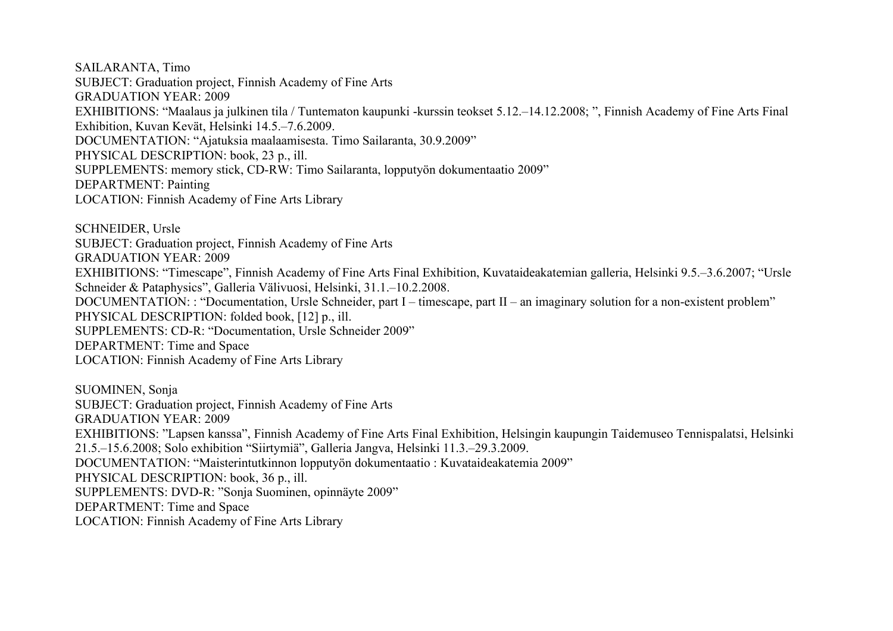SAILARANTA, Timo
SUBJECT: Graduation project, Finnish Academy of Fine Arts
GRADUATION YEAR: 2009
EXHIBITIONS: "Maalaus ja julkinen tila / Tuntematon kaupunki -kurssin teokset 5.12.–14.12.2008; ", Finnish Academy of Fine Arts Final Exhibition, Kuvan Kevät, Helsinki 14.5.–7.6.2009.
DOCUMENTATION: "Ajatuksia maalaamisesta. Timo Sailaranta, 30.9.2009"
PHYSICAL DESCRIPTION: book, 23 p., ill.
SUPPLEMENTS: memory stick, CD-RW: Timo Sailaranta, lopputyön dokumentaatio 2009"
DEPARTMENT: Painting
LOCATION: Finnish Academy of Fine Arts Library

SCHNEIDER, Ursle
SUBJECT: Graduation project, Finnish Academy of Fine Arts
GRADUATION YEAR: 2009
EXHIBITIONS: "Timescape", Finnish Academy of Fine Arts Final Exhibition, Kuvataideakatemian galleria, Helsinki 9.5.–3.6.2007; "Ursle Schneider & Pataphysics", Galleria Välivuosi, Helsinki, 31.1.–10.2.2008.
DOCUMENTATION: : "Documentation, Ursle Schneider, part I – timescape, part II – an imaginary solution for a non-existent problem"
PHYSICAL DESCRIPTION: folded book, [12] p., ill.
SUPPLEMENTS: CD-R: "Documentation, Ursle Schneider 2009"
DEPARTMENT: Time and Space
LOCATION: Finnish Academy of Fine Arts Library

SUOMINEN, Sonja
SUBJECT: Graduation project, Finnish Academy of Fine Arts
GRADUATION YEAR: 2009
EXHIBITIONS: "Lapsen kanssa", Finnish Academy of Fine Arts Final Exhibition, Helsingin kaupungin Taidemuseo Tennispalatsi, Helsinki 21.5.–15.6.2008; Solo exhibition "Siirtymiä", Galleria Jangva, Helsinki 11.3.–29.3.2009.
DOCUMENTATION: "Maisterintutkinnon lopputyön dokumentaatio : Kuvataideakatemia 2009"
PHYSICAL DESCRIPTION: book, 36 p., ill.
SUPPLEMENTS: DVD-R: "Sonja Suominen, opinnäyte 2009"
DEPARTMENT: Time and Space
LOCATION: Finnish Academy of Fine Arts Library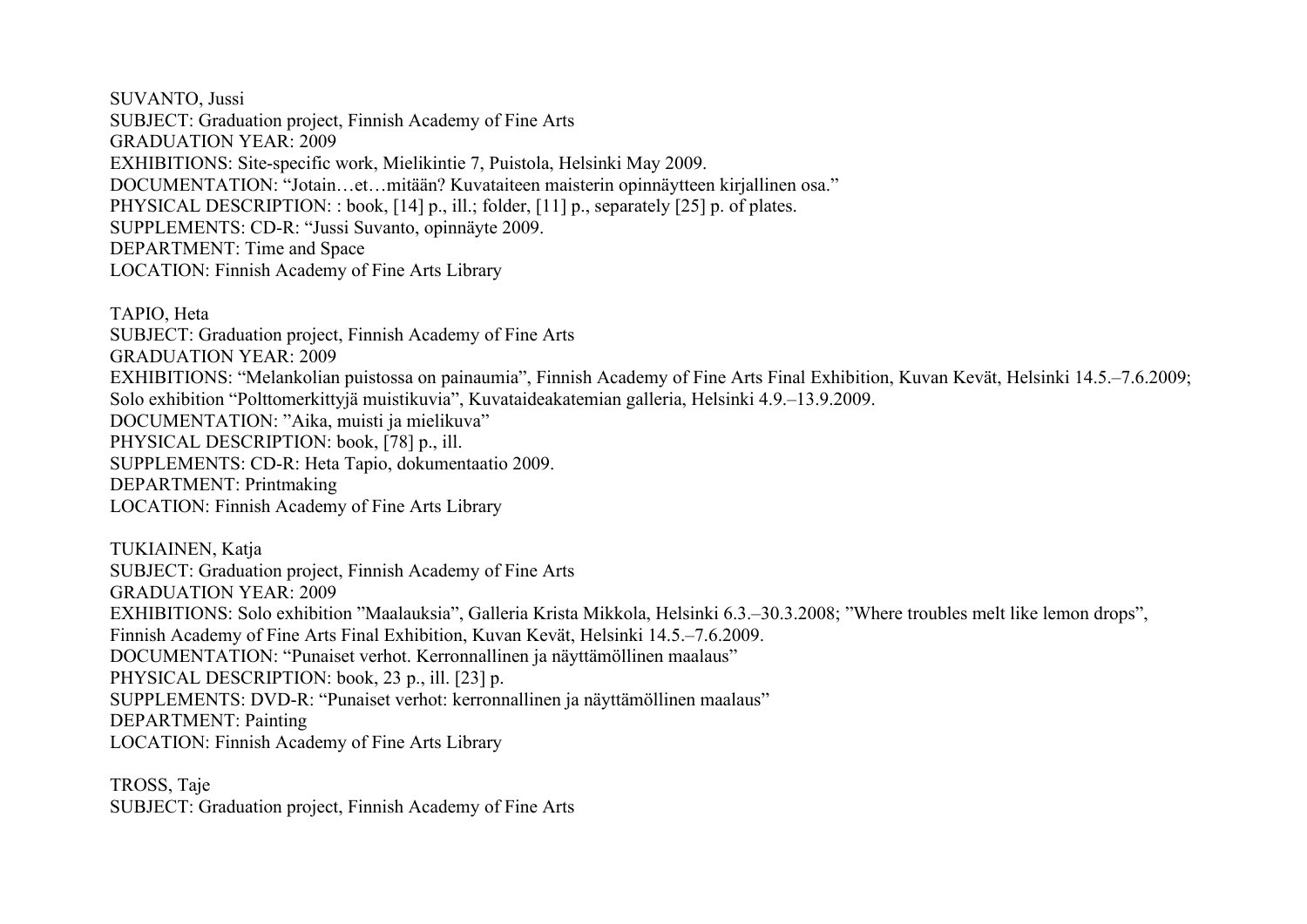SUVANTO, Jussi
SUBJECT: Graduation project, Finnish Academy of Fine Arts
GRADUATION YEAR: 2009
EXHIBITIONS: Site-specific work, Mielikintie 7, Puistola, Helsinki May 2009.
DOCUMENTATION: "Jotain…et…mitään? Kuvataiteen maisterin opinnäytteen kirjallinen osa."
PHYSICAL DESCRIPTION: : book, [14] p., ill.; folder, [11] p., separately [25] p. of plates.
SUPPLEMENTS: CD-R: "Jussi Suvanto, opinnäyte 2009.
DEPARTMENT: Time and Space
LOCATION: Finnish Academy of Fine Arts Library

TAPIO, Heta
SUBJECT: Graduation project, Finnish Academy of Fine Arts
GRADUATION YEAR: 2009
EXHIBITIONS: "Melankolian puistossa on painaumia", Finnish Academy of Fine Arts Final Exhibition, Kuvan Kevät, Helsinki 14.5.–7.6.2009; Solo exhibition "Polttomerkittyjä muistikuvia", Kuvataideakatemian galleria, Helsinki 4.9.–13.9.2009.
DOCUMENTATION: "Aika, muisti ja mielikuva"
PHYSICAL DESCRIPTION: book, [78] p., ill.
SUPPLEMENTS: CD-R: Heta Tapio, dokumentaatio 2009.
DEPARTMENT: Printmaking
LOCATION: Finnish Academy of Fine Arts Library

TUKIAINEN, Katja
SUBJECT: Graduation project, Finnish Academy of Fine Arts
GRADUATION YEAR: 2009
EXHIBITIONS: Solo exhibition "Maalauksia", Galleria Krista Mikkola, Helsinki 6.3.–30.3.2008; "Where troubles melt like lemon drops", Finnish Academy of Fine Arts Final Exhibition, Kuvan Kevät, Helsinki 14.5.–7.6.2009.
DOCUMENTATION: "Punaiset verhot. Kerronnallinen ja näyttämöllinen maalaus"
PHYSICAL DESCRIPTION: book, 23 p., ill. [23] p.
SUPPLEMENTS: DVD-R: "Punaiset verhot: kerronnallinen ja näyttämöllinen maalaus"
DEPARTMENT: Painting
LOCATION: Finnish Academy of Fine Arts Library

TROSS, Taje
SUBJECT: Graduation project, Finnish Academy of Fine Arts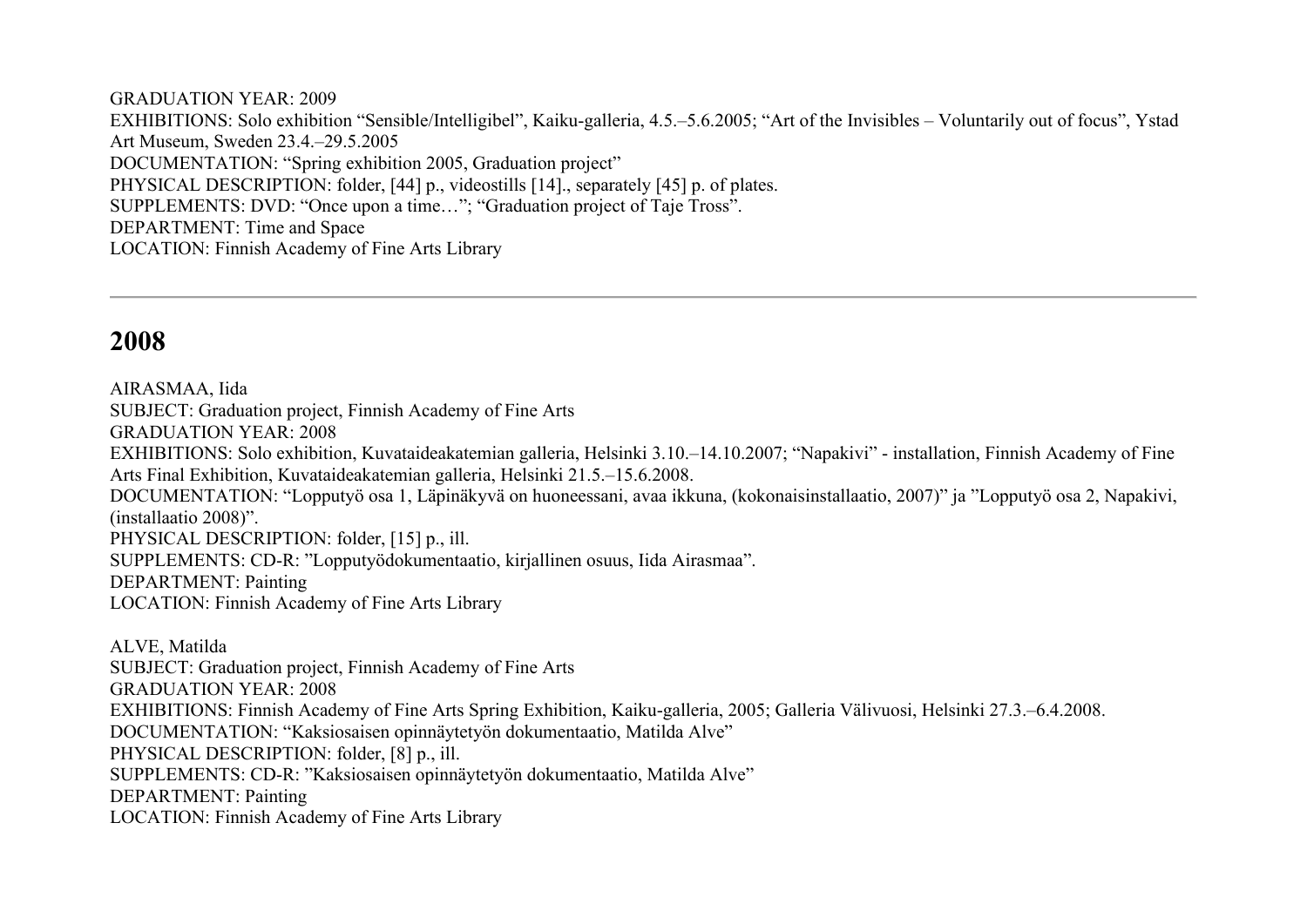GRADUATION YEAR: 2009
EXHIBITIONS: Solo exhibition “Sensible/Intelligibel”, Kaiku-galleria, 4.5.–5.6.2005; “Art of the Invisibles – Voluntarily out of focus”, Ystad Art Museum, Sweden 23.4.–29.5.2005
DOCUMENTATION: “Spring exhibition 2005, Graduation project”
PHYSICAL DESCRIPTION: folder, [44] p., videostills [14]., separately [45] p. of plates.
SUPPLEMENTS: DVD: “Once upon a time…”; “Graduation project of Taje Tross”.
DEPARTMENT: Time and Space
LOCATION: Finnish Academy of Fine Arts Library

---

## 2008

AIRASMAA, Iida
SUBJECT: Graduation project, Finnish Academy of Fine Arts
GRADUATION YEAR: 2008
EXHIBITIONS: Solo exhibition, Kuvataideakatemian galleria, Helsinki 3.10.–14.10.2007; “Napakivi” - installation, Finnish Academy of Fine Arts Final Exhibition, Kuvataideakatemian galleria, Helsinki 21.5.–15.6.2008.
DOCUMENTATION: “Lopputyö osa 1, Läpinäkyvä on huoneessani, avaa ikkuna, (kokonaisinstallaatio, 2007)” ja ”Lopputyö osa 2, Napakivi, (installaatio 2008)”.
PHYSICAL DESCRIPTION: folder, [15] p., ill.
SUPPLEMENTS: CD-R: ”Lopputyödokumentaatio, kirjallinen osuus, Iida Airasmaa”.
DEPARTMENT: Painting
LOCATION: Finnish Academy of Fine Arts Library

ALVE, Matilda
SUBJECT: Graduation project, Finnish Academy of Fine Arts
GRADUATION YEAR: 2008
EXHIBITIONS: Finnish Academy of Fine Arts Spring Exhibition, Kaiku-galleria, 2005; Galleria Välivuosi, Helsinki 27.3.–6.4.2008.
DOCUMENTATION: “Kaksiosaisen opinnäytetyön dokumentaatio, Matilda Alve”
PHYSICAL DESCRIPTION: folder, [8] p., ill.
SUPPLEMENTS: CD-R: ”Kaksiosaisen opinnäytetyön dokumentaatio, Matilda Alve”
DEPARTMENT: Painting
LOCATION: Finnish Academy of Fine Arts Library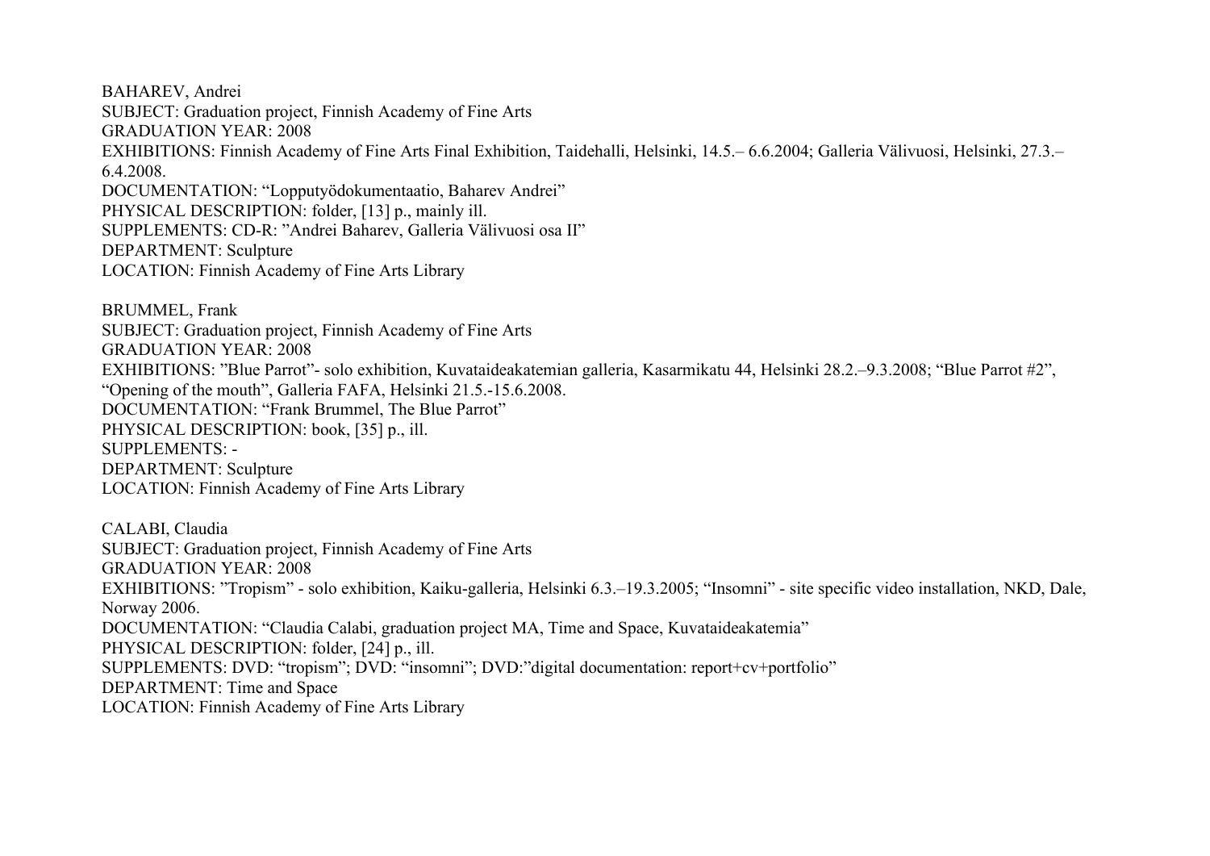BAHAREV, Andrei
SUBJECT: Graduation project, Finnish Academy of Fine Arts
GRADUATION YEAR: 2008
EXHIBITIONS: Finnish Academy of Fine Arts Final Exhibition, Taidehalli, Helsinki, 14.5.– 6.6.2004; Galleria Välivuosi, Helsinki, 27.3.–6.4.2008.
DOCUMENTATION: “Lopputyödokumentaatio, Baharev Andrei”
PHYSICAL DESCRIPTION: folder, [13] p., mainly ill.
SUPPLEMENTS: CD-R: ”Andrei Baharev, Galleria Välivuosi osa II”
DEPARTMENT: Sculpture
LOCATION: Finnish Academy of Fine Arts Library

BRUMMEL, Frank
SUBJECT: Graduation project, Finnish Academy of Fine Arts
GRADUATION YEAR: 2008
EXHIBITIONS: ”Blue Parrot”- solo exhibition, Kuvataideakatemian galleria, Kasarmikatu 44, Helsinki 28.2.–9.3.2008; “Blue Parrot #2”, “Opening of the mouth”, Galleria FAFA, Helsinki 21.5.-15.6.2008.
DOCUMENTATION: “Frank Brummel, The Blue Parrot”
PHYSICAL DESCRIPTION: book, [35] p., ill.
SUPPLEMENTS: -
DEPARTMENT: Sculpture
LOCATION: Finnish Academy of Fine Arts Library

CALABI, Claudia
SUBJECT: Graduation project, Finnish Academy of Fine Arts
GRADUATION YEAR: 2008
EXHIBITIONS: ”Tropism” - solo exhibition, Kaiku-galleria, Helsinki 6.3.–19.3.2005; “Insomni” - site specific video installation, NKD, Dale, Norway 2006.
DOCUMENTATION: “Claudia Calabi, graduation project MA, Time and Space, Kuvataideakatemia”
PHYSICAL DESCRIPTION: folder, [24] p., ill.
SUPPLEMENTS: DVD: “tropism”; DVD: “insomni”; DVD:”digital documentation: report+cv+portfolio”
DEPARTMENT: Time and Space
LOCATION: Finnish Academy of Fine Arts Library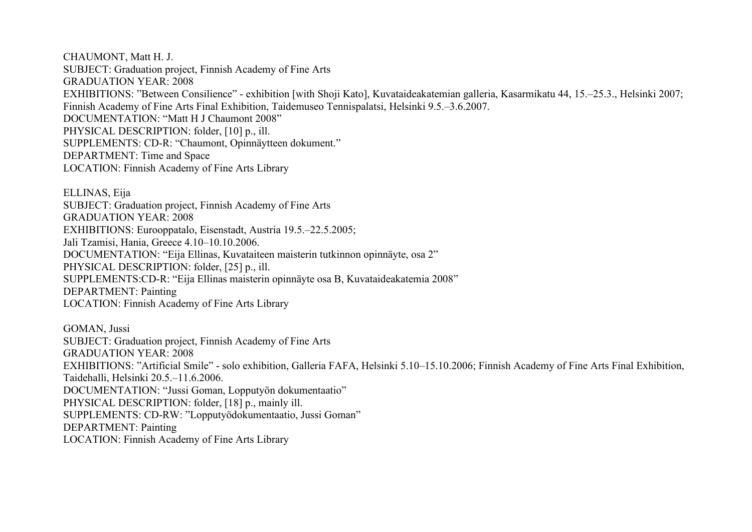CHAUMONT, Matt H. J.
SUBJECT: Graduation project, Finnish Academy of Fine Arts
GRADUATION YEAR: 2008
EXHIBITIONS: ”Between Consilience” - exhibition [with Shoji Kato], Kuvataideakatemian galleria, Kasarmikatu 44, 15.–25.3., Helsinki 2007; Finnish Academy of Fine Arts Final Exhibition, Taidemuseo Tennispalatsi, Helsinki 9.5.–3.6.2007.
DOCUMENTATION: “Matt H J Chaumont 2008”
PHYSICAL DESCRIPTION: folder, [10] p., ill.
SUPPLEMENTS: CD-R: “Chaumont, Opinnäytteen dokument.”
DEPARTMENT: Time and Space
LOCATION: Finnish Academy of Fine Arts Library

ELLINAS, Eija
SUBJECT: Graduation project, Finnish Academy of Fine Arts
GRADUATION YEAR: 2008
EXHIBITIONS: Eurooppatalo, Eisenstadt, Austria 19.5.–22.5.2005;
Jali Tzamisi, Hania, Greece 4.10–10.10.2006.
DOCUMENTATION: “Eija Ellinas, Kuvataiteen maisterin tutkinnon opinnäyte, osa 2”
PHYSICAL DESCRIPTION: folder, [25] p., ill.
SUPPLEMENTS:CD-R: “Eija Ellinas maisterin opinnäyte osa B, Kuvataideakatemia 2008”
DEPARTMENT: Painting
LOCATION: Finnish Academy of Fine Arts Library

GOMAN, Jussi
SUBJECT: Graduation project, Finnish Academy of Fine Arts
GRADUATION YEAR: 2008
EXHIBITIONS: ”Artificial Smile” - solo exhibition, Galleria FAFA, Helsinki 5.10–15.10.2006; Finnish Academy of Fine Arts Final Exhibition, Taidehalli, Helsinki 20.5.–11.6.2006.
DOCUMENTATION: “Jussi Goman, Lopputyön dokumentaatio”
PHYSICAL DESCRIPTION: folder, [18] p., mainly ill.
SUPPLEMENTS: CD-RW: ”Lopputyödokumentaatio, Jussi Goman”
DEPARTMENT: Painting
LOCATION: Finnish Academy of Fine Arts Library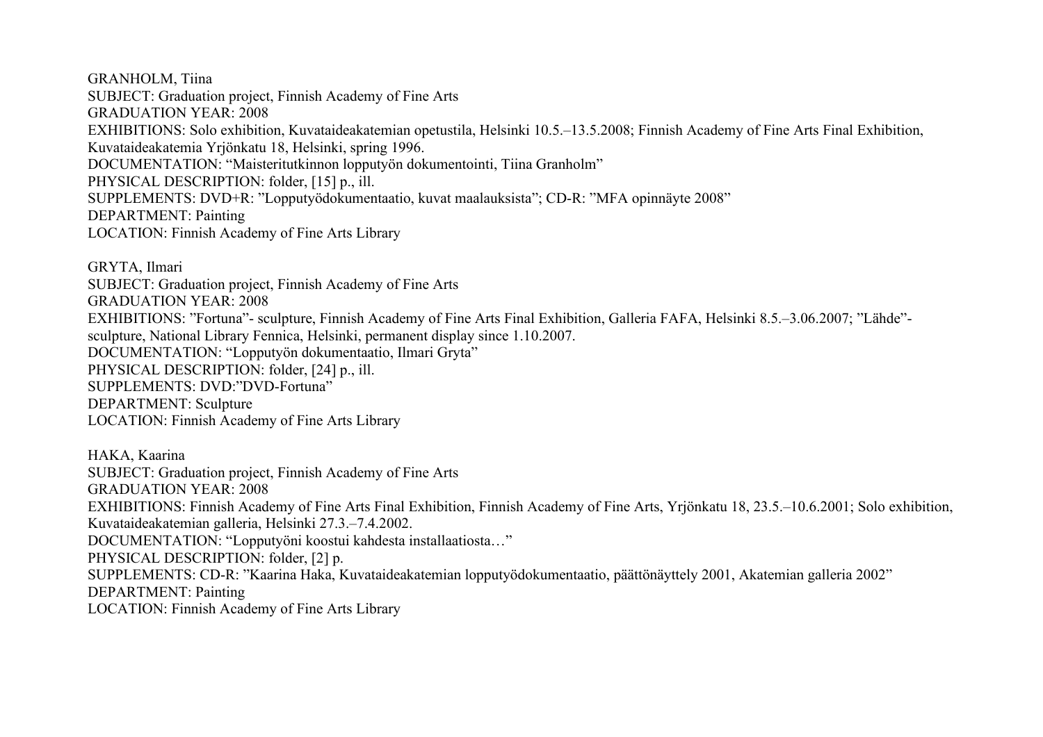GRANHOLM, Tiina
SUBJECT: Graduation project, Finnish Academy of Fine Arts
GRADUATION YEAR: 2008
EXHIBITIONS: Solo exhibition, Kuvataideakatemian opetustila, Helsinki 10.5.–13.5.2008; Finnish Academy of Fine Arts Final Exhibition, Kuvataideakatemia Yrjönkatu 18, Helsinki, spring 1996.
DOCUMENTATION: "Maisteritutkinnon lopputyön dokumentointi, Tiina Granholm"
PHYSICAL DESCRIPTION: folder, [15] p., ill.
SUPPLEMENTS: DVD+R: "Lopputyödokumentaatio, kuvat maalauksista"; CD-R: "MFA opinnäyte 2008"
DEPARTMENT: Painting
LOCATION: Finnish Academy of Fine Arts Library

GRYTA, Ilmari
SUBJECT: Graduation project, Finnish Academy of Fine Arts
GRADUATION YEAR: 2008
EXHIBITIONS: "Fortuna"- sculpture, Finnish Academy of Fine Arts Final Exhibition, Galleria FAFA, Helsinki 8.5.–3.06.2007; "Lähde"- sculpture, National Library Fennica, Helsinki, permanent display since 1.10.2007.
DOCUMENTATION: "Lopputyön dokumentaatio, Ilmari Gryta"
PHYSICAL DESCRIPTION: folder, [24] p., ill.
SUPPLEMENTS: DVD:"DVD-Fortuna"
DEPARTMENT: Sculpture
LOCATION: Finnish Academy of Fine Arts Library

HAKA, Kaarina
SUBJECT: Graduation project, Finnish Academy of Fine Arts
GRADUATION YEAR: 2008
EXHIBITIONS: Finnish Academy of Fine Arts Final Exhibition, Finnish Academy of Fine Arts, Yrjönkatu 18, 23.5.–10.6.2001; Solo exhibition, Kuvataideakatemian galleria, Helsinki 27.3.–7.4.2002.
DOCUMENTATION: "Lopputyöni koostui kahdesta installaatiosta…"
PHYSICAL DESCRIPTION: folder, [2] p.
SUPPLEMENTS: CD-R: "Kaarina Haka, Kuvataideakatemian lopputyödokumentaatio, päättönäyttely 2001, Akatemian galleria 2002"
DEPARTMENT: Painting
LOCATION: Finnish Academy of Fine Arts Library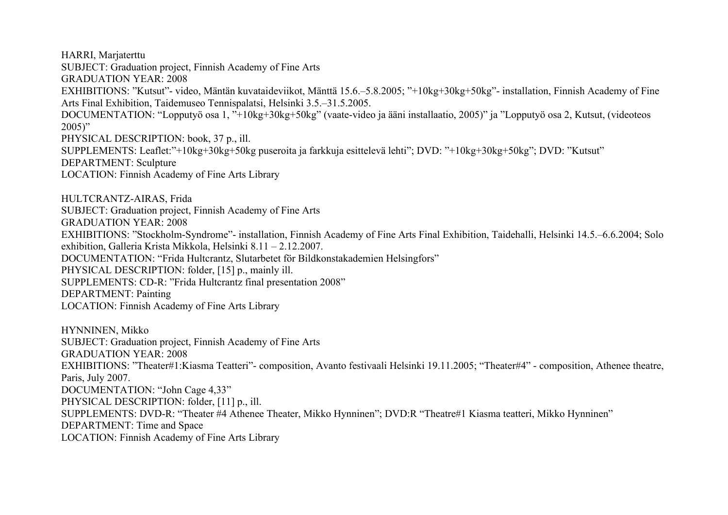HARRI, Marjaterttu
SUBJECT: Graduation project, Finnish Academy of Fine Arts
GRADUATION YEAR: 2008
EXHIBITIONS: ”Kutsut”- video, Mäntän kuvataideviikot, Mänttä 15.6.–5.8.2005; ”+10kg+30kg+50kg”- installation, Finnish Academy of Fine Arts Final Exhibition, Taidemuseo Tennispalatsi, Helsinki 3.5.–31.5.2005.
DOCUMENTATION: “Lopputyö osa 1, ”+10kg+30kg+50kg” (vaate-video ja ääni installaatio, 2005)” ja ”Lopputyö osa 2, Kutsut, (videoteos 2005)”
PHYSICAL DESCRIPTION: book, 37 p., ill.
SUPPLEMENTS: Leaflet:”+10kg+30kg+50kg puseroita ja farkkuja esittelevä lehti”; DVD: ”+10kg+30kg+50kg”; DVD: ”Kutsut”
DEPARTMENT: Sculpture
LOCATION: Finnish Academy of Fine Arts Library

HULTCRANTZ-AIRAS, Frida
SUBJECT: Graduation project, Finnish Academy of Fine Arts
GRADUATION YEAR: 2008
EXHIBITIONS: ”Stockholm-Syndrome”- installation, Finnish Academy of Fine Arts Final Exhibition, Taidehalli, Helsinki 14.5.–6.6.2004; Solo exhibition, Galleria Krista Mikkola, Helsinki 8.11 – 2.12.2007.
DOCUMENTATION: “Frida Hultcrantz, Slutarbetet för Bildkonstakademien Helsingfors”
PHYSICAL DESCRIPTION: folder, [15] p., mainly ill.
SUPPLEMENTS: CD-R: ”Frida Hultcrantz final presentation 2008”
DEPARTMENT: Painting
LOCATION: Finnish Academy of Fine Arts Library

HYNNINEN, Mikko
SUBJECT: Graduation project, Finnish Academy of Fine Arts
GRADUATION YEAR: 2008
EXHIBITIONS: ”Theater#1:Kiasma Teatteri”- composition, Avanto festivaali Helsinki 19.11.2005; “Theater#4” - composition, Athenee theatre, Paris, July 2007.
DOCUMENTATION: “John Cage 4,33”
PHYSICAL DESCRIPTION: folder, [11] p., ill.
SUPPLEMENTS: DVD-R: “Theater #4 Athenee Theater, Mikko Hynninen”; DVD:R “Theatre#1 Kiasma teatteri, Mikko Hynninen”
DEPARTMENT: Time and Space
LOCATION: Finnish Academy of Fine Arts Library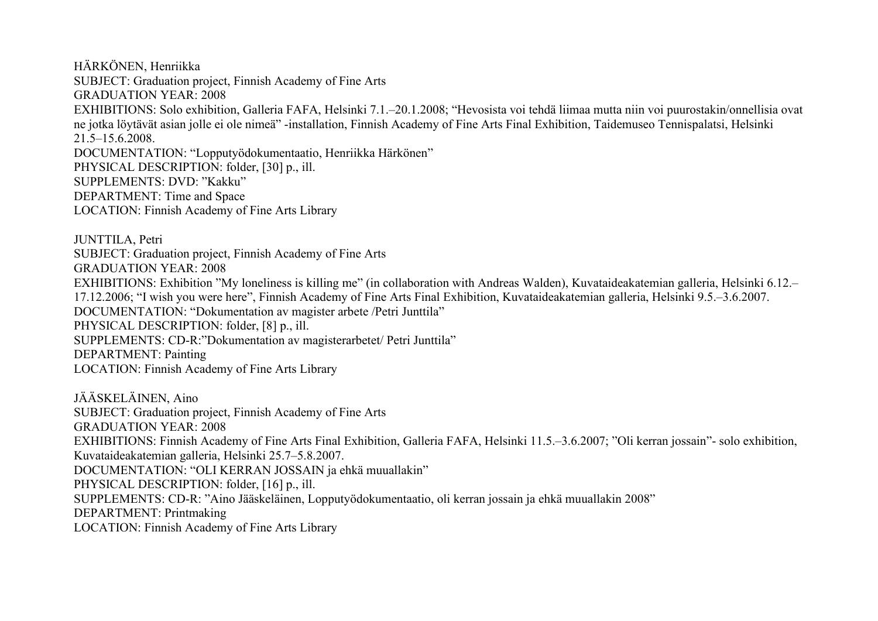HÄRKÖNEN, Henriikka
SUBJECT: Graduation project, Finnish Academy of Fine Arts
GRADUATION YEAR: 2008
EXHIBITIONS: Solo exhibition, Galleria FAFA, Helsinki 7.1.–20.1.2008; "Hevosista voi tehdä liimaa mutta niin voi puurostakin/onnellisia ovat ne jotka löytävät asian jolle ei ole nimeä" -installation, Finnish Academy of Fine Arts Final Exhibition, Taidemuseo Tennispalatsi, Helsinki 21.5–15.6.2008.
DOCUMENTATION: "Lopputyödokumentaatio, Henriikka Härkönen"
PHYSICAL DESCRIPTION: folder, [30] p., ill.
SUPPLEMENTS: DVD: "Kakku"
DEPARTMENT: Time and Space
LOCATION: Finnish Academy of Fine Arts Library

JUNTTILA, Petri
SUBJECT: Graduation project, Finnish Academy of Fine Arts
GRADUATION YEAR: 2008
EXHIBITIONS: Exhibition "My loneliness is killing me" (in collaboration with Andreas Walden), Kuvataideakatemian galleria, Helsinki 6.12.–17.12.2006; "I wish you were here", Finnish Academy of Fine Arts Final Exhibition, Kuvataideakatemian galleria, Helsinki 9.5.–3.6.2007.
DOCUMENTATION: "Dokumentation av magister arbete /Petri Junttila"
PHYSICAL DESCRIPTION: folder, [8] p., ill.
SUPPLEMENTS: CD-R:"Dokumentation av magisterarbetet/ Petri Junttila"
DEPARTMENT: Painting
LOCATION: Finnish Academy of Fine Arts Library

JÄÄSKELÄINEN, Aino
SUBJECT: Graduation project, Finnish Academy of Fine Arts
GRADUATION YEAR: 2008
EXHIBITIONS: Finnish Academy of Fine Arts Final Exhibition, Galleria FAFA, Helsinki 11.5.–3.6.2007; "Oli kerran jossain"- solo exhibition, Kuvataideakatemian galleria, Helsinki 25.7–5.8.2007.
DOCUMENTATION: "OLI KERRAN JOSSAIN ja ehkä muuallakin"
PHYSICAL DESCRIPTION: folder, [16] p., ill.
SUPPLEMENTS: CD-R: "Aino Jääskeläinen, Lopputyödokumentaatio, oli kerran jossain ja ehkä muuallakin 2008"
DEPARTMENT: Printmaking
LOCATION: Finnish Academy of Fine Arts Library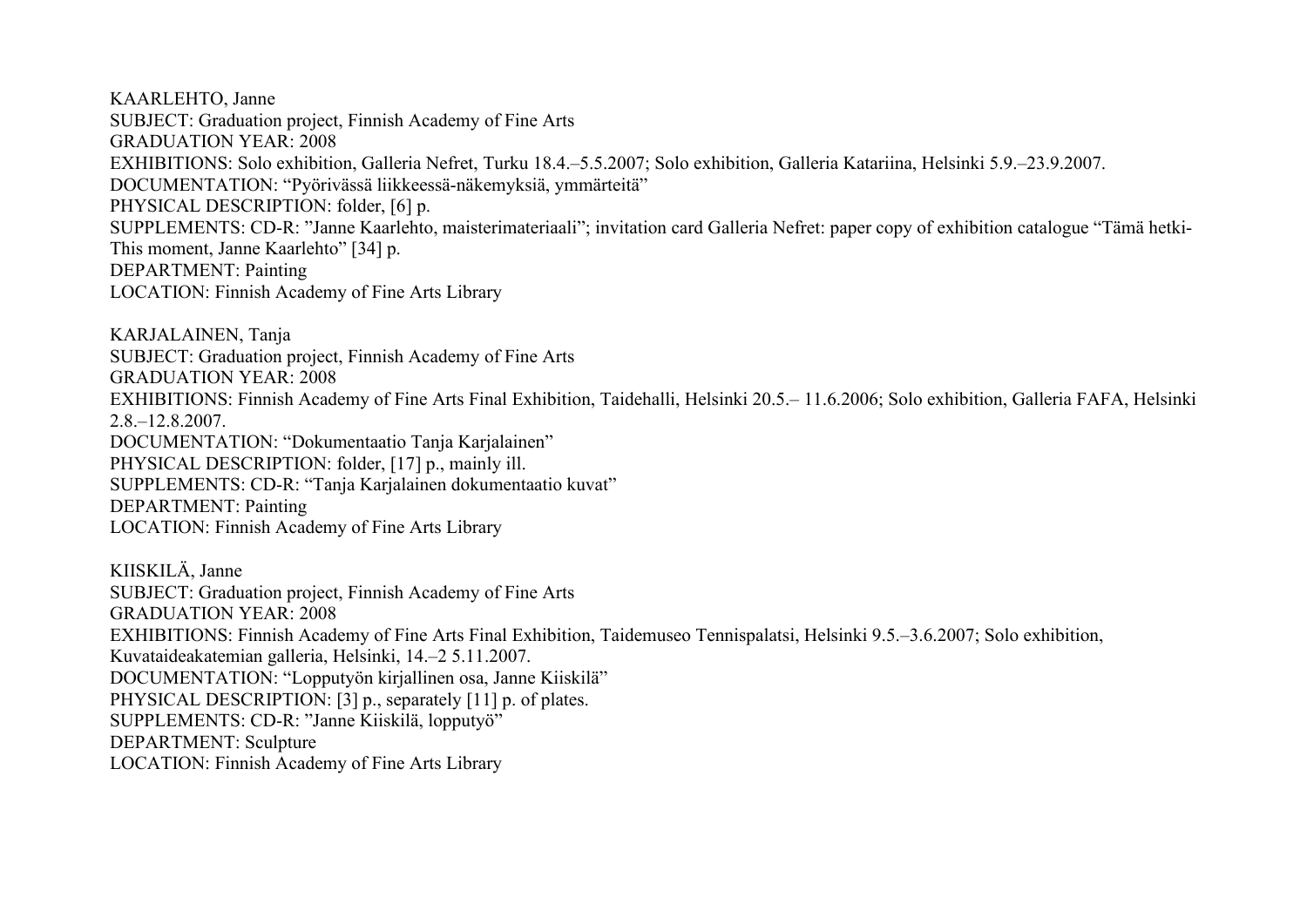KAARLEHTO, Janne
SUBJECT: Graduation project, Finnish Academy of Fine Arts
GRADUATION YEAR: 2008
EXHIBITIONS: Solo exhibition, Galleria Nefret, Turku 18.4.–5.5.2007; Solo exhibition, Galleria Katariina, Helsinki 5.9.–23.9.2007.
DOCUMENTATION: "Pyörivässä liikkeessä-näkemyksiä, ymmärteitä"
PHYSICAL DESCRIPTION: folder, [6] p.
SUPPLEMENTS: CD-R: "Janne Kaarlehto, maisterimateriaali"; invitation card Galleria Nefret: paper copy of exhibition catalogue "Tämä hetki-This moment, Janne Kaarlehto" [34] p.
DEPARTMENT: Painting
LOCATION: Finnish Academy of Fine Arts Library

KARJALAINEN, Tanja
SUBJECT: Graduation project, Finnish Academy of Fine Arts
GRADUATION YEAR: 2008
EXHIBITIONS: Finnish Academy of Fine Arts Final Exhibition, Taidehalli, Helsinki 20.5.– 11.6.2006; Solo exhibition, Galleria FAFA, Helsinki 2.8.–12.8.2007.
DOCUMENTATION: "Dokumentaatio Tanja Karjalainen"
PHYSICAL DESCRIPTION: folder, [17] p., mainly ill.
SUPPLEMENTS: CD-R: "Tanja Karjalainen dokumentaatio kuvat"
DEPARTMENT: Painting
LOCATION: Finnish Academy of Fine Arts Library

KIISKILÄ, Janne
SUBJECT: Graduation project, Finnish Academy of Fine Arts
GRADUATION YEAR: 2008
EXHIBITIONS: Finnish Academy of Fine Arts Final Exhibition, Taidemuseo Tennispalatsi, Helsinki 9.5.–3.6.2007; Solo exhibition, Kuvataideakatemian galleria, Helsinki, 14.–2 5.11.2007.
DOCUMENTATION: "Lopputyön kirjallinen osa, Janne Kiiskilä"
PHYSICAL DESCRIPTION: [3] p., separately [11] p. of plates.
SUPPLEMENTS: CD-R: "Janne Kiiskilä, lopputyö"
DEPARTMENT: Sculpture
LOCATION: Finnish Academy of Fine Arts Library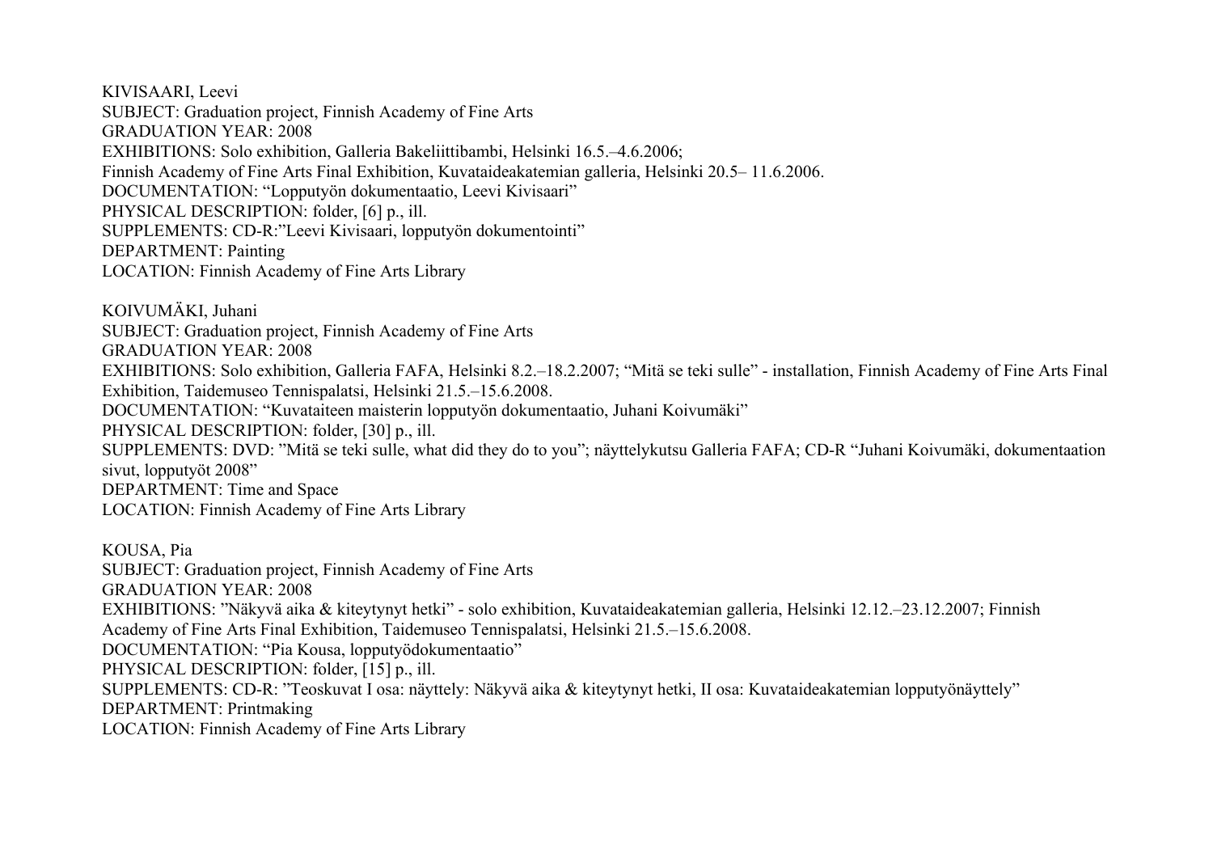KIVISAARI, Leevi
SUBJECT: Graduation project, Finnish Academy of Fine Arts
GRADUATION YEAR: 2008
EXHIBITIONS: Solo exhibition, Galleria Bakeliittibambi, Helsinki 16.5.–4.6.2006;
Finnish Academy of Fine Arts Final Exhibition, Kuvataideakatemian galleria, Helsinki 20.5– 11.6.2006.
DOCUMENTATION: "Lopputyön dokumentaatio, Leevi Kivisaari"
PHYSICAL DESCRIPTION: folder, [6] p., ill.
SUPPLEMENTS: CD-R:"Leevi Kivisaari, lopputyön dokumentointi"
DEPARTMENT: Painting
LOCATION: Finnish Academy of Fine Arts Library

KOIVUMÄKI, Juhani
SUBJECT: Graduation project, Finnish Academy of Fine Arts
GRADUATION YEAR: 2008
EXHIBITIONS: Solo exhibition, Galleria FAFA, Helsinki 8.2.–18.2.2007; "Mitä se teki sulle" - installation, Finnish Academy of Fine Arts Final Exhibition, Taidemuseo Tennispalatsi, Helsinki 21.5.–15.6.2008.
DOCUMENTATION: "Kuvataiteen maisterin lopputyön dokumentaatio, Juhani Koivumäki"
PHYSICAL DESCRIPTION: folder, [30] p., ill.
SUPPLEMENTS: DVD: "Mitä se teki sulle, what did they do to you"; näyttelykutsu Galleria FAFA; CD-R "Juhani Koivumäki, dokumentaation sivut, lopputyöt 2008"
DEPARTMENT: Time and Space
LOCATION: Finnish Academy of Fine Arts Library

KOUSA, Pia
SUBJECT: Graduation project, Finnish Academy of Fine Arts
GRADUATION YEAR: 2008
EXHIBITIONS: "Näkyvä aika & kiteytynyt hetki" - solo exhibition, Kuvataideakatemian galleria, Helsinki 12.12.–23.12.2007; Finnish Academy of Fine Arts Final Exhibition, Taidemuseo Tennispalatsi, Helsinki 21.5.–15.6.2008.
DOCUMENTATION: "Pia Kousa, lopputyödokumentaatio"
PHYSICAL DESCRIPTION: folder, [15] p., ill.
SUPPLEMENTS: CD-R: "Teoskuvat I osa: näyttely: Näkyvä aika & kiteytynyt hetki, II osa: Kuvataideakatemian lopputyönäyttely"
DEPARTMENT: Printmaking
LOCATION: Finnish Academy of Fine Arts Library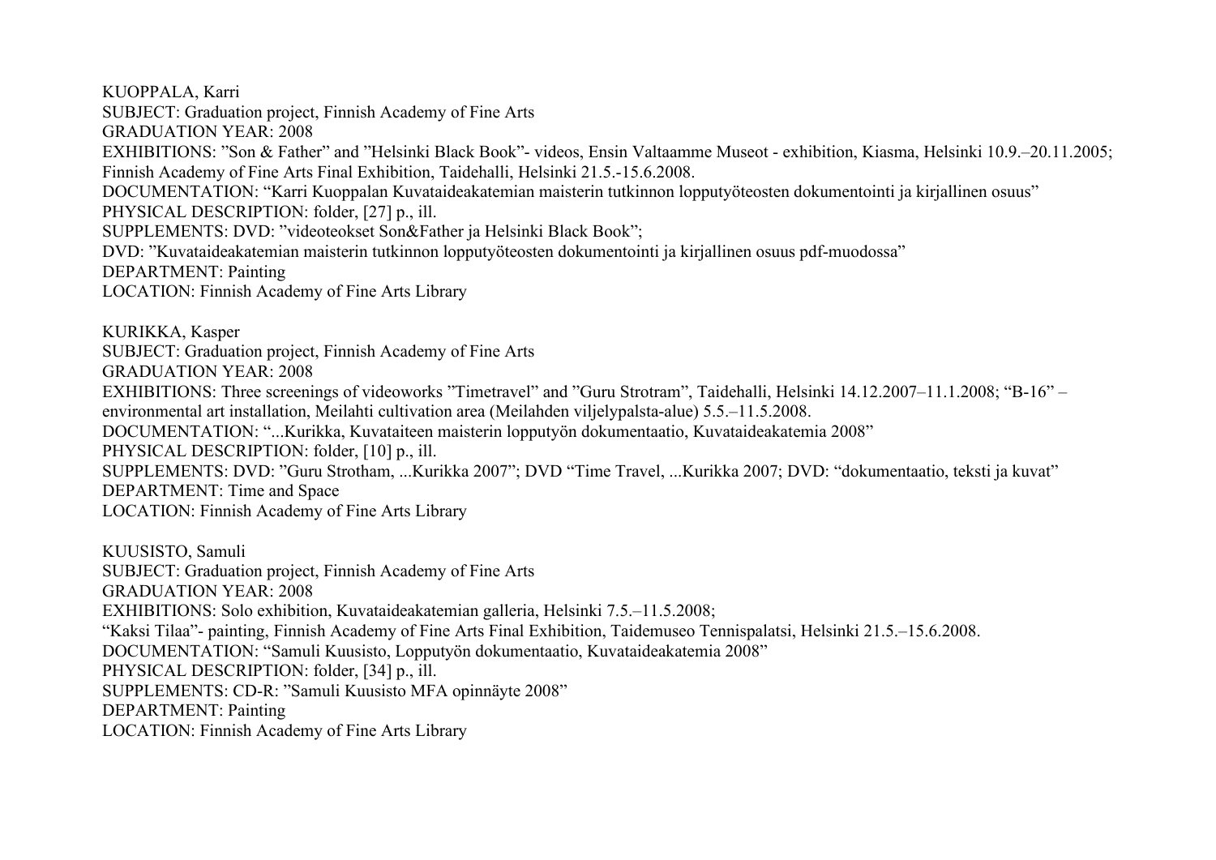KUOPPALA, Karri
SUBJECT: Graduation project, Finnish Academy of Fine Arts
GRADUATION YEAR: 2008
EXHIBITIONS: ”Son & Father” and ”Helsinki Black Book”- videos, Ensin Valtaamme Museot - exhibition, Kiasma, Helsinki 10.9.–20.11.2005; Finnish Academy of Fine Arts Final Exhibition, Taidehalli, Helsinki 21.5.-15.6.2008.
DOCUMENTATION: “Karri Kuoppalan Kuvataideakatemian maisterin tutkinnon lopputyöteosten dokumentointi ja kirjallinen osuus”
PHYSICAL DESCRIPTION: folder, [27] p., ill.
SUPPLEMENTS: DVD: ”videoteokset Son&Father ja Helsinki Black Book”;
DVD: ”Kuvataideakatemian maisterin tutkinnon lopputyöteosten dokumentointi ja kirjallinen osuus pdf-muodossa”
DEPARTMENT: Painting
LOCATION: Finnish Academy of Fine Arts Library

KURIKKA, Kasper
SUBJECT: Graduation project, Finnish Academy of Fine Arts
GRADUATION YEAR: 2008
EXHIBITIONS: Three screenings of videoworks ”Timetravel” and ”Guru Strotram”, Taidehalli, Helsinki 14.12.2007–11.1.2008; “B-16” – environmental art installation, Meilahti cultivation area (Meilahden viljelypalsta-alue) 5.5.–11.5.2008.
DOCUMENTATION: “...Kurikka, Kuvataiteen maisterin lopputyön dokumentaatio, Kuvataideakatemia 2008”
PHYSICAL DESCRIPTION: folder, [10] p., ill.
SUPPLEMENTS: DVD: ”Guru Strotham, ...Kurikka 2007”; DVD “Time Travel, ...Kurikka 2007; DVD: “dokumentaatio, teksti ja kuvat”
DEPARTMENT: Time and Space
LOCATION: Finnish Academy of Fine Arts Library

KUUSISTO, Samuli
SUBJECT: Graduation project, Finnish Academy of Fine Arts
GRADUATION YEAR: 2008
EXHIBITIONS: Solo exhibition, Kuvataideakatemian galleria, Helsinki 7.5.–11.5.2008;
“Kaksi Tilaa”- painting, Finnish Academy of Fine Arts Final Exhibition, Taidemuseo Tennispalatsi, Helsinki 21.5.–15.6.2008.
DOCUMENTATION: “Samuli Kuusisto, Lopputyön dokumentaatio, Kuvataideakatemia 2008”
PHYSICAL DESCRIPTION: folder, [34] p., ill.
SUPPLEMENTS: CD-R: ”Samuli Kuusisto MFA opinnäyte 2008”
DEPARTMENT: Painting
LOCATION: Finnish Academy of Fine Arts Library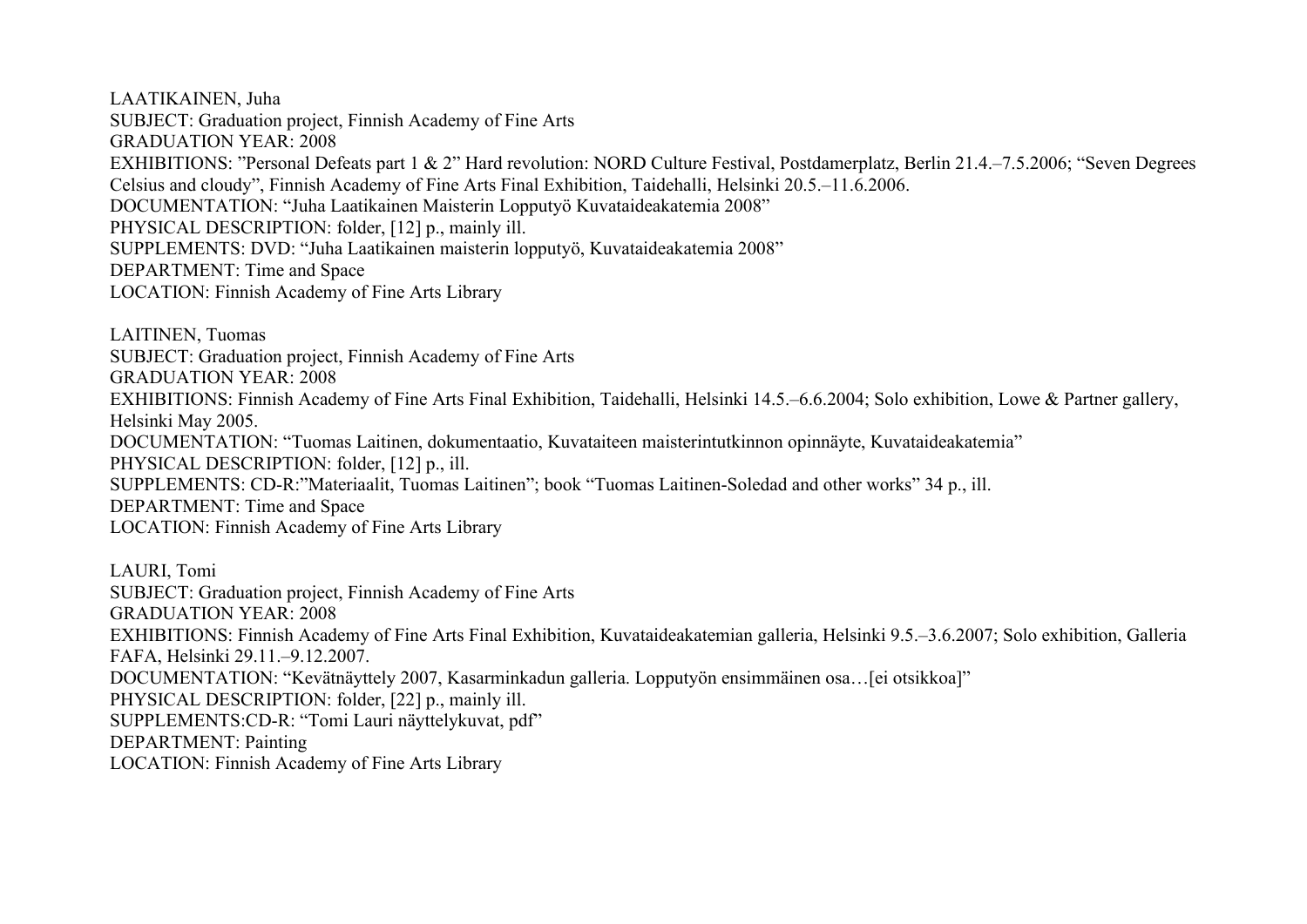LAATIKAINEN, Juha
SUBJECT: Graduation project, Finnish Academy of Fine Arts
GRADUATION YEAR: 2008
EXHIBITIONS: ”Personal Defeats part 1 & 2” Hard revolution: NORD Culture Festival, Postdamerplatz, Berlin 21.4.–7.5.2006; “Seven Degrees Celsius and cloudy”, Finnish Academy of Fine Arts Final Exhibition, Taidehalli, Helsinki 20.5.–11.6.2006.
DOCUMENTATION: “Juha Laatikainen Maisterin Lopputyö Kuvataideakatemia 2008”
PHYSICAL DESCRIPTION: folder, [12] p., mainly ill.
SUPPLEMENTS: DVD: “Juha Laatikainen maisterin lopputyö, Kuvataideakatemia 2008”
DEPARTMENT: Time and Space
LOCATION: Finnish Academy of Fine Arts Library

LAITINEN, Tuomas
SUBJECT: Graduation project, Finnish Academy of Fine Arts
GRADUATION YEAR: 2008
EXHIBITIONS: Finnish Academy of Fine Arts Final Exhibition, Taidehalli, Helsinki 14.5.–6.6.2004; Solo exhibition, Lowe & Partner gallery, Helsinki May 2005.
DOCUMENTATION: “Tuomas Laitinen, dokumentaatio, Kuvataiteen maisterintutkinnon opinnäyte, Kuvataideakatemia”
PHYSICAL DESCRIPTION: folder, [12] p., ill.
SUPPLEMENTS: CD-R:”Materiaalit, Tuomas Laitinen”; book “Tuomas Laitinen-Soledad and other works” 34 p., ill.
DEPARTMENT: Time and Space
LOCATION: Finnish Academy of Fine Arts Library

LAURI, Tomi
SUBJECT: Graduation project, Finnish Academy of Fine Arts
GRADUATION YEAR: 2008
EXHIBITIONS: Finnish Academy of Fine Arts Final Exhibition, Kuvataideakatemian galleria, Helsinki 9.5.–3.6.2007; Solo exhibition, Galleria FAFA, Helsinki 29.11.–9.12.2007.
DOCUMENTATION: “Kevätnäyttely 2007, Kasarminkadun galleria. Lopputyön ensimmäinen osa…[ei otsikkoa]”
PHYSICAL DESCRIPTION: folder, [22] p., mainly ill.
SUPPLEMENTS:CD-R: “Tomi Lauri näyttelykuvat, pdf”
DEPARTMENT: Painting
LOCATION: Finnish Academy of Fine Arts Library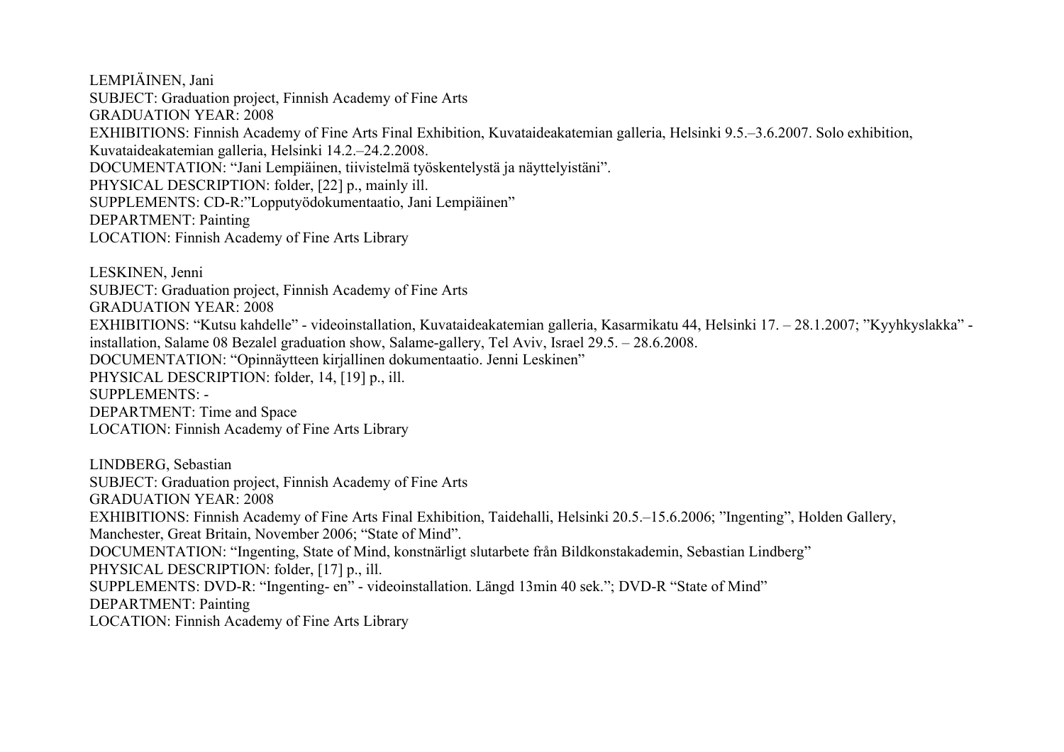LEMPIÄINEN, Jani
SUBJECT: Graduation project, Finnish Academy of Fine Arts
GRADUATION YEAR: 2008
EXHIBITIONS: Finnish Academy of Fine Arts Final Exhibition, Kuvataideakatemian galleria, Helsinki 9.5.–3.6.2007. Solo exhibition, Kuvataideakatemian galleria, Helsinki 14.2.–24.2.2008.
DOCUMENTATION: "Jani Lempiäinen, tiivistelmä työskentelystä ja näyttelyistäni".
PHYSICAL DESCRIPTION: folder, [22] p., mainly ill.
SUPPLEMENTS: CD-R:"Lopputyödokumentaatio, Jani Lempiäinen"
DEPARTMENT: Painting
LOCATION: Finnish Academy of Fine Arts Library

LESKINEN, Jenni
SUBJECT: Graduation project, Finnish Academy of Fine Arts
GRADUATION YEAR: 2008
EXHIBITIONS: "Kutsu kahdelle" - videoinstallation, Kuvataideakatemian galleria, Kasarmikatu 44, Helsinki 17. – 28.1.2007; "Kyyhkyslakka" - installation, Salame 08 Bezalel graduation show, Salame-gallery, Tel Aviv, Israel 29.5. – 28.6.2008.
DOCUMENTATION: "Opinnäytteen kirjallinen dokumentaatio. Jenni Leskinen"
PHYSICAL DESCRIPTION: folder, 14, [19] p., ill.
SUPPLEMENTS: -
DEPARTMENT: Time and Space
LOCATION: Finnish Academy of Fine Arts Library

LINDBERG, Sebastian
SUBJECT: Graduation project, Finnish Academy of Fine Arts
GRADUATION YEAR: 2008
EXHIBITIONS: Finnish Academy of Fine Arts Final Exhibition, Taidehalli, Helsinki 20.5.–15.6.2006; "Ingenting", Holden Gallery, Manchester, Great Britain, November 2006; "State of Mind".
DOCUMENTATION: "Ingenting, State of Mind, konstnärligt slutarbete från Bildkonstakademin, Sebastian Lindberg"
PHYSICAL DESCRIPTION: folder, [17] p., ill.
SUPPLEMENTS: DVD-R: "Ingenting- en" - videoinstallation. Längd 13min 40 sek."; DVD-R "State of Mind"
DEPARTMENT: Painting
LOCATION: Finnish Academy of Fine Arts Library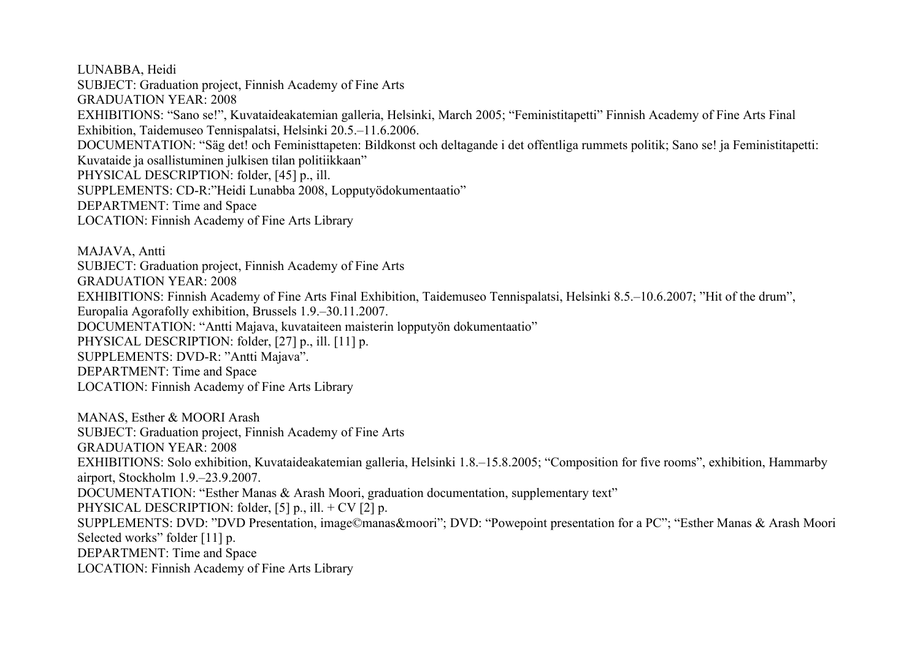LUNABBA, Heidi
SUBJECT: Graduation project, Finnish Academy of Fine Arts
GRADUATION YEAR: 2008
EXHIBITIONS: "Sano se!", Kuvataideakatemian galleria, Helsinki, March 2005; "Feministitapetti" Finnish Academy of Fine Arts Final Exhibition, Taidemuseo Tennispalatsi, Helsinki 20.5.–11.6.2006.
DOCUMENTATION: "Säg det! och Feministtapeten: Bildkonst och deltagande i det offentliga rummets politik; Sano se! ja Feministitapetti: Kuvataide ja osallistuminen julkisen tilan politiikkaan"
PHYSICAL DESCRIPTION: folder, [45] p., ill.
SUPPLEMENTS: CD-R:"Heidi Lunabba 2008, Lopputyödokumentaatio"
DEPARTMENT: Time and Space
LOCATION: Finnish Academy of Fine Arts Library

MAJAVA, Antti
SUBJECT: Graduation project, Finnish Academy of Fine Arts
GRADUATION YEAR: 2008
EXHIBITIONS: Finnish Academy of Fine Arts Final Exhibition, Taidemuseo Tennispalatsi, Helsinki 8.5.–10.6.2007; "Hit of the drum", Europalia Agorafolly exhibition, Brussels 1.9.–30.11.2007.
DOCUMENTATION: "Antti Majava, kuvataiteen maisterin lopputyön dokumentaatio"
PHYSICAL DESCRIPTION: folder, [27] p., ill. [11] p.
SUPPLEMENTS: DVD-R: "Antti Majava".
DEPARTMENT: Time and Space
LOCATION: Finnish Academy of Fine Arts Library

MANAS, Esther & MOORI Arash
SUBJECT: Graduation project, Finnish Academy of Fine Arts
GRADUATION YEAR: 2008
EXHIBITIONS: Solo exhibition, Kuvataideakatemian galleria, Helsinki 1.8.–15.8.2005; "Composition for five rooms", exhibition, Hammarby airport, Stockholm 1.9.–23.9.2007.
DOCUMENTATION: "Esther Manas & Arash Moori, graduation documentation, supplementary text"
PHYSICAL DESCRIPTION: folder, [5] p., ill. + CV [2] p.
SUPPLEMENTS: DVD: "DVD Presentation, image©manas&moori"; DVD: "Powepoint presentation for a PC"; "Esther Manas & Arash Moori Selected works" folder [11] p.
DEPARTMENT: Time and Space
LOCATION: Finnish Academy of Fine Arts Library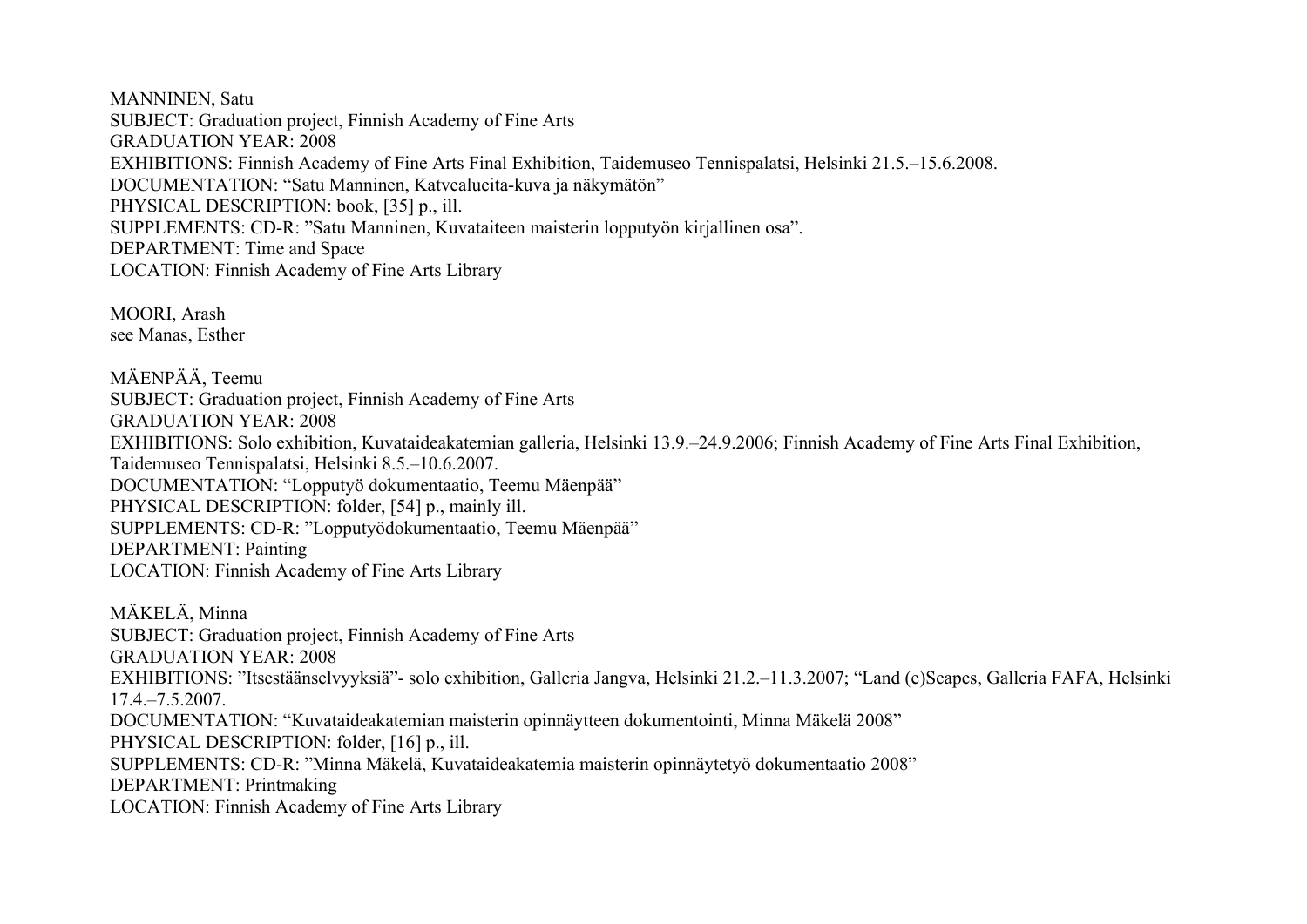MANNINEN, Satu
SUBJECT: Graduation project, Finnish Academy of Fine Arts
GRADUATION YEAR: 2008
EXHIBITIONS: Finnish Academy of Fine Arts Final Exhibition, Taidemuseo Tennispalatsi, Helsinki 21.5.–15.6.2008.
DOCUMENTATION: "Satu Manninen, Katvealueita-kuva ja näkymätön"
PHYSICAL DESCRIPTION: book, [35] p., ill.
SUPPLEMENTS: CD-R: "Satu Manninen, Kuvataiteen maisterin lopputyön kirjallinen osa".
DEPARTMENT: Time and Space
LOCATION: Finnish Academy of Fine Arts Library

MOORI, Arash
see Manas, Esther

MÄENPÄÄ, Teemu
SUBJECT: Graduation project, Finnish Academy of Fine Arts
GRADUATION YEAR: 2008
EXHIBITIONS: Solo exhibition, Kuvataideakatemian galleria, Helsinki 13.9.–24.9.2006; Finnish Academy of Fine Arts Final Exhibition, Taidemuseo Tennispalatsi, Helsinki 8.5.–10.6.2007.
DOCUMENTATION: "Lopputyö dokumentaatio, Teemu Mäenpää"
PHYSICAL DESCRIPTION: folder, [54] p., mainly ill.
SUPPLEMENTS: CD-R: "Lopputyödokumentaatio, Teemu Mäenpää"
DEPARTMENT: Painting
LOCATION: Finnish Academy of Fine Arts Library

MÄKELÄ, Minna
SUBJECT: Graduation project, Finnish Academy of Fine Arts
GRADUATION YEAR: 2008
EXHIBITIONS: "Itsestäänselvyyksiä"- solo exhibition, Galleria Jangva, Helsinki 21.2.–11.3.2007; "Land (e)Scapes, Galleria FAFA, Helsinki 17.4.–7.5.2007.
DOCUMENTATION: "Kuvataideakatemian maisterin opinnäytteen dokumentointi, Minna Mäkelä 2008"
PHYSICAL DESCRIPTION: folder, [16] p., ill.
SUPPLEMENTS: CD-R: "Minna Mäkelä, Kuvataideakatemia maisterin opinnäytetyö dokumentaatio 2008"
DEPARTMENT: Printmaking
LOCATION: Finnish Academy of Fine Arts Library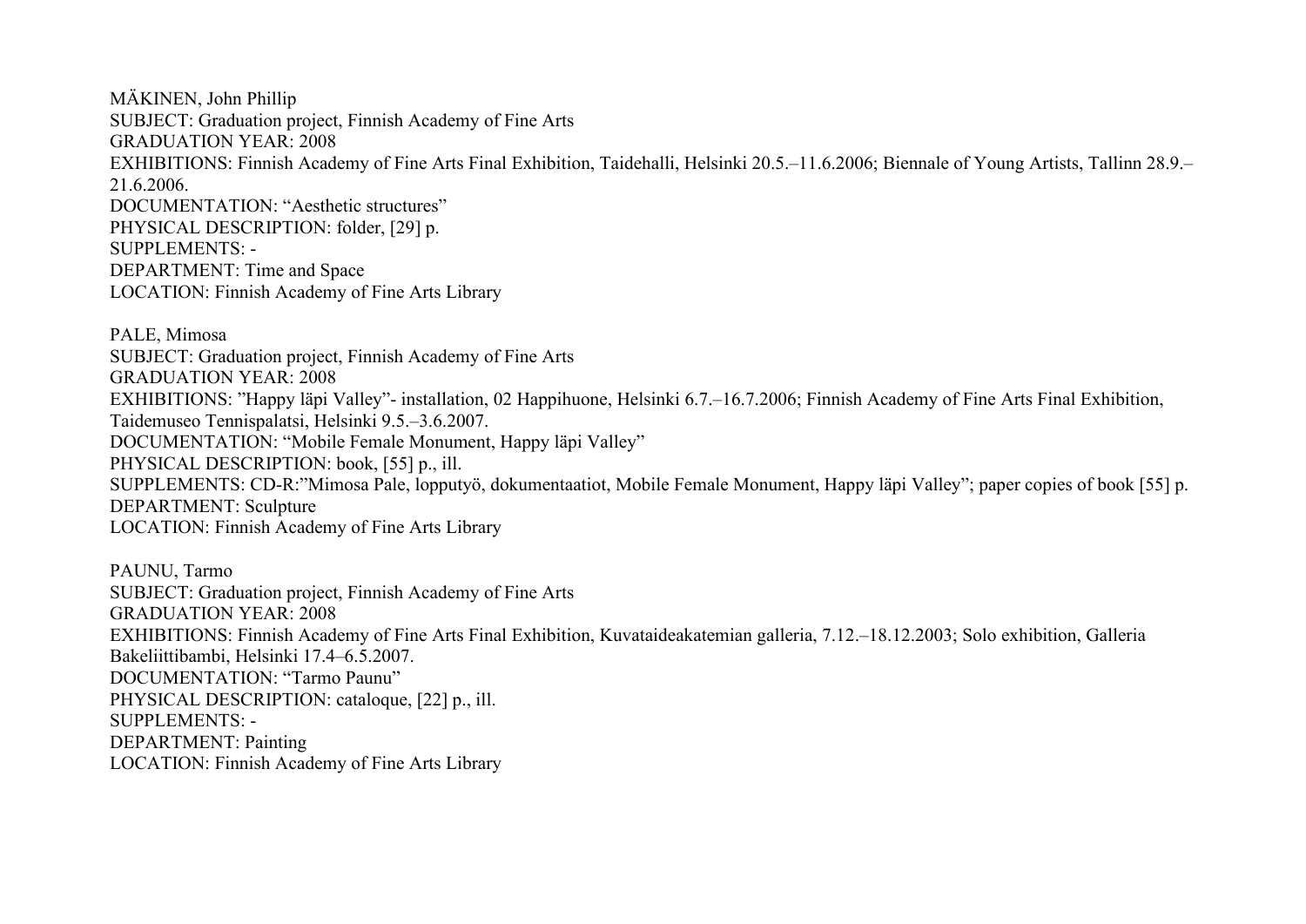MÄKINEN, John Phillip
SUBJECT: Graduation project, Finnish Academy of Fine Arts
GRADUATION YEAR: 2008
EXHIBITIONS: Finnish Academy of Fine Arts Final Exhibition, Taidehalli, Helsinki 20.5.–11.6.2006; Biennale of Young Artists, Tallinn 28.9.–21.6.2006.
DOCUMENTATION: “Aesthetic structures”
PHYSICAL DESCRIPTION: folder, [29] p.
SUPPLEMENTS: -
DEPARTMENT: Time and Space
LOCATION: Finnish Academy of Fine Arts Library

PALE, Mimosa
SUBJECT: Graduation project, Finnish Academy of Fine Arts
GRADUATION YEAR: 2008
EXHIBITIONS: ”Happy läpi Valley”- installation, 02 Happihuone, Helsinki 6.7.–16.7.2006; Finnish Academy of Fine Arts Final Exhibition, Taidemuseo Tennispalatsi, Helsinki 9.5.–3.6.2007.
DOCUMENTATION: “Mobile Female Monument, Happy läpi Valley”
PHYSICAL DESCRIPTION: book, [55] p., ill.
SUPPLEMENTS: CD-R:”Mimosa Pale, lopputyö, dokumentaatiot, Mobile Female Monument, Happy läpi Valley”; paper copies of book [55] p.
DEPARTMENT: Sculpture
LOCATION: Finnish Academy of Fine Arts Library

PAUNU, Tarmo
SUBJECT: Graduation project, Finnish Academy of Fine Arts
GRADUATION YEAR: 2008
EXHIBITIONS: Finnish Academy of Fine Arts Final Exhibition, Kuvataideakatemian galleria, 7.12.–18.12.2003; Solo exhibition, Galleria Bakeliittibambi, Helsinki 17.4–6.5.2007.
DOCUMENTATION: “Tarmo Paunu”
PHYSICAL DESCRIPTION: cataloque, [22] p., ill.
SUPPLEMENTS: -
DEPARTMENT: Painting
LOCATION: Finnish Academy of Fine Arts Library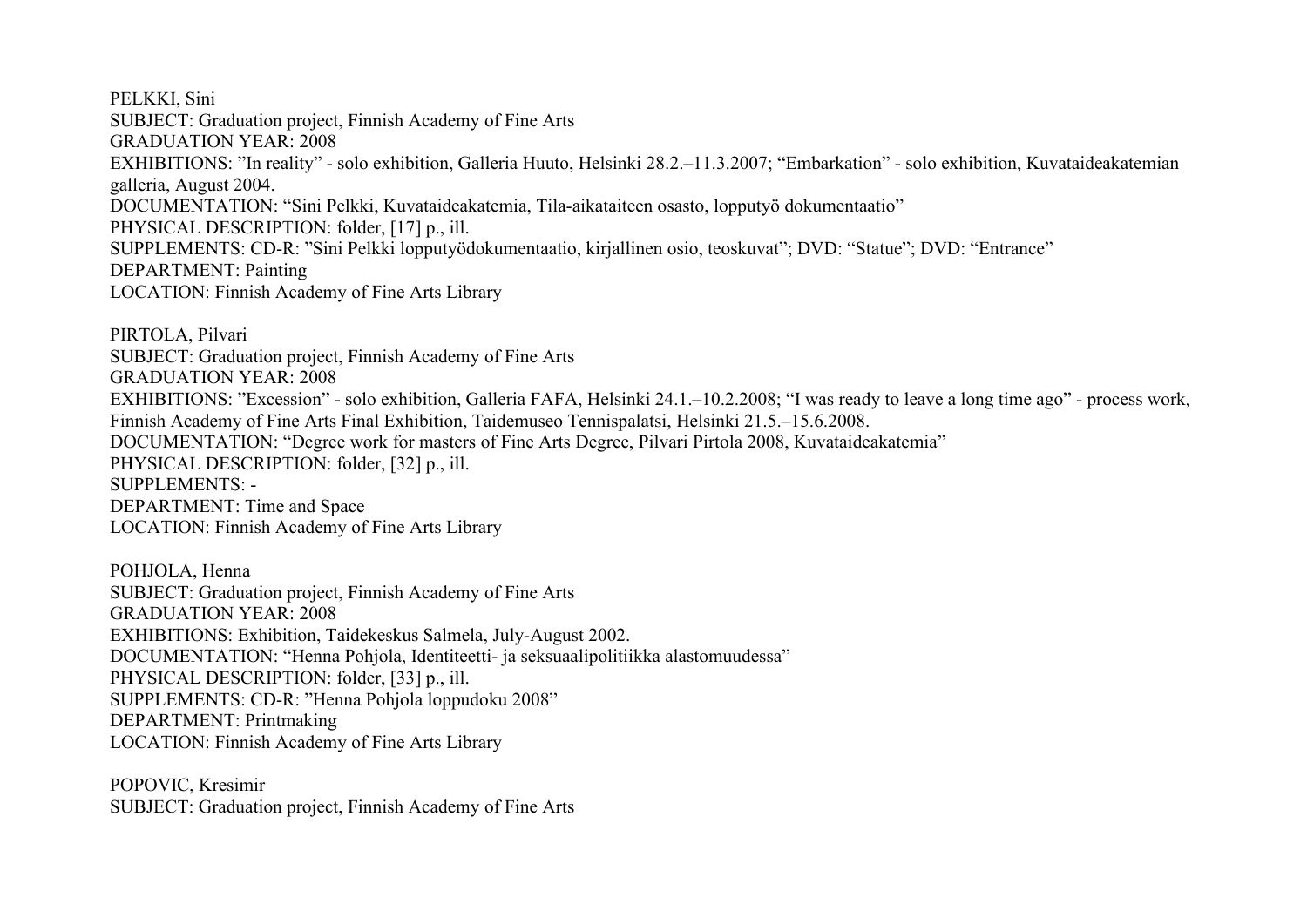PELKKI, Sini
SUBJECT: Graduation project, Finnish Academy of Fine Arts
GRADUATION YEAR: 2008
EXHIBITIONS: ”In reality” - solo exhibition, Galleria Huuto, Helsinki 28.2.–11.3.2007; “Embarkation” - solo exhibition, Kuvataideakatemian galleria, August 2004.
DOCUMENTATION: “Sini Pelkki, Kuvataideakatemia, Tila-aikataiteen osasto, lopputyö dokumentaatio”
PHYSICAL DESCRIPTION: folder, [17] p., ill.
SUPPLEMENTS: CD-R: ”Sini Pelkki lopputyödokumentaatio, kirjallinen osio, teoskuvat”; DVD: “Statue”; DVD: “Entrance”
DEPARTMENT: Painting
LOCATION: Finnish Academy of Fine Arts Library

PIRTOLA, Pilvari
SUBJECT: Graduation project, Finnish Academy of Fine Arts
GRADUATION YEAR: 2008
EXHIBITIONS: ”Excession” - solo exhibition, Galleria FAFA, Helsinki 24.1.–10.2.2008; “I was ready to leave a long time ago” - process work, Finnish Academy of Fine Arts Final Exhibition, Taidemuseo Tennispalatsi, Helsinki 21.5.–15.6.2008.
DOCUMENTATION: “Degree work for masters of Fine Arts Degree, Pilvari Pirtola 2008, Kuvataideakatemia”
PHYSICAL DESCRIPTION: folder, [32] p., ill.
SUPPLEMENTS: -
DEPARTMENT: Time and Space
LOCATION: Finnish Academy of Fine Arts Library

POHJOLA, Henna
SUBJECT: Graduation project, Finnish Academy of Fine Arts
GRADUATION YEAR: 2008
EXHIBITIONS: Exhibition, Taidekeskus Salmela, July-August 2002.
DOCUMENTATION: “Henna Pohjola, Identiteetti- ja seksuaalipolitiikka alastomuudessa”
PHYSICAL DESCRIPTION: folder, [33] p., ill.
SUPPLEMENTS: CD-R: ”Henna Pohjola loppudoku 2008”
DEPARTMENT: Printmaking
LOCATION: Finnish Academy of Fine Arts Library

POPOVIC, Kresimir
SUBJECT: Graduation project, Finnish Academy of Fine Arts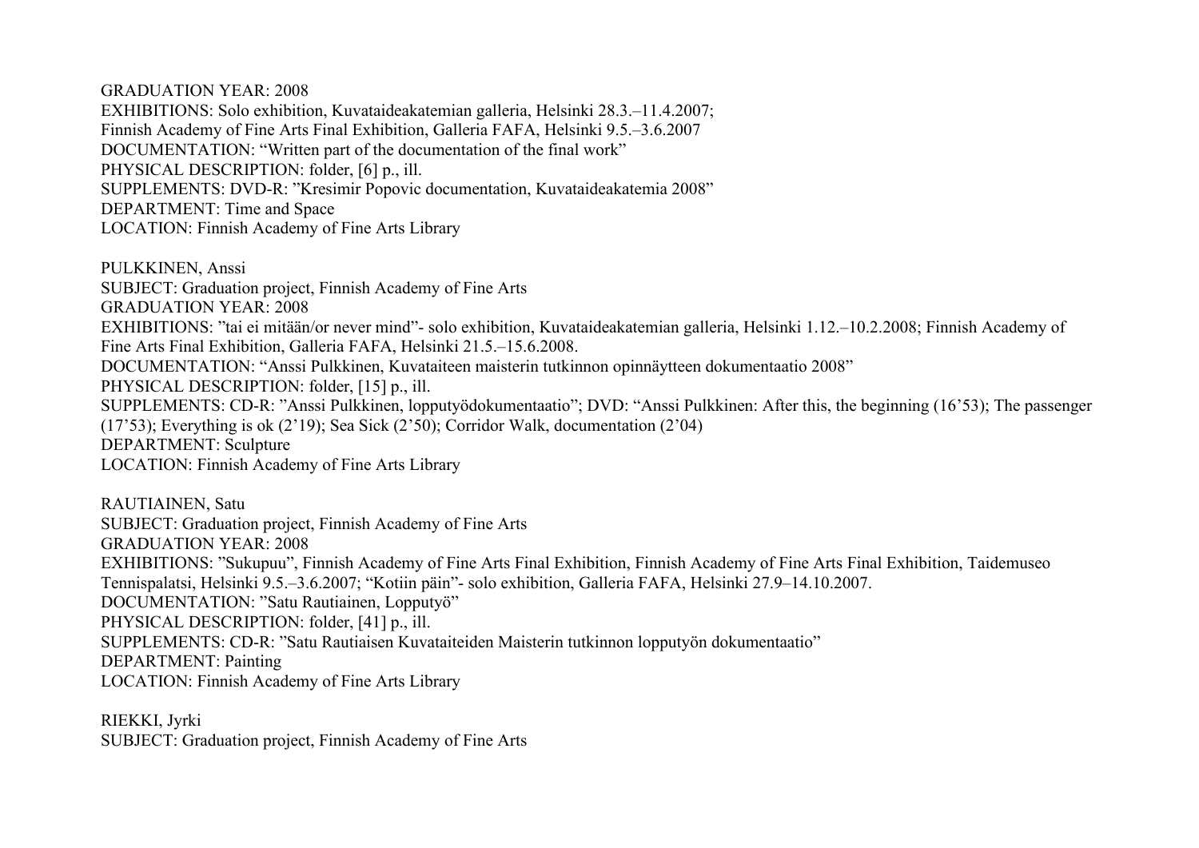GRADUATION YEAR: 2008
EXHIBITIONS: Solo exhibition, Kuvataideakatemian galleria, Helsinki 28.3.–11.4.2007;
Finnish Academy of Fine Arts Final Exhibition, Galleria FAFA, Helsinki 9.5.–3.6.2007
DOCUMENTATION: "Written part of the documentation of the final work"
PHYSICAL DESCRIPTION: folder, [6] p., ill.
SUPPLEMENTS: DVD-R: "Kresimir Popovic documentation, Kuvataideakatemia 2008"
DEPARTMENT: Time and Space
LOCATION: Finnish Academy of Fine Arts Library

PULKKINEN, Anssi
SUBJECT: Graduation project, Finnish Academy of Fine Arts
GRADUATION YEAR: 2008
EXHIBITIONS: "tai ei mitään/or never mind"- solo exhibition, Kuvataideakatemian galleria, Helsinki 1.12.–10.2.2008; Finnish Academy of Fine Arts Final Exhibition, Galleria FAFA, Helsinki 21.5.–15.6.2008.
DOCUMENTATION: "Anssi Pulkkinen, Kuvataiteen maisterin tutkinnon opinnäytteen dokumentaatio 2008"
PHYSICAL DESCRIPTION: folder, [15] p., ill.
SUPPLEMENTS: CD-R: "Anssi Pulkkinen, lopputyödokumentaatio"; DVD: "Anssi Pulkkinen: After this, the beginning (16'53); The passenger (17'53); Everything is ok (2'19); Sea Sick (2'50); Corridor Walk, documentation (2'04)
DEPARTMENT: Sculpture
LOCATION: Finnish Academy of Fine Arts Library

RAUTIAINEN, Satu
SUBJECT: Graduation project, Finnish Academy of Fine Arts
GRADUATION YEAR: 2008
EXHIBITIONS: "Sukupuu", Finnish Academy of Fine Arts Final Exhibition, Finnish Academy of Fine Arts Final Exhibition, Taidemuseo Tennispalatsi, Helsinki 9.5.–3.6.2007; "Kotiin päin"- solo exhibition, Galleria FAFA, Helsinki 27.9–14.10.2007.
DOCUMENTATION: "Satu Rautiainen, Lopputyö"
PHYSICAL DESCRIPTION: folder, [41] p., ill.
SUPPLEMENTS: CD-R: "Satu Rautiaisen Kuvataiteiden Maisterin tutkinnon lopputyön dokumentaatio"
DEPARTMENT: Painting
LOCATION: Finnish Academy of Fine Arts Library

RIEKKI, Jyrki
SUBJECT: Graduation project, Finnish Academy of Fine Arts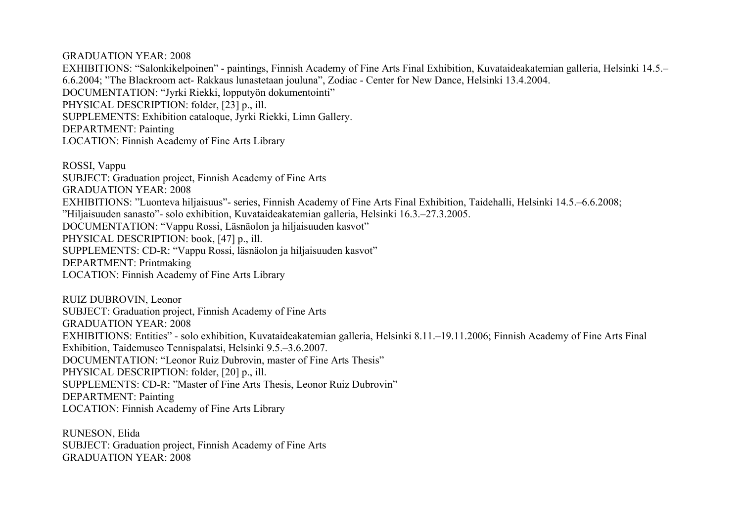GRADUATION YEAR: 2008
EXHIBITIONS: “Salonkikelpoinen” - paintings, Finnish Academy of Fine Arts Final Exhibition, Kuvataideakatemian galleria, Helsinki 14.5.–6.6.2004; ”The Blackroom act- Rakkaus lunastetaan jouluna”, Zodiac - Center for New Dance, Helsinki 13.4.2004.
DOCUMENTATION: “Jyrki Riekki, lopputyön dokumentointi”
PHYSICAL DESCRIPTION: folder, [23] p., ill.
SUPPLEMENTS: Exhibition cataloque, Jyrki Riekki, Limn Gallery.
DEPARTMENT: Painting
LOCATION: Finnish Academy of Fine Arts Library

ROSSI, Vappu
SUBJECT: Graduation project, Finnish Academy of Fine Arts
GRADUATION YEAR: 2008
EXHIBITIONS: ”Luonteva hiljaisuus”- series, Finnish Academy of Fine Arts Final Exhibition, Taidehalli, Helsinki 14.5.–6.6.2008; ”Hiljaisuuden sanasto”- solo exhibition, Kuvataideakatemian galleria, Helsinki 16.3.–27.3.2005.
DOCUMENTATION: “Vappu Rossi, Läsnäolon ja hiljaisuuden kasvot”
PHYSICAL DESCRIPTION: book, [47] p., ill.
SUPPLEMENTS: CD-R: “Vappu Rossi, läsnäolon ja hiljaisuuden kasvot”
DEPARTMENT: Printmaking
LOCATION: Finnish Academy of Fine Arts Library

RUIZ DUBROVIN, Leonor
SUBJECT: Graduation project, Finnish Academy of Fine Arts
GRADUATION YEAR: 2008
EXHIBITIONS: Entities” - solo exhibition, Kuvataideakatemian galleria, Helsinki 8.11.–19.11.2006; Finnish Academy of Fine Arts Final Exhibition, Taidemuseo Tennispalatsi, Helsinki 9.5.–3.6.2007.
DOCUMENTATION: “Leonor Ruiz Dubrovin, master of Fine Arts Thesis”
PHYSICAL DESCRIPTION: folder, [20] p., ill.
SUPPLEMENTS: CD-R: ”Master of Fine Arts Thesis, Leonor Ruiz Dubrovin”
DEPARTMENT: Painting
LOCATION: Finnish Academy of Fine Arts Library

RUNESON, Elida
SUBJECT: Graduation project, Finnish Academy of Fine Arts
GRADUATION YEAR: 2008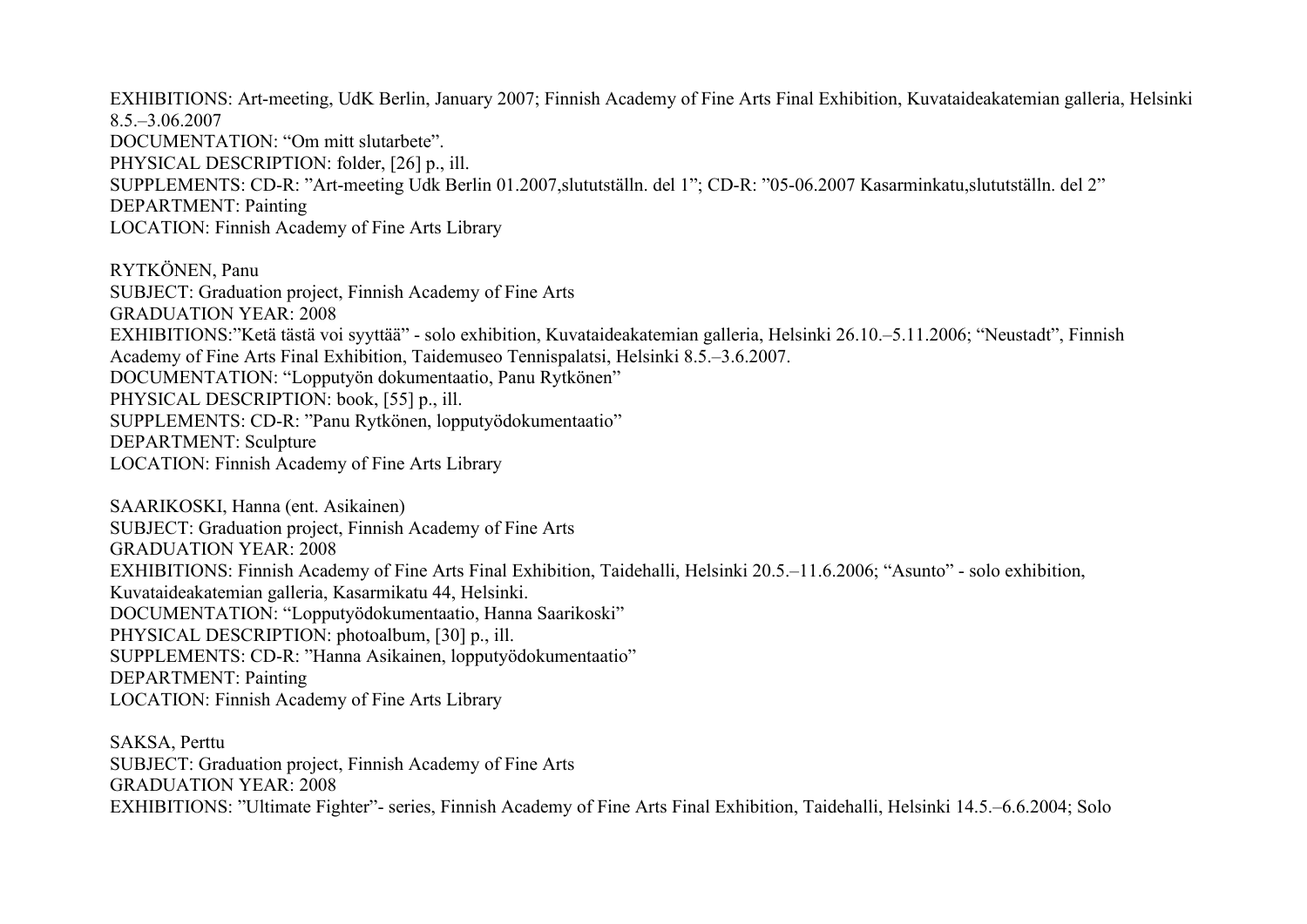EXHIBITIONS: Art-meeting, UdK Berlin, January 2007; Finnish Academy of Fine Arts Final Exhibition, Kuvataideakatemian galleria, Helsinki 8.5.–3.06.2007
DOCUMENTATION: "Om mitt slutarbete".
PHYSICAL DESCRIPTION: folder, [26] p., ill.
SUPPLEMENTS: CD-R: "Art-meeting Udk Berlin 01.2007,slututställn. del 1"; CD-R: "05-06.2007 Kasarminkatu,slututställn. del 2"
DEPARTMENT: Painting
LOCATION: Finnish Academy of Fine Arts Library

RYTKÖNEN, Panu
SUBJECT: Graduation project, Finnish Academy of Fine Arts
GRADUATION YEAR: 2008
EXHIBITIONS:"Ketä tästä voi syyttää" - solo exhibition, Kuvataideakatemian galleria, Helsinki 26.10.–5.11.2006; "Neustadt", Finnish Academy of Fine Arts Final Exhibition, Taidemuseo Tennispalatsi, Helsinki 8.5.–3.6.2007.
DOCUMENTATION: "Lopputyön dokumentaatio, Panu Rytkönen"
PHYSICAL DESCRIPTION: book, [55] p., ill.
SUPPLEMENTS: CD-R: "Panu Rytkönen, lopputyödokumentaatio"
DEPARTMENT: Sculpture
LOCATION: Finnish Academy of Fine Arts Library

SAARIKOSKI, Hanna (ent. Asikainen)
SUBJECT: Graduation project, Finnish Academy of Fine Arts
GRADUATION YEAR: 2008
EXHIBITIONS: Finnish Academy of Fine Arts Final Exhibition, Taidehalli, Helsinki 20.5.–11.6.2006; "Asunto" - solo exhibition, Kuvataideakatemian galleria, Kasarmikatu 44, Helsinki.
DOCUMENTATION: "Lopputyödokumentaatio, Hanna Saarikoski"
PHYSICAL DESCRIPTION: photoalbum, [30] p., ill.
SUPPLEMENTS: CD-R: "Hanna Asikainen, lopputyödokumentaatio"
DEPARTMENT: Painting
LOCATION: Finnish Academy of Fine Arts Library

SAKSA, Perttu
SUBJECT: Graduation project, Finnish Academy of Fine Arts
GRADUATION YEAR: 2008
EXHIBITIONS: "Ultimate Fighter"- series, Finnish Academy of Fine Arts Final Exhibition, Taidehalli, Helsinki 14.5.–6.6.2004; Solo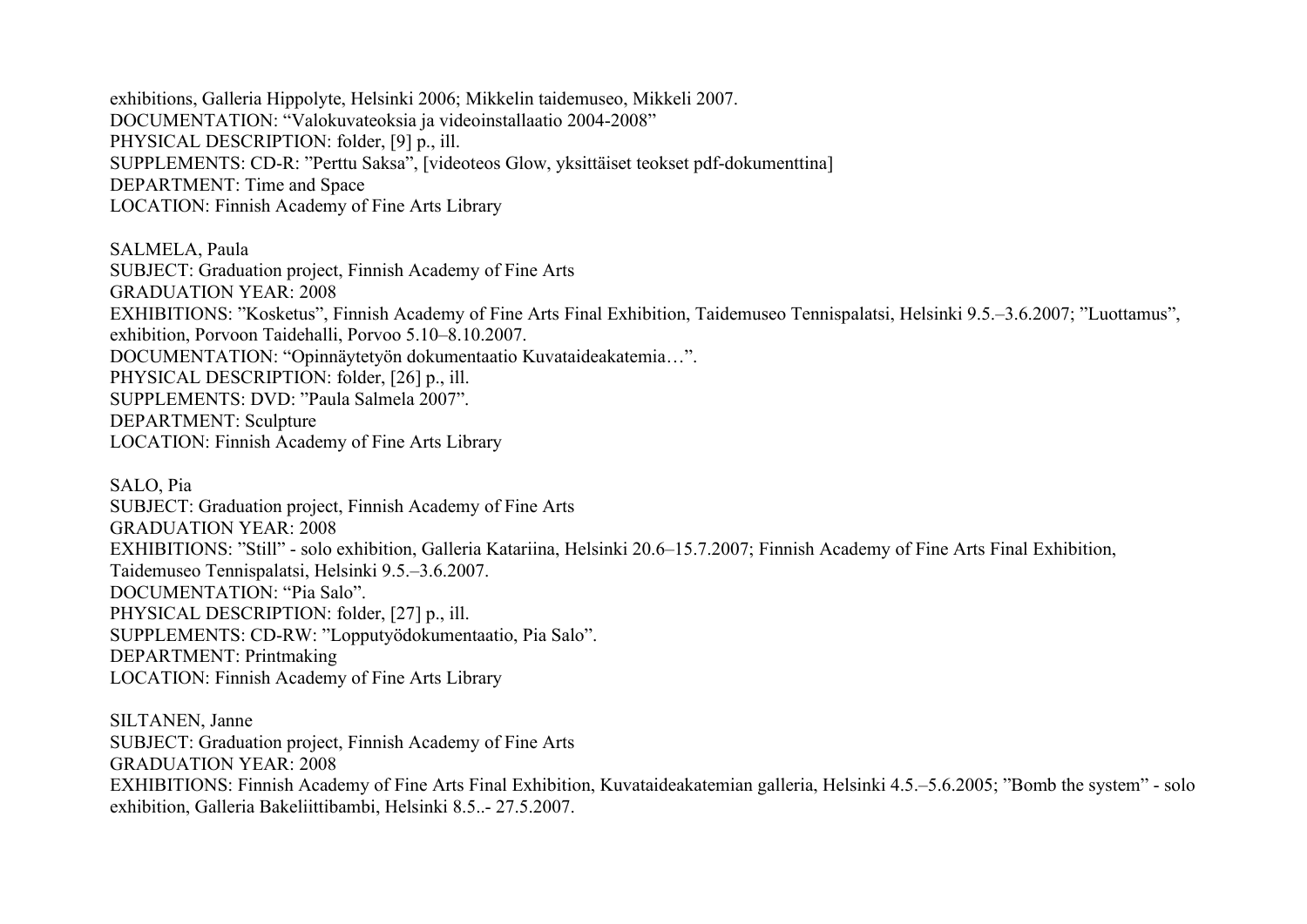exhibitions, Galleria Hippolyte, Helsinki 2006; Mikkelin taidemuseo, Mikkeli 2007.
DOCUMENTATION: “Valokuvateoksia ja videoinstallaatio 2004-2008”
PHYSICAL DESCRIPTION: folder, [9] p., ill.
SUPPLEMENTS: CD-R: ”Perttu Saksa”, [videoteos Glow, yksittäiset teokset pdf-dokumenttina]
DEPARTMENT: Time and Space
LOCATION: Finnish Academy of Fine Arts Library

SALMELA, Paula
SUBJECT: Graduation project, Finnish Academy of Fine Arts
GRADUATION YEAR: 2008
EXHIBITIONS: ”Kosketus”, Finnish Academy of Fine Arts Final Exhibition, Taidemuseo Tennispalatsi, Helsinki 9.5.–3.6.2007; ”Luottamus”, exhibition, Porvoon Taidehalli, Porvoo 5.10–8.10.2007.
DOCUMENTATION: “Opinnäytetyön dokumentaatio Kuvataideakatemia…”.
PHYSICAL DESCRIPTION: folder, [26] p., ill.
SUPPLEMENTS: DVD: ”Paula Salmela 2007”.
DEPARTMENT: Sculpture
LOCATION: Finnish Academy of Fine Arts Library

SALO, Pia
SUBJECT: Graduation project, Finnish Academy of Fine Arts
GRADUATION YEAR: 2008
EXHIBITIONS: ”Still” - solo exhibition, Galleria Katariina, Helsinki 20.6–15.7.2007; Finnish Academy of Fine Arts Final Exhibition, Taidemuseo Tennispalatsi, Helsinki 9.5.–3.6.2007.
DOCUMENTATION: “Pia Salo”.
PHYSICAL DESCRIPTION: folder, [27] p., ill.
SUPPLEMENTS: CD-RW: ”Lopputyödokumentaatio, Pia Salo”.
DEPARTMENT: Printmaking
LOCATION: Finnish Academy of Fine Arts Library

SILTANEN, Janne
SUBJECT: Graduation project, Finnish Academy of Fine Arts
GRADUATION YEAR: 2008
EXHIBITIONS: Finnish Academy of Fine Arts Final Exhibition, Kuvataideakatemian galleria, Helsinki 4.5.–5.6.2005; ”Bomb the system” - solo exhibition, Galleria Bakeliittibambi, Helsinki 8.5..- 27.5.2007.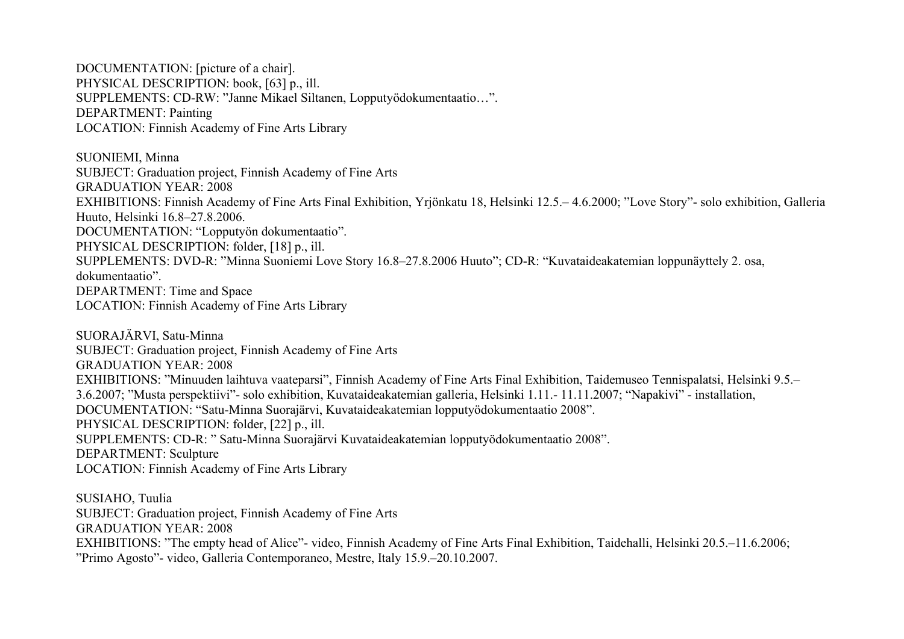DOCUMENTATION: [picture of a chair].
PHYSICAL DESCRIPTION: book, [63] p., ill.
SUPPLEMENTS: CD-RW: ”Janne Mikael Siltanen, Lopputyödokumentaatio…”.
DEPARTMENT: Painting
LOCATION: Finnish Academy of Fine Arts Library

SUONIEMI, Minna
SUBJECT: Graduation project, Finnish Academy of Fine Arts
GRADUATION YEAR: 2008
EXHIBITIONS: Finnish Academy of Fine Arts Final Exhibition, Yrjönkatu 18, Helsinki 12.5.– 4.6.2000; ”Love Story”- solo exhibition, Galleria Huuto, Helsinki 16.8–27.8.2006.
DOCUMENTATION: “Lopputyön dokumentaatio”.
PHYSICAL DESCRIPTION: folder, [18] p., ill.
SUPPLEMENTS: DVD-R: ”Minna Suoniemi Love Story 16.8–27.8.2006 Huuto”; CD-R: “Kuvataideakatemian loppunäyttely 2. osa, dokumentaatio”.
DEPARTMENT: Time and Space
LOCATION: Finnish Academy of Fine Arts Library

SUORAJÄRVI, Satu-Minna
SUBJECT: Graduation project, Finnish Academy of Fine Arts
GRADUATION YEAR: 2008
EXHIBITIONS: ”Minuuden laihtuva vaateparsi”, Finnish Academy of Fine Arts Final Exhibition, Taidemuseo Tennispalatsi, Helsinki 9.5.– 3.6.2007; ”Musta perspektiivi”- solo exhibition, Kuvataideakatemian galleria, Helsinki 1.11.- 11.11.2007; “Napakivi” - installation,
DOCUMENTATION: “Satu-Minna Suorajärvi, Kuvataideakatemian lopputyödokumentaatio 2008”.
PHYSICAL DESCRIPTION: folder, [22] p., ill.
SUPPLEMENTS: CD-R: ” Satu-Minna Suorajärvi Kuvataideakatemian lopputyödokumentaatio 2008”.
DEPARTMENT: Sculpture
LOCATION: Finnish Academy of Fine Arts Library

SUSIAHO, Tuulia
SUBJECT: Graduation project, Finnish Academy of Fine Arts
GRADUATION YEAR: 2008
EXHIBITIONS: ”The empty head of Alice”- video, Finnish Academy of Fine Arts Final Exhibition, Taidehalli, Helsinki 20.5.–11.6.2006; ”Primo Agosto”- video, Galleria Contemporaneo, Mestre, Italy 15.9.–20.10.2007.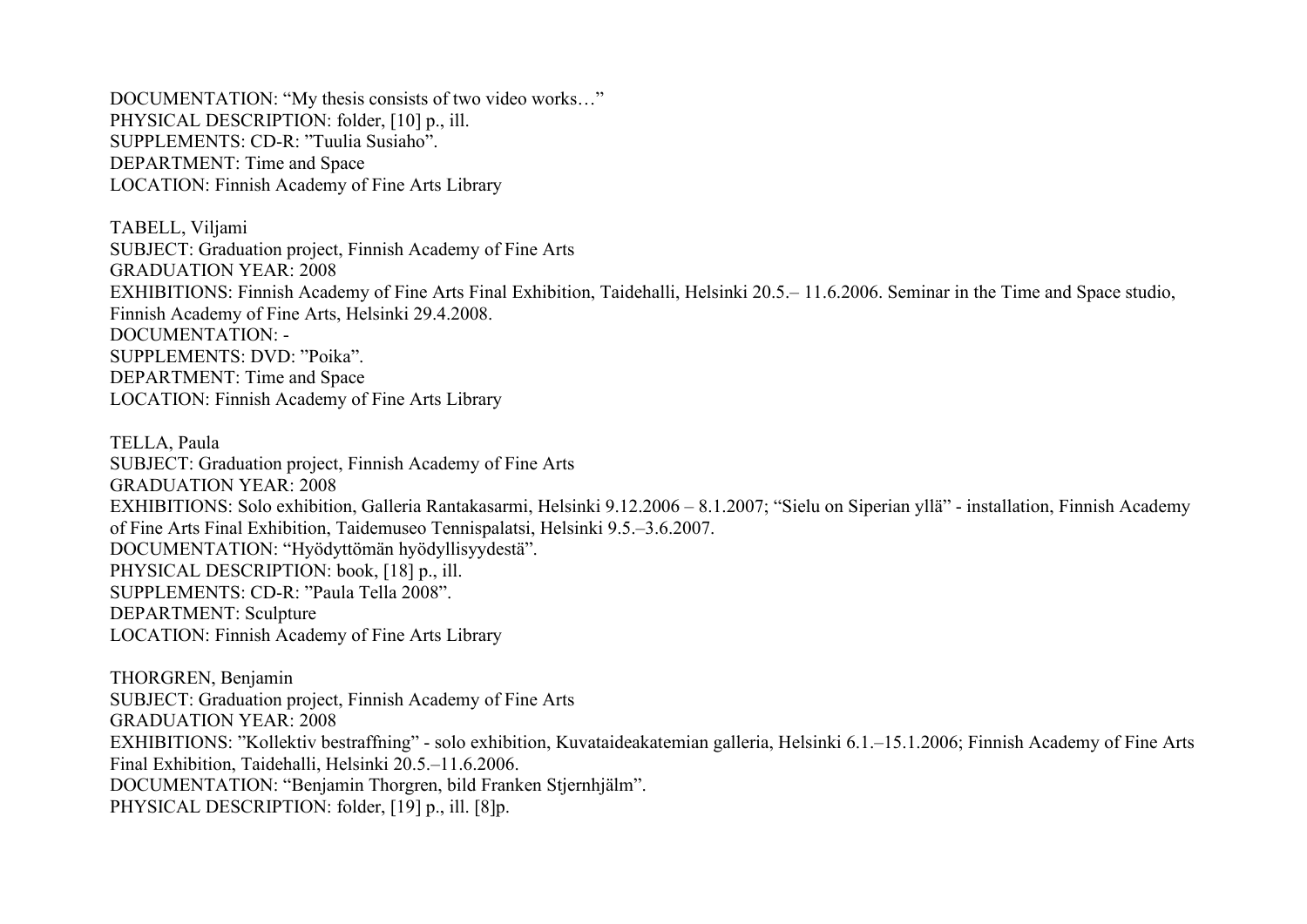DOCUMENTATION: “My thesis consists of two video works…”
PHYSICAL DESCRIPTION: folder, [10] p., ill.
SUPPLEMENTS: CD-R: ”Tuulia Susiaho”.
DEPARTMENT: Time and Space
LOCATION: Finnish Academy of Fine Arts Library

TABELL, Viljami
SUBJECT: Graduation project, Finnish Academy of Fine Arts
GRADUATION YEAR: 2008
EXHIBITIONS: Finnish Academy of Fine Arts Final Exhibition, Taidehalli, Helsinki 20.5.– 11.6.2006. Seminar in the Time and Space studio, Finnish Academy of Fine Arts, Helsinki 29.4.2008.
DOCUMENTATION: -
SUPPLEMENTS: DVD: ”Poika”.
DEPARTMENT: Time and Space
LOCATION: Finnish Academy of Fine Arts Library

TELLA, Paula
SUBJECT: Graduation project, Finnish Academy of Fine Arts
GRADUATION YEAR: 2008
EXHIBITIONS: Solo exhibition, Galleria Rantakasarmi, Helsinki 9.12.2006 – 8.1.2007; “Sielu on Siperian yllä” - installation, Finnish Academy of Fine Arts Final Exhibition, Taidemuseo Tennispalatsi, Helsinki 9.5.–3.6.2007.
DOCUMENTATION: “Hyödyttömän hyödyllisyydestä”.
PHYSICAL DESCRIPTION: book, [18] p., ill.
SUPPLEMENTS: CD-R: ”Paula Tella 2008”.
DEPARTMENT: Sculpture
LOCATION: Finnish Academy of Fine Arts Library

THORGREN, Benjamin
SUBJECT: Graduation project, Finnish Academy of Fine Arts
GRADUATION YEAR: 2008
EXHIBITIONS: ”Kollektiv bestraffning” - solo exhibition, Kuvataideakatemian galleria, Helsinki 6.1.–15.1.2006; Finnish Academy of Fine Arts Final Exhibition, Taidehalli, Helsinki 20.5.–11.6.2006.
DOCUMENTATION: “Benjamin Thorgren, bild Franken Stjernhjälm”.
PHYSICAL DESCRIPTION: folder, [19] p., ill. [8]p.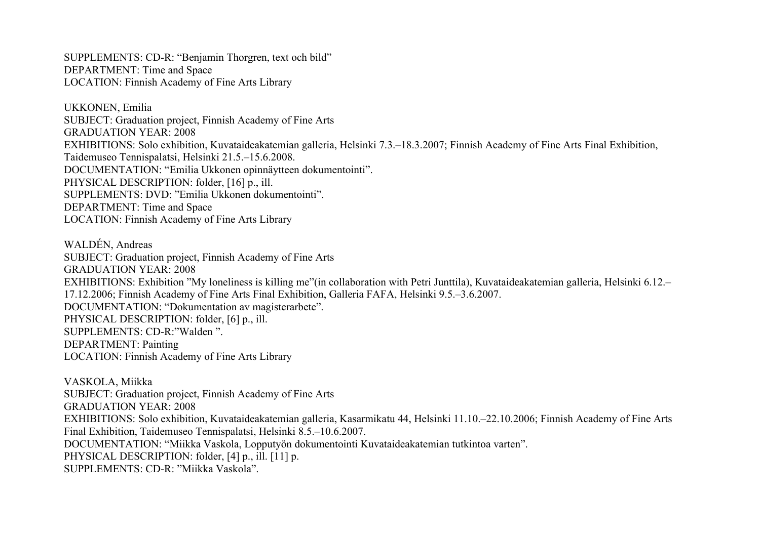SUPPLEMENTS: CD-R: “Benjamin Thorgren, text och bild”
DEPARTMENT: Time and Space
LOCATION: Finnish Academy of Fine Arts Library

UKKONEN, Emilia
SUBJECT: Graduation project, Finnish Academy of Fine Arts
GRADUATION YEAR: 2008
EXHIBITIONS: Solo exhibition, Kuvataideakatemian galleria, Helsinki 7.3.–18.3.2007; Finnish Academy of Fine Arts Final Exhibition, Taidemuseo Tennispalatsi, Helsinki 21.5.–15.6.2008.
DOCUMENTATION: “Emilia Ukkonen opinnäytteen dokumentointi”.
PHYSICAL DESCRIPTION: folder, [16] p., ill.
SUPPLEMENTS: DVD: ”Emilia Ukkonen dokumentointi”.
DEPARTMENT: Time and Space
LOCATION: Finnish Academy of Fine Arts Library

WALDÉN, Andreas
SUBJECT: Graduation project, Finnish Academy of Fine Arts
GRADUATION YEAR: 2008
EXHIBITIONS: Exhibition ”My loneliness is killing me”(in collaboration with Petri Junttila), Kuvataideakatemian galleria, Helsinki 6.12.–17.12.2006; Finnish Academy of Fine Arts Final Exhibition, Galleria FAFA, Helsinki 9.5.–3.6.2007.
DOCUMENTATION: “Dokumentation av magisterarbete”.
PHYSICAL DESCRIPTION: folder, [6] p., ill.
SUPPLEMENTS: CD-R:”Walden ”.
DEPARTMENT: Painting
LOCATION: Finnish Academy of Fine Arts Library

VASKOLA, Miikka
SUBJECT: Graduation project, Finnish Academy of Fine Arts
GRADUATION YEAR: 2008
EXHIBITIONS: Solo exhibition, Kuvataideakatemian galleria, Kasarmikatu 44, Helsinki 11.10.–22.10.2006; Finnish Academy of Fine Arts Final Exhibition, Taidemuseo Tennispalatsi, Helsinki 8.5.–10.6.2007.
DOCUMENTATION: “Miikka Vaskola, Lopputyön dokumentointi Kuvataideakatemian tutkintoa varten”.
PHYSICAL DESCRIPTION: folder, [4] p., ill. [11] p.
SUPPLEMENTS: CD-R: ”Miikka Vaskola”.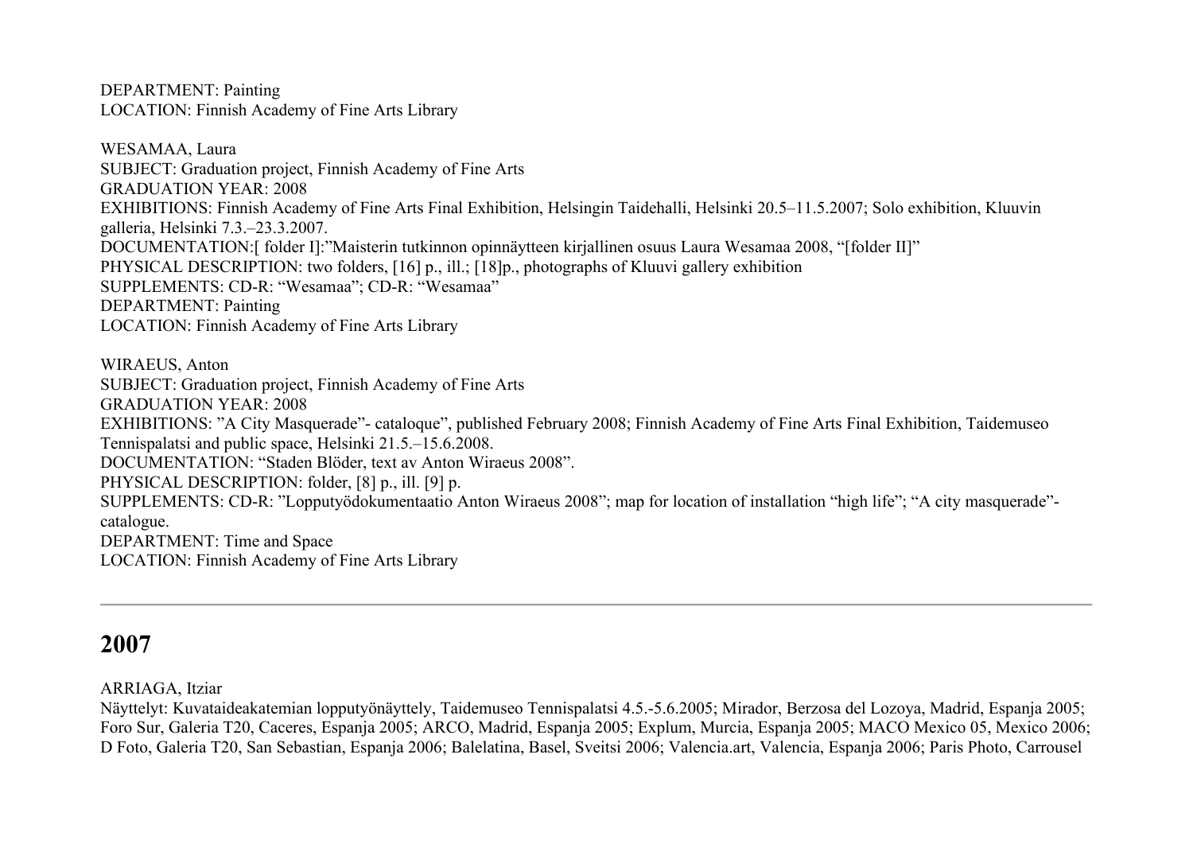DEPARTMENT: Painting
LOCATION: Finnish Academy of Fine Arts Library

WESAMAA, Laura
SUBJECT: Graduation project, Finnish Academy of Fine Arts
GRADUATION YEAR: 2008
EXHIBITIONS: Finnish Academy of Fine Arts Final Exhibition, Helsingin Taidehalli, Helsinki 20.5–11.5.2007; Solo exhibition, Kluuvin galleria, Helsinki 7.3.–23.3.2007.
DOCUMENTATION:[ folder I]:"Maisterin tutkinnon opinnäytteen kirjallinen osuus Laura Wesamaa 2008, "[folder II]"
PHYSICAL DESCRIPTION: two folders, [16] p., ill.; [18]p., photographs of Kluuvi gallery exhibition
SUPPLEMENTS: CD-R: "Wesamaa"; CD-R: "Wesamaa"
DEPARTMENT: Painting
LOCATION: Finnish Academy of Fine Arts Library

WIRAEUS, Anton
SUBJECT: Graduation project, Finnish Academy of Fine Arts
GRADUATION YEAR: 2008
EXHIBITIONS: "A City Masquerade"- cataloque", published February 2008; Finnish Academy of Fine Arts Final Exhibition, Taidemuseo Tennispalatsi and public space, Helsinki 21.5.–15.6.2008.
DOCUMENTATION: "Staden Blöder, text av Anton Wiraeus 2008".
PHYSICAL DESCRIPTION: folder, [8] p., ill. [9] p.
SUPPLEMENTS: CD-R: "Lopputyödokumentaatio Anton Wiraeus 2008"; map for location of installation "high life"; "A city masquerade"- catalogue.
DEPARTMENT: Time and Space
LOCATION: Finnish Academy of Fine Arts Library

---

## 2007

ARRIAGA, Itziar
Näyttelyt: Kuvataideakatemian lopputyönäyttely, Taidemuseo Tennispalatsi 4.5.-5.6.2005; Mirador, Berzosa del Lozoya, Madrid, Espanja 2005; Foro Sur, Galeria T20, Caceres, Espanja 2005; ARCO, Madrid, Espanja 2005; Explum, Murcia, Espanja 2005; MACO Mexico 05, Mexico 2006; D Foto, Galeria T20, San Sebastian, Espanja 2006; Balelatina, Basel, Sveitsi 2006; Valencia.art, Valencia, Espanja 2006; Paris Photo, Carrousel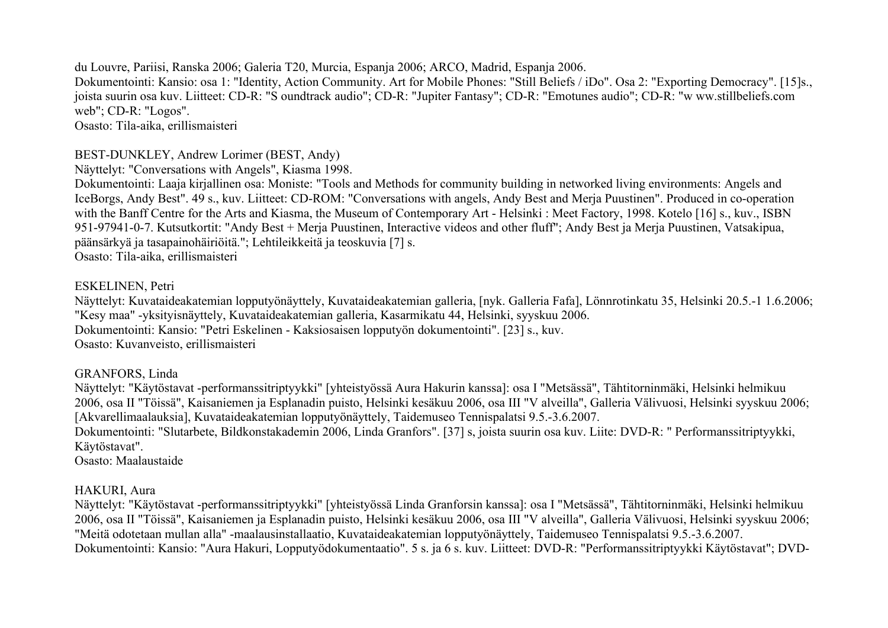du Louvre, Pariisi, Ranska 2006; Galeria T20, Murcia, Espanja 2006; ARCO, Madrid, Espanja 2006.
Dokumentointi: Kansio: osa 1: "Identity, Action Community. Art for Mobile Phones: "Still Beliefs / iDo". Osa 2: "Exporting Democracy". [15]s., joista suurin osa kuv. Liitteet: CD-R: "S oundtrack audio"; CD-R: "Jupiter Fantasy"; CD-R: "Emotunes audio"; CD-R: "w ww.stillbeliefs.com web"; CD-R: "Logos".
Osasto: Tila-aika, erillismaisteri

BEST-DUNKLEY, Andrew Lorimer (BEST, Andy)
Näyttelyt: "Conversations with Angels", Kiasma 1998.
Dokumentointi: Laaja kirjallinen osa: Moniste: "Tools and Methods for community building in networked living environments: Angels and IceBorgs, Andy Best". 49 s., kuv. Liitteet: CD-ROM: "Conversations with angels, Andy Best and Merja Puustinen". Produced in co-operation with the Banff Centre for the Arts and Kiasma, the Museum of Contemporary Art - Helsinki : Meet Factory, 1998. Kotelo [16] s., kuv., ISBN 951-97941-0-7. Kutsutkortit: "Andy Best + Merja Puustinen, Interactive videos and other fluff"; Andy Best ja Merja Puustinen, Vatsakipua, päänsärkyä ja tasapainohäiriöitä."; Lehtileikkeitä ja teoskuvia [7] s.
Osasto: Tila-aika, erillismaisteri

ESKELINEN, Petri
Näyttelyt: Kuvataideakatemian lopputyönäyttely, Kuvataideakatemian galleria, [nyk. Galleria Fafa], Lönnrotinkatu 35, Helsinki 20.5.-1 1.6.2006; "Kesy maa" -yksityisnäyttely, Kuvataideakatemian galleria, Kasarmikatu 44, Helsinki, syyskuu 2006.
Dokumentointi: Kansio: "Petri Eskelinen - Kaksiosaisen lopputyön dokumentointi". [23] s., kuv.
Osasto: Kuvanveisto, erillismaisteri

GRANFORS, Linda
Näyttelyt: "Käytöstavat -performanssitriptyykki" [yhteistyössä Aura Hakurin kanssa]: osa I "Metsässä", Tähtitorninmäki, Helsinki helmikuu 2006, osa II "Töissä", Kaisaniemen ja Esplanadin puisto, Helsinki kesäkuu 2006, osa III "V alveilla", Galleria Välivuosi, Helsinki syyskuu 2006; [Akvarellimaalauksia], Kuvataideakatemian lopputyönäyttely, Taidemuseo Tennispalatsi 9.5.-3.6.2007.
Dokumentointi: "Slutarbete, Bildkonstakademin 2006, Linda Granfors". [37] s, joista suurin osa kuv. Liite: DVD-R: " Performanssitriptyykki, Käytöstavat".
Osasto: Maalaustaide

HAKURI, Aura
Näyttelyt: "Käytöstavat -performanssitriptyykki" [yhteistyössä Linda Granforsin kanssa]: osa I "Metsässä", Tähtitorninmäki, Helsinki helmikuu 2006, osa II "Töissä", Kaisaniemen ja Esplanadin puisto, Helsinki kesäkuu 2006, osa III "V alveilla", Galleria Välivuosi, Helsinki syyskuu 2006; "Meitä odotetaan mullan alla" -maalausinstallaatio, Kuvataideakatemian lopputyönäyttely, Taidemuseo Tennispalatsi 9.5.-3.6.2007.
Dokumentointi: Kansio: "Aura Hakuri, Lopputyödokumentaatio". 5 s. ja 6 s. kuv. Liitteet: DVD-R: "Performanssitriptyykki Käytöstavat"; DVD-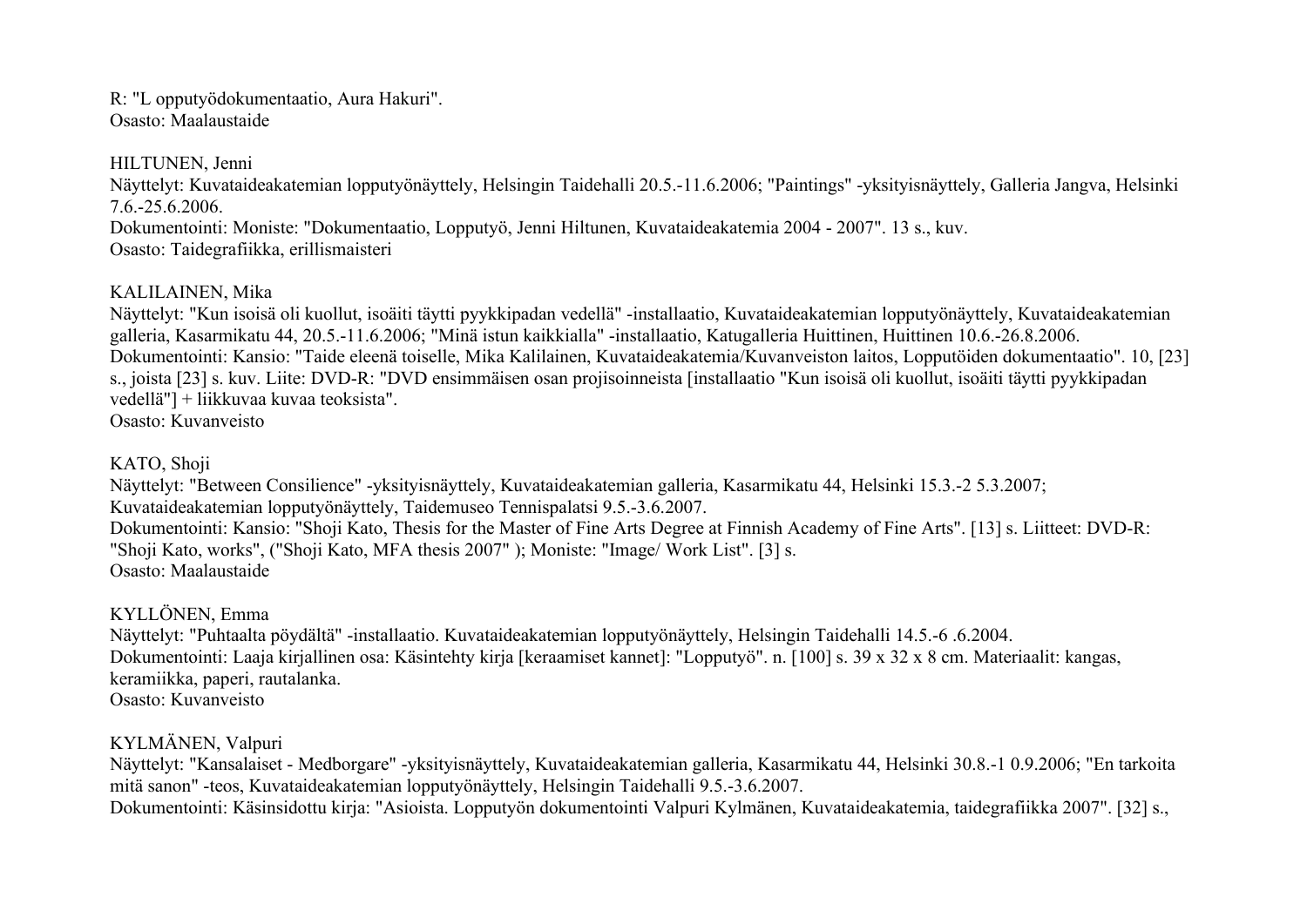R: "L opputyödokumentaatio, Aura Hakuri".
Osasto: Maalaustaide

HILTUNEN, Jenni
Näyttelyt: Kuvataideakatemian lopputyönäyttely, Helsingin Taidehalli 20.5.-11.6.2006; "Paintings" -yksityisnäyttely, Galleria Jangva, Helsinki 7.6.-25.6.2006.
Dokumentointi: Moniste: "Dokumentaatio, Lopputyö, Jenni Hiltunen, Kuvataideakatemia 2004 - 2007". 13 s., kuv.
Osasto: Taidegrafiikka, erillismaisteri

KALILAINEN, Mika
Näyttelyt: "Kun isoisä oli kuollut, isoäiti täytti pyykkipadan vedellä" -installaatio, Kuvataideakatemian lopputyönäyttely, Kuvataideakatemian galleria, Kasarmikatu 44, 20.5.-11.6.2006; "Minä istun kaikkialla" -installaatio, Katugalleria Huittinen, Huittinen 10.6.-26.8.2006.
Dokumentointi: Kansio: "Taide eleenä toiselle, Mika Kalilainen, Kuvataideakatemia/Kuvanveiston laitos, Lopputöiden dokumentaatio". 10, [23] s., joista [23] s. kuv. Liite: DVD-R: "DVD ensimmäisen osan projisoinneista [installaatio "Kun isoisä oli kuollut, isoäiti täytti pyykkipadan vedellä"] + liikkuvaa kuvaa teoksista".
Osasto: Kuvanveisto

KATO, Shoji
Näyttelyt: "Between Consilience" -yksityisnäyttely, Kuvataideakatemian galleria, Kasarmikatu 44, Helsinki 15.3.-2 5.3.2007; Kuvataideakatemian lopputyönäyttely, Taidemuseo Tennispalatsi 9.5.-3.6.2007.
Dokumentointi: Kansio: "Shoji Kato, Thesis for the Master of Fine Arts Degree at Finnish Academy of Fine Arts". [13] s. Liitteet: DVD-R: "Shoji Kato, works", ("Shoji Kato, MFA thesis 2007" ); Moniste: "Image/ Work List". [3] s.
Osasto: Maalaustaide

KYLLÖNEN, Emma
Näyttelyt: "Puhtaalta pöydältä" -installaatio. Kuvataideakatemian lopputyönäyttely, Helsingin Taidehalli 14.5.-6 .6.2004.
Dokumentointi: Laaja kirjallinen osa: Käsintehty kirja [keraamiset kannet]: "Lopputyö". n. [100] s. 39 x 32 x 8 cm. Materiaalit: kangas, keramiikka, paperi, rautalanka.
Osasto: Kuvanveisto

KYLMÄNEN, Valpuri
Näyttelyt: "Kansalaiset - Medborgare" -yksityisnäyttely, Kuvataideakatemian galleria, Kasarmikatu 44, Helsinki 30.8.-1 0.9.2006; "En tarkoita mitä sanon" -teos, Kuvataideakatemian lopputyönäyttely, Helsingin Taidehalli 9.5.-3.6.2007.
Dokumentointi: Käsinsidottu kirja: "Asioista. Lopputyön dokumentointi Valpuri Kylmänen, Kuvataideakatemia, taidegrafiikka 2007". [32] s.,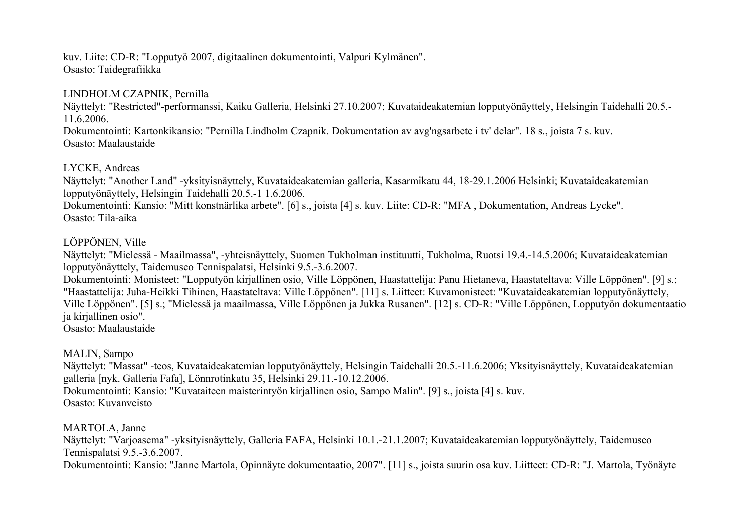kuv. Liite: CD-R: "Lopputyö 2007, digitaalinen dokumentointi, Valpuri Kylmänen".
Osasto: Taidegrafiikka

LINDHOLM CZAPNIK, Pernilla
Näyttelyt: "Restricted"-performanssi, Kaiku Galleria, Helsinki 27.10.2007; Kuvataideakatemian lopputyönäyttely, Helsingin Taidehalli 20.5.-11.6.2006.
Dokumentointi: Kartonkikansio: "Pernilla Lindholm Czapnik. Dokumentation av avg'ngsarbete i tv' delar". 18 s., joista 7 s. kuv.
Osasto: Maalaustaide

LYCKE, Andreas
Näyttelyt: "Another Land" -yksityisnäyttely, Kuvataideakatemian galleria, Kasarmikatu 44, 18-29.1.2006 Helsinki; Kuvataideakatemian lopputyönäyttely, Helsingin Taidehalli 20.5.-1 1.6.2006.
Dokumentointi: Kansio: "Mitt konstnärlika arbete". [6] s., joista [4] s. kuv. Liite: CD-R: "MFA , Dokumentation, Andreas Lycke".
Osasto: Tila-aika

LÖPPÖNEN, Ville
Näyttelyt: "Mielessä - Maailmassa", -yhteisnäyttely, Suomen Tukholman instituutti, Tukholma, Ruotsi 19.4.-14.5.2006; Kuvataideakatemian lopputyönäyttely, Taidemuseo Tennispalatsi, Helsinki 9.5.-3.6.2007.
Dokumentointi: Monisteet: "Lopputyön kirjallinen osio, Ville Löppönen, Haastattelija: Panu Hietaneva, Haastateltava: Ville Löppönen". [9] s.; "Haastattelija: Juha-Heikki Tihinen, Haastateltava: Ville Löppönen". [11] s. Liitteet: Kuvamonisteet: "Kuvataideakatemian lopputyönäyttely, Ville Löppönen". [5] s.; "Mielessä ja maailmassa, Ville Löppönen ja Jukka Rusanen". [12] s. CD-R: "Ville Löppönen, Lopputyön dokumentaatio ja kirjallinen osio".
Osasto: Maalaustaide

MALIN, Sampo
Näyttelyt: "Massat" -teos, Kuvataideakatemian lopputyönäyttely, Helsingin Taidehalli 20.5.-11.6.2006; Yksityisnäyttely, Kuvataideakatemian galleria [nyk. Galleria Fafa], Lönnrotinkatu 35, Helsinki 29.11.-10.12.2006.
Dokumentointi: Kansio: "Kuvataiteen maisterintyön kirjallinen osio, Sampo Malin". [9] s., joista [4] s. kuv.
Osasto: Kuvanveisto

MARTOLA, Janne
Näyttelyt: "Varjoasema" -yksityisnäyttely, Galleria FAFA, Helsinki 10.1.-21.1.2007; Kuvataideakatemian lopputyönäyttely, Taidemuseo Tennispalatsi 9.5.-3.6.2007.
Dokumentointi: Kansio: "Janne Martola, Opinnäyte dokumentaatio, 2007". [11] s., joista suurin osa kuv. Liitteet: CD-R: "J. Martola, Työnäyte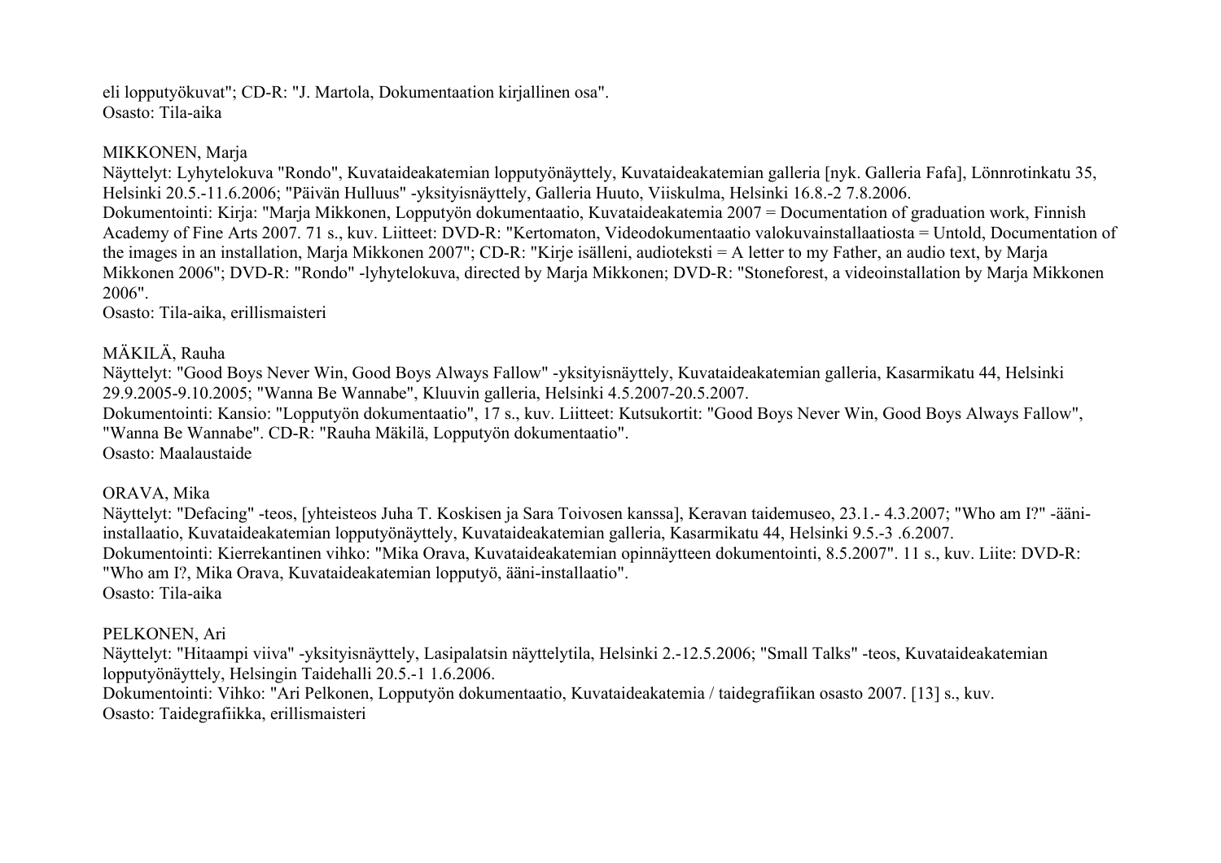eli lopputyökuvat"; CD-R: "J. Martola, Dokumentaation kirjallinen osa".
Osasto: Tila-aika

MIKKONEN, Marja
Näyttelyt: Lyhytelokuva "Rondo", Kuvataideakatemian lopputyönäyttely, Kuvataideakatemian galleria [nyk. Galleria Fafa], Lönnrotinkatu 35, Helsinki 20.5.-11.6.2006; "Päivän Hulluus" -yksityisnäyttely, Galleria Huuto, Viiskulma, Helsinki 16.8.-2 7.8.2006.
Dokumentointi: Kirja: "Marja Mikkonen, Lopputyön dokumentaatio, Kuvataideakatemia 2007 = Documentation of graduation work, Finnish Academy of Fine Arts 2007. 71 s., kuv. Liitteet: DVD-R: "Kertomaton, Videodokumentaatio valokuvainstallaatiosta = Untold, Documentation of the images in an installation, Marja Mikkonen 2007"; CD-R: "Kirje isälleni, audioteksti = A letter to my Father, an audio text, by Marja Mikkonen 2006"; DVD-R: "Rondo" -lyhytelokuva, directed by Marja Mikkonen; DVD-R: "Stoneforest, a videoinstallation by Marja Mikkonen 2006".
Osasto: Tila-aika, erillismaisteri

MÄKILÄ, Rauha
Näyttelyt: "Good Boys Never Win, Good Boys Always Fallow" -yksityisnäyttely, Kuvataideakatemian galleria, Kasarmikatu 44, Helsinki 29.9.2005-9.10.2005; "Wanna Be Wannabe", Kluuvin galleria, Helsinki 4.5.2007-20.5.2007.
Dokumentointi: Kansio: "Lopputyön dokumentaatio", 17 s., kuv. Liitteet: Kutsukortit: "Good Boys Never Win, Good Boys Always Fallow", "Wanna Be Wannabe". CD-R: "Rauha Mäkilä, Lopputyön dokumentaatio".
Osasto: Maalaustaide

ORAVA, Mika
Näyttelyt: "Defacing" -teos, [yhteisteos Juha T. Koskisen ja Sara Toivosen kanssa], Keravan taidemuseo, 23.1.- 4.3.2007; "Who am I?" -ääni-installaatio, Kuvataideakatemian lopputyönäyttely, Kuvataideakatemian galleria, Kasarmikatu 44, Helsinki 9.5.-3 .6.2007.
Dokumentointi: Kierrekantinen vihko: "Mika Orava, Kuvataideakatemian opinnäytteen dokumentointi, 8.5.2007". 11 s., kuv. Liite: DVD-R: "Who am I?, Mika Orava, Kuvataideakatemian lopputyö, ääni-installaatio".
Osasto: Tila-aika

PELKONEN, Ari
Näyttelyt: "Hitaampi viiva" -yksityisnäyttely, Lasipalatsin näyttelytila, Helsinki 2.-12.5.2006; "Small Talks" -teos, Kuvataideakatemian lopputyönäyttely, Helsingin Taidehalli 20.5.-1 1.6.2006.
Dokumentointi: Vihko: "Ari Pelkonen, Lopputyön dokumentaatio, Kuvataideakatemia / taidegrafiikan osasto 2007. [13] s., kuv.
Osasto: Taidegrafiikka, erillismaisteri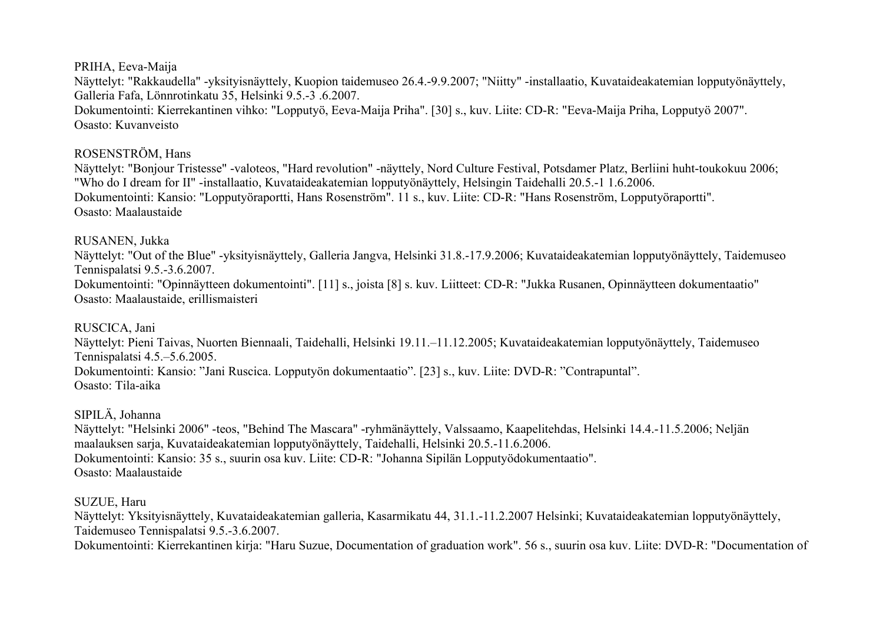PRIHA, Eeva-Maija
Näyttelyt: "Rakkaudella" -yksityisnäyttely, Kuopion taidemuseo 26.4.-9.9.2007; "Niitty" -installaatio, Kuvataideakatemian lopputyönäyttely, Galleria Fafa, Lönnrotinkatu 35, Helsinki 9.5.-3 .6.2007.
Dokumentointi: Kierrekantinen vihko: "Lopputyö, Eeva-Maija Priha". [30] s., kuv. Liite: CD-R: "Eeva-Maija Priha, Lopputyö 2007".
Osasto: Kuvanveisto

ROSENSTRÖM, Hans
Näyttelyt: "Bonjour Tristesse" -valoteos, "Hard revolution" -näyttely, Nord Culture Festival, Potsdamer Platz, Berliini huht-toukokuu 2006; "Who do I dream for II" -installaatio, Kuvataideakatemian lopputyönäyttely, Helsingin Taidehalli 20.5.-1 1.6.2006.
Dokumentointi: Kansio: "Lopputyöraportti, Hans Rosenström". 11 s., kuv. Liite: CD-R: "Hans Rosenström, Lopputyöraportti".
Osasto: Maalaustaide

RUSANEN, Jukka
Näyttelyt: "Out of the Blue" -yksityisnäyttely, Galleria Jangva, Helsinki 31.8.-17.9.2006; Kuvataideakatemian lopputyönäyttely, Taidemuseo Tennispalatsi 9.5.-3.6.2007.
Dokumentointi: "Opinnäytteen dokumentointi". [11] s., joista [8] s. kuv. Liitteet: CD-R: "Jukka Rusanen, Opinnäytteen dokumentaatio"
Osasto: Maalaustaide, erillismaisteri

RUSCICA, Jani
Näyttelyt: Pieni Taivas, Nuorten Biennaali, Taidehalli, Helsinki 19.11.–11.12.2005; Kuvataideakatemian lopputyönäyttely, Taidemuseo Tennispalatsi 4.5.–5.6.2005.
Dokumentointi: Kansio: "Jani Ruscica. Lopputyön dokumentaatio". [23] s., kuv. Liite: DVD-R: "Contrapuntal".
Osasto: Tila-aika

SIPILÄ, Johanna
Näyttelyt: "Helsinki 2006" -teos, "Behind The Mascara" -ryhmänäyttely, Valssaamo, Kaapelitehdas, Helsinki 14.4.-11.5.2006; Neljän maalauksen sarja, Kuvataideakatemian lopputyönäyttely, Taidehalli, Helsinki 20.5.-11.6.2006.
Dokumentointi: Kansio: 35 s., suurin osa kuv. Liite: CD-R: "Johanna Sipilän Lopputyödokumentaatio".
Osasto: Maalaustaide

SUZUE, Haru
Näyttelyt: Yksityisnäyttely, Kuvataideakatemian galleria, Kasarmikatu 44, 31.1.-11.2.2007 Helsinki; Kuvataideakatemian lopputyönäyttely, Taidemuseo Tennispalatsi 9.5.-3.6.2007.
Dokumentointi: Kierrekantinen kirja: "Haru Suzue, Documentation of graduation work". 56 s., suurin osa kuv. Liite: DVD-R: "Documentation of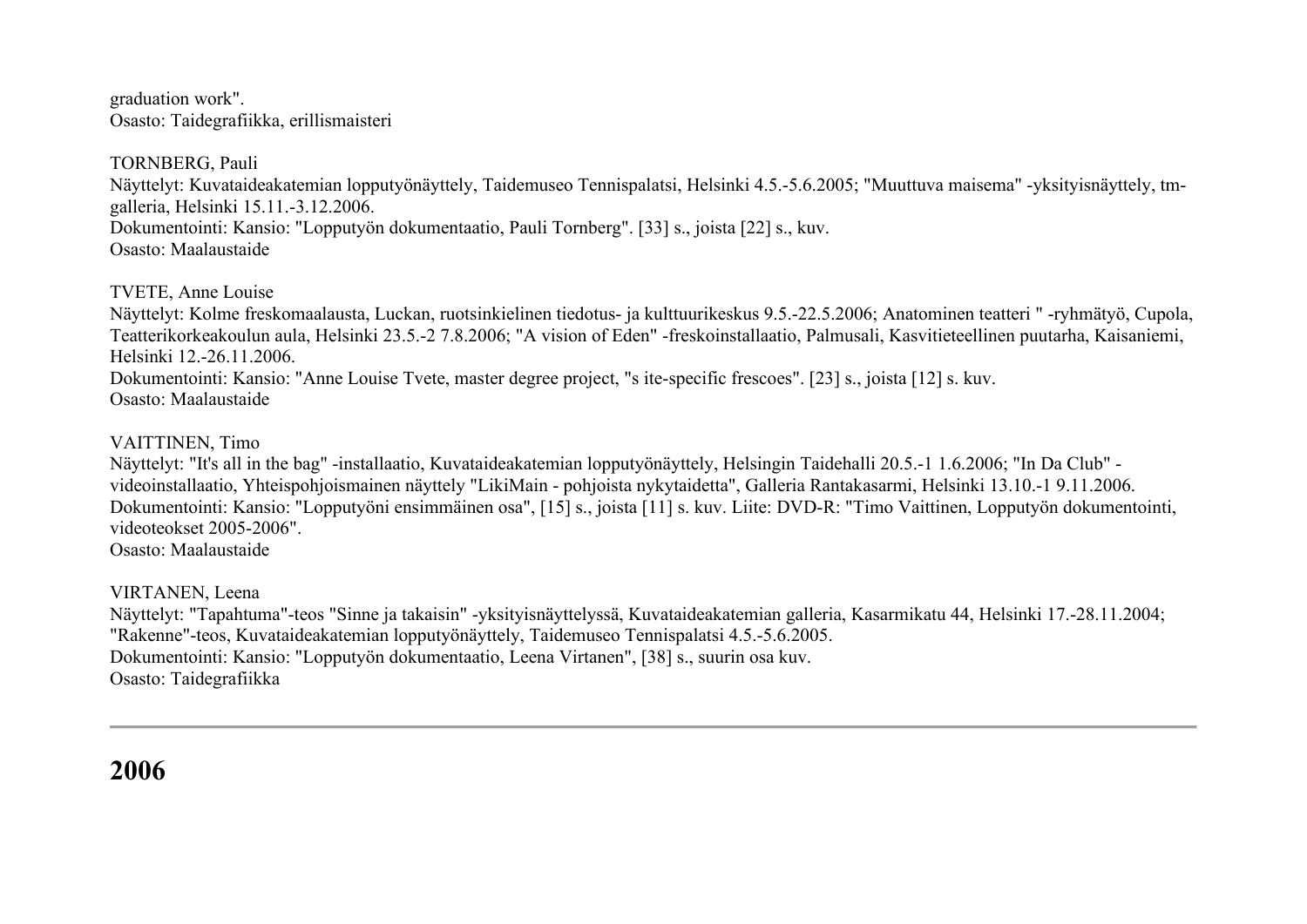graduation work".
Osasto: Taidegrafiikka, erillismaisteri

TORNBERG, Pauli
Näyttelyt: Kuvataideakatemian lopputyönäyttely, Taidemuseo Tennispalatsi, Helsinki 4.5.-5.6.2005; "Muuttuva maisema" -yksityisnäyttely, tm-galleria, Helsinki 15.11.-3.12.2006.
Dokumentointi: Kansio: "Lopputyön dokumentaatio, Pauli Tornberg". [33] s., joista [22] s., kuv.
Osasto: Maalaustaide

TVETE, Anne Louise
Näyttelyt: Kolme freskomaalausta, Luckan, ruotsinkielinen tiedotus- ja kulttuurikeskus 9.5.-22.5.2006; Anatominen teatteri " -ryhmätyö, Cupola, Teatterikorkeakoulun aula, Helsinki 23.5.-2 7.8.2006; "A vision of Eden" -freskoinstallaatio, Palmusali, Kasvitieteellinen puutarha, Kaisaniemi, Helsinki 12.-26.11.2006.
Dokumentointi: Kansio: "Anne Louise Tvete, master degree project, "s ite-specific frescoes". [23] s., joista [12] s. kuv.
Osasto: Maalaustaide

VAITTINEN, Timo
Näyttelyt: "It's all in the bag" -installaatio, Kuvataideakatemian lopputyönäyttely, Helsingin Taidehalli 20.5.-1 1.6.2006; "In Da Club" -videoinstallaatio, Yhteispohjoismainen näyttely "LikiMain - pohjoista nykytaidetta", Galleria Rantakasarmi, Helsinki 13.10.-1 9.11.2006.
Dokumentointi: Kansio: "Lopputyöni ensimmäinen osa", [15] s., joista [11] s. kuv. Liite: DVD-R: "Timo Vaittinen, Lopputyön dokumentointi, videoteokset 2005-2006".
Osasto: Maalaustaide

VIRTANEN, Leena
Näyttelyt: "Tapahtuma"-teos "Sinne ja takaisin" -yksityisnäyttelyssä, Kuvataideakatemian galleria, Kasarmikatu 44, Helsinki 17.-28.11.2004; "Rakenne"-teos, Kuvataideakatemian lopputyönäyttely, Taidemuseo Tennispalatsi 4.5.-5.6.2005.
Dokumentointi: Kansio: "Lopputyön dokumentaatio, Leena Virtanen", [38] s., suurin osa kuv.
Osasto: Taidegrafiikka

---

# 2006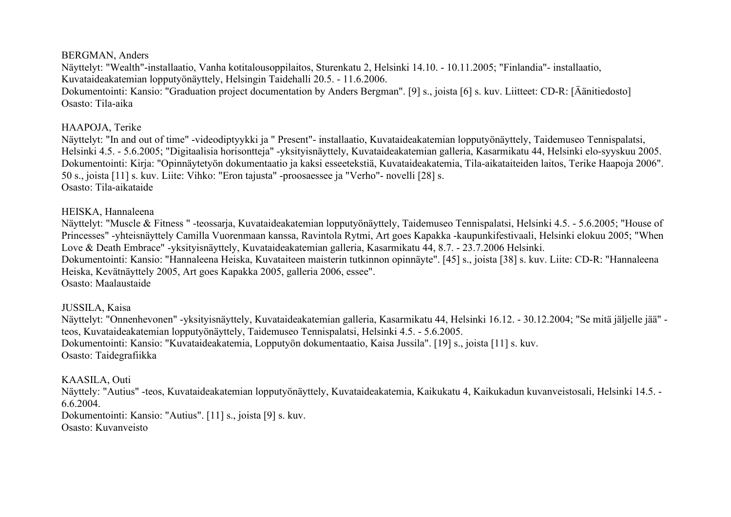BERGMAN, Anders
Näyttelyt: "Wealth"-installaatio, Vanha kotitalousoppilaitos, Sturenkatu 2, Helsinki 14.10. - 10.11.2005; "Finlandia"- installaatio, Kuvataideakatemian lopputyönäyttely, Helsingin Taidehalli 20.5. - 11.6.2006.
Dokumentointi: Kansio: "Graduation project documentation by Anders Bergman". [9] s., joista [6] s. kuv. Liitteet: CD-R: [Äänitiedosto]
Osasto: Tila-aika

HAAPOJA, Terike
Näyttelyt: "In and out of time" -videodiptyykki ja " Present"- installaatio, Kuvataideakatemian lopputyönäyttely, Taidemuseo Tennispalatsi, Helsinki 4.5. - 5.6.2005; "Digitaalisia horisontteja" -yksityisnäyttely, Kuvataideakatemian galleria, Kasarmikatu 44, Helsinki elo-syyskuu 2005.
Dokumentointi: Kirja: "Opinnäytetyön dokumentaatio ja kaksi esseetekstiä, Kuvataideakatemia, Tila-aikataiteiden laitos, Terike Haapoja 2006". 50 s., joista [11] s. kuv. Liite: Vihko: "Eron tajusta" -proosaessee ja "Verho"- novelli [28] s.
Osasto: Tila-aikataide

HEISKA, Hannaleena
Näyttelyt: "Muscle & Fitness " -teossarja, Kuvataideakatemian lopputyönäyttely, Taidemuseo Tennispalatsi, Helsinki 4.5. - 5.6.2005; "House of Princesses" -yhteisnäyttely Camilla Vuorenmaan kanssa, Ravintola Rytmi, Art goes Kapakka -kaupunkifestivaali, Helsinki elokuu 2005; "When Love & Death Embrace" -yksityisnäyttely, Kuvataideakatemian galleria, Kasarmikatu 44, 8.7. - 23.7.2006 Helsinki.
Dokumentointi: Kansio: "Hannaleena Heiska, Kuvataiteen maisterin tutkinnon opinnäyte". [45] s., joista [38] s. kuv. Liite: CD-R: "Hannaleena Heiska, Kevätnäyttely 2005, Art goes Kapakka 2005, galleria 2006, essee".
Osasto: Maalaustaide

JUSSILA, Kaisa
Näyttelyt: "Onnenhevonen" -yksityisnäyttely, Kuvataideakatemian galleria, Kasarmikatu 44, Helsinki 16.12. - 30.12.2004; "Se mitä jäljelle jää" -teos, Kuvataideakatemian lopputyönäyttely, Taidemuseo Tennispalatsi, Helsinki 4.5. - 5.6.2005.
Dokumentointi: Kansio: "Kuvataideakatemia, Lopputyön dokumentaatio, Kaisa Jussila". [19] s., joista [11] s. kuv.
Osasto: Taidegrafiikka

KAASILA, Outi
Näyttely: "Autius" -teos, Kuvataideakatemian lopputyönäyttely, Kuvataideakatemia, Kaikukatu 4, Kaikukadun kuvanveistosali, Helsinki 14.5. - 6.6.2004.
Dokumentointi: Kansio: "Autius". [11] s., joista [9] s. kuv.
Osasto: Kuvanveisto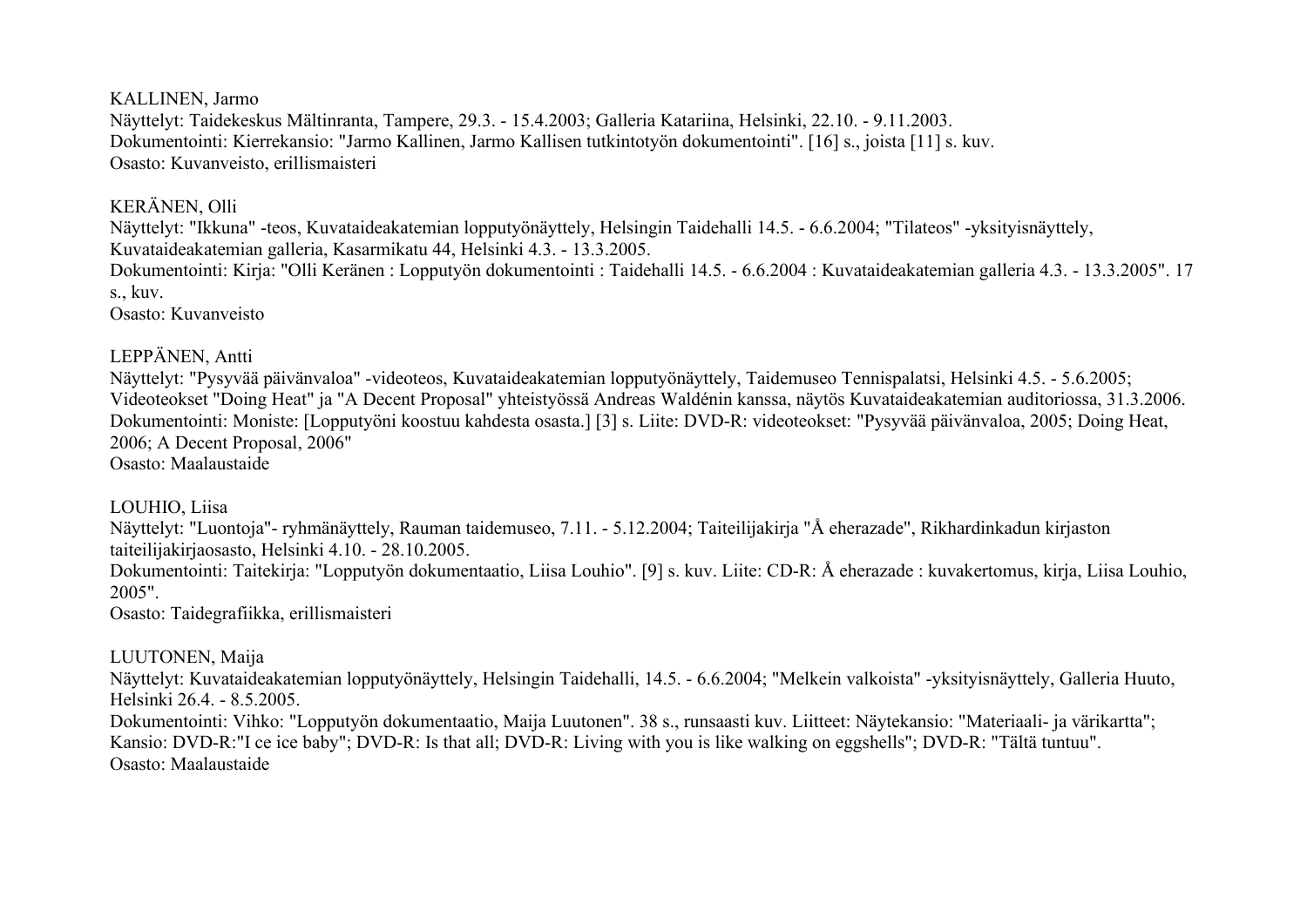KALLINEN, Jarmo
Näyttelyt: Taidekeskus Mältinranta, Tampere, 29.3. - 15.4.2003; Galleria Katariina, Helsinki, 22.10. - 9.11.2003.
Dokumentointi: Kierrekansio: "Jarmo Kallinen, Jarmo Kallisen tutkintotyön dokumentointi". [16] s., joista [11] s. kuv.
Osasto: Kuvanveisto, erillismaisteri

KERÄNEN, Olli
Näyttelyt: "Ikkuna" -teos, Kuvataideakatemian lopputyönäyttely, Helsingin Taidehalli 14.5. - 6.6.2004; "Tilateos" -yksityisnäyttely, Kuvataideakatemian galleria, Kasarmikatu 44, Helsinki 4.3. - 13.3.2005.
Dokumentointi: Kirja: "Olli Keränen : Lopputyön dokumentointi : Taidehalli 14.5. - 6.6.2004 : Kuvataideakatemian galleria 4.3. - 13.3.2005". 17 s., kuv.
Osasto: Kuvanveisto

LEPPÄNEN, Antti
Näyttelyt: "Pysyvää päivänvaloa" -videoteos, Kuvataideakatemian lopputyönäyttely, Taidemuseo Tennispalatsi, Helsinki 4.5. - 5.6.2005; Videoteokset "Doing Heat" ja "A Decent Proposal" yhteistyössä Andreas Waldénin kanssa, näytös Kuvataideakatemian auditoriossa, 31.3.2006.
Dokumentointi: Moniste: [Lopputyöni koostuu kahdesta osasta.] [3] s. Liite: DVD-R: videoteokset: "Pysyvää päivänvaloa, 2005; Doing Heat, 2006; A Decent Proposal, 2006"
Osasto: Maalaustaide

LOUHIO, Liisa
Näyttelyt: "Luontoja"- ryhmänäyttely, Rauman taidemuseo, 7.11. - 5.12.2004; Taiteilijakirja "Å eherazade", Rikhardinkadun kirjaston taiteilijakirjaosasto, Helsinki 4.10. - 28.10.2005.
Dokumentointi: Taitekirja: "Lopputyön dokumentaatio, Liisa Louhio". [9] s. kuv. Liite: CD-R: Å eherazade : kuvakertomus, kirja, Liisa Louhio, 2005".
Osasto: Taidegrafiikka, erillismaisteri

LUUTONEN, Maija
Näyttelyt: Kuvataideakatemian lopputyönäyttely, Helsingin Taidehalli, 14.5. - 6.6.2004; "Melkein valkoista" -yksityisnäyttely, Galleria Huuto, Helsinki 26.4. - 8.5.2005.
Dokumentointi: Vihko: "Lopputyön dokumentaatio, Maija Luutonen". 38 s., runsaasti kuv. Liitteet: Näytekansio: "Materiaali- ja värikartta"; Kansio: DVD-R:"I ce ice baby"; DVD-R: Is that all; DVD-R: Living with you is like walking on eggshells"; DVD-R: "Tältä tuntuu".
Osasto: Maalaustaide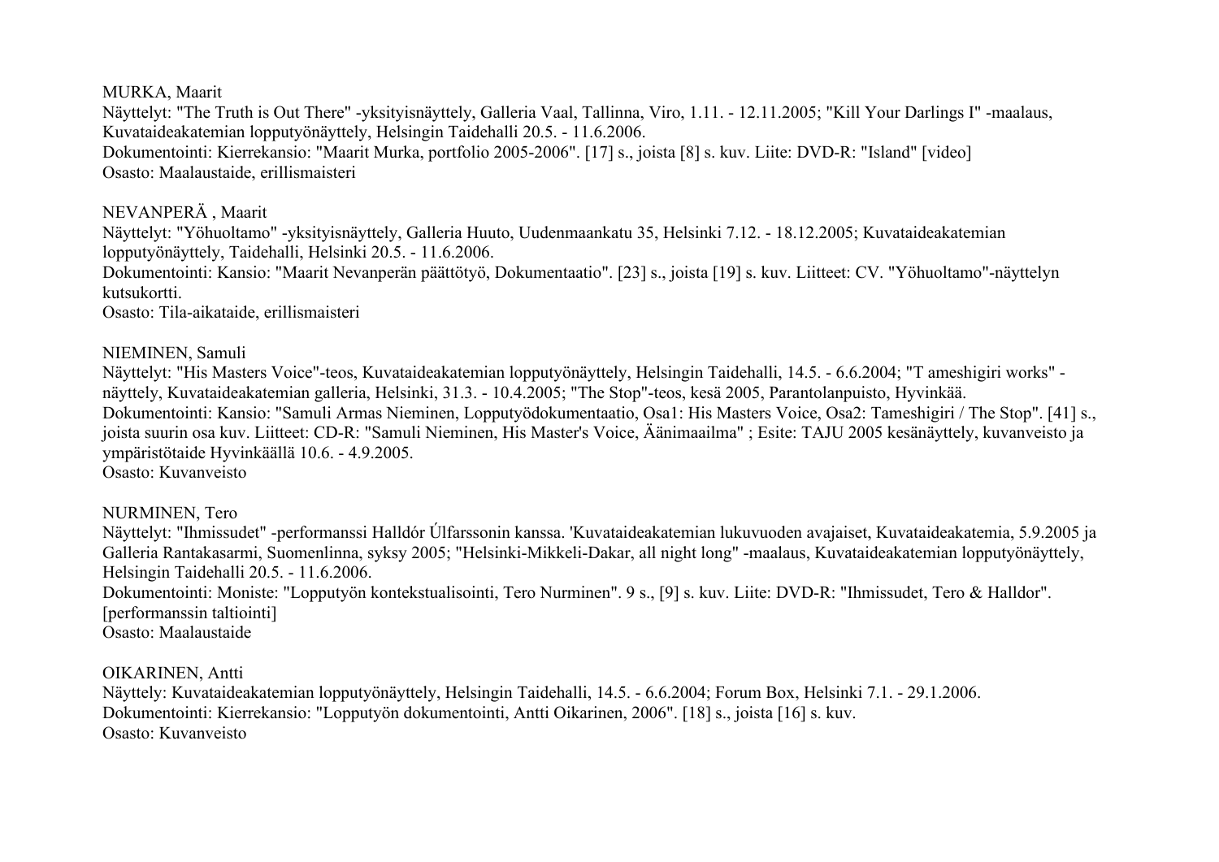MURKA, Maarit
Näyttelyt: "The Truth is Out There" -yksityisnäyttely, Galleria Vaal, Tallinna, Viro, 1.11. - 12.11.2005; "Kill Your Darlings I" -maalaus, Kuvataideakatemian lopputyönäyttely, Helsingin Taidehalli 20.5. - 11.6.2006.
Dokumentointi: Kierrekansio: "Maarit Murka, portfolio 2005-2006". [17] s., joista [8] s. kuv. Liite: DVD-R: "Island" [video]
Osasto: Maalaustaide, erillismaisteri

NEVANPERÄ , Maarit
Näyttelyt: "Yöhuoltamo" -yksityisnäyttely, Galleria Huuto, Uudenmaankatu 35, Helsinki 7.12. - 18.12.2005; Kuvataideakatemian lopputyönäyttely, Taidehalli, Helsinki 20.5. - 11.6.2006.
Dokumentointi: Kansio: "Maarit Nevanperän päättötyö, Dokumentaatio". [23] s., joista [19] s. kuv. Liitteet: CV. "Yöhuoltamo"-näyttelyn kutsukortti.
Osasto: Tila-aikataide, erillismaisteri

NIEMINEN, Samuli
Näyttelyt: "His Masters Voice"-teos, Kuvataideakatemian lopputyönäyttely, Helsingin Taidehalli, 14.5. - 6.6.2004; "T ameshigiri works" -näyttely, Kuvataideakatemian galleria, Helsinki, 31.3. - 10.4.2005; "The Stop"-teos, kesä 2005, Parantolanpuisto, Hyvinkää.
Dokumentointi: Kansio: "Samuli Armas Nieminen, Lopputyödokumentaatio, Osa1: His Masters Voice, Osa2: Tameshigiri / The Stop". [41] s., joista suurin osa kuv. Liitteet: CD-R: "Samuli Nieminen, His Master's Voice, Äänimaailma" ; Esite: TAJU 2005 kesänäyttely, kuvanveisto ja ympäristötaide Hyvinkäällä 10.6. - 4.9.2005.
Osasto: Kuvanveisto

NURMINEN, Tero
Näyttelyt: "Ihmissudet" -performanssi Halldór Úlfarssonin kanssa. 'Kuvataideakatemian lukuvuoden avajaiset, Kuvataideakatemia, 5.9.2005 ja Galleria Rantakasarmi, Suomenlinna, syksy 2005; "Helsinki-Mikkeli-Dakar, all night long" -maalaus, Kuvataideakatemian lopputyönäyttely, Helsingin Taidehalli 20.5. - 11.6.2006.
Dokumentointi: Moniste: "Lopputyön kontekstualisointi, Tero Nurminen". 9 s., [9] s. kuv. Liite: DVD-R: "Ihmissudet, Tero & Halldor". [performanssin taltiointi]
Osasto: Maalaustaide

OIKARINEN, Antti
Näyttely: Kuvataideakatemian lopputyönäyttely, Helsingin Taidehalli, 14.5. - 6.6.2004; Forum Box, Helsinki 7.1. - 29.1.2006.
Dokumentointi: Kierrekansio: "Lopputyön dokumentointi, Antti Oikarinen, 2006". [18] s., joista [16] s. kuv.
Osasto: Kuvanveisto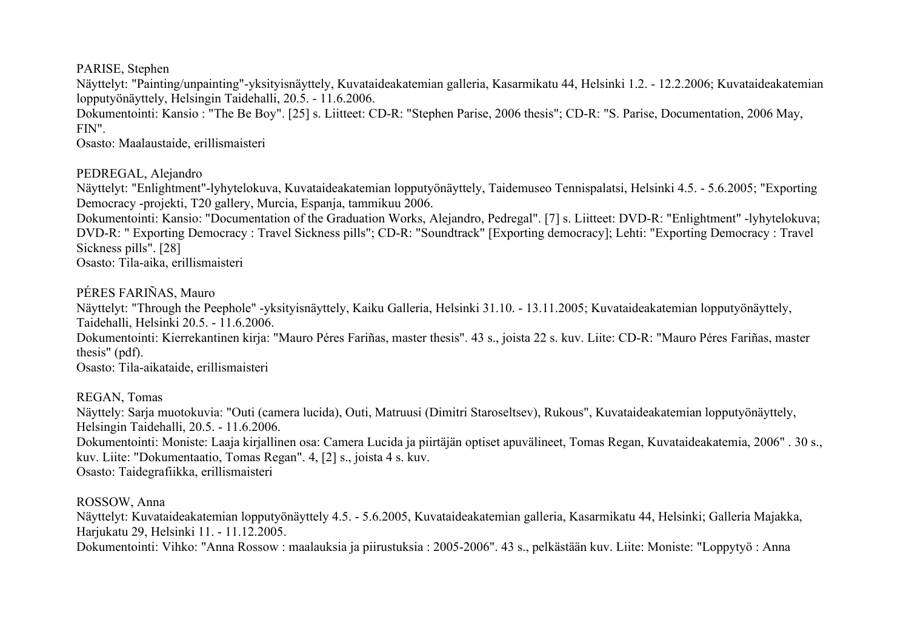PARISE, Stephen  
Näyttelyt: "Painting/unpainting"-yksityisnäyttely, Kuvataideakatemian galleria, Kasarmikatu 44, Helsinki 1.2. - 12.2.2006; Kuvataideakatemian lopputyönäyttely, Helsingin Taidehalli, 20.5. - 11.6.2006.  
Dokumentointi: Kansio : "The Be Boy". [25] s. Liitteet: CD-R: "Stephen Parise, 2006 thesis"; CD-R: "S. Parise, Documentation, 2006 May, FIN".  
Osasto: Maalaustaide, erillismaisteri

PEDREGAL, Alejandro  
Näyttelyt: "Enlightment"-lyhytelokuva, Kuvataideakatemian lopputyönäyttely, Taidemuseo Tennispalatsi, Helsinki 4.5. - 5.6.2005; "Exporting Democracy -projekti, T20 gallery, Murcia, Espanja, tammikuu 2006.  
Dokumentointi: Kansio: "Documentation of the Graduation Works, Alejandro, Pedregal". [7] s. Liitteet: DVD-R: "Enlightment" -lyhytelokuva; DVD-R: " Exporting Democracy : Travel Sickness pills"; CD-R: "Soundtrack" [Exporting democracy]; Lehti: "Exporting Democracy : Travel Sickness pills". [28]  
Osasto: Tila-aika, erillismaisteri

PÉRES FARIÑAS, Mauro  
Näyttelyt: "Through the Peephole" -yksityisnäyttely, Kaiku Galleria, Helsinki 31.10. - 13.11.2005; Kuvataideakatemian lopputyönäyttely, Taidehalli, Helsinki 20.5. - 11.6.2006.  
Dokumentointi: Kierrekantinen kirja: "Mauro Péres Fariñas, master thesis". 43 s., joista 22 s. kuv. Liite: CD-R: "Mauro Péres Fariñas, master thesis" (pdf).  
Osasto: Tila-aikataide, erillismaisteri

REGAN, Tomas  
Näyttely: Sarja muotokuvia: "Outi (camera lucida), Outi, Matruusi (Dimitri Staroseltsev), Rukous", Kuvataideakatemian lopputyönäyttely, Helsingin Taidehalli, 20.5. - 11.6.2006.  
Dokumentointi: Moniste: Laaja kirjallinen osa: Camera Lucida ja piirtäjän optiset apuvälineet, Tomas Regan, Kuvataideakatemia, 2006" . 30 s., kuv. Liite: "Dokumentaatio, Tomas Regan". 4, [2] s., joista 4 s. kuv.  
Osasto: Taidegrafiikka, erillismaisteri

ROSSOW, Anna  
Näyttelyt: Kuvataideakatemian lopputyönäyttely 4.5. - 5.6.2005, Kuvataideakatemian galleria, Kasarmikatu 44, Helsinki; Galleria Majakka, Harjukatu 29, Helsinki 11. - 11.12.2005.  
Dokumentointi: Vihko: "Anna Rossow : maalauksia ja piirustuksia : 2005-2006". 43 s., pelkästään kuv. Liite: Moniste: "Loppytyö : Anna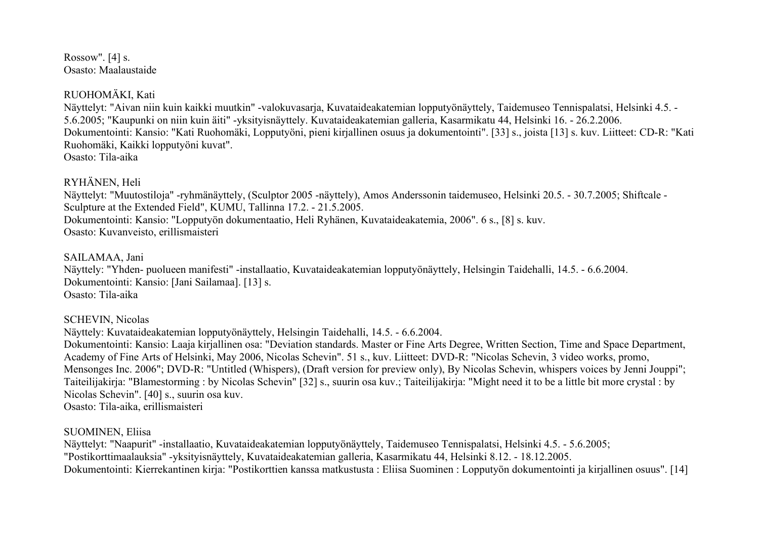Rossow". [4] s.
Osasto: Maalaustaide

RUOHOMÄKI, Kati
Näyttelyt: "Aivan niin kuin kaikki muutkin" -valokuvasarja, Kuvataideakatemian lopputyönäyttely, Taidemuseo Tennispalatsi, Helsinki 4.5. - 5.6.2005; "Kaupunki on niin kuin äiti" -yksityisnäyttely. Kuvataideakatemian galleria, Kasarmikatu 44, Helsinki 16. - 26.2.2006.
Dokumentointi: Kansio: "Kati Ruohomäki, Lopputyöni, pieni kirjallinen osuus ja dokumentointi". [33] s., joista [13] s. kuv. Liitteet: CD-R: "Kati Ruohomäki, Kaikki lopputyöni kuvat".
Osasto: Tila-aika

RYHÄNEN, Heli
Näyttelyt: "Muutostiloja" -ryhmänäyttely, (Sculptor 2005 -näyttely), Amos Anderssonin taidemuseo, Helsinki 20.5. - 30.7.2005; Shiftcale - Sculpture at the Extended Field", KUMU, Tallinna 17.2. - 21.5.2005.
Dokumentointi: Kansio: "Lopputyön dokumentaatio, Heli Ryhänen, Kuvataideakatemia, 2006". 6 s., [8] s. kuv.
Osasto: Kuvanveisto, erillismaisteri

SAILAMAA, Jani
Näyttely: "Yhden- puolueen manifesti" -installaatio, Kuvataideakatemian lopputyönäyttely, Helsingin Taidehalli, 14.5. - 6.6.2004.
Dokumentointi: Kansio: [Jani Sailamaa]. [13] s.
Osasto: Tila-aika

SCHEVIN, Nicolas
Näyttely: Kuvataideakatemian lopputyönäyttely, Helsingin Taidehalli, 14.5. - 6.6.2004.
Dokumentointi: Kansio: Laaja kirjallinen osa: "Deviation standards. Master or Fine Arts Degree, Written Section, Time and Space Department, Academy of Fine Arts of Helsinki, May 2006, Nicolas Schevin". 51 s., kuv. Liitteet: DVD-R: "Nicolas Schevin, 3 video works, promo, Mensonges Inc. 2006"; DVD-R: "Untitled (Whispers), (Draft version for preview only), By Nicolas Schevin, whispers voices by Jenni Jouppi"; Taiteilijakirja: "Blamestorming : by Nicolas Schevin" [32] s., suurin osa kuv.; Taiteilijakirja: "Might need it to be a little bit more crystal : by Nicolas Schevin". [40] s., suurin osa kuv.
Osasto: Tila-aika, erillismaisteri

SUOMINEN, Eliisa
Näyttelyt: "Naapurit" -installaatio, Kuvataideakatemian lopputyönäyttely, Taidemuseo Tennispalatsi, Helsinki 4.5. - 5.6.2005; "Postikorttimaalauksia" -yksityisnäyttely, Kuvataideakatemian galleria, Kasarmikatu 44, Helsinki 8.12. - 18.12.2005.
Dokumentointi: Kierrekantinen kirja: "Postikorttien kanssa matkustusta : Eliisa Suominen : Lopputyön dokumentointi ja kirjallinen osuus". [14]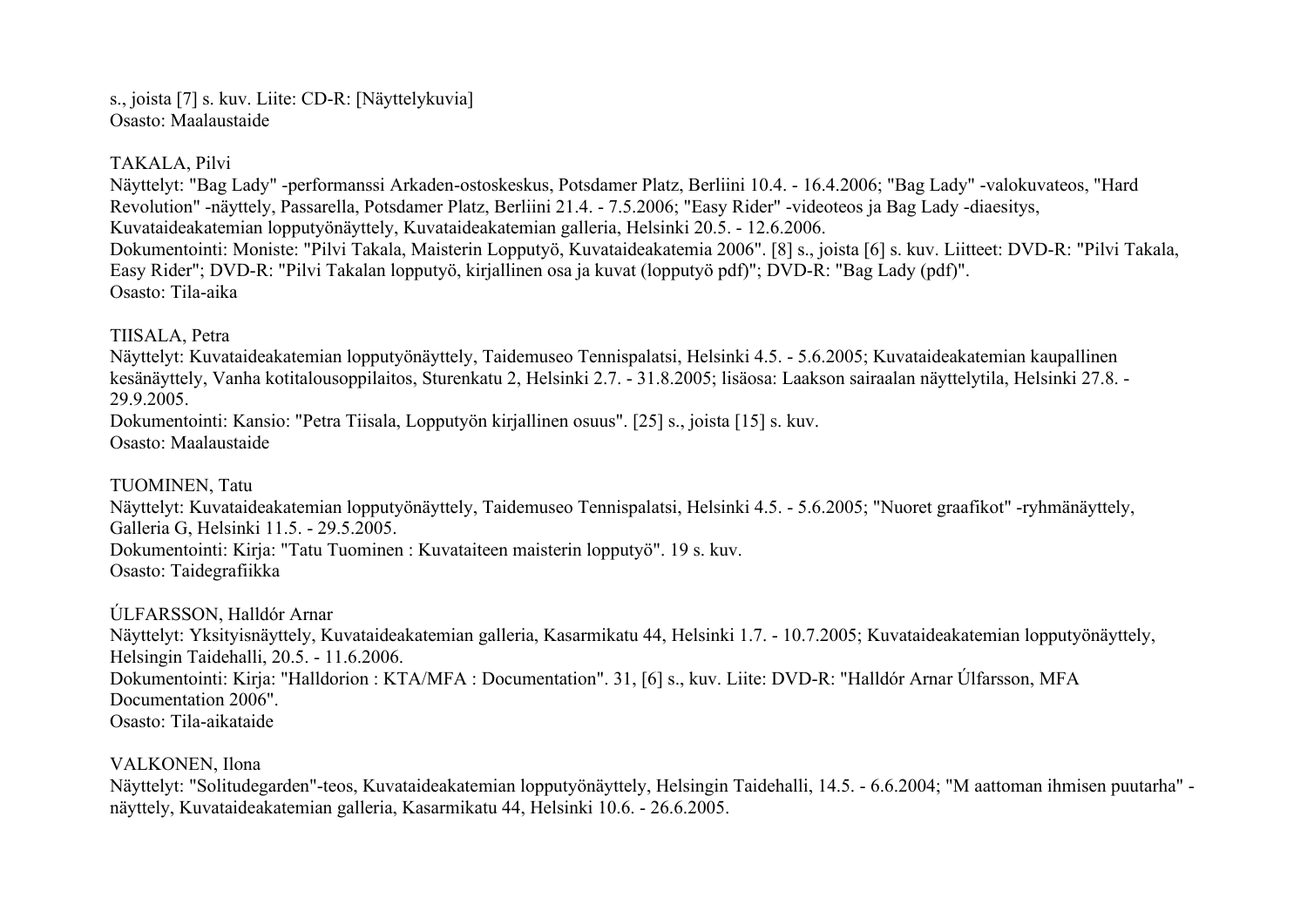s., joista [7] s. kuv. Liite: CD-R: [Näyttelykuvia]
Osasto: Maalaustaide

TAKALA, Pilvi
Näyttelyt: "Bag Lady" -performanssi Arkaden-ostoskeskus, Potsdamer Platz, Berliini 10.4. - 16.4.2006; "Bag Lady" -valokuvateos, "Hard Revolution" -näyttely, Passarella, Potsdamer Platz, Berliini 21.4. - 7.5.2006; "Easy Rider" -videoteos ja Bag Lady -diaesitys, Kuvataideakatemian lopputyönäyttely, Kuvataideakatemian galleria, Helsinki 20.5. - 12.6.2006.
Dokumentointi: Moniste: "Pilvi Takala, Maisterin Lopputyö, Kuvataideakatemia 2006". [8] s., joista [6] s. kuv. Liitteet: DVD-R: "Pilvi Takala, Easy Rider"; DVD-R: "Pilvi Takalan lopputyö, kirjallinen osa ja kuvat (lopputyö pdf)"; DVD-R: "Bag Lady (pdf)".
Osasto: Tila-aika

TIISALA, Petra
Näyttelyt: Kuvataideakatemian lopputyönäyttely, Taidemuseo Tennispalatsi, Helsinki 4.5. - 5.6.2005; Kuvataideakatemian kaupallinen kesänäyttely, Vanha kotitalousoppilaitos, Sturenkatu 2, Helsinki 2.7. - 31.8.2005; lisäosa: Laakson sairaalan näyttelytila, Helsinki 27.8. - 29.9.2005.
Dokumentointi: Kansio: "Petra Tiisala, Lopputyön kirjallinen osuus". [25] s., joista [15] s. kuv.
Osasto: Maalaustaide

TUOMINEN, Tatu
Näyttelyt: Kuvataideakatemian lopputyönäyttely, Taidemuseo Tennispalatsi, Helsinki 4.5. - 5.6.2005; "Nuoret graafikot" -ryhmänäyttely, Galleria G, Helsinki 11.5. - 29.5.2005.
Dokumentointi: Kirja: "Tatu Tuominen : Kuvataiteen maisterin lopputyö". 19 s. kuv.
Osasto: Taidegrafiikka

ÚLFARSSON, Halldór Arnar
Näyttelyt: Yksityisnäyttely, Kuvataideakatemian galleria, Kasarmikatu 44, Helsinki 1.7. - 10.7.2005; Kuvataideakatemian lopputyönäyttely, Helsingin Taidehalli, 20.5. - 11.6.2006.
Dokumentointi: Kirja: "Halldorion : KTA/MFA : Documentation". 31, [6] s., kuv. Liite: DVD-R: "Halldór Arnar Úlfarsson, MFA Documentation 2006".
Osasto: Tila-aikataide

VALKONEN, Ilona
Näyttelyt: "Solitudegarden"-teos, Kuvataideakatemian lopputyönäyttely, Helsingin Taidehalli, 14.5. - 6.6.2004; "M aattoman ihmisen puutarha" -näyttely, Kuvataideakatemian galleria, Kasarmikatu 44, Helsinki 10.6. - 26.6.2005.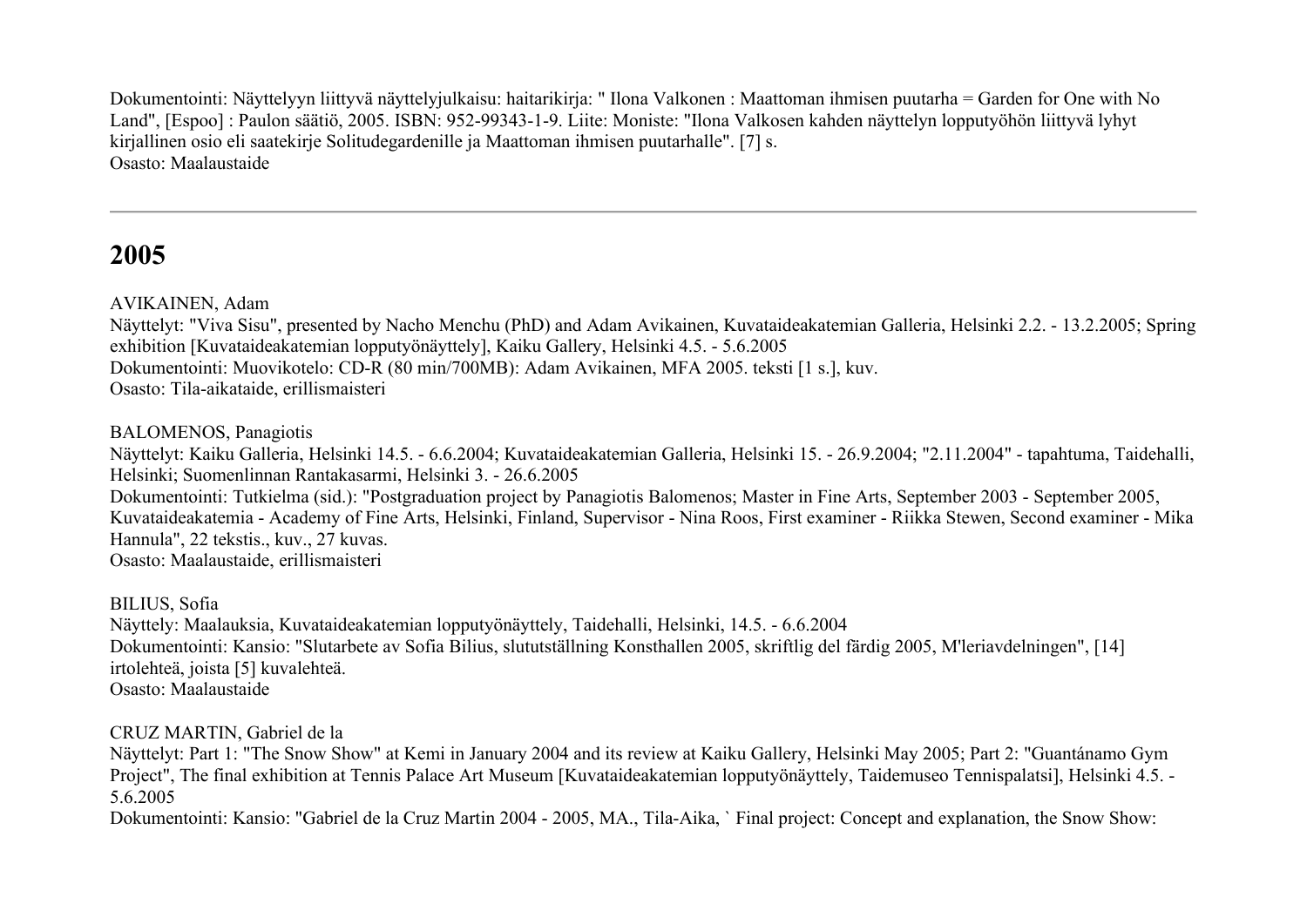Dokumentointi: Näyttelyyn liittyvä näyttelyjulkaisu: haitarikirja: " Ilona Valkonen : Maattoman ihmisen puutarha = Garden for One with No Land", [Espoo] : Paulon säätiö, 2005. ISBN: 952-99343-1-9. Liite: Moniste: "Ilona Valkosen kahden näyttelyn lopputyöhön liittyvä lyhyt kirjallinen osio eli saatekirje Solitudegardenille ja Maattoman ihmisen puutarhalle". [7] s.
Osasto: Maalaustaide

---

## 2005

AVIKAINEN, Adam
Näyttelyt: "Viva Sisu", presented by Nacho Menchu (PhD) and Adam Avikainen, Kuvataideakatemian Galleria, Helsinki 2.2. - 13.2.2005; Spring exhibition [Kuvataideakatemian lopputyönäyttely], Kaiku Gallery, Helsinki 4.5. - 5.6.2005
Dokumentointi: Muovikotelo: CD-R (80 min/700MB): Adam Avikainen, MFA 2005. teksti [1 s.], kuv.
Osasto: Tila-aikataide, erillismaisteri

BALOMENOS, Panagiotis
Näyttelyt: Kaiku Galleria, Helsinki 14.5. - 6.6.2004; Kuvataideakatemian Galleria, Helsinki 15. - 26.9.2004; "2.11.2004" - tapahtuma, Taidehalli, Helsinki; Suomenlinnan Rantakasarmi, Helsinki 3. - 26.6.2005
Dokumentointi: Tutkielma (sid.): "Postgraduation project by Panagiotis Balomenos; Master in Fine Arts, September 2003 - September 2005, Kuvataideakatemia - Academy of Fine Arts, Helsinki, Finland, Supervisor - Nina Roos, First examiner - Riikka Stewen, Second examiner - Mika Hannula", 22 tekstis., kuv., 27 kuvas.
Osasto: Maalaustaide, erillismaisteri

BILIUS, Sofia
Näyttely: Maalauksia, Kuvataideakatemian lopputyönäyttely, Taidehalli, Helsinki, 14.5. - 6.6.2004
Dokumentointi: Kansio: "Slutarbete av Sofia Bilius, slututställning Konsthallen 2005, skriftlig del färdig 2005, M'leriavdelningen", [14] irtolehteä, joista [5] kuvalehteä.
Osasto: Maalaustaide

CRUZ MARTIN, Gabriel de la
Näyttelyt: Part 1: "The Snow Show" at Kemi in January 2004 and its review at Kaiku Gallery, Helsinki May 2005; Part 2: "Guantánamo Gym Project", The final exhibition at Tennis Palace Art Museum [Kuvataideakatemian lopputyönäyttely, Taidemuseo Tennispalatsi], Helsinki 4.5. - 5.6.2005
Dokumentointi: Kansio: "Gabriel de la Cruz Martin 2004 - 2005, MA., Tila-Aika, ` Final project: Concept and explanation, the Snow Show: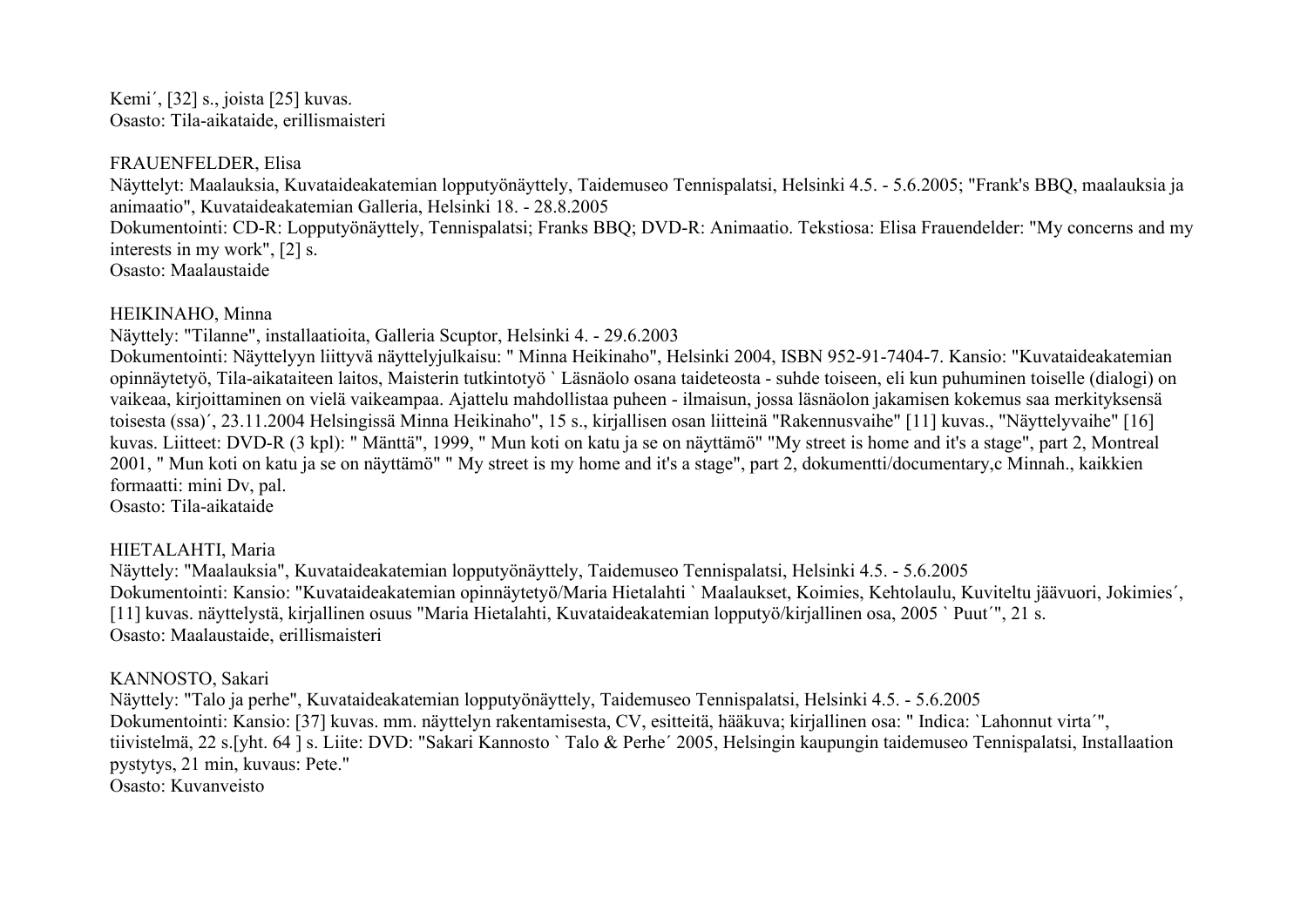Kemi´, [32] s., joista [25] kuvas.
Osasto: Tila-aikataide, erillismaisteri

FRAUENFELDER, Elisa
Näyttelyt: Maalauksia, Kuvataideakatemian lopputyönäyttely, Taidemuseo Tennispalatsi, Helsinki 4.5. - 5.6.2005; "Frank's BBQ, maalauksia ja animaatio", Kuvataideakatemian Galleria, Helsinki 18. - 28.8.2005
Dokumentointi: CD-R: Lopputyönäyttely, Tennispalatsi; Franks BBQ; DVD-R: Animaatio. Tekstiosa: Elisa Frauendelder: "My concerns and my interests in my work", [2] s.
Osasto: Maalaustaide

HEIKINAHO, Minna
Näyttely: "Tilanne", installaatioita, Galleria Scuptor, Helsinki 4. - 29.6.2003
Dokumentointi: Näyttelyyn liittyvä näyttelyjulkaisu: " Minna Heikinaho", Helsinki 2004, ISBN 952-91-7404-7. Kansio: "Kuvataideakatemian opinnäytetyö, Tila-aikataiteen laitos, Maisterin tutkintotyö ` Läsnäolo osana taideteosta - suhde toiseen, eli kun puhuminen toiselle (dialogi) on vaikeaa, kirjoittaminen on vielä vaikeampaa. Ajattelu mahdollistaa puheen - ilmaisun, jossa läsnäolon jakamisen kokemus saa merkityksensä toisesta (ssa)´, 23.11.2004 Helsingissä Minna Heikinaho", 15 s., kirjallisen osan liitteinä "Rakennusvaihe" [11] kuvas., "Näyttelyvaihe" [16] kuvas. Liitteet: DVD-R (3 kpl): " Mänttä", 1999, " Mun koti on katu ja se on näyttämö" "My street is home and it's a stage", part 2, Montreal 2001, " Mun koti on katu ja se on näyttämö" " My street is my home and it's a stage", part 2, dokumentti/documentary,c Minnah., kaikkien formaatti: mini Dv, pal.
Osasto: Tila-aikataide

HIETALAHTI, Maria
Näyttely: "Maalauksia", Kuvataideakatemian lopputyönäyttely, Taidemuseo Tennispalatsi, Helsinki 4.5. - 5.6.2005
Dokumentointi: Kansio: "Kuvataideakatemian opinnäytetyö/Maria Hietalahti ` Maalaukset, Koimies, Kehtolaulu, Kuviteltu jäävuori, Jokimies´, [11] kuvas. näyttelystä, kirjallinen osuus "Maria Hietalahti, Kuvataideakatemian lopputyö/kirjallinen osa, 2005 ` Puut´", 21 s.
Osasto: Maalaustaide, erillismaisteri

KANNOSTO, Sakari
Näyttely: "Talo ja perhe", Kuvataideakatemian lopputyönäyttely, Taidemuseo Tennispalatsi, Helsinki 4.5. - 5.6.2005
Dokumentointi: Kansio: [37] kuvas. mm. näyttelyn rakentamisesta, CV, esitteitä, hääkuva; kirjallinen osa: " Indica: `Lahonnut virta´", tiivistelmä, 22 s.[yht. 64 ] s. Liite: DVD: "Sakari Kannosto ` Talo & Perhe´ 2005, Helsingin kaupungin taidemuseo Tennispalatsi, Installaation pystytys, 21 min, kuvaus: Pete."
Osasto: Kuvanveisto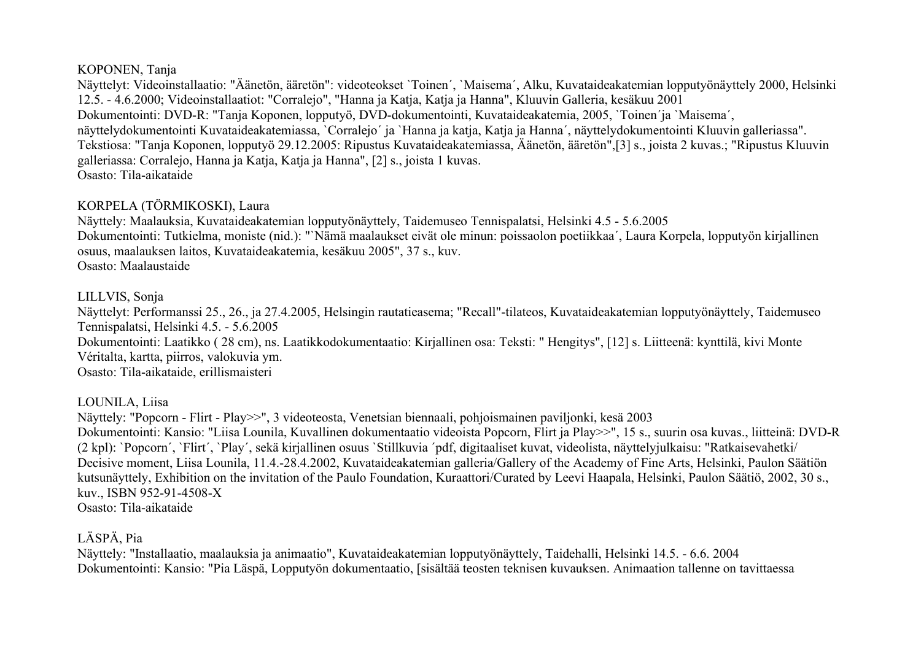KOPONEN, Tanja
Näyttelyt: Videoinstallaatio: "Äänetön, ääretön": videoteokset `Toinen´, `Maisema´, Alku, Kuvataideakatemian lopputyönäyttely 2000, Helsinki 12.5. - 4.6.2000; Videoinstallaatiot: "Corralejo", "Hanna ja Katja, Katja ja Hanna", Kluuvin Galleria, kesäkuu 2001
Dokumentointi: DVD-R: "Tanja Koponen, lopputyö, DVD-dokumentointi, Kuvataideakatemia, 2005, `Toinen´ja `Maisema´, näyttelydokumentointi Kuvataideakatemiassa, `Corralejo´ ja `Hanna ja katja, Katja ja Hanna´, näyttelydokumentointi Kluuvin galleriassa". Tekstiosa: "Tanja Koponen, lopputyö 29.12.2005: Ripustus Kuvataideakatemiassa, Äänetön, ääretön",[3] s., joista 2 kuvas.; "Ripustus Kluuvin galleriassa: Corralejo, Hanna ja Katja, Katja ja Hanna", [2] s., joista 1 kuvas.
Osasto: Tila-aikataide

KORPELA (TÖRMIKOSKI), Laura
Näyttely: Maalauksia, Kuvataideakatemian lopputyönäyttely, Taidemuseo Tennispalatsi, Helsinki 4.5 - 5.6.2005
Dokumentointi: Tutkielma, moniste (nid.): "`Nämä maalaukset eivät ole minun: poissaolon poetiikkaa´, Laura Korpela, lopputyön kirjallinen osuus, maalauksen laitos, Kuvataideakatemia, kesäkuu 2005", 37 s., kuv.
Osasto: Maalaustaide

LILLVIS, Sonja
Näyttelyt: Performanssi 25., 26., ja 27.4.2005, Helsingin rautatieasema; "Recall"-tilateos, Kuvataideakatemian lopputyönäyttely, Taidemuseo Tennispalatsi, Helsinki 4.5. - 5.6.2005
Dokumentointi: Laatikko ( 28 cm), ns. Laatikkodokumentaatio: Kirjallinen osa: Teksti: " Hengitys", [12] s. Liitteenä: kynttilä, kivi Monte Véritalta, kartta, piirros, valokuvia ym.
Osasto: Tila-aikataide, erillismaisteri

LOUNILA, Liisa
Näyttely: "Popcorn - Flirt - Play>>", 3 videoteosta, Venetsian biennaali, pohjoismainen paviljonki, kesä 2003
Dokumentointi: Kansio: "Liisa Lounila, Kuvallinen dokumentaatio videoista Popcorn, Flirt ja Play>>", 15 s., suurin osa kuvas., liitteinä: DVD-R (2 kpl): `Popcorn´, `Flirt´, `Play´, sekä kirjallinen osuus `Stillkuvia ´pdf, digitaaliset kuvat, videolista, näyttelyjulkaisu: "Ratkaisevahetki/ Decisive moment, Liisa Lounila, 11.4.-28.4.2002, Kuvataideakatemian galleria/Gallery of the Academy of Fine Arts, Helsinki, Paulon Säätiön kutsunäyttely, Exhibition on the invitation of the Paulo Foundation, Kuraattori/Curated by Leevi Haapala, Helsinki, Paulon Säätiö, 2002, 30 s., kuv., ISBN 952-91-4508-X
Osasto: Tila-aikataide

LÄSPÄ, Pia
Näyttely: "Installaatio, maalauksia ja animaatio", Kuvataideakatemian lopputyönäyttely, Taidehalli, Helsinki 14.5. - 6.6. 2004
Dokumentointi: Kansio: "Pia Läspä, Lopputyön dokumentaatio, [sisältää teosten teknisen kuvauksen. Animaation tallenne on tavittaessa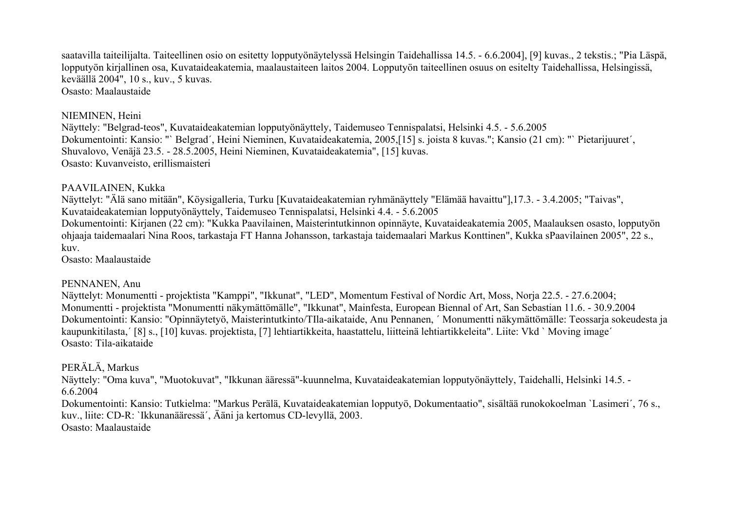saatavilla taiteilijalta. Taiteellinen osio on esitetty lopputyönäytelyssä Helsingin Taidehallissa 14.5. - 6.6.2004], [9] kuvas., 2 tekstis.; "Pia Läspä, lopputyön kirjallinen osa, Kuvataideakatemia, maalaustaiteen laitos 2004. Lopputyön taiteellinen osuus on esitelty Taidehallissa, Helsingissä, keväällä 2004", 10 s., kuv., 5 kuvas.
Osasto: Maalaustaide

NIEMINEN, Heini
Näyttely: "Belgrad-teos", Kuvataideakatemian lopputyönäyttely, Taidemuseo Tennispalatsi, Helsinki 4.5. - 5.6.2005
Dokumentointi: Kansio: "` Belgrad´, Heini Nieminen, Kuvataideakatemia, 2005,[15] s. joista 8 kuvas."; Kansio (21 cm): "` Pietarijuuret´, Shuvalovo, Venäjä 23.5. - 28.5.2005, Heini Nieminen, Kuvataideakatemia", [15] kuvas.
Osasto: Kuvanveisto, erillismaisteri

PAAVILAINEN, Kukka
Näyttelyt: "Älä sano mitään", Köysigalleria, Turku [Kuvataideakatemian ryhmänäyttely "Elämää havaittu"],17.3. - 3.4.2005; "Taivas", Kuvataideakatemian lopputyönäyttely, Taidemuseo Tennispalatsi, Helsinki 4.4. - 5.6.2005
Dokumentointi: Kirjanen (22 cm): "Kukka Paavilainen, Maisterintutkinnon opinnäyte, Kuvataideakatemia 2005, Maalauksen osasto, lopputyön ohjaaja taidemaalari Nina Roos, tarkastaja FT Hanna Johansson, tarkastaja taidemaalari Markus Konttinen", Kukka sPaavilainen 2005", 22 s., kuv.
Osasto: Maalaustaide

PENNANEN, Anu
Näyttelyt: Monumentti - projektista "Kamppi", "Ikkunat", "LED", Momentum Festival of Nordic Art, Moss, Norja 22.5. - 27.6.2004; Monumentti - projektista "Monumentti näkymättömälle", "Ikkunat", Mainfesta, European Biennal of Art, San Sebastian 11.6. - 30.9.2004
Dokumentointi: Kansio: "Opinnäytetyö, Maisterintutkinto/TIla-aikataide, Anu Pennanen, ´ Monumentti näkymättömälle: Teossarja sokeudesta ja kaupunkitilasta,´ [8] s., [10] kuvas. projektista, [7] lehtiartikkeita, haastattelu, liitteinä lehtiartikkeleita". Liite: Vkd ` Moving image´
Osasto: Tila-aikataide

PERÄLÄ, Markus
Näyttely: "Oma kuva", "Muotokuvat", "Ikkunan ääressä"-kuunnelma, Kuvataideakatemian lopputyönäyttely, Taidehalli, Helsinki 14.5. - 6.6.2004
Dokumentointi: Kansio: Tutkielma: "Markus Perälä, Kuvataideakatemian lopputyö, Dokumentaatio", sisältää runokokoelman `Lasimeri´, 76 s., kuv., liite: CD-R: `Ikkunanääressä´, Ääni ja kertomus CD-levyllä, 2003.
Osasto: Maalaustaide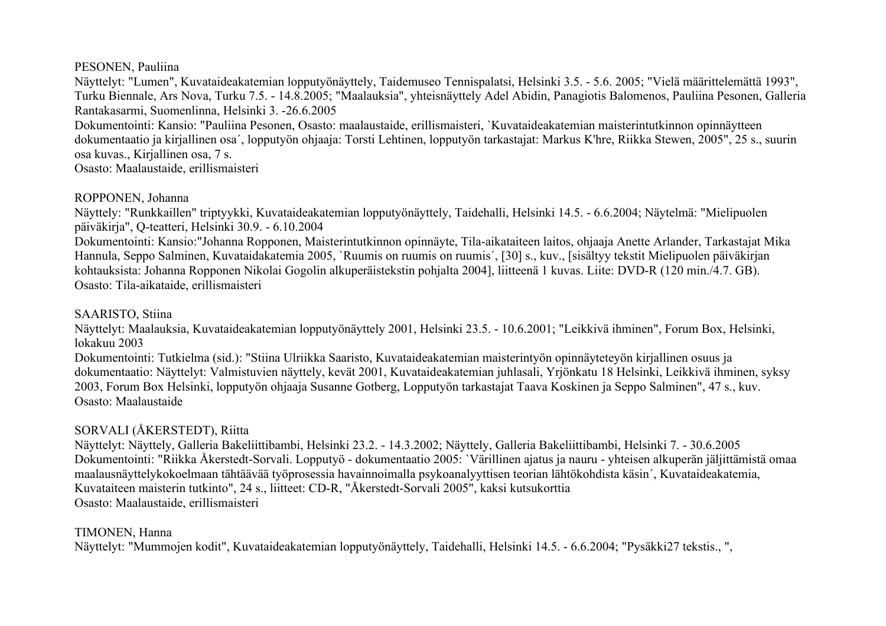PESONEN, Pauliina
Näyttelyt: "Lumen", Kuvataideakatemian lopputyönäyttely, Taidemuseo Tennispalatsi, Helsinki 3.5. - 5.6. 2005; "Vielä määrittelemättä 1993", Turku Biennale, Ars Nova, Turku 7.5. - 14.8.2005; "Maalauksia", yhteisnäyttely Adel Abidin, Panagiotis Balomenos, Pauliina Pesonen, Galleria Rantakasarmi, Suomenlinna, Helsinki 3. -26.6.2005
Dokumentointi: Kansio: "Pauliina Pesonen, Osasto: maalaustaide, erillismaisteri, `Kuvataideakatemian maisterintutkinnon opinnäytteen dokumentaatio ja kirjallinen osa´, lopputyön ohjaaja: Torsti Lehtinen, lopputyön tarkastajat: Markus K'hre, Riikka Stewen, 2005", 25 s., suurin osa kuvas., Kirjallinen osa, 7 s.
Osasto: Maalaustaide, erillismaisteri

ROPPONEN, Johanna
Näyttely: "Runkkaillen" triptyykki, Kuvataideakatemian lopputyönäyttely, Taidehalli, Helsinki 14.5. - 6.6.2004; Näytelmä: "Mielipuolen päiväkirja", Q-teatteri, Helsinki 30.9. - 6.10.2004
Dokumentointi: Kansio:"Johanna Ropponen, Maisterintutkinnon opinnäyte, Tila-aikataiteen laitos, ohjaaja Anette Arlander, Tarkastajat Mika Hannula, Seppo Salminen, Kuvataidakatemia 2005, `Ruumis on ruumis on ruumis´, [30] s., kuv., [sisältyy tekstit Mielipuolen päiväkirjan kohtauksista: Johanna Ropponen Nikolai Gogolin alkuperäistekstin pohjalta 2004], liitteenä 1 kuvas. Liite: DVD-R (120 min./4.7. GB).
Osasto: Tila-aikataide, erillismaisteri

SAARISTO, Stiina
Näyttelyt: Maalauksia, Kuvataideakatemian lopputyönäyttely 2001, Helsinki 23.5. - 10.6.2001; "Leikkivä ihminen", Forum Box, Helsinki, lokakuu 2003
Dokumentointi: Tutkielma (sid.): "Stiina Ulriikka Saaristo, Kuvataideakatemian maisterintyön opinnäyteteyön kirjallinen osuus ja dokumentaatio: Näyttelyt: Valmistuvien näyttely, kevät 2001, Kuvataideakatemian juhlasali, Yrjönkatu 18 Helsinki, Leikkivä ihminen, syksy 2003, Forum Box Helsinki, lopputyön ohjaaja Susanne Gotberg, Lopputyön tarkastajat Taava Koskinen ja Seppo Salminen", 47 s., kuv.
Osasto: Maalaustaide

SORVALI (ÅKERSTEDT), Riitta
Näyttelyt: Näyttely, Galleria Bakeliittibambi, Helsinki 23.2. - 14.3.2002; Näyttely, Galleria Bakeliittibambi, Helsinki 7. - 30.6.2005
Dokumentointi: "Riikka Åkerstedt-Sorvali. Lopputyö - dokumentaatio 2005: `Värillinen ajatus ja nauru - yhteisen alkuperän jäljittämistä omaa maalausnäyttelykokoelmaan tähtäävää työprosessia havainnoimalla psykoanalyyttisen teorian lähtökohdista käsin´, Kuvataideakatemia, Kuvataiteen maisterin tutkinto", 24 s., liitteet: CD-R, "Åkerstedt-Sorvali 2005", kaksi kutsukorttia
Osasto: Maalaustaide, erillismaisteri

TIMONEN, Hanna
Näyttelyt: "Mummojen kodit", Kuvataideakatemian lopputyönäyttely, Taidehalli, Helsinki 14.5. - 6.6.2004; "Pysäkki27 tekstis., ",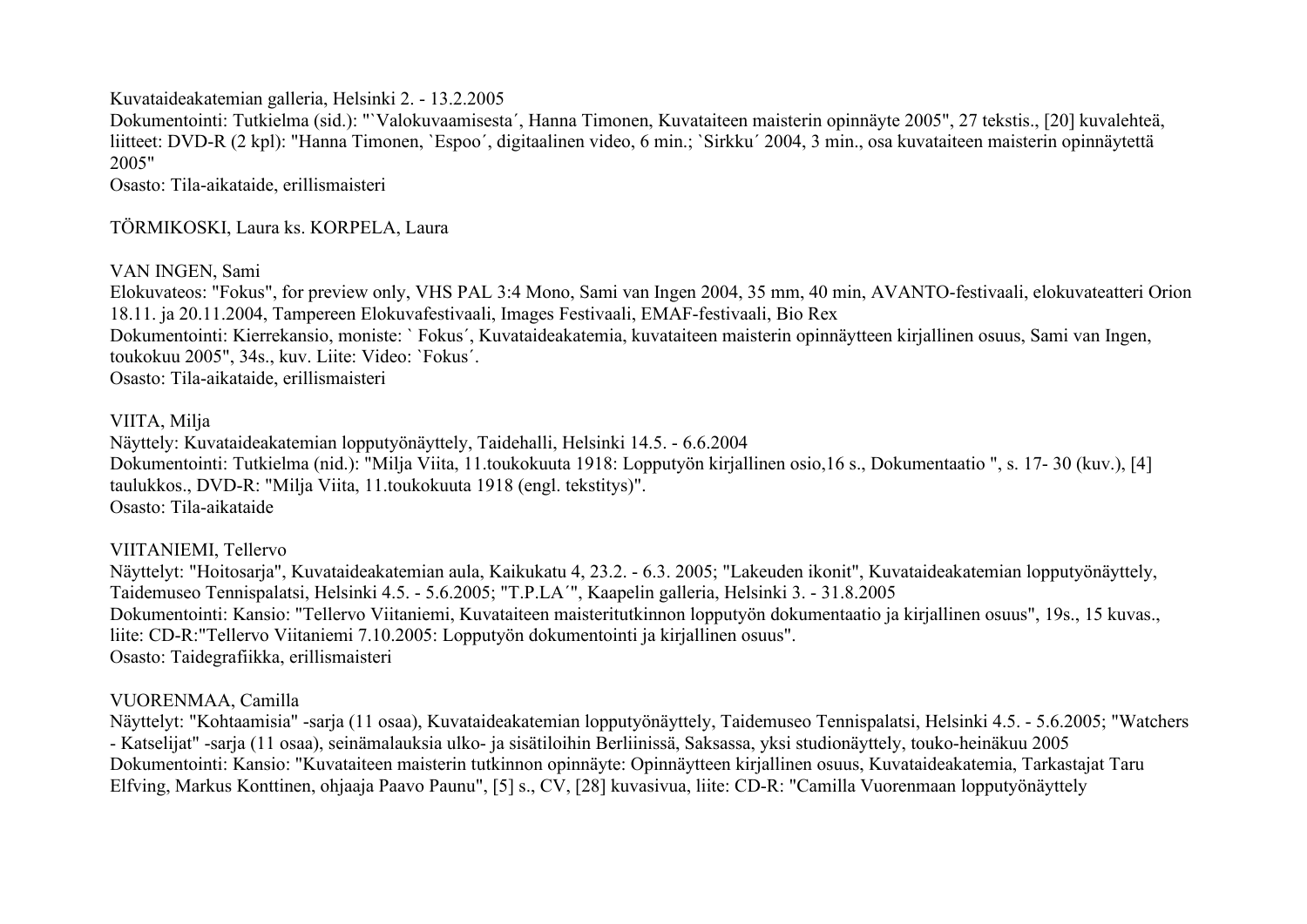Kuvataideakatemian galleria, Helsinki 2. - 13.2.2005
Dokumentointi: Tutkielma (sid.): "`Valokuvaamisesta´, Hanna Timonen, Kuvataiteen maisterin opinnäyte 2005", 27 tekstis., [20] kuvalehteä, liitteet: DVD-R (2 kpl): "Hanna Timonen, `Espoo´, digitaalinen video, 6 min.; `Sirkku´ 2004, 3 min., osa kuvataiteen maisterin opinnäytettä 2005"
Osasto: Tila-aikataide, erillismaisteri

TÖRMIKOSKI, Laura ks. KORPELA, Laura

VAN INGEN, Sami
Elokuvateos: "Fokus", for preview only, VHS PAL 3:4 Mono, Sami van Ingen 2004, 35 mm, 40 min, AVANTO-festivaali, elokuvateatteri Orion 18.11. ja 20.11.2004, Tampereen Elokuvafestivaali, Images Festivaali, EMAF-festivaali, Bio Rex
Dokumentointi: Kierrekansio, moniste: ` Fokus´, Kuvataideakatemia, kuvataiteen maisterin opinnäytteen kirjallinen osuus, Sami van Ingen, toukokuu 2005", 34s., kuv. Liite: Video: `Fokus´.
Osasto: Tila-aikataide, erillismaisteri

VIITA, Milja
Näyttely: Kuvataideakatemian lopputyönäyttely, Taidehalli, Helsinki 14.5. - 6.6.2004
Dokumentointi: Tutkielma (nid.): "Milja Viita, 11.toukokuuta 1918: Lopputyön kirjallinen osio,16 s., Dokumentaatio ", s. 17- 30 (kuv.), [4] taulukkos., DVD-R: "Milja Viita, 11.toukokuuta 1918 (engl. tekstitys)".
Osasto: Tila-aikataide

VIITANIEMI, Tellervo
Näyttelyt: "Hoitosarja", Kuvataideakatemian aula, Kaikukatu 4, 23.2. - 6.3. 2005; "Lakeuden ikonit", Kuvataideakatemian lopputyönäyttely, Taidemuseo Tennispalatsi, Helsinki 4.5. - 5.6.2005; "T.P.LA´", Kaapelin galleria, Helsinki 3. - 31.8.2005
Dokumentointi: Kansio: "Tellervo Viitaniemi, Kuvataiteen maisteritutkinnon lopputyön dokumentaatio ja kirjallinen osuus", 19s., 15 kuvas., liite: CD-R:"Tellervo Viitaniemi 7.10.2005: Lopputyön dokumentointi ja kirjallinen osuus".
Osasto: Taidegrafiikka, erillismaisteri

VUORENMAA, Camilla
Näyttelyt: "Kohtaamisia" -sarja (11 osaa), Kuvataideakatemian lopputyönäyttely, Taidemuseo Tennispalatsi, Helsinki 4.5. - 5.6.2005; "Watchers - Katselijat" -sarja (11 osaa), seinämalauksia ulko- ja sisätiloihin Berliinissä, Saksassa, yksi studionäyttely, touko-heinäkuu 2005
Dokumentointi: Kansio: "Kuvataiteen maisterin tutkinnon opinnäyte: Opinnäytteen kirjallinen osuus, Kuvataideakatemia, Tarkastajat Taru Elfving, Markus Konttinen, ohjaaja Paavo Paunu", [5] s., CV, [28] kuvasivua, liite: CD-R: "Camilla Vuorenmaan lopputyönäyttely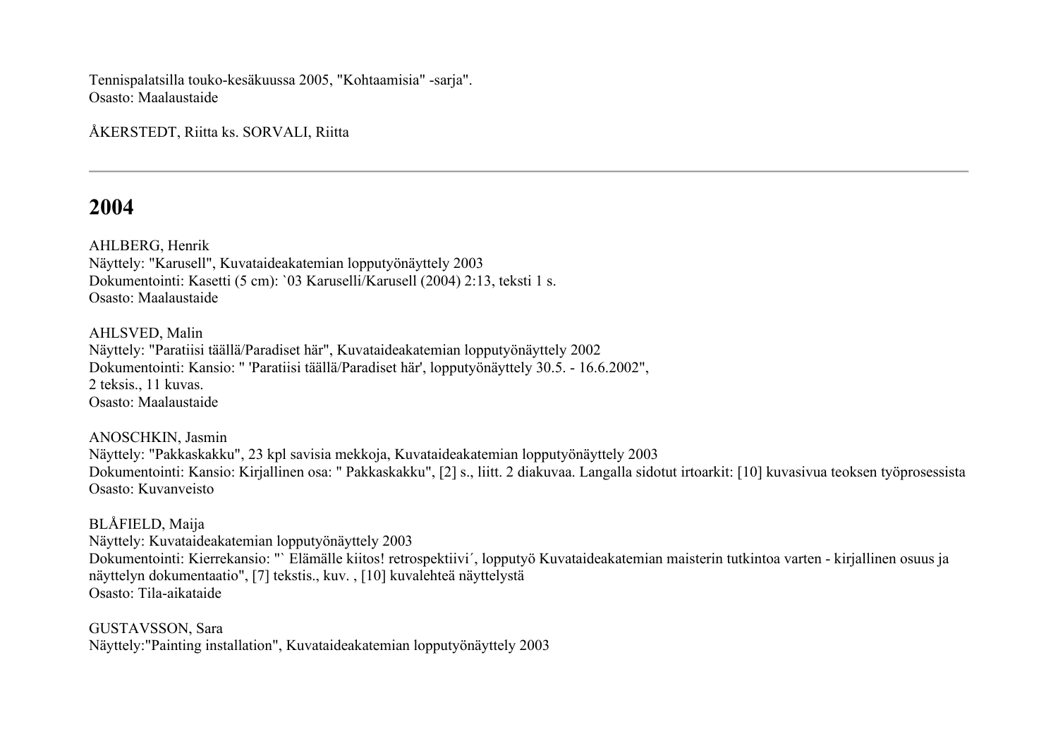Tennispalatsilla touko-kesäkuussa 2005, "Kohtaamisia" -sarja".
Osasto: Maalaustaide

ÅKERSTEDT, Riitta ks. SORVALI, Riitta

---

## 2004

AHLBERG, Henrik
Näyttely: "Karusell", Kuvataideakatemian lopputyönäyttely 2003
Dokumentointi: Kasetti (5 cm): `03 Karuselli/Karusell (2004) 2:13, teksti 1 s.
Osasto: Maalaustaide

AHLSVED, Malin
Näyttely: "Paratiisi täällä/Paradiset här", Kuvataideakatemian lopputyönäyttely 2002
Dokumentointi: Kansio: " 'Paratiisi täällä/Paradiset här', lopputyönäyttely 30.5. - 16.6.2002",
2 teksis., 11 kuvas.
Osasto: Maalaustaide

ANOSCHKIN, Jasmin
Näyttely: "Pakkaskakku", 23 kpl savisia mekkoja, Kuvataideakatemian lopputyönäyttely 2003
Dokumentointi: Kansio: Kirjallinen osa: " Pakkaskakku", [2] s., liitt. 2 diakuvaa. Langalla sidotut irtoarkit: [10] kuvasivua teoksen työprosessista
Osasto: Kuvanveisto

BLÅFIELD, Maija
Näyttely: Kuvataideakatemian lopputyönäyttely 2003
Dokumentointi: Kierrekansio: "` Elämälle kiitos! retrospektiivi´, lopputyö Kuvataideakatemian maisterin tutkintoa varten - kirjallinen osuus ja näyttelyn dokumentaatio", [7] tekstis., kuv. , [10] kuvalehteä näyttelystä
Osasto: Tila-aikataide

GUSTAVSSON, Sara
Näyttely:"Painting installation", Kuvataideakatemian lopputyönäyttely 2003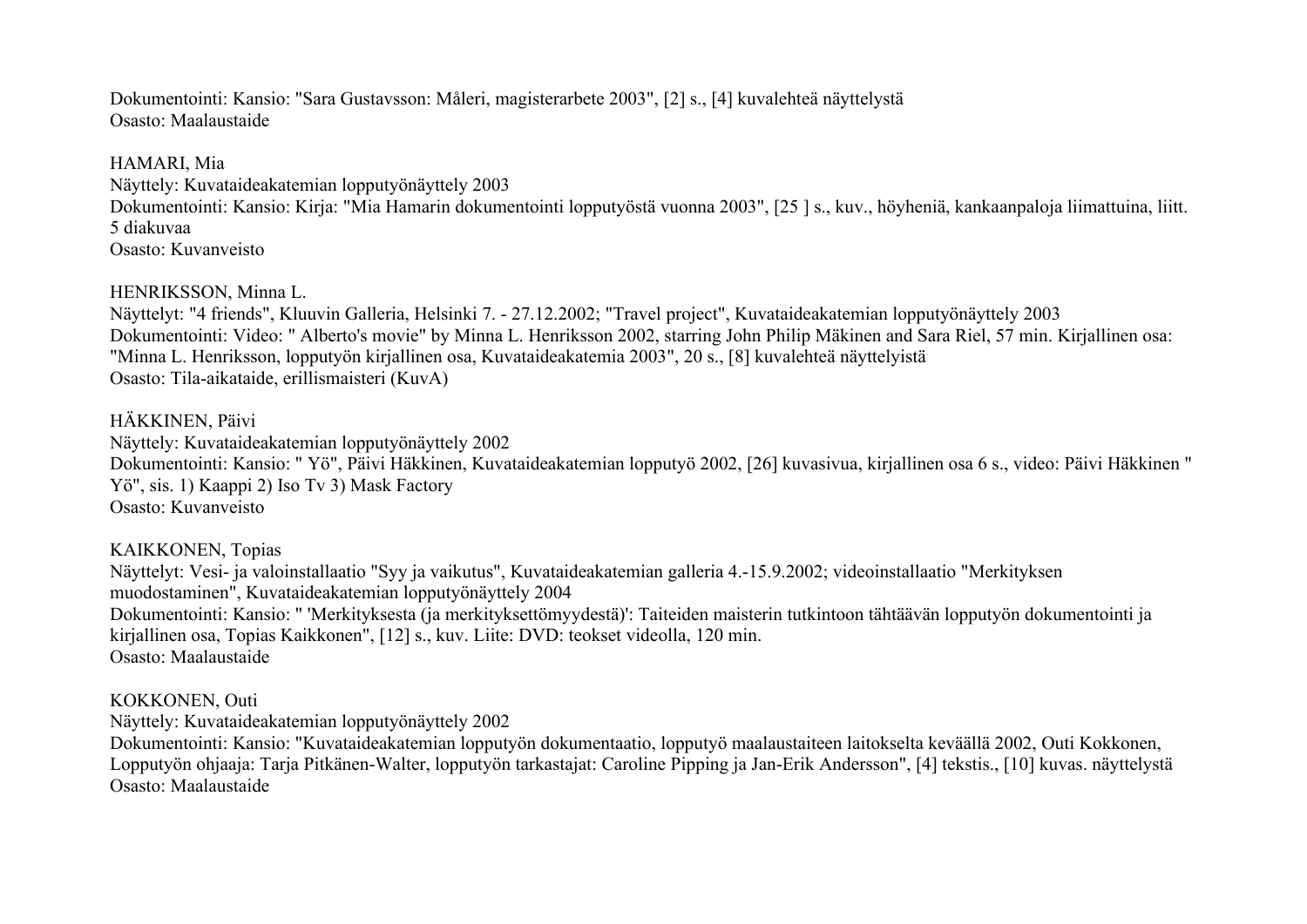Dokumentointi: Kansio: "Sara Gustavsson: Måleri, magisterarbete 2003", [2] s., [4] kuvalehteä näyttelystä
Osasto: Maalaustaide

HAMARI, Mia
Näyttely: Kuvataideakatemian lopputyönäyttely 2003
Dokumentointi: Kansio: Kirja: "Mia Hamarin dokumentointi lopputyöstä vuonna 2003", [25 ] s., kuv., höyheniä, kankaanpaloja liimattuina, liitt. 5 diakuvaa
Osasto: Kuvanveisto

HENRIKSSON, Minna L.
Näyttelyt: "4 friends", Kluuvin Galleria, Helsinki 7. - 27.12.2002; "Travel project", Kuvataideakatemian lopputyönäyttely 2003
Dokumentointi: Video: " Alberto's movie" by Minna L. Henriksson 2002, starring John Philip Mäkinen and Sara Riel, 57 min. Kirjallinen osa: "Minna L. Henriksson, lopputyön kirjallinen osa, Kuvataideakatemia 2003", 20 s., [8] kuvalehteä näyttelyistä
Osasto: Tila-aikataide, erillismaisteri (KuvA)

HÄKKINEN, Päivi
Näyttely: Kuvataideakatemian lopputyönäyttely 2002
Dokumentointi: Kansio: " Yö", Päivi Häkkinen, Kuvataideakatemian lopputyö 2002, [26] kuvasivua, kirjallinen osa 6 s., video: Päivi Häkkinen " Yö", sis. 1) Kaappi 2) Iso Tv 3) Mask Factory
Osasto: Kuvanveisto

KAIKKONEN, Topias
Näyttelyt: Vesi- ja valoinstallaatio "Syy ja vaikutus", Kuvataideakatemian galleria 4.-15.9.2002; videoinstallaatio "Merkityksen muodostaminen", Kuvataideakatemian lopputyönäyttely 2004
Dokumentointi: Kansio: " 'Merkityksesta (ja merkityksettömyydestä)': Taiteiden maisterin tutkintoon tähtäävän lopputyön dokumentointi ja kirjallinen osa, Topias Kaikkonen", [12] s., kuv. Liite: DVD: teokset videolla, 120 min.
Osasto: Maalaustaide

KOKKONEN, Outi
Näyttely: Kuvataideakatemian lopputyönäyttely 2002
Dokumentointi: Kansio: "Kuvataideakatemian lopputyön dokumentaatio, lopputyö maalaustaiteen laitokselta keväällä 2002, Outi Kokkonen, Lopputyön ohjaaja: Tarja Pitkänen-Walter, lopputyön tarkastajat: Caroline Pipping ja Jan-Erik Andersson", [4] tekstis., [10] kuvas. näyttelystä
Osasto: Maalaustaide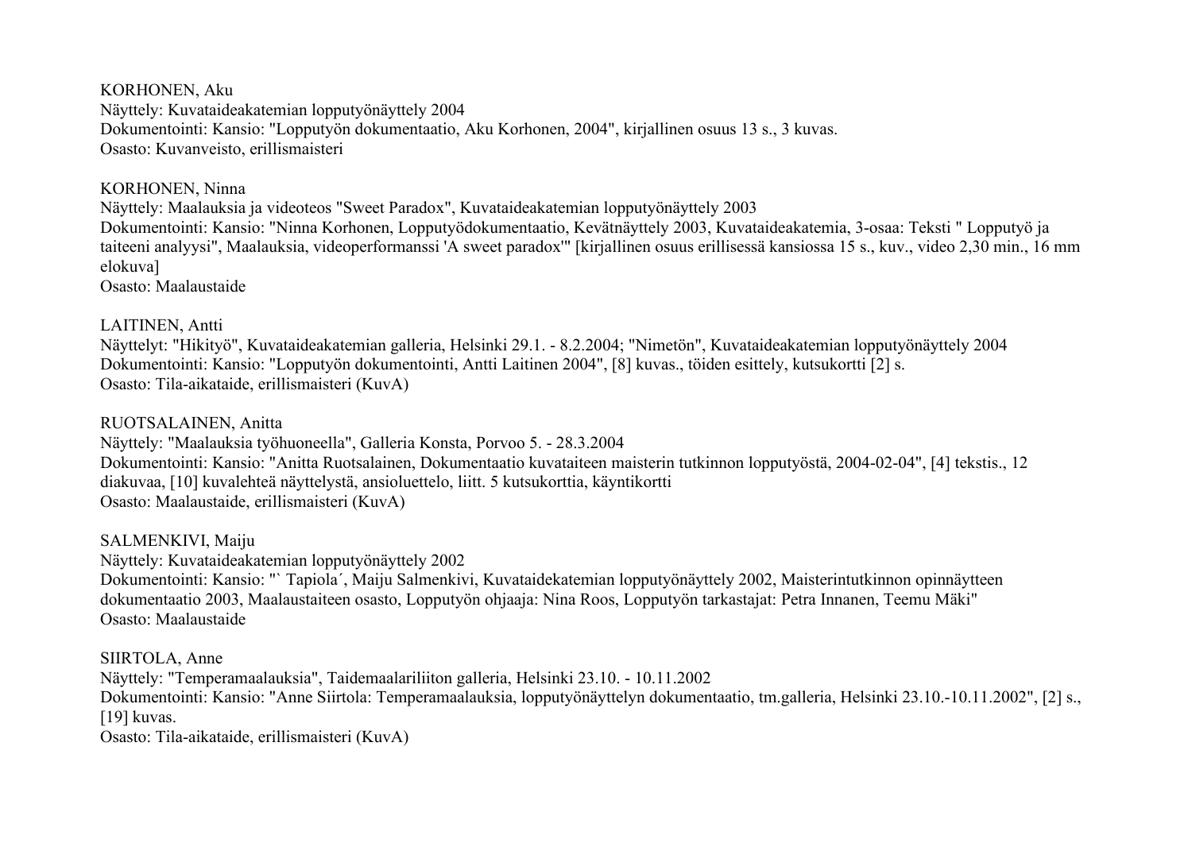KORHONEN, Aku
Näyttely: Kuvataideakatemian lopputyönäyttely 2004
Dokumentointi: Kansio: "Lopputyön dokumentaatio, Aku Korhonen, 2004", kirjallinen osuus 13 s., 3 kuvas.
Osasto: Kuvanveisto, erillismaisteri

KORHONEN, Ninna
Näyttely: Maalauksia ja videoteos "Sweet Paradox", Kuvataideakatemian lopputyönäyttely 2003
Dokumentointi: Kansio: "Ninna Korhonen, Lopputyödokumentaatio, Kevätnäyttely 2003, Kuvataideakatemia, 3-osaa: Teksti " Lopputyö ja taiteeni analyysi", Maalauksia, videoperformanssi 'A sweet paradox'" [kirjallinen osuus erillisessä kansiossa 15 s., kuv., video 2,30 min., 16 mm elokuva]
Osasto: Maalaustaide

LAITINEN, Antti
Näyttelyt: "Hikityö", Kuvataideakatemian galleria, Helsinki 29.1. - 8.2.2004; "Nimetön", Kuvataideakatemian lopputyönäyttely 2004
Dokumentointi: Kansio: "Lopputyön dokumentointi, Antti Laitinen 2004", [8] kuvas., töiden esittely, kutsukortti [2] s.
Osasto: Tila-aikataide, erillismaisteri (KuvA)

RUOTSALAINEN, Anitta
Näyttely: "Maalauksia työhuoneella", Galleria Konsta, Porvoo 5. - 28.3.2004
Dokumentointi: Kansio: "Anitta Ruotsalainen, Dokumentaatio kuvataiteen maisterin tutkinnon lopputyöstä, 2004-02-04", [4] tekstis., 12 diakuvaa, [10] kuvalehteä näyttelystä, ansioluettelo, liitt. 5 kutsukorttia, käyntikortti
Osasto: Maalaustaide, erillismaisteri (KuvA)

SALMENKIVI, Maiju
Näyttely: Kuvataideakatemian lopputyönäyttely 2002
Dokumentointi: Kansio: "` Tapiola´, Maiju Salmenkivi, Kuvataidekatemian lopputyönäyttely 2002, Maisterintutkinnon opinnäytteen dokumentaatio 2003, Maalaustaiteen osasto, Lopputyön ohjaaja: Nina Roos, Lopputyön tarkastajat: Petra Innanen, Teemu Mäki"
Osasto: Maalaustaide

SIIRTOLA, Anne
Näyttely: "Temperamaalauksia", Taidemaalariliiton galleria, Helsinki 23.10. - 10.11.2002
Dokumentointi: Kansio: "Anne Siirtola: Temperamaalauksia, lopputyönäyttelyn dokumentaatio, tm.galleria, Helsinki 23.10.-10.11.2002", [2] s., [19] kuvas.
Osasto: Tila-aikataide, erillismaisteri (KuvA)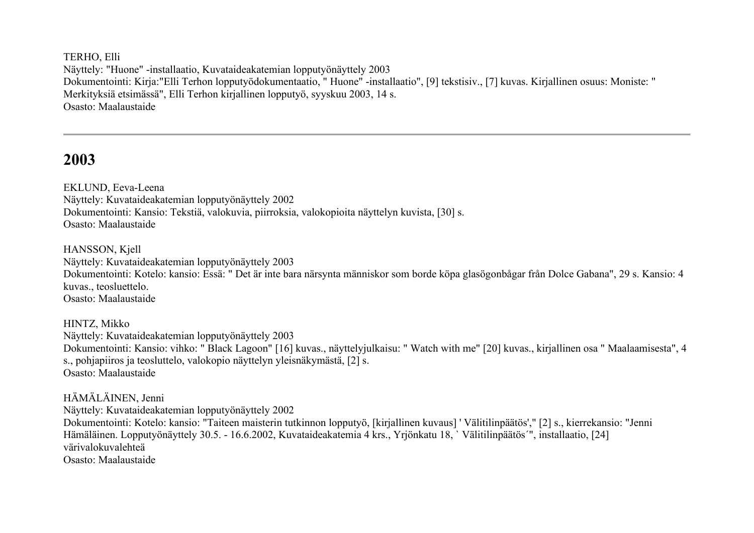TERHO, Elli
Näyttely: "Huone" -installaatio, Kuvataideakatemian lopputyönäyttely 2003
Dokumentointi: Kirja:"Elli Terhon lopputyödokumentaatio, " Huone" -installaatio", [9] tekstisiv., [7] kuvas. Kirjallinen osuus: Moniste: " Merkityksiä etsimässä", Elli Terhon kirjallinen lopputyö, syyskuu 2003, 14 s.
Osasto: Maalaustaide

---

## 2003

EKLUND, Eeva-Leena
Näyttely: Kuvataideakatemian lopputyönäyttely 2002
Dokumentointi: Kansio: Tekstiä, valokuvia, piirroksia, valokopioita näyttelyn kuvista, [30] s.
Osasto: Maalaustaide

HANSSON, Kjell
Näyttely: Kuvataideakatemian lopputyönäyttely 2003
Dokumentointi: Kotelo: kansio: Essä: " Det är inte bara närsynta människor som borde köpa glasögonbågar från Dolce Gabana", 29 s. Kansio: 4 kuvas., teosluettelo.
Osasto: Maalaustaide

HINTZ, Mikko
Näyttely: Kuvataideakatemian lopputyönäyttely 2003
Dokumentointi: Kansio: vihko: " Black Lagoon" [16] kuvas., näyttelyjulkaisu: " Watch with me" [20] kuvas., kirjallinen osa " Maalaamisesta", 4 s., pohjapiiros ja teosluttelo, valokopio näyttelyn yleisnäkymästä, [2] s.
Osasto: Maalaustaide

HÄMÄLÄINEN, Jenni
Näyttely: Kuvataideakatemian lopputyönäyttely 2002
Dokumentointi: Kotelo: kansio: "Taiteen maisterin tutkinnon lopputyö, [kirjallinen kuvaus] ' Välitilinpäätös'," [2] s., kierrekansio: "Jenni Hämäläinen. Lopputyönäyttely 30.5. - 16.6.2002, Kuvataideakatemia 4 krs., Yrjönkatu 18, ` Välitilinpäätös´", installaatio, [24] värivalokuvalehteä
Osasto: Maalaustaide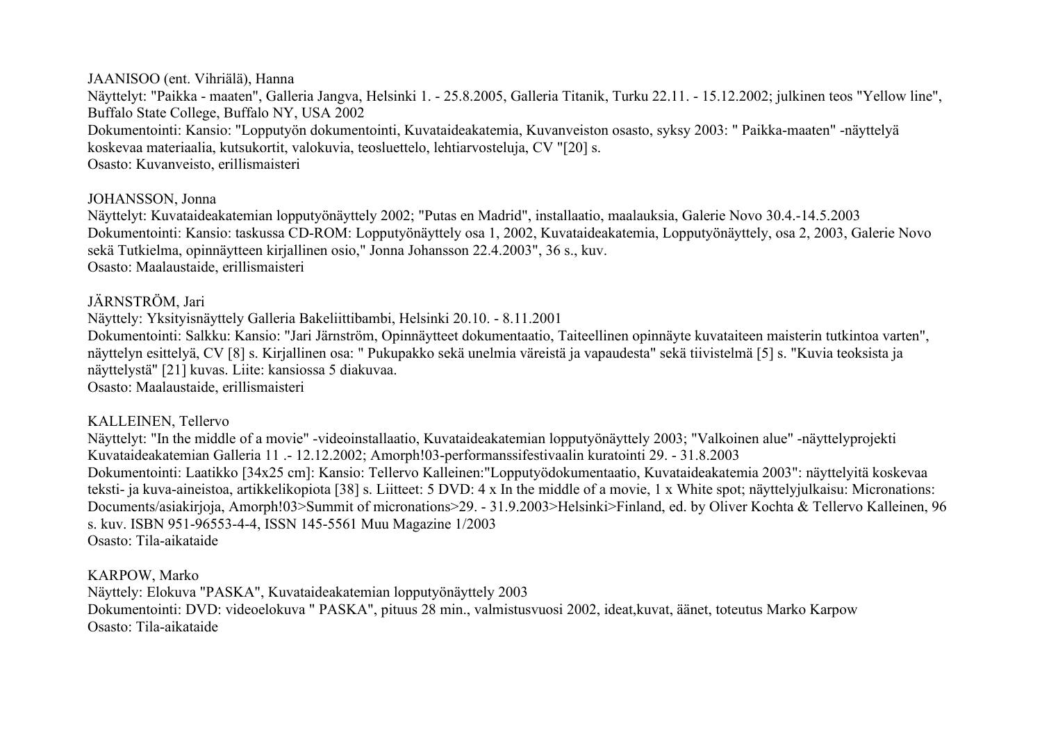JAANISOO (ent. Vihriälä), Hanna
Näyttelyt: "Paikka - maaten", Galleria Jangva, Helsinki 1. - 25.8.2005, Galleria Titanik, Turku 22.11. - 15.12.2002; julkinen teos "Yellow line", Buffalo State College, Buffalo NY, USA 2002
Dokumentointi: Kansio: "Lopputyön dokumentointi, Kuvataideakatemia, Kuvanveiston osasto, syksy 2003: " Paikka-maaten" -näyttelyä koskevaa materiaalia, kutsukortit, valokuvia, teosluettelo, lehtiarvosteluja, CV "[20] s.
Osasto: Kuvanveisto, erillismaisteri

JOHANSSON, Jonna
Näyttelyt: Kuvataideakatemian lopputyönäyttely 2002; "Putas en Madrid", installaatio, maalauksia, Galerie Novo 30.4.-14.5.2003
Dokumentointi: Kansio: taskussa CD-ROM: Lopputyönäyttely osa 1, 2002, Kuvataideakatemia, Lopputyönäyttely, osa 2, 2003, Galerie Novo sekä Tutkielma, opinnäytteen kirjallinen osio," Jonna Johansson 22.4.2003", 36 s., kuv.
Osasto: Maalaustaide, erillismaisteri

JÄRNSTRÖM, Jari
Näyttely: Yksityisnäyttely Galleria Bakeliittibambi, Helsinki 20.10. - 8.11.2001
Dokumentointi: Salkku: Kansio: "Jari Järnström, Opinnäytteet dokumentaatio, Taiteellinen opinnäyte kuvataiteen maisterin tutkintoa varten", näyttelyn esittelyä, CV [8] s. Kirjallinen osa: " Pukupakko sekä unelmia väreistä ja vapaudesta" sekä tiivistelmä [5] s. "Kuvia teoksista ja näyttelystä" [21] kuvas. Liite: kansiossa 5 diakuvaa.
Osasto: Maalaustaide, erillismaisteri

KALLEINEN, Tellervo
Näyttelyt: "In the middle of a movie" -videoinstallaatio, Kuvataideakatemian lopputyönäyttely 2003; "Valkoinen alue" -näyttelyprojekti Kuvataideakatemian Galleria 11 .- 12.12.2002; Amorph!03-performanssifestivaalin kuratointi 29. - 31.8.2003
Dokumentointi: Laatikko [34x25 cm]: Kansio: Tellervo Kalleinen:"Lopputyödokumentaatio, Kuvataideakatemia 2003": näyttelyitä koskevaa teksti- ja kuva-aineistoa, artikkelikopiota [38] s. Liitteet: 5 DVD: 4 x In the middle of a movie, 1 x White spot; näyttelyjulkaisu: Micronations: Documents/asiakirjoja, Amorph!03>Summit of micronations>29. - 31.9.2003>Helsinki>Finland, ed. by Oliver Kochta & Tellervo Kalleinen, 96 s. kuv. ISBN 951-96553-4-4, ISSN 145-5561 Muu Magazine 1/2003
Osasto: Tila-aikataide

KARPOW, Marko
Näyttely: Elokuva "PASKA", Kuvataideakatemian lopputyönäyttely 2003
Dokumentointi: DVD: videoelokuva " PASKA", pituus 28 min., valmistusvuosi 2002, ideat,kuvat, äänet, toteutus Marko Karpow
Osasto: Tila-aikataide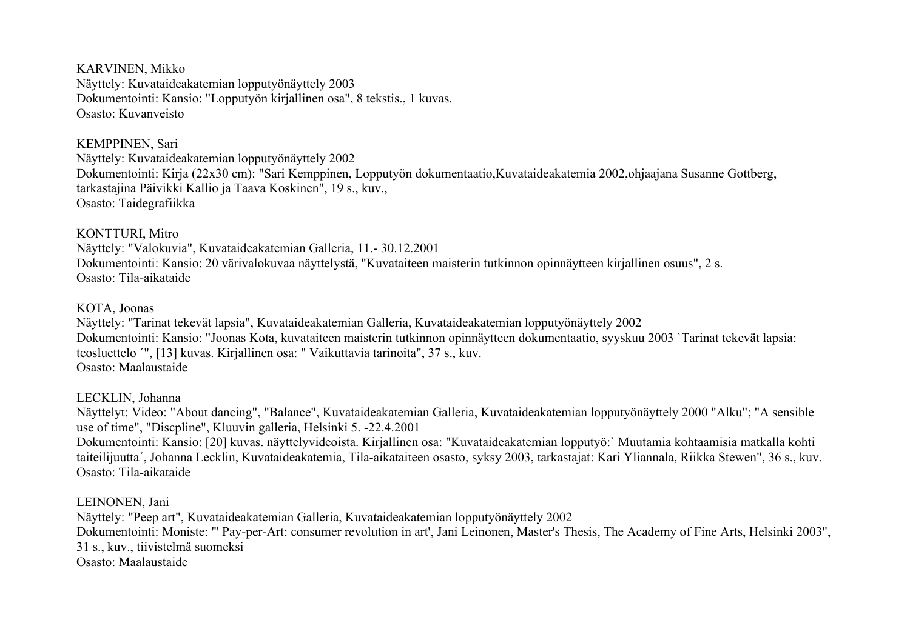KARVINEN, Mikko
Näyttely: Kuvataideakatemian lopputyönäyttely 2003
Dokumentointi: Kansio: "Lopputyön kirjallinen osa", 8 tekstis., 1 kuvas.
Osasto: Kuvanveisto

KEMPPINEN, Sari
Näyttely: Kuvataideakatemian lopputyönäyttely 2002
Dokumentointi: Kirja (22x30 cm): "Sari Kemppinen, Lopputyön dokumentaatio,Kuvataideakatemia 2002,ohjaajana Susanne Gottberg, tarkastajina Päivikki Kallio ja Taava Koskinen", 19 s., kuv.,
Osasto: Taidegrafiikka

KONTTURI, Mitro
Näyttely: "Valokuvia", Kuvataideakatemian Galleria, 11.- 30.12.2001
Dokumentointi: Kansio: 20 värivalokuvaa näyttelystä, "Kuvataiteen maisterin tutkinnon opinnäytteen kirjallinen osuus", 2 s.
Osasto: Tila-aikataide

KOTA, Joonas
Näyttely: "Tarinat tekevät lapsia", Kuvataideakatemian Galleria, Kuvataideakatemian lopputyönäyttely 2002
Dokumentointi: Kansio: "Joonas Kota, kuvataiteen maisterin tutkinnon opinnäytteen dokumentaatio, syyskuu 2003 `Tarinat tekevät lapsia: teosluettelo ´", [13] kuvas. Kirjallinen osa: " Vaikuttavia tarinoita", 37 s., kuv.
Osasto: Maalaustaide

LECKLIN, Johanna
Näyttelyt: Video: "About dancing", "Balance", Kuvataideakatemian Galleria, Kuvataideakatemian lopputyönäyttely 2000 "Alku"; "A sensible use of time", "Discpline", Kluuvin galleria, Helsinki 5. -22.4.2001
Dokumentointi: Kansio: [20] kuvas. näyttelyvideoista. Kirjallinen osa: "Kuvataideakatemian lopputyö:` Muutamia kohtaamisia matkalla kohti taiteilijuutta´, Johanna Lecklin, Kuvataideakatemia, Tila-aikataiteen osasto, syksy 2003, tarkastajat: Kari Yliannala, Riikka Stewen", 36 s., kuv.
Osasto: Tila-aikataide

LEINONEN, Jani
Näyttely: "Peep art", Kuvataideakatemian Galleria, Kuvataideakatemian lopputyönäyttely 2002
Dokumentointi: Moniste: "' Pay-per-Art: consumer revolution in art', Jani Leinonen, Master's Thesis, The Academy of Fine Arts, Helsinki 2003", 31 s., kuv., tiivistelmä suomeksi
Osasto: Maalaustaide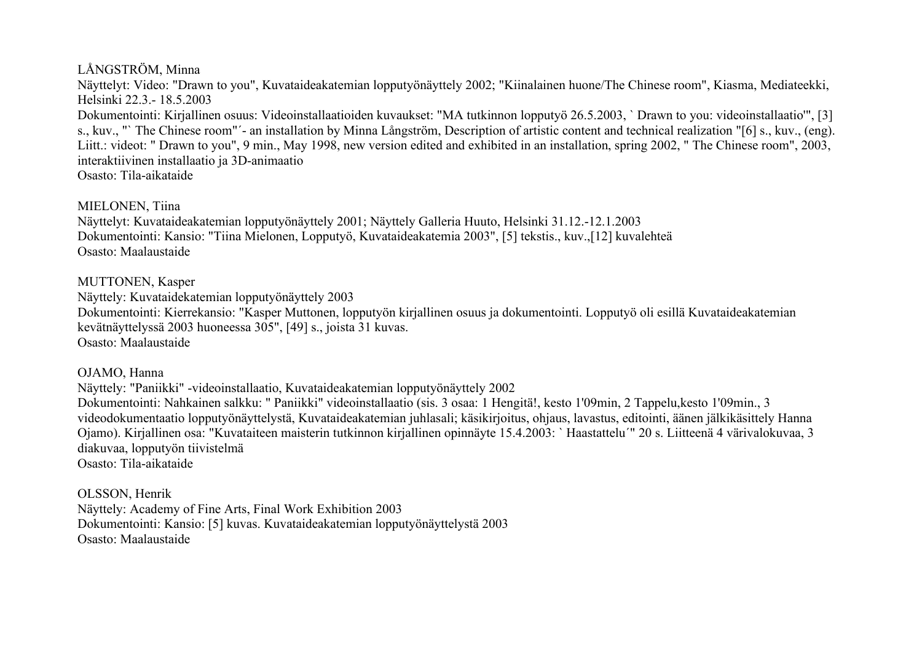LÅNGSTRÖM, Minna
Näyttelyt: Video: "Drawn to you", Kuvataideakatemian lopputyönäyttely 2002; "Kiinalainen huone/The Chinese room", Kiasma, Mediateekki, Helsinki 22.3.- 18.5.2003
Dokumentointi: Kirjallinen osuus: Videoinstallaatioiden kuvaukset: "MA tutkinnon lopputyö 26.5.2003, ` Drawn to you: videoinstallaatio'", [3] s., kuv., "` The Chinese room"´- an installation by Minna Långström, Description of artistic content and technical realization "[6] s., kuv., (eng).
Liitt.: videot: " Drawn to you", 9 min., May 1998, new version edited and exhibited in an installation, spring 2002, " The Chinese room", 2003, interaktiivinen installaatio ja 3D-animaatio
Osasto: Tila-aikataide

MIELONEN, Tiina
Näyttelyt: Kuvataideakatemian lopputyönäyttely 2001; Näyttely Galleria Huuto, Helsinki 31.12.-12.1.2003
Dokumentointi: Kansio: "Tiina Mielonen, Lopputyö, Kuvataideakatemia 2003", [5] tekstis., kuv.,[12] kuvalehteä
Osasto: Maalaustaide

MUTTONEN, Kasper
Näyttely: Kuvataidekatemian lopputyönäyttely 2003
Dokumentointi: Kierrekansio: "Kasper Muttonen, lopputyön kirjallinen osuus ja dokumentointi. Lopputyö oli esillä Kuvataideakatemian kevätnäyttelyssä 2003 huoneessa 305", [49] s., joista 31 kuvas.
Osasto: Maalaustaide

OJAMO, Hanna
Näyttely: "Paniikki" -videoinstallaatio, Kuvataideakatemian lopputyönäyttely 2002
Dokumentointi: Nahkainen salkku: " Paniikki" videoinstallaatio (sis. 3 osaa: 1 Hengitä!, kesto 1'09min, 2 Tappelu,kesto 1'09min., 3 videodokumentaatio lopputyönäyttelystä, Kuvataideakatemian juhlasali; käsikirjoitus, ohjaus, lavastus, editointi, äänen jälkikäsittely Hanna Ojamo). Kirjallinen osa: "Kuvataiteen maisterin tutkinnon kirjallinen opinnäyte 15.4.2003: ` Haastattelu´" 20 s. Liitteenä 4 värivalokuvaa, 3 diakuvaa, lopputyön tiivistelmä
Osasto: Tila-aikataide

OLSSON, Henrik
Näyttely: Academy of Fine Arts, Final Work Exhibition 2003
Dokumentointi: Kansio: [5] kuvas. Kuvataideakatemian lopputyönäyttelystä 2003
Osasto: Maalaustaide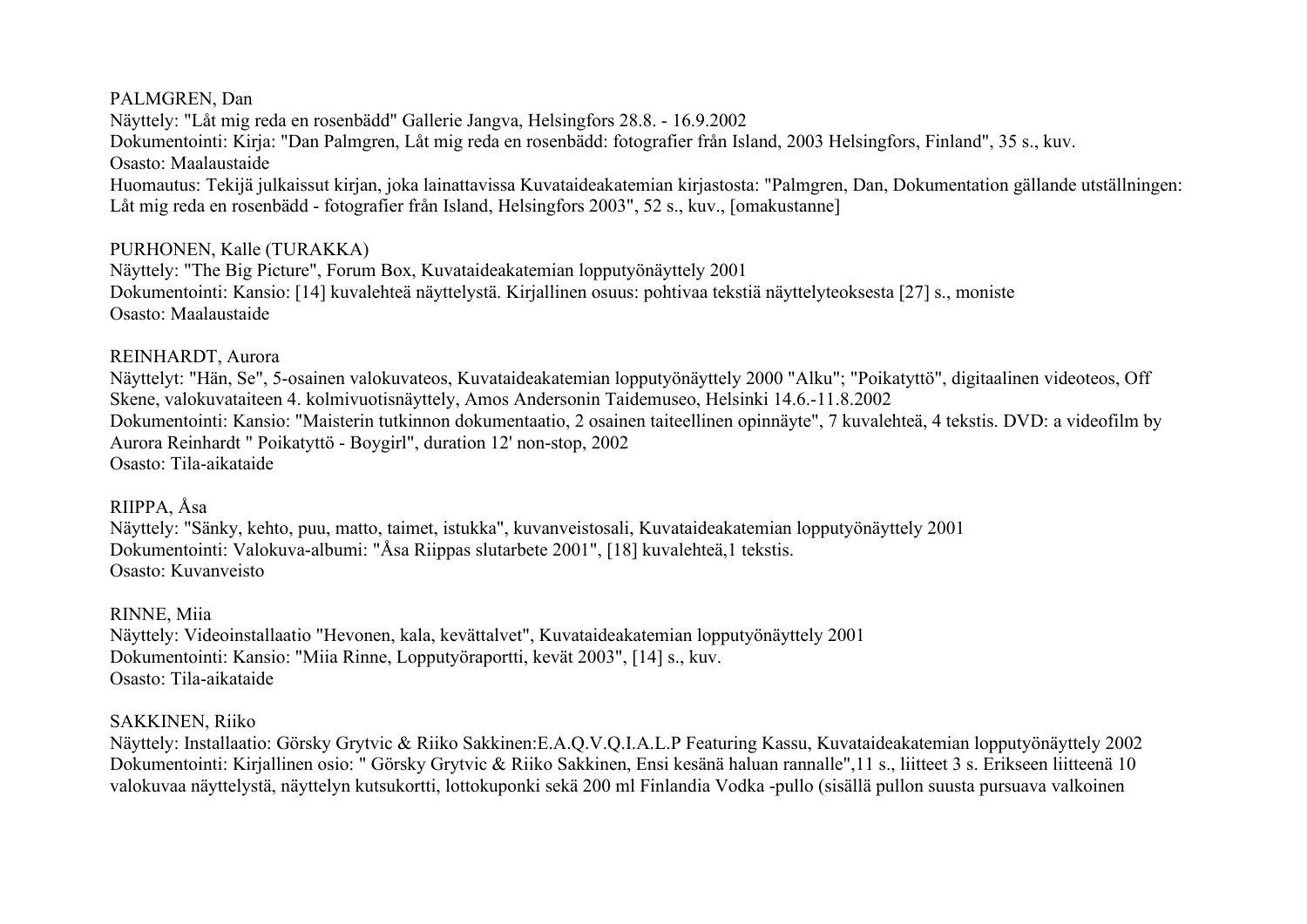PALMGREN, Dan
Näyttely: "Låt mig reda en rosenbädd" Gallerie Jangva, Helsingfors 28.8. - 16.9.2002
Dokumentointi: Kirja: "Dan Palmgren, Låt mig reda en rosenbädd: fotografier från Island, 2003 Helsingfors, Finland", 35 s., kuv.
Osasto: Maalaustaide
Huomautus: Tekijä julkaissut kirjan, joka lainattavissa Kuvataideakatemian kirjastosta: "Palmgren, Dan, Dokumentation gällande utställningen: Låt mig reda en rosenbädd - fotografier från Island, Helsingfors 2003", 52 s., kuv., [omakustanne]

PURHONEN, Kalle (TURAKKA)
Näyttely: "The Big Picture", Forum Box, Kuvataideakatemian lopputyönäyttely 2001
Dokumentointi: Kansio: [14] kuvalehteä näyttelystä. Kirjallinen osuus: pohtivaa tekstiä näyttelyteoksesta [27] s., moniste
Osasto: Maalaustaide

REINHARDT, Aurora
Näyttelyt: "Hän, Se", 5-osainen valokuvateos, Kuvataideakatemian lopputyönäyttely 2000 "Alku"; "Poikatyttö", digitaalinen videoteos, Off Skene, valokuvataiteen 4. kolmivuotisnäyttely, Amos Andersonin Taidemuseo, Helsinki 14.6.-11.8.2002
Dokumentointi: Kansio: "Maisterin tutkinnon dokumentaatio, 2 osainen taiteellinen opinnäyte", 7 kuvalehteä, 4 tekstis. DVD: a videofilm by Aurora Reinhardt " Poikatyttö - Boygirl", duration 12' non-stop, 2002
Osasto: Tila-aikataide

RIIPPA, Åsa
Näyttely: "Sänky, kehto, puu, matto, taimet, istukka", kuvanveistosali, Kuvataideakatemian lopputyönäyttely 2001
Dokumentointi: Valokuva-albumi: "Åsa Riippas slutarbete 2001", [18] kuvalehteä,1 tekstis.
Osasto: Kuvanveisto

RINNE, Miia
Näyttely: Videoinstallaatio "Hevonen, kala, kevättalvet", Kuvataideakatemian lopputyönäyttely 2001
Dokumentointi: Kansio: "Miia Rinne, Lopputyöraportti, kevät 2003", [14] s., kuv.
Osasto: Tila-aikataide

SAKKINEN, Riiko
Näyttely: Installaatio: Görsky Grytvic & Riiko Sakkinen:E.A.Q.V.Q.I.A.L.P Featuring Kassu, Kuvataideakatemian lopputyönäyttely 2002
Dokumentointi: Kirjallinen osio: " Görsky Grytvic & Riiko Sakkinen, Ensi kesänä haluan rannalle",11 s., liitteet 3 s. Erikseen liitteenä 10 valokuvaa näyttelystä, näyttelyn kutsukortti, lottokuponki sekä 200 ml Finlandia Vodka -pullo (sisällä pullon suusta pursuava valkoinen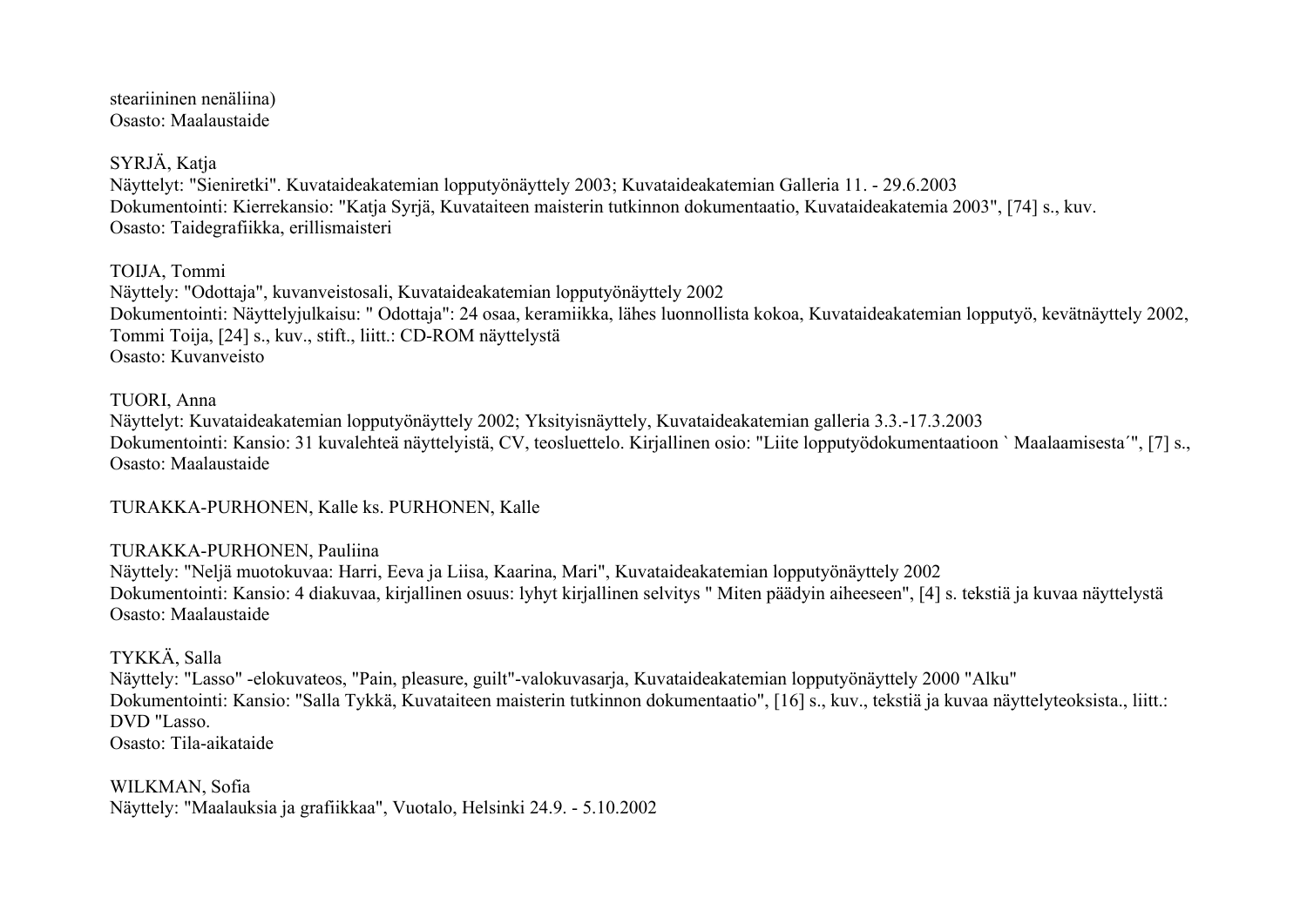steariininen nenäliina)
Osasto: Maalaustaide

SYRJÄ, Katja
Näyttelyt: "Sieniretki". Kuvataideakatemian lopputyönäyttely 2003; Kuvataideakatemian Galleria 11. - 29.6.2003
Dokumentointi: Kierrekansio: "Katja Syrjä, Kuvataiteen maisterin tutkinnon dokumentaatio, Kuvataideakatemia 2003", [74] s., kuv.
Osasto: Taidegrafiikka, erillismaisteri

TOIJA, Tommi
Näyttely: "Odottaja", kuvanveistosali, Kuvataideakatemian lopputyönäyttely 2002
Dokumentointi: Näyttelyjulkaisu: " Odottaja": 24 osaa, keramiikka, lähes luonnollista kokoa, Kuvataideakatemian lopputyö, kevätnäyttely 2002, Tommi Toija, [24] s., kuv., stift., liitt.: CD-ROM näyttelystä
Osasto: Kuvanveisto

TUORI, Anna
Näyttelyt: Kuvataideakatemian lopputyönäyttely 2002; Yksityisnäyttely, Kuvataideakatemian galleria 3.3.-17.3.2003
Dokumentointi: Kansio: 31 kuvalehteä näyttelyistä, CV, teosluettelo. Kirjallinen osio: "Liite lopputyödokumentaatioon ` Maalaamisesta´", [7] s.,
Osasto: Maalaustaide

TURAKKA-PURHONEN, Kalle ks. PURHONEN, Kalle

TURAKKA-PURHONEN, Pauliina
Näyttely: "Neljä muotokuvaa: Harri, Eeva ja Liisa, Kaarina, Mari", Kuvataideakatemian lopputyönäyttely 2002
Dokumentointi: Kansio: 4 diakuvaa, kirjallinen osuus: lyhyt kirjallinen selvitys " Miten päädyin aiheeseen", [4] s. tekstiä ja kuvaa näyttelystä
Osasto: Maalaustaide

TYKKÄ, Salla
Näyttely: "Lasso" -elokuvateos, "Pain, pleasure, guilt"-valokuvasarja, Kuvataideakatemian lopputyönäyttely 2000 "Alku"
Dokumentointi: Kansio: "Salla Tykkä, Kuvataiteen maisterin tutkinnon dokumentaatio", [16] s., kuv., tekstiä ja kuvaa näyttelyteoksista., liitt.: DVD "Lasso.
Osasto: Tila-aikataide

WILKMAN, Sofia
Näyttely: "Maalauksia ja grafiikkaa", Vuotalo, Helsinki 24.9. - 5.10.2002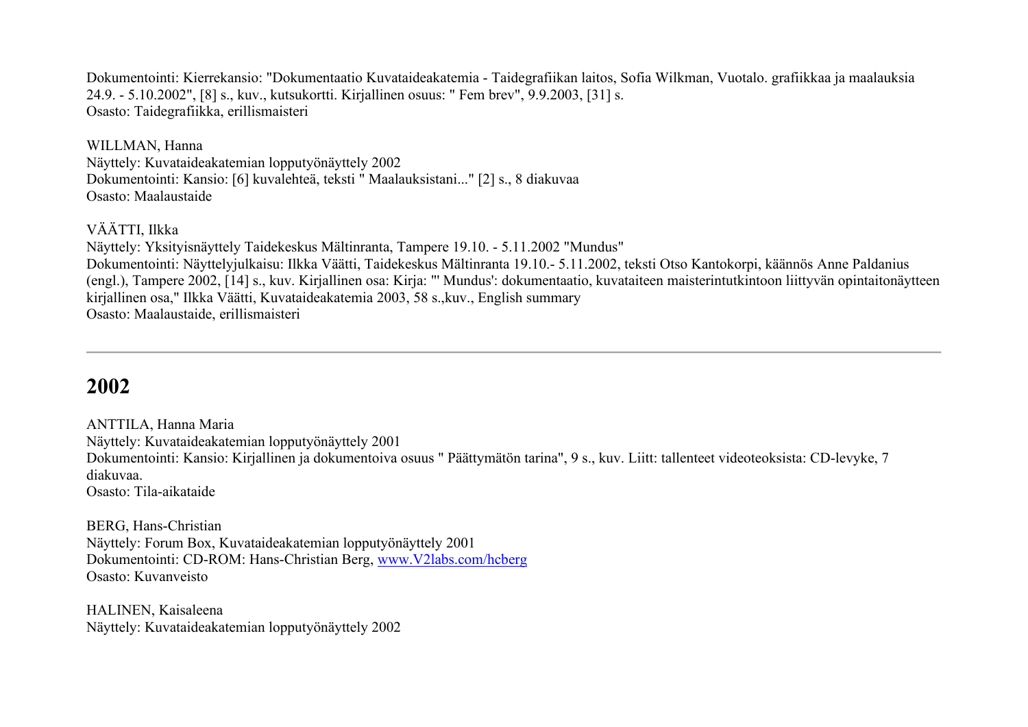Dokumentointi: Kierrekansio: "Dokumentaatio Kuvataideakatemia - Taidegrafiikan laitos, Sofia Wilkman, Vuotalo. grafiikkaa ja maalauksia 24.9. - 5.10.2002", [8] s., kuv., kutsukortti. Kirjallinen osuus: " Fem brev", 9.9.2003, [31] s.
Osasto: Taidegrafiikka, erillismaisteri

WILLMAN, Hanna
Näyttely: Kuvataideakatemian lopputyönäyttely 2002
Dokumentointi: Kansio: [6] kuvalehteä, teksti " Maalauksistani..." [2] s., 8 diakuvaa
Osasto: Maalaustaide

VÄÄTTI, Ilkka
Näyttely: Yksityisnäyttely Taidekeskus Mältinranta, Tampere 19.10. - 5.11.2002 "Mundus"
Dokumentointi: Näyttelyjulkaisu: Ilkka Väätti, Taidekeskus Mältinranta 19.10.- 5.11.2002, teksti Otso Kantokorpi, käännös Anne Paldanius (engl.), Tampere 2002, [14] s., kuv. Kirjallinen osa: Kirja: "' Mundus': dokumentaatio, kuvataiteen maisterintutkintoon liittyvän opintaitonäytteen kirjallinen osa," Ilkka Väätti, Kuvataideakatemia 2003, 58 s.,kuv., English summary
Osasto: Maalaustaide, erillismaisteri

---

## 2002

ANTTILA, Hanna Maria
Näyttely: Kuvataideakatemian lopputyönäyttely 2001
Dokumentointi: Kansio: Kirjallinen ja dokumentoiva osuus " Päättymätön tarina", 9 s., kuv. Liitt: tallenteet videoteoksista: CD-levyke, 7 diakuvaa.
Osasto: Tila-aikataide

BERG, Hans-Christian
Näyttely: Forum Box, Kuvataideakatemian lopputyönäyttely 2001
Dokumentointi: CD-ROM: Hans-Christian Berg, www.V2labs.com/hcberg
Osasto: Kuvanveisto

HALINEN, Kaisaleena
Näyttely: Kuvataideakatemian lopputyönäyttely 2002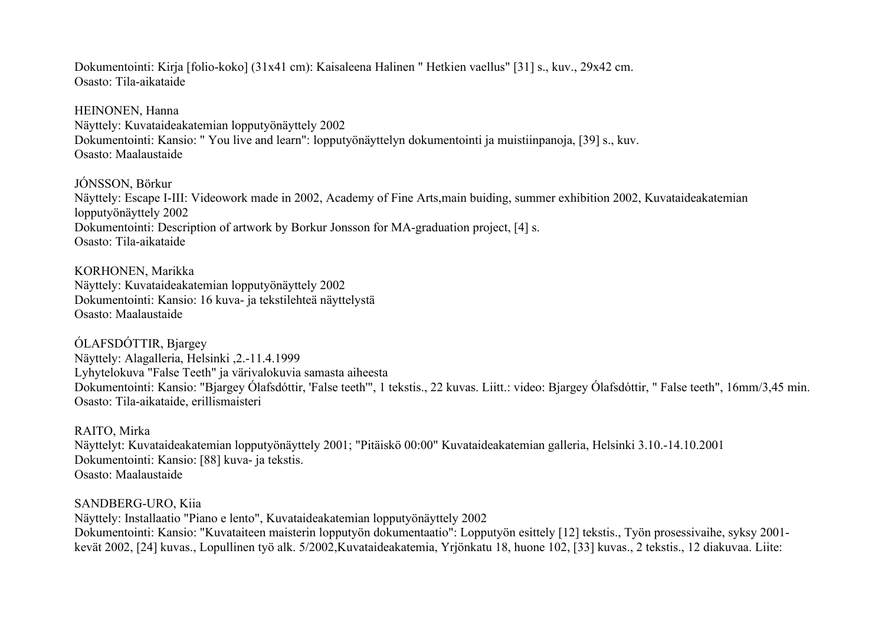Dokumentointi: Kirja [folio-koko] (31x41 cm): Kaisaleena Halinen " Hetkien vaellus" [31] s., kuv., 29x42 cm.
Osasto: Tila-aikataide

HEINONEN, Hanna
Näyttely: Kuvataideakatemian lopputyönäyttely 2002
Dokumentointi: Kansio: " You live and learn": lopputyönäyttelyn dokumentointi ja muistiinpanoja, [39] s., kuv.
Osasto: Maalaustaide

JÓNSSON, Börkur
Näyttely: Escape I-III: Videowork made in 2002, Academy of Fine Arts,main buiding, summer exhibition 2002, Kuvataideakatemian lopputyönäyttely 2002
Dokumentointi: Description of artwork by Borkur Jonsson for MA-graduation project, [4] s.
Osasto: Tila-aikataide

KORHONEN, Marikka
Näyttely: Kuvataideakatemian lopputyönäyttely 2002
Dokumentointi: Kansio: 16 kuva- ja tekstilehteä näyttelystä
Osasto: Maalaustaide

ÓLAFSDÓTTIR, Bjargey
Näyttely: Alagalleria, Helsinki ,2.-11.4.1999
Lyhytelokuva "False Teeth" ja värivalokuvia samasta aiheesta
Dokumentointi: Kansio: "Bjargey Ólafsdóttir, 'False teeth'", 1 tekstis., 22 kuvas. Liitt.: video: Bjargey Ólafsdóttir, " False teeth", 16mm/3,45 min.
Osasto: Tila-aikataide, erillismaisteri

RAITO, Mirka
Näyttelyt: Kuvataideakatemian lopputyönäyttely 2001; "Pitäiskö 00:00" Kuvataideakatemian galleria, Helsinki 3.10.-14.10.2001
Dokumentointi: Kansio: [88] kuva- ja tekstis.
Osasto: Maalaustaide

SANDBERG-URO, Kiia
Näyttely: Installaatio "Piano e lento", Kuvataideakatemian lopputyönäyttely 2002
Dokumentointi: Kansio: "Kuvataiteen maisterin lopputyön dokumentaatio": Lopputyön esittely [12] tekstis., Työn prosessivaihe, syksy 2001-kevät 2002, [24] kuvas., Lopullinen työ alk. 5/2002,Kuvataideakatemia, Yrjönkatu 18, huone 102, [33] kuvas., 2 tekstis., 12 diakuvaa. Liite: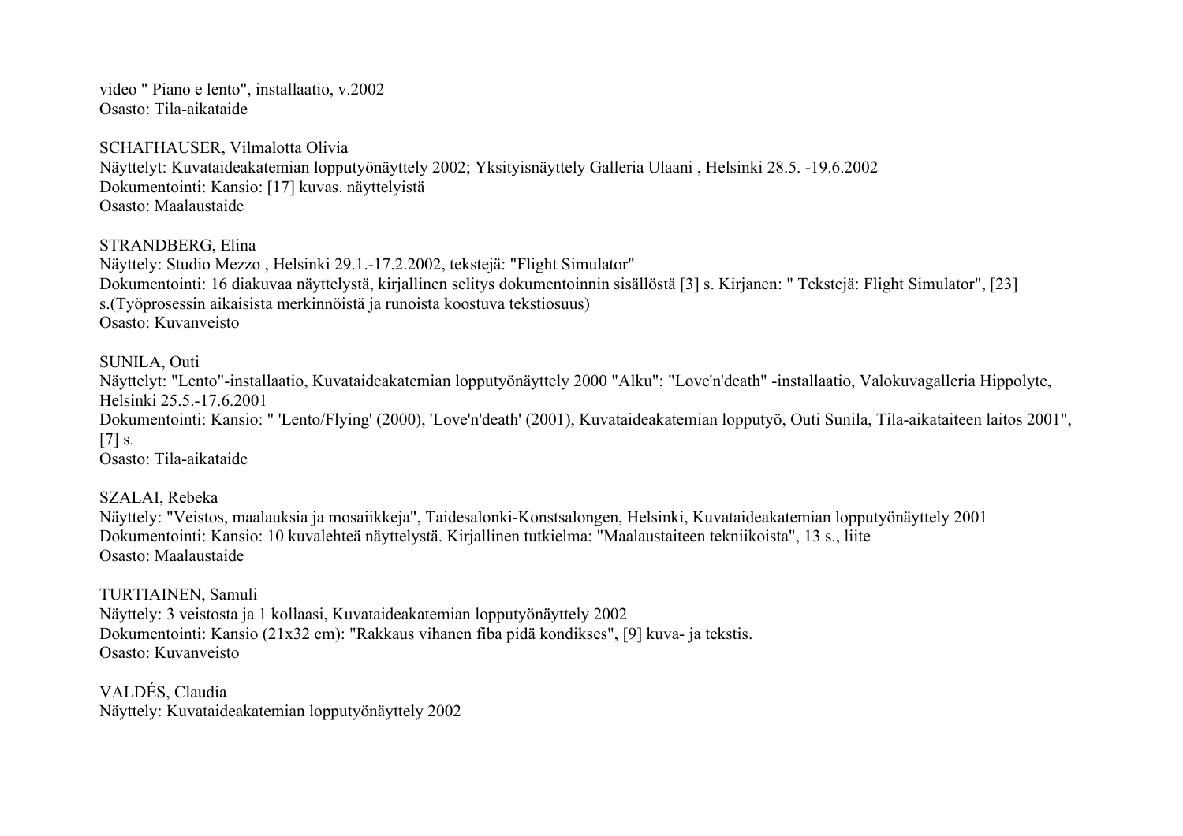video " Piano e lento", installaatio, v.2002
Osasto: Tila-aikataide

SCHAFHAUSER, Vilmalotta Olivia
Näyttelyt: Kuvataideakatemian lopputyönäyttely 2002; Yksityisnäyttely Galleria Ulaani , Helsinki 28.5. -19.6.2002
Dokumentointi: Kansio: [17] kuvas. näyttelyistä
Osasto: Maalaustaide

STRANDBERG, Elina
Näyttely: Studio Mezzo , Helsinki 29.1.-17.2.2002, tekstejä: "Flight Simulator"
Dokumentointi: 16 diakuvaa näyttelystä, kirjallinen selitys dokumentoinnin sisällöstä [3] s. Kirjanen: " Tekstejä: Flight Simulator", [23] s.(Työprosessin aikaisista merkinnöistä ja runoista koostuva tekstiosuus)
Osasto: Kuvanveisto

SUNILA, Outi
Näyttelyt: "Lento"-installaatio, Kuvataideakatemian lopputyönäyttely 2000 "Alku"; "Love'n'death" -installaatio, Valokuvagalleria Hippolyte, Helsinki 25.5.-17.6.2001
Dokumentointi: Kansio: " 'Lento/Flying' (2000), 'Love'n'death' (2001), Kuvataideakatemian lopputyö, Outi Sunila, Tila-aikataiteen laitos 2001", [7] s.
Osasto: Tila-aikataide

SZALAI, Rebeka
Näyttely: "Veistos, maalauksia ja mosaiikkeja", Taidesalonki-Konstsalongen, Helsinki, Kuvataideakatemian lopputyönäyttely 2001
Dokumentointi: Kansio: 10 kuvalehteä näyttelystä. Kirjallinen tutkielma: "Maalaustaiteen tekniikoista", 13 s., liite
Osasto: Maalaustaide

TURTIAINEN, Samuli
Näyttely: 3 veistosta ja 1 kollaasi, Kuvataideakatemian lopputyönäyttely 2002
Dokumentointi: Kansio (21x32 cm): "Rakkaus vihanen fiba pidä kondikses", [9] kuva- ja tekstis.
Osasto: Kuvanveisto

VALDÉS, Claudia
Näyttely: Kuvataideakatemian lopputyönäyttely 2002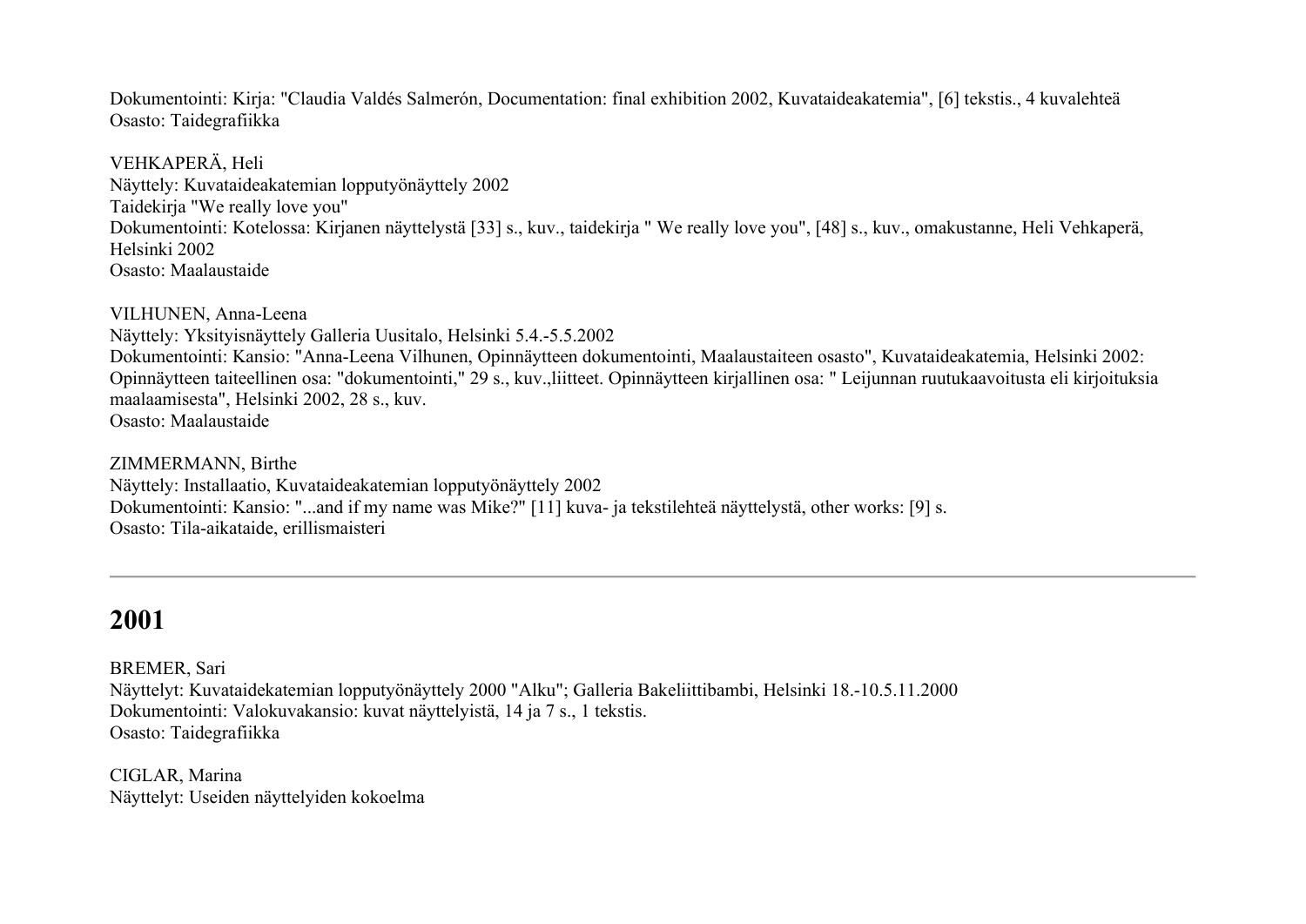Dokumentointi: Kirja: "Claudia Valdés Salmerón, Documentation: final exhibition 2002, Kuvataideakatemia", [6] tekstis., 4 kuvalehteä
Osasto: Taidegrafiikka

VEHKAPERÄ, Heli
Näyttely: Kuvataideakatemian lopputyönäyttely 2002
Taidekirja "We really love you"
Dokumentointi: Kotelossa: Kirjanen näyttelystä [33] s., kuv., taidekirja " We really love you", [48] s., kuv., omakustanne, Heli Vehkaperä, Helsinki 2002
Osasto: Maalaustaide

VILHUNEN, Anna-Leena
Näyttely: Yksityisnäyttely Galleria Uusitalo, Helsinki 5.4.-5.5.2002
Dokumentointi: Kansio: "Anna-Leena Vilhunen, Opinnäytteen dokumentointi, Maalaustaiteen osasto", Kuvataideakatemia, Helsinki 2002: Opinnäytteen taiteellinen osa: "dokumentointi," 29 s., kuv.,liitteet. Opinnäytteen kirjallinen osa: " Leijunnan ruutukaavoitusta eli kirjoituksia maalaamisesta", Helsinki 2002, 28 s., kuv.
Osasto: Maalaustaide

ZIMMERMANN, Birthe
Näyttely: Installaatio, Kuvataideakatemian lopputyönäyttely 2002
Dokumentointi: Kansio: "...and if my name was Mike?" [11] kuva- ja tekstilehteä näyttelystä, other works: [9] s.
Osasto: Tila-aikataide, erillismaisteri

---

## 2001

BREMER, Sari
Näyttelyt: Kuvataidekatemian lopputyönäyttely 2000 "Alku"; Galleria Bakeliittibambi, Helsinki 18.-10.5.11.2000
Dokumentointi: Valokuvakansio: kuvat näyttelyistä, 14 ja 7 s., 1 tekstis.
Osasto: Taidegrafiikka

CIGLAR, Marina
Näyttelyt: Useiden näyttelyiden kokoelma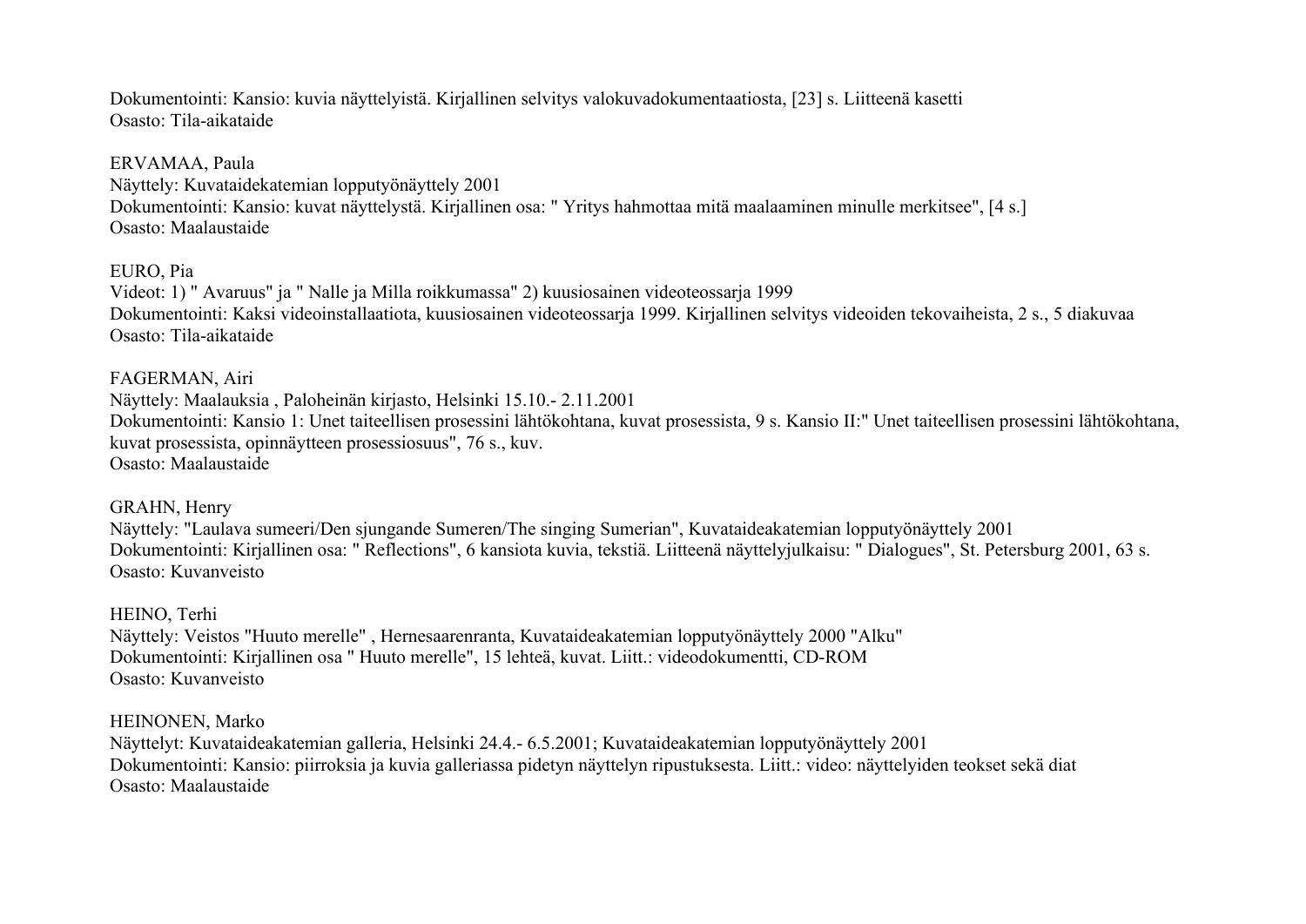Dokumentointi: Kansio: kuvia näyttelyistä. Kirjallinen selvitys valokuvadokumentaatiosta, [23] s. Liitteenä kasetti
Osasto: Tila-aikataide

ERVAMAA, Paula
Näyttely: Kuvataidekatemian lopputyönäyttely 2001
Dokumentointi: Kansio: kuvat näyttelystä. Kirjallinen osa: " Yritys hahmottaa mitä maalaaminen minulle merkitsee", [4 s.]
Osasto: Maalaustaide

EURO, Pia
Videot: 1) " Avaruus" ja " Nalle ja Milla roikkumassa" 2) kuusiosainen videoteossarja 1999
Dokumentointi: Kaksi videoinstallaatiota, kuusiosainen videoteossarja 1999. Kirjallinen selvitys videoiden tekovaiheista, 2 s., 5 diakuvaa
Osasto: Tila-aikataide

FAGERMAN, Airi
Näyttely: Maalauksia , Paloheinän kirjasto, Helsinki 15.10.- 2.11.2001
Dokumentointi: Kansio 1: Unet taiteellisen prosessini lähtökohtana, kuvat prosessista, 9 s. Kansio II:" Unet taiteellisen prosessini lähtökohtana, kuvat prosessista, opinnäytteen prosessiosuus", 76 s., kuv.
Osasto: Maalaustaide

GRAHN, Henry
Näyttely: "Laulava sumeeri/Den sjungande Sumeren/The singing Sumerian", Kuvataideakatemian lopputyönäyttely 2001
Dokumentointi: Kirjallinen osa: " Reflections", 6 kansiota kuvia, tekstiä. Liitteenä näyttelyjulkaisu: " Dialogues", St. Petersburg 2001, 63 s.
Osasto: Kuvanveisto

HEINO, Terhi
Näyttely: Veistos "Huuto merelle" , Hernesaarenranta, Kuvataideakatemian lopputyönäyttely 2000 "Alku"
Dokumentointi: Kirjallinen osa " Huuto merelle", 15 lehteä, kuvat. Liitt.: videodokumentti, CD-ROM
Osasto: Kuvanveisto

HEINONEN, Marko
Näyttelyt: Kuvataideakatemian galleria, Helsinki 24.4.- 6.5.2001; Kuvataideakatemian lopputyönäyttely 2001
Dokumentointi: Kansio: piirroksia ja kuvia galleriassa pidetyn näyttelyn ripustuksesta. Liitt.: video: näyttelyiden teokset sekä diat
Osasto: Maalaustaide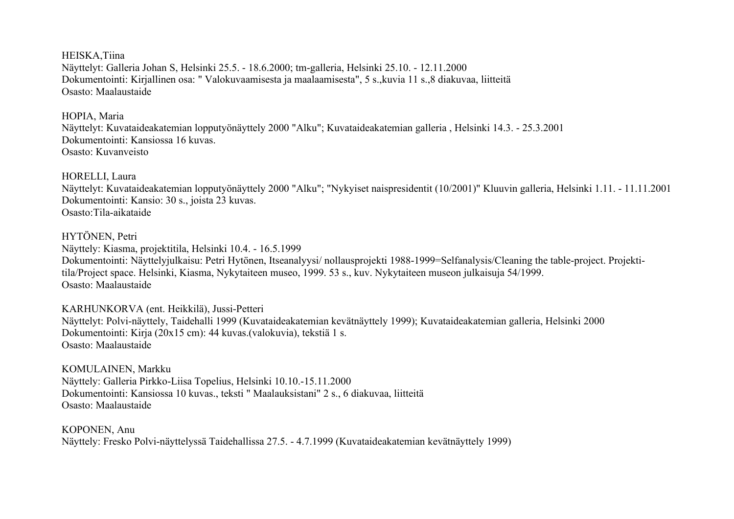HEISKA,Tiina
Näyttelyt: Galleria Johan S, Helsinki 25.5. - 18.6.2000; tm-galleria, Helsinki 25.10. - 12.11.2000
Dokumentointi: Kirjallinen osa: " Valokuvaamisesta ja maalaamisesta", 5 s.,kuvia 11 s.,8 diakuvaa, liitteitä
Osasto: Maalaustaide

HOPIA, Maria
Näyttelyt: Kuvataideakatemian lopputyönäyttely 2000 "Alku"; Kuvataideakatemian galleria , Helsinki 14.3. - 25.3.2001
Dokumentointi: Kansiossa 16 kuvas.
Osasto: Kuvanveisto

HORELLI, Laura
Näyttelyt: Kuvataideakatemian lopputyönäyttely 2000 "Alku"; "Nykyiset naispresidentit (10/2001)" Kluuvin galleria, Helsinki 1.11. - 11.11.2001
Dokumentointi: Kansio: 30 s., joista 23 kuvas.
Osasto:Tila-aikataide

HYTÖNEN, Petri
Näyttely: Kiasma, projektitila, Helsinki 10.4. - 16.5.1999
Dokumentointi: Näyttelyjulkaisu: Petri Hytönen, Itseanalyysi/ nollausprojekti 1988-1999=Selfanalysis/Cleaning the table-project. Projekti-tila/Project space. Helsinki, Kiasma, Nykytaiteen museo, 1999. 53 s., kuv. Nykytaiteen museon julkaisuja 54/1999.
Osasto: Maalaustaide

KARHUNKORVA (ent. Heikkilä), Jussi-Petteri
Näyttelyt: Polvi-näyttely, Taidehalli 1999 (Kuvataideakatemian kevätnäyttely 1999); Kuvataideakatemian galleria, Helsinki 2000
Dokumentointi: Kirja (20x15 cm): 44 kuvas.(valokuvia), tekstiä 1 s.
Osasto: Maalaustaide

KOMULAINEN, Markku
Näyttely: Galleria Pirkko-Liisa Topelius, Helsinki 10.10.-15.11.2000
Dokumentointi: Kansiossa 10 kuvas., teksti " Maalauksistani" 2 s., 6 diakuvaa, liitteitä
Osasto: Maalaustaide

KOPONEN, Anu
Näyttely: Fresko Polvi-näyttelyssä Taidehallissa 27.5. - 4.7.1999 (Kuvataideakatemian kevätnäyttely 1999)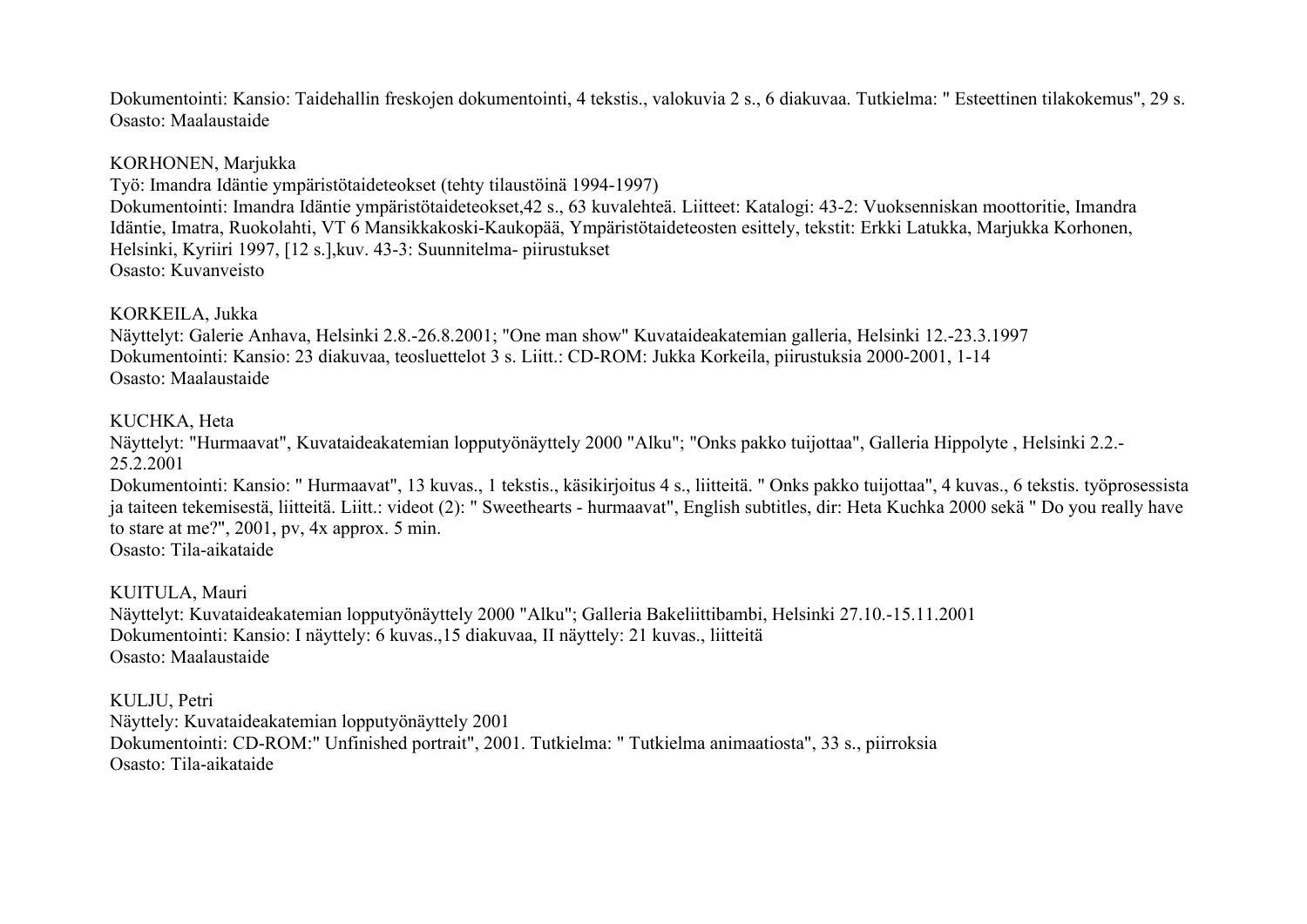Dokumentointi: Kansio: Taidehallin freskojen dokumentointi, 4 tekstis., valokuvia 2 s., 6 diakuvaa. Tutkielma: " Esteettinen tilakokemus", 29 s.
Osasto: Maalaustaide

KORHONEN, Marjukka
Työ: Imandra Idäntie ympäristötaideteokset (tehty tilaustöinä 1994-1997)
Dokumentointi: Imandra Idäntie ympäristötaideteokset,42 s., 63 kuvalehteä. Liitteet: Katalogi: 43-2: Vuoksenniskan moottoritie, Imandra Idäntie, Imatra, Ruokolahti, VT 6 Mansikkakoski-Kaukopää, Ympäristötaideteosten esittely, tekstit: Erkki Latukka, Marjukka Korhonen, Helsinki, Kyriiri 1997, [12 s.],kuv. 43-3: Suunnitelma- piirustukset
Osasto: Kuvanveisto

KORKEILA, Jukka
Näyttelyt: Galerie Anhava, Helsinki 2.8.-26.8.2001; "One man show" Kuvataideakatemian galleria, Helsinki 12.-23.3.1997
Dokumentointi: Kansio: 23 diakuvaa, teosluettelot 3 s. Liitt.: CD-ROM: Jukka Korkeila, piirustuksia 2000-2001, 1-14
Osasto: Maalaustaide

KUCHKA, Heta
Näyttelyt: "Hurmaavat", Kuvataideakatemian lopputyönäyttely 2000 "Alku"; "Onks pakko tuijottaa", Galleria Hippolyte , Helsinki 2.2.-25.2.2001
Dokumentointi: Kansio: " Hurmaavat", 13 kuvas., 1 tekstis., käsikirjoitus 4 s., liitteitä. " Onks pakko tuijottaa", 4 kuvas., 6 tekstis. työprosessista ja taiteen tekemisestä, liitteitä. Liitt.: videot (2): " Sweethearts - hurmaavat", English subtitles, dir: Heta Kuchka 2000 sekä " Do you really have to stare at me?", 2001, pv, 4x approx. 5 min.
Osasto: Tila-aikataide

KUITULA, Mauri
Näyttelyt: Kuvataideakatemian lopputyönäyttely 2000 "Alku"; Galleria Bakeliittibambi, Helsinki 27.10.-15.11.2001
Dokumentointi: Kansio: I näyttely: 6 kuvas.,15 diakuvaa, II näyttely: 21 kuvas., liitteitä
Osasto: Maalaustaide

KULJU, Petri
Näyttely: Kuvataideakatemian lopputyönäyttely 2001
Dokumentointi: CD-ROM:" Unfinished portrait", 2001. Tutkielma: " Tutkielma animaatiosta", 33 s., piirroksia
Osasto: Tila-aikataide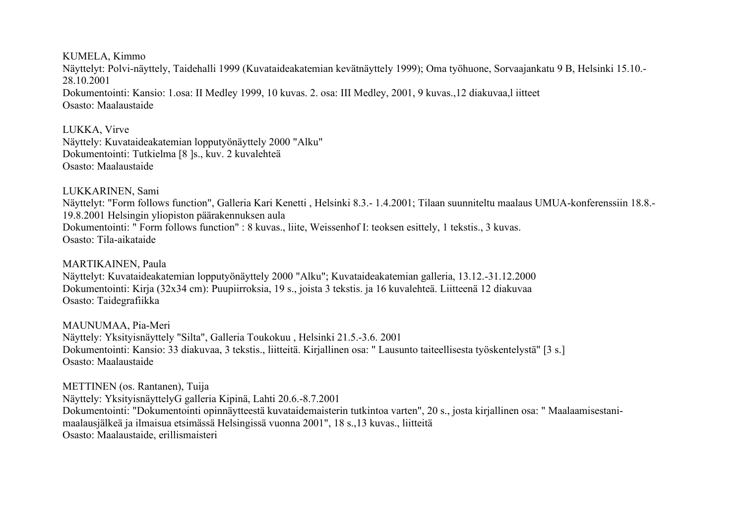KUMELA, Kimmo
Näyttelyt: Polvi-näyttely, Taidehalli 1999 (Kuvataideakatemian kevätnäyttely 1999); Oma työhuone, Sorvaajankatu 9 B, Helsinki 15.10.-28.10.2001
Dokumentointi: Kansio: 1.osa: II Medley 1999, 10 kuvas. 2. osa: III Medley, 2001, 9 kuvas.,12 diakuvaa,l iitteet
Osasto: Maalaustaide

LUKKA, Virve
Näyttely: Kuvataideakatemian lopputyönäyttely 2000 "Alku"
Dokumentointi: Tutkielma [8 ]s., kuv. 2 kuvalehteä
Osasto: Maalaustaide

LUKKARINEN, Sami
Näyttelyt: "Form follows function", Galleria Kari Kenetti , Helsinki 8.3.- 1.4.2001; Tilaan suunniteltu maalaus UMUA-konferenssiin 18.8.-19.8.2001 Helsingin yliopiston päärakennuksen aula
Dokumentointi: " Form follows function" : 8 kuvas., liite, Weissenhof I: teoksen esittely, 1 tekstis., 3 kuvas.
Osasto: Tila-aikataide

MARTIKAINEN, Paula
Näyttelyt: Kuvataideakatemian lopputyönäyttely 2000 "Alku"; Kuvataideakatemian galleria, 13.12.-31.12.2000
Dokumentointi: Kirja (32x34 cm): Puupiirroksia, 19 s., joista 3 tekstis. ja 16 kuvalehteä. Liitteenä 12 diakuvaa
Osasto: Taidegrafiikka

MAUNUMAA, Pia-Meri
Näyttely: Yksityisnäyttely "Silta", Galleria Toukokuu , Helsinki 21.5.-3.6. 2001
Dokumentointi: Kansio: 33 diakuvaa, 3 tekstis., liitteitä. Kirjallinen osa: " Lausunto taiteellisesta työskentelystä" [3 s.]
Osasto: Maalaustaide

METTINEN (os. Rantanen), Tuija
Näyttely: YksityisnäyttelyG galleria Kipinä, Lahti 20.6.-8.7.2001
Dokumentointi: "Dokumentointi opinnäytteestä kuvataidemaisterin tutkintoa varten", 20 s., josta kirjallinen osa: " Maalaamisestani-maalausjälkeä ja ilmaisua etsimässä Helsingissä vuonna 2001", 18 s.,13 kuvas., liitteitä
Osasto: Maalaustaide, erillismaisteri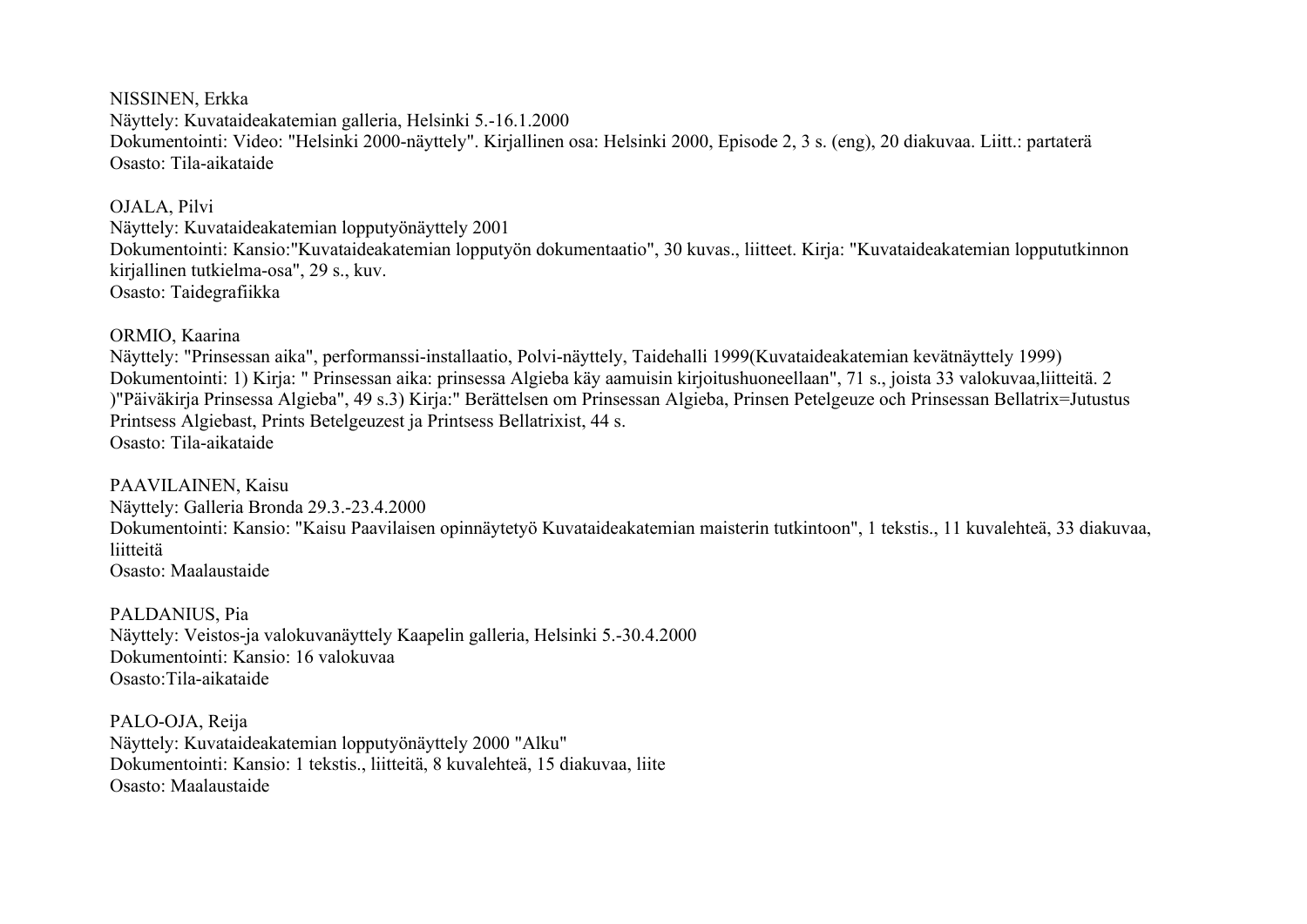NISSINEN, Erkka
Näyttely: Kuvataideakatemian galleria, Helsinki 5.-16.1.2000
Dokumentointi: Video: "Helsinki 2000-näyttely". Kirjallinen osa: Helsinki 2000, Episode 2, 3 s. (eng), 20 diakuvaa. Liitt.: partaterä
Osasto: Tila-aikataide

OJALA, Pilvi
Näyttely: Kuvataideakatemian lopputyönäyttely 2001
Dokumentointi: Kansio:"Kuvataideakatemian lopputyön dokumentaatio", 30 kuvas., liitteet. Kirja: "Kuvataideakatemian loppututkinnon kirjallinen tutkielma-osa", 29 s., kuv.
Osasto: Taidegrafiikka

ORMIO, Kaarina
Näyttely: "Prinsessan aika", performanssi-installaatio, Polvi-näyttely, Taidehalli 1999(Kuvataideakatemian kevätnäyttely 1999)
Dokumentointi: 1) Kirja: " Prinsessan aika: prinsessa Algieba käy aamuisin kirjoitushuoneellaan", 71 s., joista 33 valokuvaa,liitteitä. 2 )"Päiväkirja Prinsessa Algieba", 49 s.3) Kirja:" Berättelsen om Prinsessan Algieba, Prinsen Petelgeuze och Prinsessan Bellatrix=Jutustus Printsess Algiebast, Prints Betelgeuzest ja Printsess Bellatrixist, 44 s.
Osasto: Tila-aikataide

PAAVILAINEN, Kaisu
Näyttely: Galleria Bronda 29.3.-23.4.2000
Dokumentointi: Kansio: "Kaisu Paavilaisen opinnäytetyö Kuvataideakatemian maisterin tutkintoon", 1 tekstis., 11 kuvalehteä, 33 diakuvaa, liitteitä
Osasto: Maalaustaide

PALDANIUS, Pia
Näyttely: Veistos-ja valokuvanäyttely Kaapelin galleria, Helsinki 5.-30.4.2000
Dokumentointi: Kansio: 16 valokuvaa
Osasto:Tila-aikataide

PALO-OJA, Reija
Näyttely: Kuvataideakatemian lopputyönäyttely 2000 "Alku"
Dokumentointi: Kansio: 1 tekstis., liitteitä, 8 kuvalehteä, 15 diakuvaa, liite
Osasto: Maalaustaide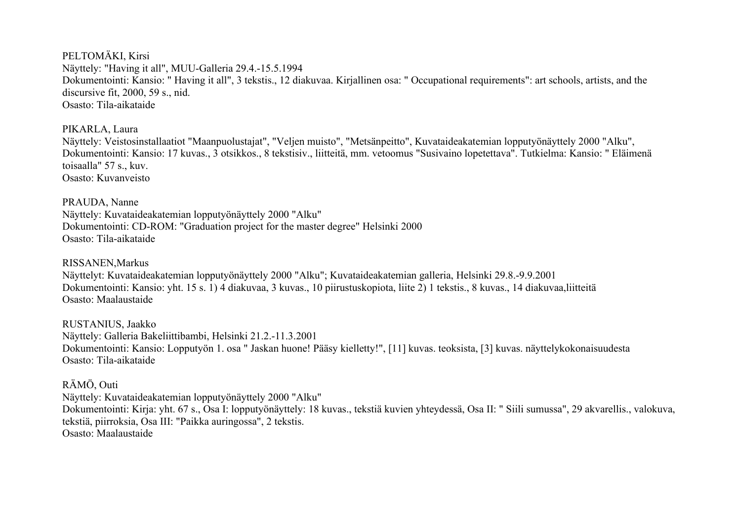PELTOMÄKI, Kirsi
Näyttely: "Having it all", MUU-Galleria 29.4.-15.5.1994
Dokumentointi: Kansio: " Having it all", 3 tekstis., 12 diakuvaa. Kirjallinen osa: " Occupational requirements": art schools, artists, and the discursive fit, 2000, 59 s., nid.
Osasto: Tila-aikataide

PIKARLA, Laura
Näyttely: Veistosinstallaatiot "Maanpuolustajat", "Veljen muisto", "Metsänpeitto", Kuvataideakatemian lopputyönäyttely 2000 "Alku",
Dokumentointi: Kansio: 17 kuvas., 3 otsikkos., 8 tekstisiv., liitteitä, mm. vetoomus "Susivaino lopetettava". Tutkielma: Kansio: " Eläimenä toisaalla" 57 s., kuv.
Osasto: Kuvanveisto

PRAUDA, Nanne
Näyttely: Kuvataideakatemian lopputyönäyttely 2000 "Alku"
Dokumentointi: CD-ROM: "Graduation project for the master degree" Helsinki 2000
Osasto: Tila-aikataide

RISSANEN,Markus
Näyttelyt: Kuvataideakatemian lopputyönäyttely 2000 "Alku"; Kuvataideakatemian galleria, Helsinki 29.8.-9.9.2001
Dokumentointi: Kansio: yht. 15 s. 1) 4 diakuvaa, 3 kuvas., 10 piirustuskopiota, liite 2) 1 tekstis., 8 kuvas., 14 diakuvaa,liitteitä
Osasto: Maalaustaide

RUSTANIUS, Jaakko
Näyttely: Galleria Bakeliittibambi, Helsinki 21.2.-11.3.2001
Dokumentointi: Kansio: Lopputyön 1. osa " Jaskan huone! Pääsy kielletty!", [11] kuvas. teoksista, [3] kuvas. näyttelykokonaisuudesta
Osasto: Tila-aikataide

RÄMÖ, Outi
Näyttely: Kuvataideakatemian lopputyönäyttely 2000 "Alku"
Dokumentointi: Kirja: yht. 67 s., Osa I: lopputyönäyttely: 18 kuvas., tekstiä kuvien yhteydessä, Osa II: " Siili sumussa", 29 akvarellis., valokuva, tekstiä, piirroksia, Osa III: "Paikka auringossa", 2 tekstis.
Osasto: Maalaustaide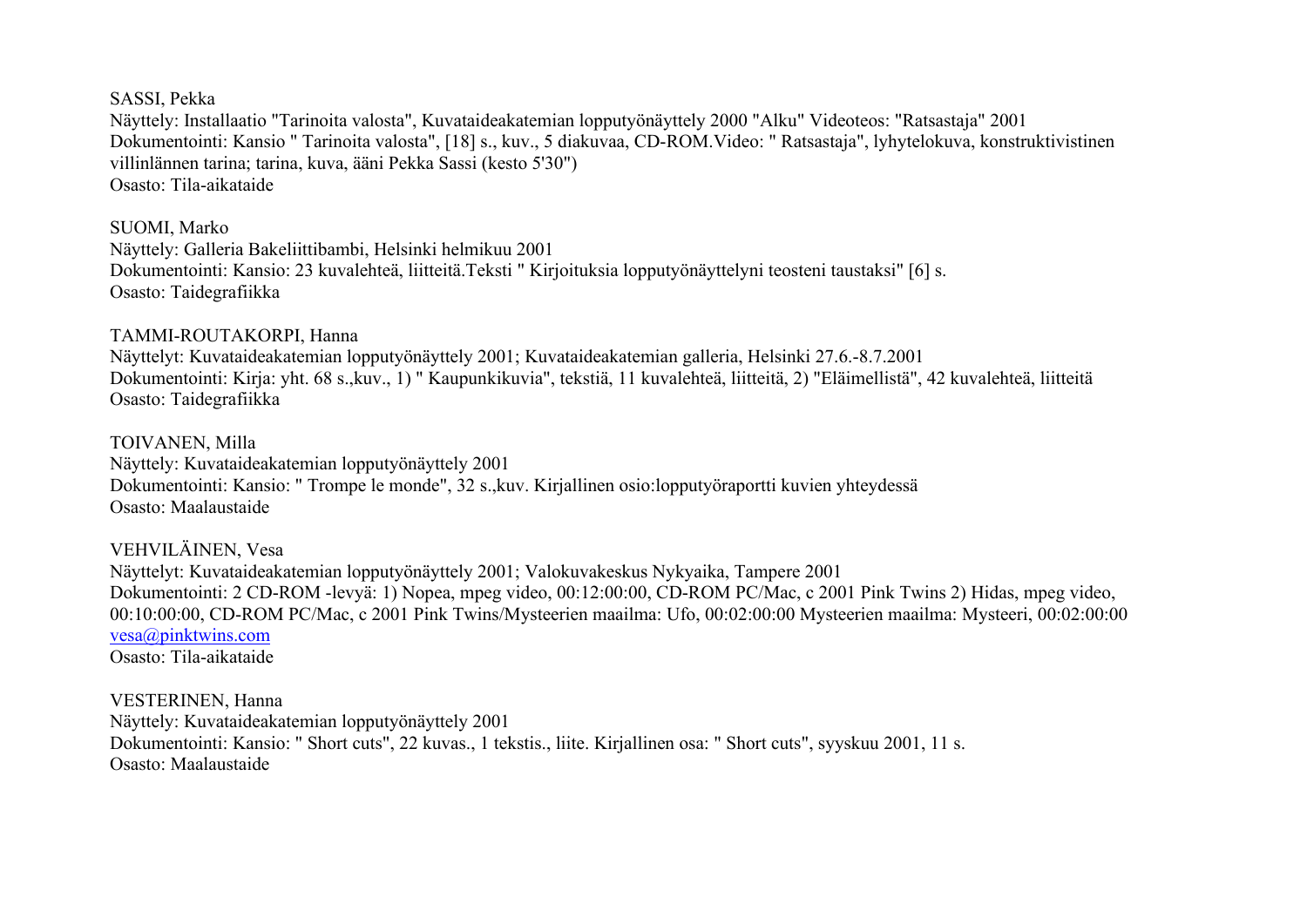SASSI, Pekka
Näyttely: Installaatio "Tarinoita valosta", Kuvataideakatemian lopputyönäyttely 2000 "Alku" Videoteos: "Ratsastaja" 2001
Dokumentointi: Kansio " Tarinoita valosta", [18] s., kuv., 5 diakuvaa, CD-ROM.Video: " Ratsastaja", lyhytelokuva, konstruktivistinen villinlännen tarina; tarina, kuva, ääni Pekka Sassi (kesto 5'30")
Osasto: Tila-aikataide

SUOMI, Marko
Näyttely: Galleria Bakeliittibambi, Helsinki helmikuu 2001
Dokumentointi: Kansio: 23 kuvalehteä, liitteitä.Teksti " Kirjoituksia lopputyönäyttelyni teosteni taustaksi" [6] s.
Osasto: Taidegrafiikka

TAMMI-ROUTAKORPI, Hanna
Näyttelyt: Kuvataideakatemian lopputyönäyttely 2001; Kuvataideakatemian galleria, Helsinki 27.6.-8.7.2001
Dokumentointi: Kirja: yht. 68 s.,kuv., 1) " Kaupunkikuvia", tekstiä, 11 kuvalehteä, liitteitä, 2) "Eläimellistä", 42 kuvalehteä, liitteitä
Osasto: Taidegrafiikka

TOIVANEN, Milla
Näyttely: Kuvataideakatemian lopputyönäyttely 2001
Dokumentointi: Kansio: " Trompe le monde", 32 s.,kuv. Kirjallinen osio:lopputyöraportti kuvien yhteydessä
Osasto: Maalaustaide

VEHVILÄINEN, Vesa
Näyttelyt: Kuvataideakatemian lopputyönäyttely 2001; Valokuvakeskus Nykyaika, Tampere 2001
Dokumentointi: 2 CD-ROM -levyä: 1) Nopea, mpeg video, 00:12:00:00, CD-ROM PC/Mac, c 2001 Pink Twins 2) Hidas, mpeg video, 00:10:00:00, CD-ROM PC/Mac, c 2001 Pink Twins/Mysteerien maailma: Ufo, 00:02:00:00 Mysteerien maailma: Mysteeri, 00:02:00:00
vesa@pinktwins.com
Osasto: Tila-aikataide

VESTERINEN, Hanna
Näyttely: Kuvataideakatemian lopputyönäyttely 2001
Dokumentointi: Kansio: " Short cuts", 22 kuvas., 1 tekstis., liite. Kirjallinen osa: " Short cuts", syyskuu 2001, 11 s.
Osasto: Maalaustaide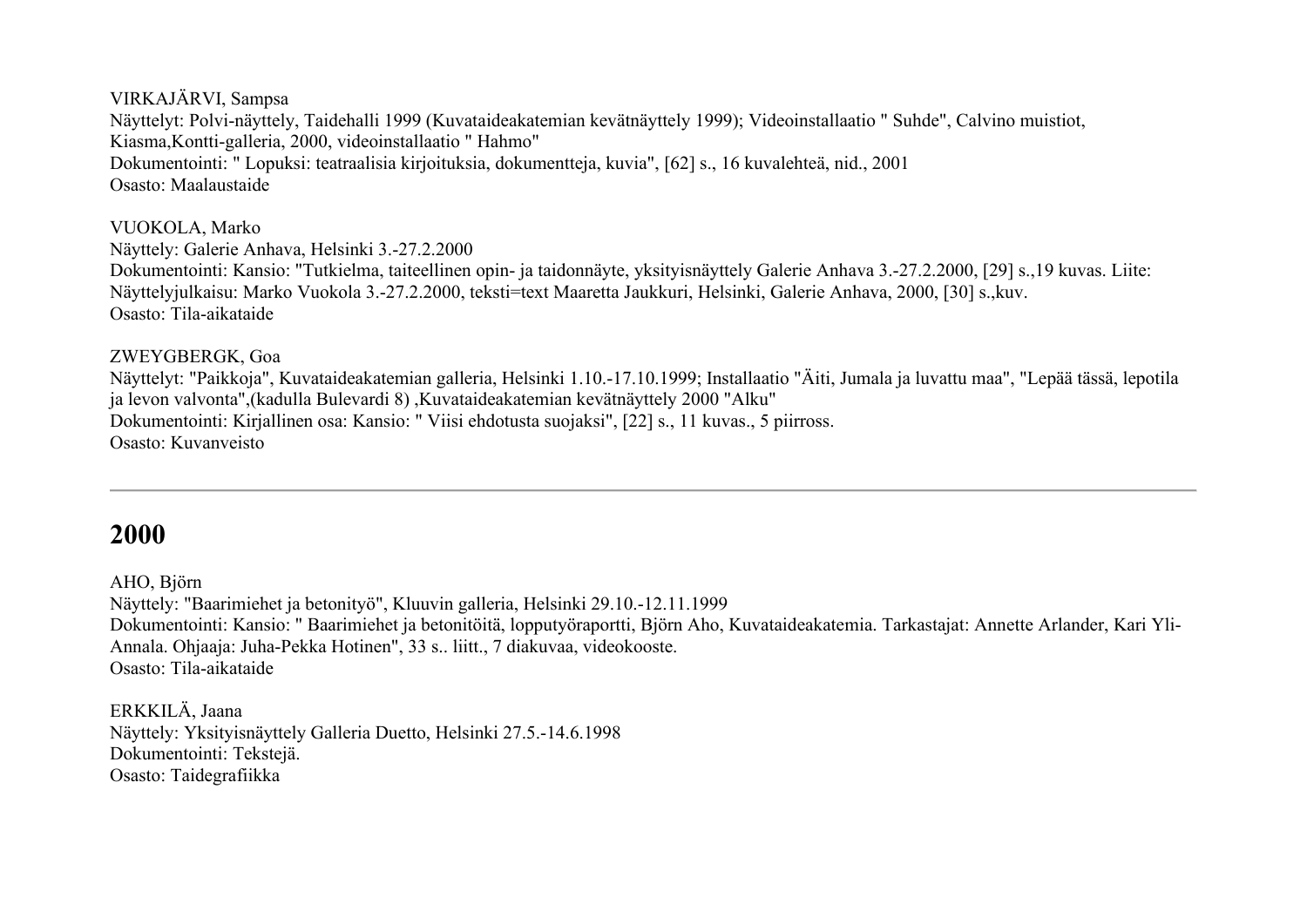VIRKAJÄRVI, Sampsa
Näyttelyt: Polvi-näyttely, Taidehalli 1999 (Kuvataideakatemian kevätnäyttely 1999); Videoinstallaatio " Suhde", Calvino muistiot, Kiasma,Kontti-galleria, 2000, videoinstallaatio " Hahmo"
Dokumentointi: " Lopuksi: teatraalisia kirjoituksia, dokumentteja, kuvia", [62] s., 16 kuvalehteä, nid., 2001
Osasto: Maalaustaide

VUOKOLA, Marko
Näyttely: Galerie Anhava, Helsinki 3.-27.2.2000
Dokumentointi: Kansio: "Tutkielma, taiteellinen opin- ja taidonnäyte, yksityisnäyttely Galerie Anhava 3.-27.2.2000, [29] s.,19 kuvas. Liite: Näyttelyjulkaisu: Marko Vuokola 3.-27.2.2000, teksti=text Maaretta Jaukkuri, Helsinki, Galerie Anhava, 2000, [30] s.,kuv.
Osasto: Tila-aikataide

ZWEYGBERGK, Goa
Näyttelyt: "Paikkoja", Kuvataideakatemian galleria, Helsinki 1.10.-17.10.1999; Installaatio "Äiti, Jumala ja luvattu maa", "Lepää tässä, lepotila ja levon valvonta",(kadulla Bulevardi 8) ,Kuvataideakatemian kevätnäyttely 2000 "Alku"
Dokumentointi: Kirjallinen osa: Kansio: " Viisi ehdotusta suojaksi", [22] s., 11 kuvas., 5 piirross.
Osasto: Kuvanveisto

---

## 2000

AHO, Björn
Näyttely: "Baarimiehet ja betonityö", Kluuvin galleria, Helsinki 29.10.-12.11.1999
Dokumentointi: Kansio: " Baarimiehet ja betonitöitä, lopputyöraportti, Björn Aho, Kuvataideakatemia. Tarkastajat: Annette Arlander, Kari Yli-Annala. Ohjaaja: Juha-Pekka Hotinen", 33 s.. liitt., 7 diakuvaa, videokooste.
Osasto: Tila-aikataide

ERKKILÄ, Jaana
Näyttely: Yksityisnäyttely Galleria Duetto, Helsinki 27.5.-14.6.1998
Dokumentointi: Tekstejä.
Osasto: Taidegrafiikka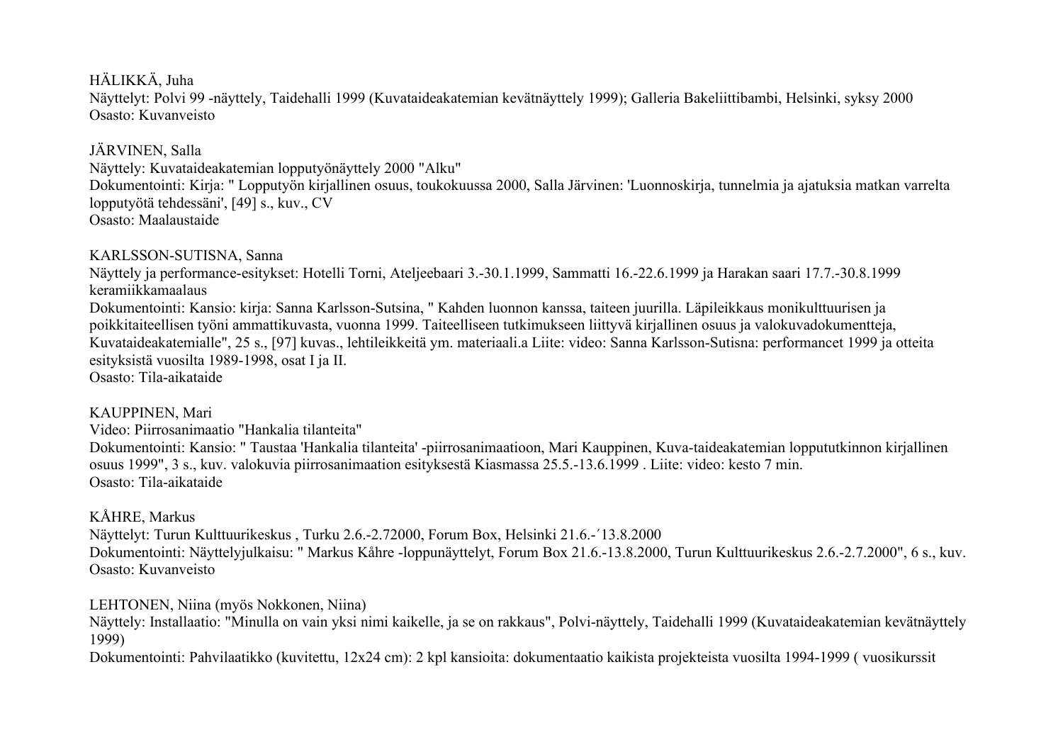HÄLIKKÄ, Juha
Näyttelyt: Polvi 99 -näyttely, Taidehalli 1999 (Kuvataideakatemian kevätnäyttely 1999); Galleria Bakeliittibambi, Helsinki, syksy 2000
Osasto: Kuvanveisto

JÄRVINEN, Salla
Näyttely: Kuvataideakatemian lopputyönäyttely 2000 "Alku"
Dokumentointi: Kirja: " Lopputyön kirjallinen osuus, toukokuussa 2000, Salla Järvinen: 'Luonnoskirja, tunnelmia ja ajatuksia matkan varrelta lopputyötä tehdessäni', [49] s., kuv., CV
Osasto: Maalaustaide

KARLSSON-SUTISNA, Sanna
Näyttely ja performance-esitykset: Hotelli Torni, Ateljeebaari 3.-30.1.1999, Sammatti 16.-22.6.1999 ja Harakan saari 17.7.-30.8.1999 keramiikkamaalaus
Dokumentointi: Kansio: kirja: Sanna Karlsson-Sutsina, " Kahden luonnon kanssa, taiteen juurilla. Läpileikkaus monikulttuurisen ja poikkitaiteellisen työni ammattikuvasta, vuonna 1999. Taiteelliseen tutkimukseen liittyvä kirjallinen osuus ja valokuvadokumentteja, Kuvataideakatemialle", 25 s., [97] kuvas., lehtileikkeitä ym. materiaali.a Liite: video: Sanna Karlsson-Sutisna: performancet 1999 ja otteita esityksistä vuosilta 1989-1998, osat I ja II.
Osasto: Tila-aikataide

KAUPPINEN, Mari
Video: Piirrosanimaatio "Hankalia tilanteita"
Dokumentointi: Kansio: " Taustaa 'Hankalia tilanteita' -piirrosanimaatioon, Mari Kauppinen, Kuva-taideakatemian loppututkinnon kirjallinen osuus 1999", 3 s., kuv. valokuvia piirrosanimaation esityksestä Kiasmassa 25.5.-13.6.1999 . Liite: video: kesto 7 min.
Osasto: Tila-aikataide

KÅHRE, Markus
Näyttelyt: Turun Kulttuurikeskus , Turku 2.6.-2.72000, Forum Box, Helsinki 21.6.-´13.8.2000
Dokumentointi: Näyttelyjulkaisu: " Markus Kåhre -loppunäyttelyt, Forum Box 21.6.-13.8.2000, Turun Kulttuurikeskus 2.6.-2.7.2000", 6 s., kuv.
Osasto: Kuvanveisto

LEHTONEN, Niina (myös Nokkonen, Niina)
Näyttely: Installaatio: "Minulla on vain yksi nimi kaikelle, ja se on rakkaus", Polvi-näyttely, Taidehalli 1999 (Kuvataideakatemian kevätnäyttely 1999)
Dokumentointi: Pahvilaatikko (kuvitettu, 12x24 cm): 2 kpl kansioita: dokumentaatio kaikista projekteista vuosilta 1994-1999 ( vuosikurssit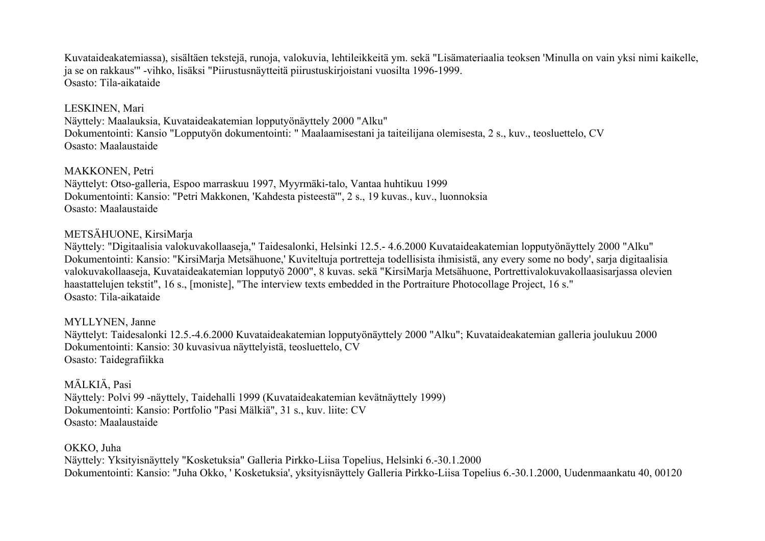Kuvataideakatemiassa), sisältäen tekstejä, runoja, valokuvia, lehtileikkeitä ym. sekä "Lisämateriaalia teoksen 'Minulla on vain yksi nimi kaikelle, ja se on rakkaus'" -vihko, lisäksi "Piirustusnäytteitä piirustuskirjoistani vuosilta 1996-1999.
Osasto: Tila-aikataide

LESKINEN, Mari
Näyttely: Maalauksia, Kuvataideakatemian lopputyönäyttely 2000 "Alku"
Dokumentointi: Kansio "Lopputyön dokumentointi: " Maalaamisestani ja taiteilijana olemisesta, 2 s., kuv., teosluettelo, CV
Osasto: Maalaustaide

MAKKONEN, Petri
Näyttelyt: Otso-galleria, Espoo marraskuu 1997, Myyrmäki-talo, Vantaa huhtikuu 1999
Dokumentointi: Kansio: "Petri Makkonen, 'Kahdesta pisteestä'", 2 s., 19 kuvas., kuv., luonnoksia
Osasto: Maalaustaide

METSÄHUONE, KirsiMarja
Näyttely: "Digitaalisia valokuvakollaaseja," Taidesalonki, Helsinki 12.5.- 4.6.2000 Kuvataideakatemian lopputyönäyttely 2000 "Alku"
Dokumentointi: Kansio: "KirsiMarja Metsähuone,' Kuviteltuja portretteja todellisista ihmisistä, any every some no body', sarja digitaalisia valokuvakollaaseja, Kuvataideakatemian lopputyö 2000", 8 kuvas. sekä "KirsiMarja Metsähuone, Portrettivalokuvakollaasisarjassa olevien haastattelujen tekstit", 16 s., [moniste], "The interview texts embedded in the Portraiture Photocollage Project, 16 s."
Osasto: Tila-aikataide

MYLLYNEN, Janne
Näyttelyt: Taidesalonki 12.5.-4.6.2000 Kuvataideakatemian lopputyönäyttely 2000 "Alku"; Kuvataideakatemian galleria joulukuu 2000
Dokumentointi: Kansio: 30 kuvasivua näyttelyistä, teosluettelo, CV
Osasto: Taidegrafiikka

MÄLKIÄ, Pasi
Näyttely: Polvi 99 -näyttely, Taidehalli 1999 (Kuvataideakatemian kevätnäyttely 1999)
Dokumentointi: Kansio: Portfolio "Pasi Mälkiä", 31 s., kuv. liite: CV
Osasto: Maalaustaide

OKKO, Juha
Näyttely: Yksityisnäyttely "Kosketuksia" Galleria Pirkko-Liisa Topelius, Helsinki 6.-30.1.2000
Dokumentointi: Kansio: "Juha Okko, ' Kosketuksia', yksityisnäyttely Galleria Pirkko-Liisa Topelius 6.-30.1.2000, Uudenmaankatu 40, 00120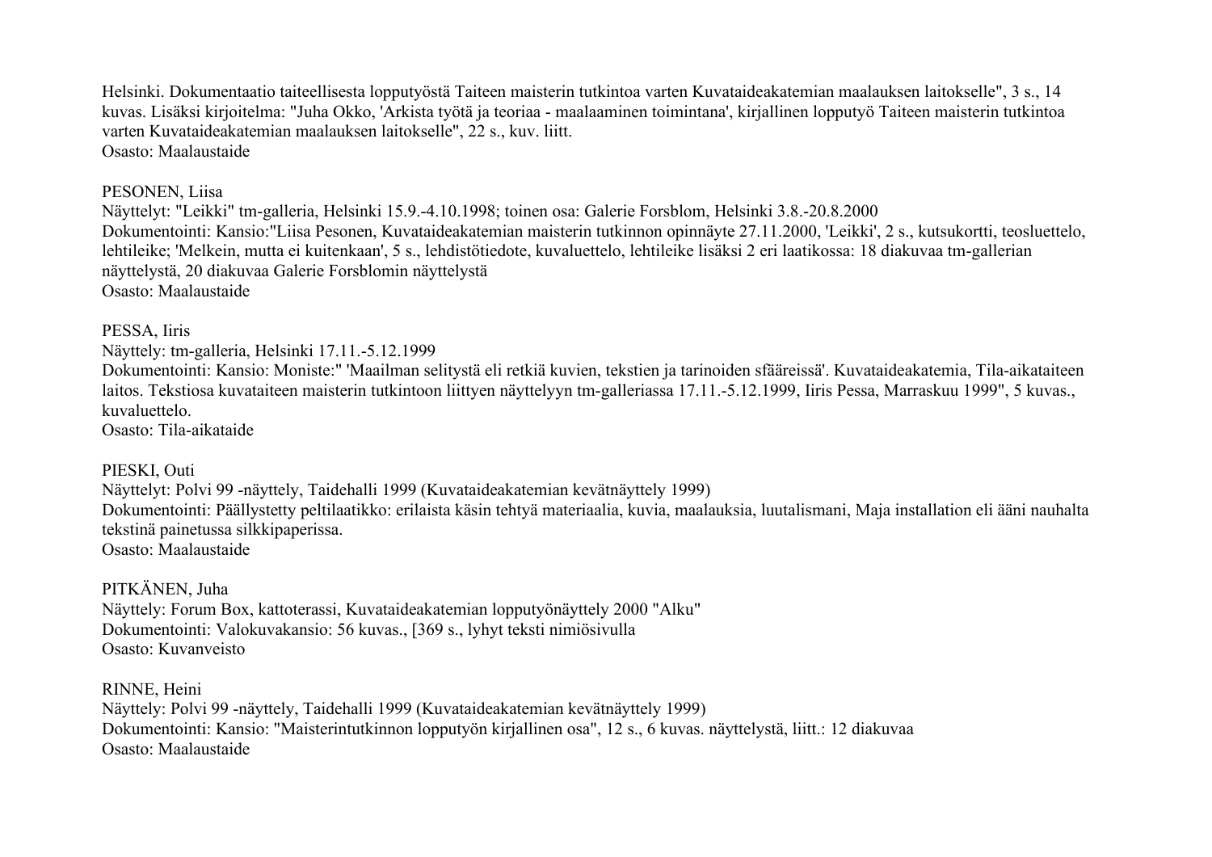Helsinki. Dokumentaatio taiteellisesta lopputyöstä Taiteen maisterin tutkintoa varten Kuvataideakatemian maalauksen laitokselle", 3 s., 14 kuvas. Lisäksi kirjoitelma: "Juha Okko, 'Arkista työtä ja teoriaa - maalaaminen toimintana', kirjallinen lopputyö Taiteen maisterin tutkintoa varten Kuvataideakatemian maalauksen laitokselle", 22 s., kuv. liitt.
Osasto: Maalaustaide

PESONEN, Liisa
Näyttelyt: "Leikki" tm-galleria, Helsinki 15.9.-4.10.1998; toinen osa: Galerie Forsblom, Helsinki 3.8.-20.8.2000
Dokumentointi: Kansio:"Liisa Pesonen, Kuvataideakatemian maisterin tutkinnon opinnäyte 27.11.2000, 'Leikki', 2 s., kutsukortti, teosluettelo, lehtileike; 'Melkein, mutta ei kuitenkaan', 5 s., lehdistötiedote, kuvaluettelo, lehtileike lisäksi 2 eri laatikossa: 18 diakuvaa tm-gallerian näyttelystä, 20 diakuvaa Galerie Forsblomin näyttelystä
Osasto: Maalaustaide

PESSA, Iiris
Näyttely: tm-galleria, Helsinki 17.11.-5.12.1999
Dokumentointi: Kansio: Moniste:" 'Maailman selitystä eli retkiä kuvien, tekstien ja tarinoiden sfääreissä'. Kuvataideakatemia, Tila-aikataiteen laitos. Tekstiosa kuvataiteen maisterin tutkintoon liittyen näyttelyyn tm-galleriassa 17.11.-5.12.1999, Iiris Pessa, Marraskuu 1999", 5 kuvas., kuvaluettelo.
Osasto: Tila-aikataide

PIESKI, Outi
Näyttelyt: Polvi 99 -näyttely, Taidehalli 1999 (Kuvataideakatemian kevätnäyttely 1999)
Dokumentointi: Päällystetty peltilaatikko: erilaista käsin tehtyä materiaalia, kuvia, maalauksia, luutalismani, Maja installation eli ääni nauhalta tekstinä painetussa silkkipaperissa.
Osasto: Maalaustaide

PITKÄNEN, Juha
Näyttely: Forum Box, kattoterassi, Kuvataideakatemian lopputyönäyttely 2000 "Alku"
Dokumentointi: Valokuvakansio: 56 kuvas., [369 s., lyhyt teksti nimiösivulla
Osasto: Kuvanveisto

RINNE, Heini
Näyttely: Polvi 99 -näyttely, Taidehalli 1999 (Kuvataideakatemian kevätnäyttely 1999)
Dokumentointi: Kansio: "Maisterintutkinnon lopputyön kirjallinen osa", 12 s., 6 kuvas. näyttelystä, liitt.: 12 diakuvaa
Osasto: Maalaustaide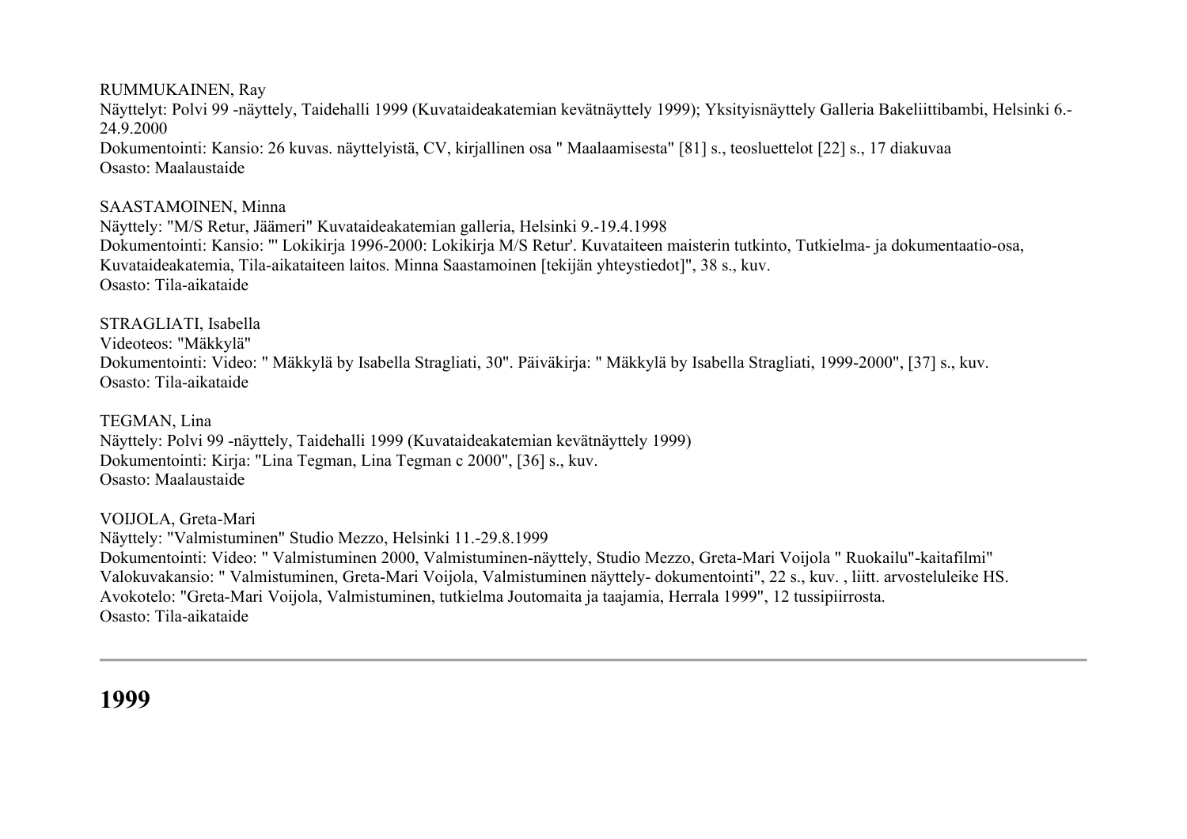RUMMUKAINEN, Ray
Näyttelyt: Polvi 99 -näyttely, Taidehalli 1999 (Kuvataideakatemian kevätnäyttely 1999); Yksityisnäyttely Galleria Bakeliittibambi, Helsinki 6.-24.9.2000
Dokumentointi: Kansio: 26 kuvas. näyttelyistä, CV, kirjallinen osa " Maalaamisesta" [81] s., teosluettelot [22] s., 17 diakuvaa
Osasto: Maalaustaide

SAASTAMOINEN, Minna
Näyttely: "M/S Retur, Jäämeri" Kuvataideakatemian galleria, Helsinki 9.-19.4.1998
Dokumentointi: Kansio: "' Lokikirja 1996-2000: Lokikirja M/S Retur'. Kuvataiteen maisterin tutkinto, Tutkielma- ja dokumentaatio-osa, Kuvataideakatemia, Tila-aikataiteen laitos. Minna Saastamoinen [tekijän yhteystiedot]", 38 s., kuv.
Osasto: Tila-aikataide

STRAGLIATI, Isabella
Videoteos: "Mäkkylä"
Dokumentointi: Video: " Mäkkylä by Isabella Stragliati, 30". Päiväkirja: " Mäkkylä by Isabella Stragliati, 1999-2000", [37] s., kuv.
Osasto: Tila-aikataide

TEGMAN, Lina
Näyttely: Polvi 99 -näyttely, Taidehalli 1999 (Kuvataideakatemian kevätnäyttely 1999)
Dokumentointi: Kirja: "Lina Tegman, Lina Tegman c 2000", [36] s., kuv.
Osasto: Maalaustaide

VOIJOLA, Greta-Mari
Näyttely: "Valmistuminen" Studio Mezzo, Helsinki 11.-29.8.1999
Dokumentointi: Video: " Valmistuminen 2000, Valmistuminen-näyttely, Studio Mezzo, Greta-Mari Voijola " Ruokailu"-kaitafilmi"
Valokuvakansio: " Valmistuminen, Greta-Mari Voijola, Valmistuminen näyttely- dokumentointi", 22 s., kuv. , liitt. arvosteluleike HS.
Avokotelo: "Greta-Mari Voijola, Valmistuminen, tutkielma Joutomaita ja taajamia, Herrala 1999", 12 tussipiirrosta.
Osasto: Tila-aikataide

---

# 1999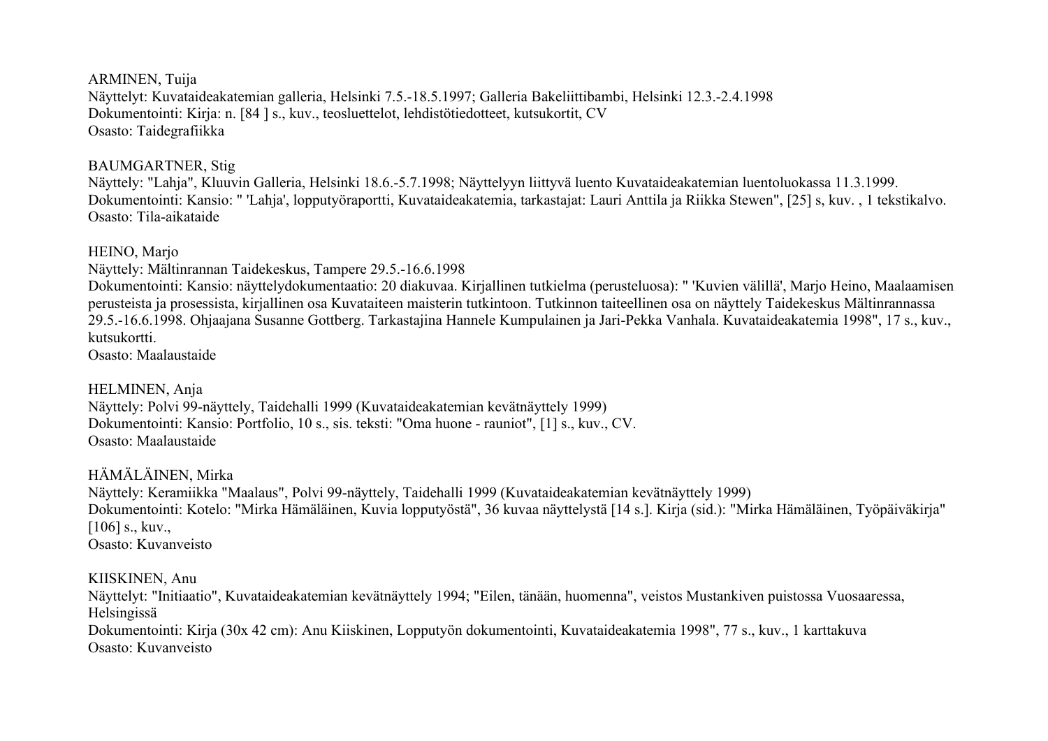ARMINEN, Tuija
Näyttelyt: Kuvataideakatemian galleria, Helsinki 7.5.-18.5.1997; Galleria Bakeliittibambi, Helsinki 12.3.-2.4.1998
Dokumentointi: Kirja: n. [84 ] s., kuv., teosluettelot, lehdistötiedotteet, kutsukortit, CV
Osasto: Taidegrafiikka

BAUMGARTNER, Stig
Näyttely: "Lahja", Kluuvin Galleria, Helsinki 18.6.-5.7.1998; Näyttelyyn liittyvä luento Kuvataideakatemian luentoluokassa 11.3.1999.
Dokumentointi: Kansio: " 'Lahja', lopputyöraportti, Kuvataideakatemia, tarkastajat: Lauri Anttila ja Riikka Stewen", [25] s, kuv. , 1 tekstikalvo.
Osasto: Tila-aikataide

HEINO, Marjo
Näyttely: Mältinrannan Taidekeskus, Tampere 29.5.-16.6.1998
Dokumentointi: Kansio: näyttelydokumentaatio: 20 diakuvaa. Kirjallinen tutkielma (perusteluosa): " 'Kuvien välillä', Marjo Heino, Maalaamisen perusteista ja prosessista, kirjallinen osa Kuvataiteen maisterin tutkintoon. Tutkinnon taiteellinen osa on näyttely Taidekeskus Mältinrannassa 29.5.-16.6.1998. Ohjaajana Susanne Gottberg. Tarkastajina Hannele Kumpulainen ja Jari-Pekka Vanhala. Kuvataideakatemia 1998", 17 s., kuv., kutsukortti.
Osasto: Maalaustaide

HELMINEN, Anja
Näyttely: Polvi 99-näyttely, Taidehalli 1999 (Kuvataideakatemian kevätnäyttely 1999)
Dokumentointi: Kansio: Portfolio, 10 s., sis. teksti: "Oma huone - rauniot", [1] s., kuv., CV.
Osasto: Maalaustaide

HÄMÄLÄINEN, Mirka
Näyttely: Keramiikka "Maalaus", Polvi 99-näyttely, Taidehalli 1999 (Kuvataideakatemian kevätnäyttely 1999)
Dokumentointi: Kotelo: "Mirka Hämäläinen, Kuvia lopputyöstä", 36 kuvaa näyttelystä [14 s.]. Kirja (sid.): "Mirka Hämäläinen, Työpäiväkirja" [106] s., kuv.,
Osasto: Kuvanveisto

KIISKINEN, Anu
Näyttelyt: "Initiaatio", Kuvataideakatemian kevätnäyttely 1994; "Eilen, tänään, huomenna", veistos Mustankiven puistossa Vuosaaressa, Helsingissä
Dokumentointi: Kirja (30x 42 cm): Anu Kiiskinen, Lopputyön dokumentointi, Kuvataideakatemia 1998", 77 s., kuv., 1 karttakuva
Osasto: Kuvanveisto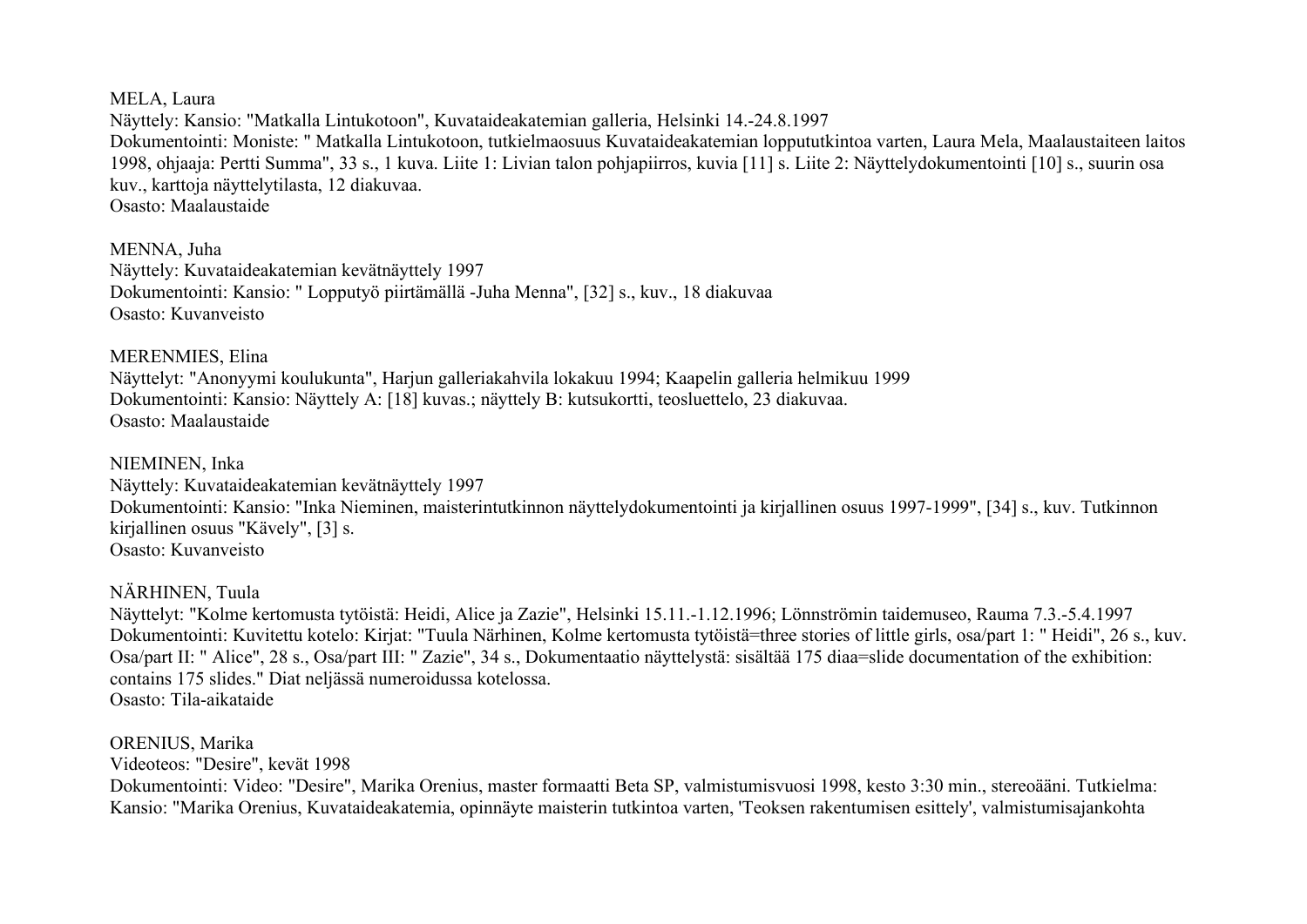MELA, Laura
Näyttely: Kansio: "Matkalla Lintukotoon", Kuvataideakatemian galleria, Helsinki 14.-24.8.1997
Dokumentointi: Moniste: " Matkalla Lintukotoon, tutkielmaosuus Kuvataideakatemian loppututkintoa varten, Laura Mela, Maalaustaiteen laitos 1998, ohjaaja: Pertti Summa", 33 s., 1 kuva. Liite 1: Livian talon pohjapiirros, kuvia [11] s. Liite 2: Näyttelydokumentointi [10] s., suurin osa kuv., karttoja näyttelytilasta, 12 diakuvaa.
Osasto: Maalaustaide

MENNA, Juha
Näyttely: Kuvataideakatemian kevätnäyttely 1997
Dokumentointi: Kansio: " Lopputyö piirtämällä -Juha Menna", [32] s., kuv., 18 diakuvaa
Osasto: Kuvanveisto

MERENMIES, Elina
Näyttelyt: "Anonyymi koulukunta", Harjun galleriakahvila lokakuu 1994; Kaapelin galleria helmikuu 1999
Dokumentointi: Kansio: Näyttely A: [18] kuvas.; näyttely B: kutsukortti, teosluettelo, 23 diakuvaa.
Osasto: Maalaustaide

NIEMINEN, Inka
Näyttely: Kuvataideakatemian kevätnäyttely 1997
Dokumentointi: Kansio: "Inka Nieminen, maisterintutkinnon näyttelydokumentointi ja kirjallinen osuus 1997-1999", [34] s., kuv. Tutkinnon kirjallinen osuus "Kävely", [3] s.
Osasto: Kuvanveisto

NÄRHINEN, Tuula
Näyttelyt: "Kolme kertomusta tytöistä: Heidi, Alice ja Zazie", Helsinki 15.11.-1.12.1996; Lönnströmin taidemuseo, Rauma 7.3.-5.4.1997
Dokumentointi: Kuvitettu kotelo: Kirjat: "Tuula Närhinen, Kolme kertomusta tytöistä=three stories of little girls, osa/part 1: " Heidi", 26 s., kuv. Osa/part II: " Alice", 28 s., Osa/part III: " Zazie", 34 s., Dokumentaatio näyttelystä: sisältää 175 diaa=slide documentation of the exhibition: contains 175 slides." Diat neljässä numeroidussa kotelossa.
Osasto: Tila-aikataide

ORENIUS, Marika
Videoteos: "Desire", kevät 1998
Dokumentointi: Video: "Desire", Marika Orenius, master formaatti Beta SP, valmistumisvuosi 1998, kesto 3:30 min., stereoääni. Tutkielma: Kansio: "Marika Orenius, Kuvataideakatemia, opinnäyte maisterin tutkintoa varten, 'Teoksen rakentumisen esittely', valmistumisajankohta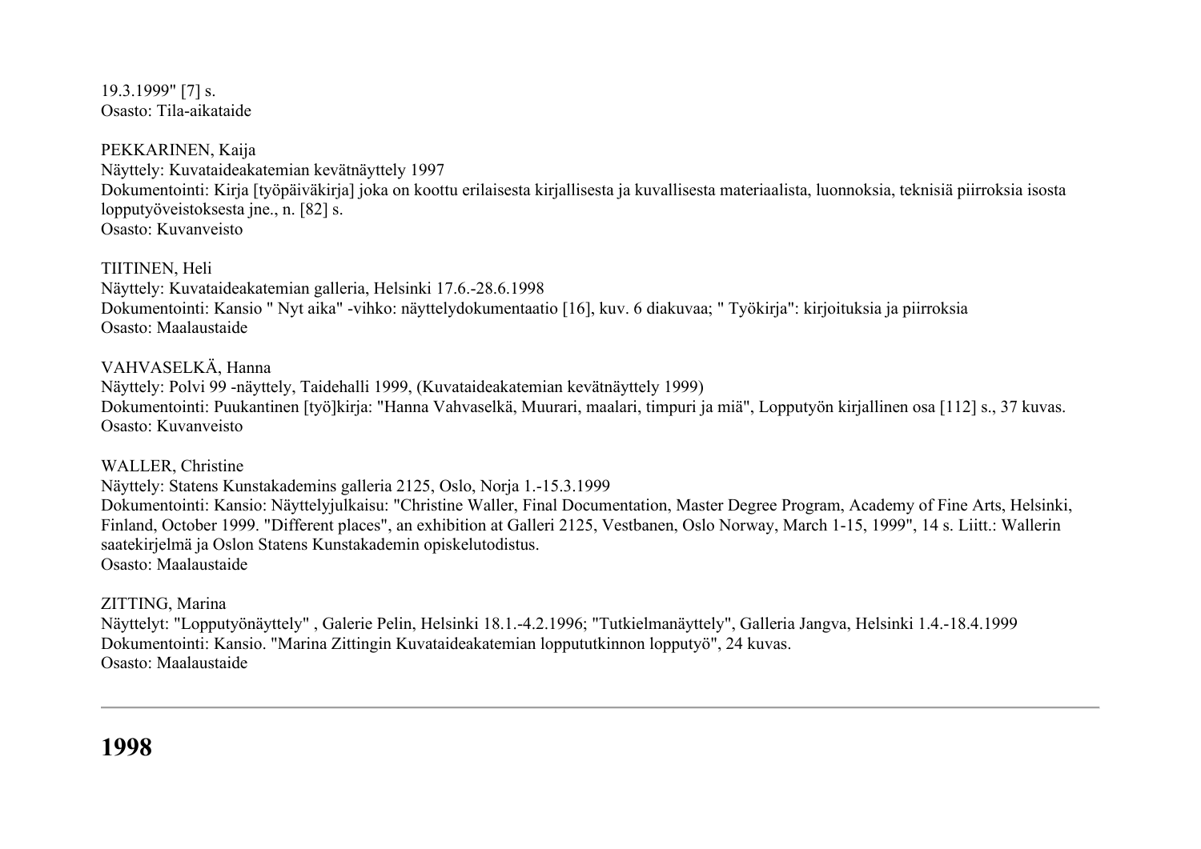19.3.1999" [7] s.
Osasto: Tila-aikataide

PEKKARINEN, Kaija
Näyttely: Kuvataideakatemian kevätnäyttely 1997
Dokumentointi: Kirja [työpäiväkirja] joka on koottu erilaisesta kirjallisesta ja kuvallisesta materiaalista, luonnoksia, teknisiä piirroksia isosta lopputyöveistoksesta jne., n. [82] s.
Osasto: Kuvanveisto

TIITINEN, Heli
Näyttely: Kuvataideakatemian galleria, Helsinki 17.6.-28.6.1998
Dokumentointi: Kansio " Nyt aika" -vihko: näyttelydokumentaatio [16], kuv. 6 diakuvaa; " Työkirja": kirjoituksia ja piirroksia
Osasto: Maalaustaide

VAHVASELKÄ, Hanna
Näyttely: Polvi 99 -näyttely, Taidehalli 1999, (Kuvataideakatemian kevätnäyttely 1999)
Dokumentointi: Puukantinen [työ]kirja: "Hanna Vahvaselkä, Muurari, maalari, timpuri ja miä", Lopputyön kirjallinen osa [112] s., 37 kuvas.
Osasto: Kuvanveisto

WALLER, Christine
Näyttely: Statens Kunstakademins galleria 2125, Oslo, Norja 1.-15.3.1999
Dokumentointi: Kansio: Näyttelyjulkaisu: "Christine Waller, Final Documentation, Master Degree Program, Academy of Fine Arts, Helsinki, Finland, October 1999. "Different places", an exhibition at Galleri 2125, Vestbanen, Oslo Norway, March 1-15, 1999", 14 s. Liitt.: Wallerin saatekirjelmä ja Oslon Statens Kunstakademin opiskelutodistus.
Osasto: Maalaustaide

ZITTING, Marina
Näyttelyt: "Lopputyönäyttely" , Galerie Pelin, Helsinki 18.1.-4.2.1996; "Tutkielmanäyttely", Galleria Jangva, Helsinki 1.4.-18.4.1999
Dokumentointi: Kansio. "Marina Zittingin Kuvataideakatemian loppututkinnon lopputyö", 24 kuvas.
Osasto: Maalaustaide

---

# 1998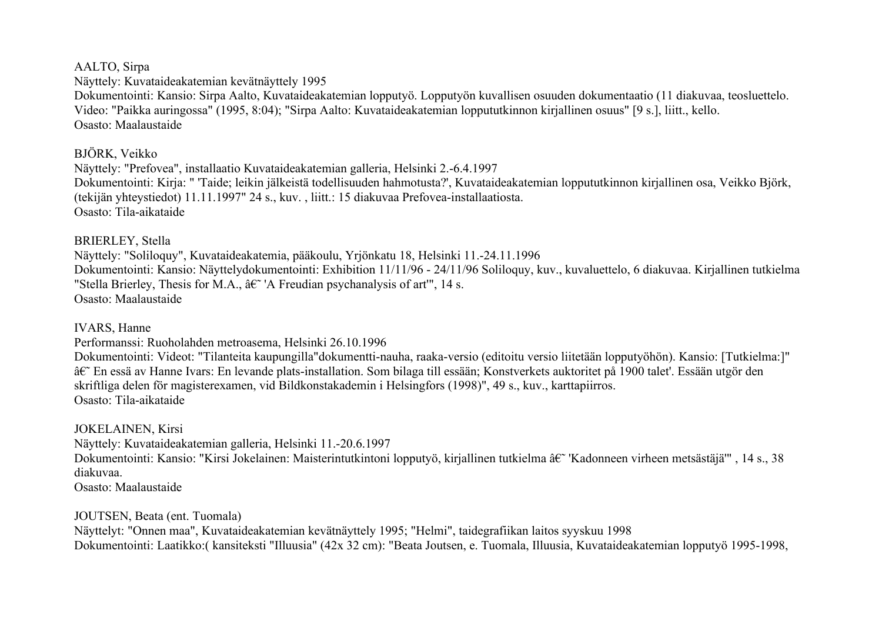AALTO, Sirpa
Näyttely: Kuvataideakatemian kevätnäyttely 1995
Dokumentointi: Kansio: Sirpa Aalto, Kuvataideakatemian lopputyö. Lopputyön kuvallisen osuuden dokumentaatio (11 diakuvaa, teosluettelo. Video: "Paikka auringossa" (1995, 8:04); "Sirpa Aalto: Kuvataideakatemian loppututkinnon kirjallinen osuus" [9 s.], liitt., kello.
Osasto: Maalaustaide

BJÖRK, Veikko
Näyttely: "Prefovea", installaatio Kuvataideakatemian galleria, Helsinki 2.-6.4.1997
Dokumentointi: Kirja: " 'Taide; leikin jälkeistä todellisuuden hahmotusta?', Kuvataideakatemian loppututkinnon kirjallinen osa, Veikko Björk, (tekijän yhteystiedot) 11.11.1997" 24 s., kuv. , liitt.: 15 diakuvaa Prefovea-installaatiosta.
Osasto: Tila-aikataide

BRIERLEY, Stella
Näyttely: "Soliloquy", Kuvataideakatemia, pääkoulu, Yrjönkatu 18, Helsinki 11.-24.11.1996
Dokumentointi: Kansio: Näyttelydokumentointi: Exhibition 11/11/96 - 24/11/96 Soliloquy, kuv., kuvaluettelo, 6 diakuvaa. Kirjallinen tutkielma "Stella Brierley, Thesis for M.A., â€˜ 'A Freudian psychanalysis of art'", 14 s.
Osasto: Maalaustaide

IVARS, Hanne
Performanssi: Ruoholahden metroasema, Helsinki 26.10.1996
Dokumentointi: Videot: "Tilanteita kaupungilla"dokumentti-nauha, raaka-versio (editoitu versio liitetään lopputyöhön). Kansio: [Tutkielma:]" â€˜ En essä av Hanne Ivars: En levande plats-installation. Som bilaga till essään; Konstverkets auktoritet på 1900 talet'. Essään utgör den skriftliga delen för magisterexamen, vid Bildkonstakademin i Helsingfors (1998)", 49 s., kuv., karttapiirros.
Osasto: Tila-aikataide

JOKELAINEN, Kirsi
Näyttely: Kuvataideakatemian galleria, Helsinki 11.-20.6.1997
Dokumentointi: Kansio: "Kirsi Jokelainen: Maisterintutkintoni lopputyö, kirjallinen tutkielma â€˜ 'Kadonneen virheen metsästäjä'" , 14 s., 38 diakuvaa.
Osasto: Maalaustaide

JOUTSEN, Beata (ent. Tuomala)
Näyttelyt: "Onnen maa", Kuvataideakatemian kevätnäyttely 1995; "Helmi", taidegrafiikan laitos syyskuu 1998
Dokumentointi: Laatikko:( kansiteksti "Illuusia" (42x 32 cm): "Beata Joutsen, e. Tuomala, Illuusia, Kuvataideakatemian lopputyö 1995-1998,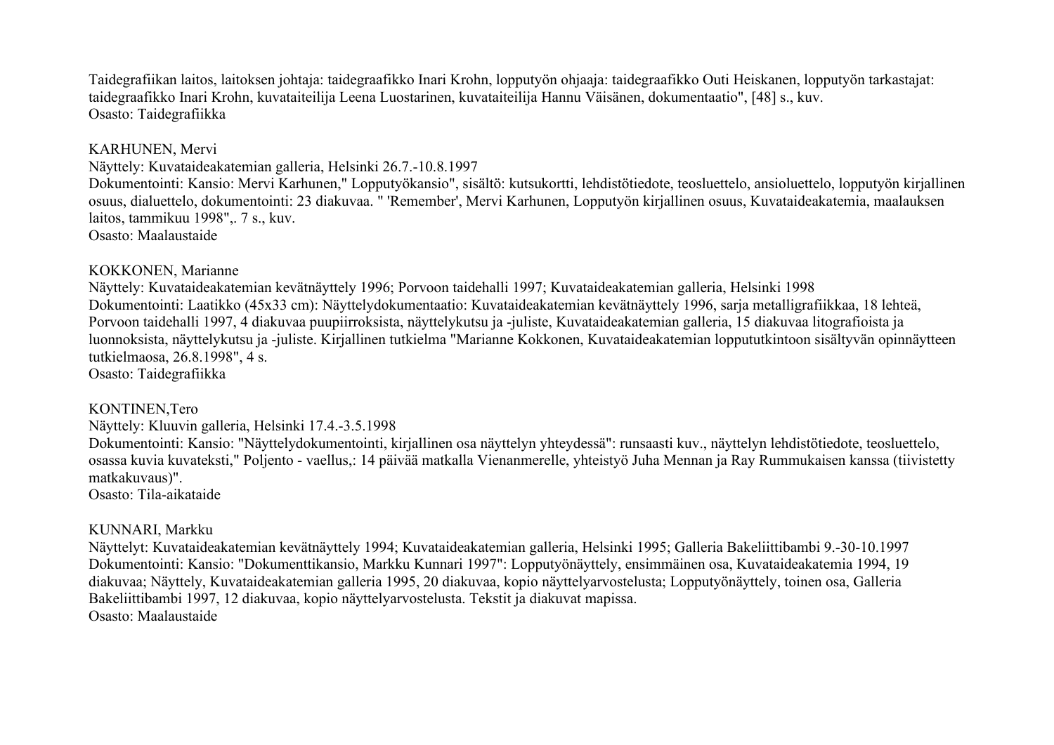Taidegrafiikan laitos, laitoksen johtaja: taidegraafikko Inari Krohn, lopputyön ohjaaja: taidegraafikko Outi Heiskanen, lopputyön tarkastajat: taidegraafikko Inari Krohn, kuvataiteilija Leena Luostarinen, kuvataiteilija Hannu Väisänen, dokumentaatio", [48] s., kuv.
Osasto: Taidegrafiikka

KARHUNEN, Mervi
Näyttely: Kuvataideakatemian galleria, Helsinki 26.7.-10.8.1997
Dokumentointi: Kansio: Mervi Karhunen," Lopputyökansio", sisältö: kutsukortti, lehdistötiedote, teosluettelo, ansioluettelo, lopputyön kirjallinen osuus, dialuettelo, dokumentointi: 23 diakuvaa. " 'Remember', Mervi Karhunen, Lopputyön kirjallinen osuus, Kuvataideakatemia, maalauksen laitos, tammikuu 1998",. 7 s., kuv.
Osasto: Maalaustaide

KOKKONEN, Marianne
Näyttely: Kuvataideakatemian kevätnäyttely 1996; Porvoon taidehalli 1997; Kuvataideakatemian galleria, Helsinki 1998
Dokumentointi: Laatikko (45x33 cm): Näyttelydokumentaatio: Kuvataideakatemian kevätnäyttely 1996, sarja metalligrafiikkaa, 18 lehteä, Porvoon taidehalli 1997, 4 diakuvaa puupiirroksista, näyttelykutsu ja -juliste, Kuvataideakatemian galleria, 15 diakuvaa litografioista ja luonnoksista, näyttelykutsu ja -juliste. Kirjallinen tutkielma "Marianne Kokkonen, Kuvataideakatemian loppututkintoon sisältyvän opinnäytteen tutkielmaosa, 26.8.1998", 4 s.
Osasto: Taidegrafiikka

KONTINEN,Tero
Näyttely: Kluuvin galleria, Helsinki 17.4.-3.5.1998
Dokumentointi: Kansio: "Näyttelydokumentointi, kirjallinen osa näyttelyn yhteydessä": runsaasti kuv., näyttelyn lehdistötiedote, teosluettelo, osassa kuvia kuvateksti," Poljento - vaellus,: 14 päivää matkalla Vienanmerelle, yhteistyö Juha Mennan ja Ray Rummukaisen kanssa (tiivistetty matkakuvaus)".
Osasto: Tila-aikataide

KUNNARI, Markku
Näyttelyt: Kuvataideakatemian kevätnäyttely 1994; Kuvataideakatemian galleria, Helsinki 1995; Galleria Bakeliittibambi 9.-30-10.1997
Dokumentointi: Kansio: "Dokumenttikansio, Markku Kunnari 1997": Lopputyönäyttely, ensimmäinen osa, Kuvataideakatemia 1994, 19 diakuvaa; Näyttely, Kuvataideakatemian galleria 1995, 20 diakuvaa, kopio näyttelyarvostelusta; Lopputyönäyttely, toinen osa, Galleria Bakeliittibambi 1997, 12 diakuvaa, kopio näyttelyarvostelusta. Tekstit ja diakuvat mapissa.
Osasto: Maalaustaide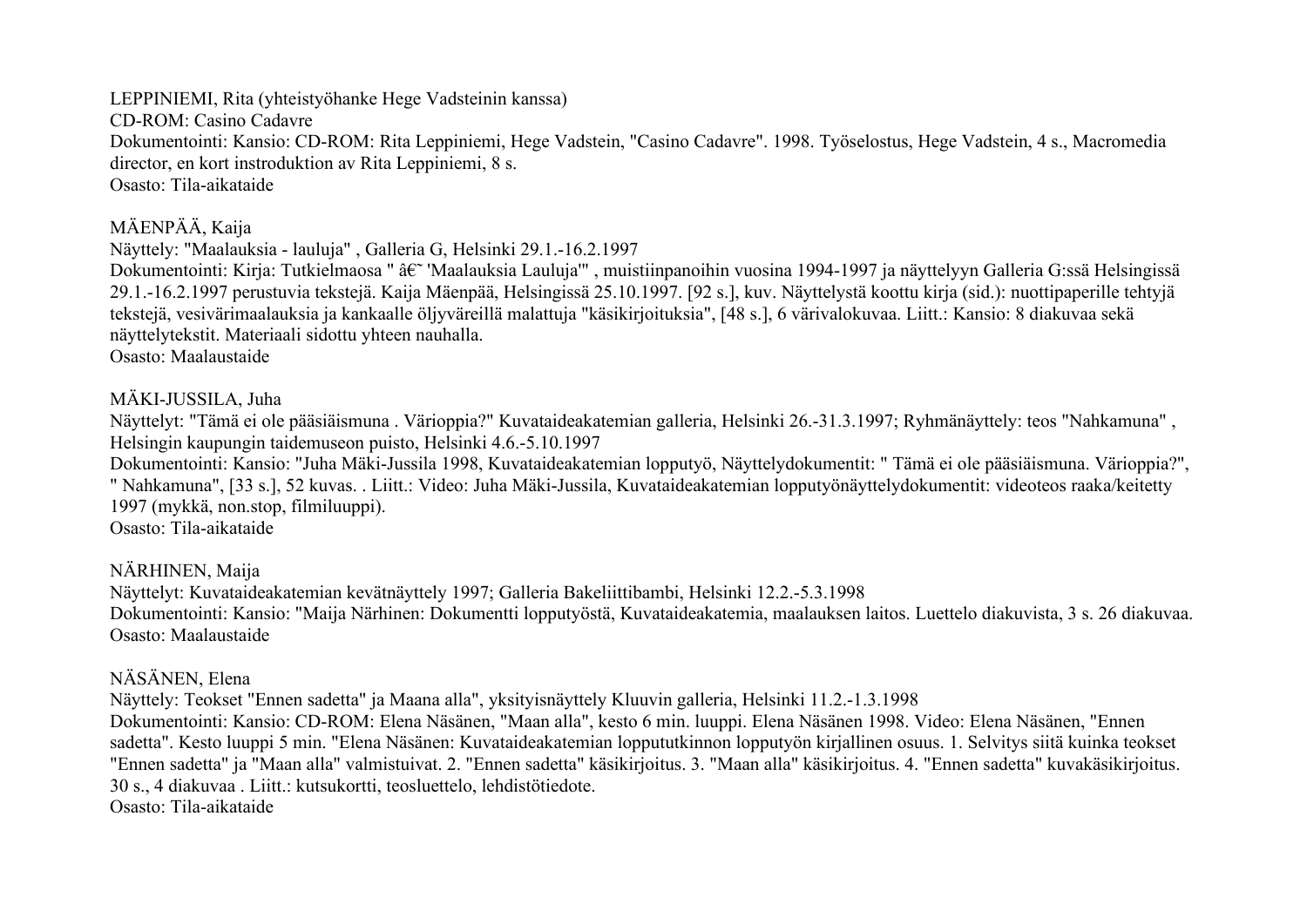LEPPINIEMI, Rita (yhteistyöhanke Hege Vadsteinin kanssa)
CD-ROM: Casino Cadavre
Dokumentointi: Kansio: CD-ROM: Rita Leppiniemi, Hege Vadstein, "Casino Cadavre". 1998. Työselostus, Hege Vadstein, 4 s., Macromedia director, en kort instroduktion av Rita Leppiniemi, 8 s.
Osasto: Tila-aikataide

MÄENPÄÄ, Kaija
Näyttely: "Maalauksia - lauluja" , Galleria G, Helsinki 29.1.-16.2.1997
Dokumentointi: Kirja: Tutkielmaosa " â€˜ 'Maalauksia Lauluja'" , muistiinpanoihin vuosina 1994-1997 ja näyttelyyn Galleria G:ssä Helsingissä 29.1.-16.2.1997 perustuvia tekstejä. Kaija Mäenpää, Helsingissä 25.10.1997. [92 s.], kuv. Näyttelystä koottu kirja (sid.): nuottipaperille tehtyjä tekstejä, vesivärimaalauksia ja kankaalle öljyväreillä malattuja "käsikirjoituksia", [48 s.], 6 värivalokuvaa. Liitt.: Kansio: 8 diakuvaa sekä näyttelytekstit. Materiaali sidottu yhteen nauhalla.
Osasto: Maalaustaide

MÄKI-JUSSILA, Juha
Näyttelyt: "Tämä ei ole pääsiäismuna . Värioppia?" Kuvataideakatemian galleria, Helsinki 26.-31.3.1997; Ryhmänäyttely: teos "Nahkamuna" , Helsingin kaupungin taidemuseon puisto, Helsinki 4.6.-5.10.1997
Dokumentointi: Kansio: "Juha Mäki-Jussila 1998, Kuvataideakatemian lopputyö, Näyttelydokumentit: " Tämä ei ole pääsiäismuna. Värioppia?", " Nahkamuna", [33 s.], 52 kuvas. . Liitt.: Video: Juha Mäki-Jussila, Kuvataideakatemian lopputyönäyttelydokumentit: videoteos raaka/keitetty 1997 (mykkä, non.stop, filmiluuppi).
Osasto: Tila-aikataide

NÄRHINEN, Maija
Näyttelyt: Kuvataideakatemian kevätnäyttely 1997; Galleria Bakeliittibambi, Helsinki 12.2.-5.3.1998
Dokumentointi: Kansio: "Maija Närhinen: Dokumentti lopputyöstä, Kuvataideakatemia, maalauksen laitos. Luettelo diakuvista, 3 s. 26 diakuvaa.
Osasto: Maalaustaide

NÄSÄNEN, Elena
Näyttely: Teokset "Ennen sadetta" ja Maana alla", yksityisnäyttely Kluuvin galleria, Helsinki 11.2.-1.3.1998
Dokumentointi: Kansio: CD-ROM: Elena Näsänen, "Maan alla", kesto 6 min. luuppi. Elena Näsänen 1998. Video: Elena Näsänen, "Ennen sadetta". Kesto luuppi 5 min. "Elena Näsänen: Kuvataideakatemian loppututkinnon lopputyön kirjallinen osuus. 1. Selvitys siitä kuinka teokset "Ennen sadetta" ja "Maan alla" valmistuivat. 2. "Ennen sadetta" käsikirjoitus. 3. "Maan alla" käsikirjoitus. 4. "Ennen sadetta" kuvakäsikirjoitus. 30 s., 4 diakuvaa . Liitt.: kutsukortti, teosluettelo, lehdistötiedote.
Osasto: Tila-aikataide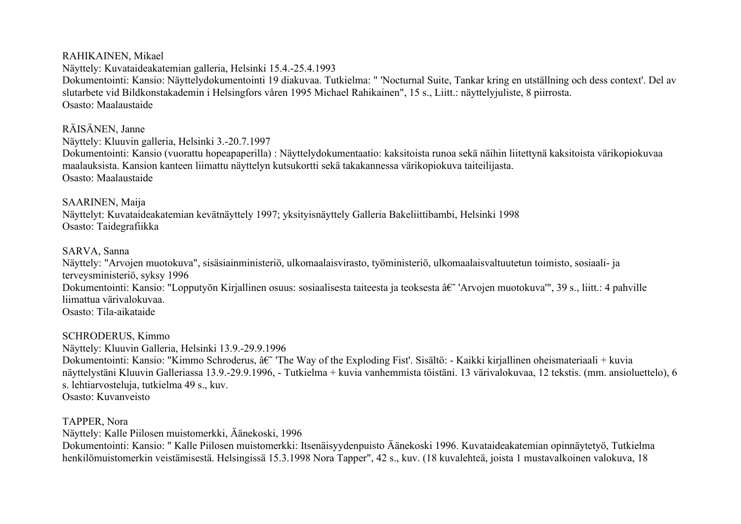RAHIKAINEN, Mikael
Näyttely: Kuvataideakatemian galleria, Helsinki 15.4.-25.4.1993
Dokumentointi: Kansio: Näyttelydokumentointi 19 diakuvaa. Tutkielma: " 'Nocturnal Suite, Tankar kring en utställning och dess context'. Del av slutarbete vid Bildkonstakademin i Helsingfors våren 1995 Michael Rahikainen", 15 s., Liitt.: näyttelyjuliste, 8 piirrosta.
Osasto: Maalaustaide

RÄISÄNEN, Janne
Näyttely: Kluuvin galleria, Helsinki 3.-20.7.1997
Dokumentointi: Kansio (vuorattu hopeapaperilla) : Näyttelydokumentaatio: kaksitoista runoa sekä näihin liitettynä kaksitoista värikopiokuvaa maalauksista. Kansion kanteen liimattu näyttelyn kutsukortti sekä takakannessa värikopiokuva taiteilijasta.
Osasto: Maalaustaide

SAARINEN, Maija
Näyttelyt: Kuvataideakatemian kevätnäyttely 1997; yksityisnäyttely Galleria Bakeliittibambi, Helsinki 1998
Osasto: Taidegrafiikka

SARVA, Sanna
Näyttely: "Arvojen muotokuva", sisäsiainministeriö, ulkomaalaisvirasto, työministeriö, ulkomaalaisvaltuutetun toimisto, sosiaali- ja terveysministeriö, syksy 1996
Dokumentointi: Kansio: "Lopputyön Kirjallinen osuus: sosiaalisesta taiteesta ja teoksesta â€˜ 'Arvojen muotokuva'", 39 s., liitt.: 4 pahville liimattua värivalokuvaa.
Osasto: Tila-aikataide

SCHRODERUS, Kimmo
Näyttely: Kluuvin Galleria, Helsinki 13.9.-29.9.1996
Dokumentointi: Kansio: "Kimmo Schroderus, â€˜ 'The Way of the Exploding Fist'. Sisältö: - Kaikki kirjallinen oheismateriaali + kuvia näyttelystäni Kluuvin Galleriassa 13.9.-29.9.1996, - Tutkielma + kuvia vanhemmista töistäni. 13 värivalokuvaa, 12 tekstis. (mm. ansioluettelo), 6 s. lehtiarvosteluja, tutkielma 49 s., kuv.
Osasto: Kuvanveisto

TAPPER, Nora
Näyttely: Kalle Piilosen muistomerkki, Äänekoski, 1996
Dokumentointi: Kansio: " Kalle Piilosen muistomerkki: Itsenäisyydenpuisto Äänekoski 1996. Kuvataideakatemian opinnäytetyö, Tutkielma henkilömuistomerkin veistämisestä. Helsingissä 15.3.1998 Nora Tapper", 42 s., kuv. (18 kuvalehteä, joista 1 mustavalkoinen valokuva, 18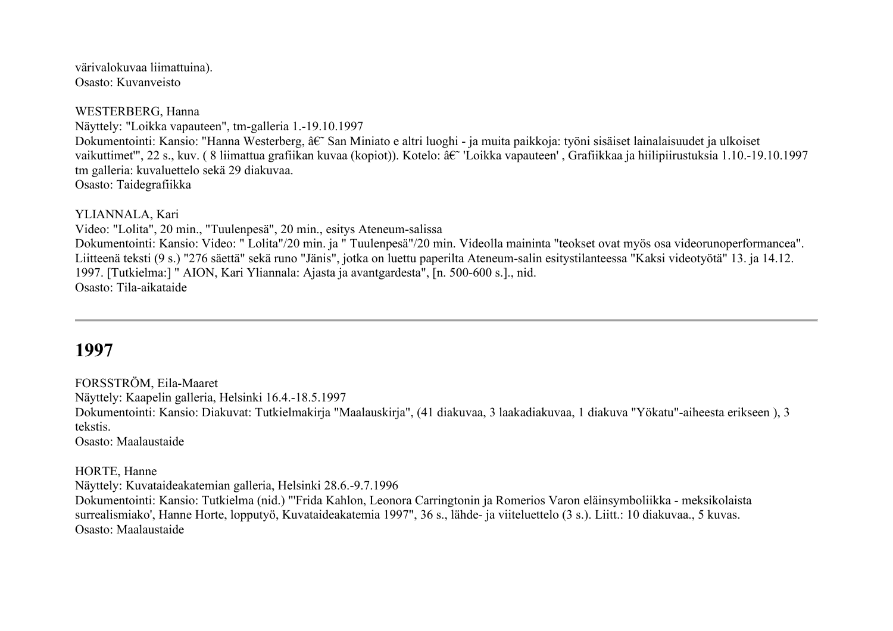värivalokuvaa liimattuina).
Osasto: Kuvanveisto

WESTERBERG, Hanna
Näyttely: "Loikka vapauteen", tm-galleria 1.-19.10.1997
Dokumentointi: Kansio: "Hanna Westerberg, â€˜ San Miniato e altri luoghi - ja muita paikkoja: työni sisäiset lainalaisuudet ja ulkoiset vaikuttimet'", 22 s., kuv. ( 8 liimattua grafiikan kuvaa (kopiot)). Kotelo: â€˜ 'Loikka vapauteen' , Grafiikkaa ja hiilipiirustuksia 1.10.-19.10.1997 tm galleria: kuvaluettelo sekä 29 diakuvaa.
Osasto: Taidegrafiikka

YLIANNALA, Kari
Video: "Lolita", 20 min., "Tuulenpesä", 20 min., esitys Ateneum-salissa
Dokumentointi: Kansio: Video: " Lolita"/20 min. ja " Tuulenpesä"/20 min. Videolla maininta "teokset ovat myös osa videorunoperformancea". Liitteenä teksti (9 s.) "276 säettä" sekä runo "Jänis", jotka on luettu paperilta Ateneum-salin esitystilanteessa "Kaksi videotyötä" 13. ja 14.12. 1997. [Tutkielma:] " AION, Kari Yliannala: Ajasta ja avantgardesta", [n. 500-600 s.]., nid.
Osasto: Tila-aikataide

---

## 1997

FORSSTRÖM, Eila-Maaret
Näyttely: Kaapelin galleria, Helsinki 16.4.-18.5.1997
Dokumentointi: Kansio: Diakuvat: Tutkielmakirja "Maalauskirja", (41 diakuvaa, 3 laakadiakuvaa, 1 diakuva "Yökatu"-aiheesta erikseen ), 3 tekstis.
Osasto: Maalaustaide

HORTE, Hanne
Näyttely: Kuvataideakatemian galleria, Helsinki 28.6.-9.7.1996
Dokumentointi: Kansio: Tutkielma (nid.) "'Frida Kahlon, Leonora Carringtonin ja Romerios Varon eläinsymboliikka - meksikolaista surrealismiako', Hanne Horte, lopputyö, Kuvataideakatemia 1997", 36 s., lähde- ja viiteluettelo (3 s.). Liitt.: 10 diakuvaa., 5 kuvas.
Osasto: Maalaustaide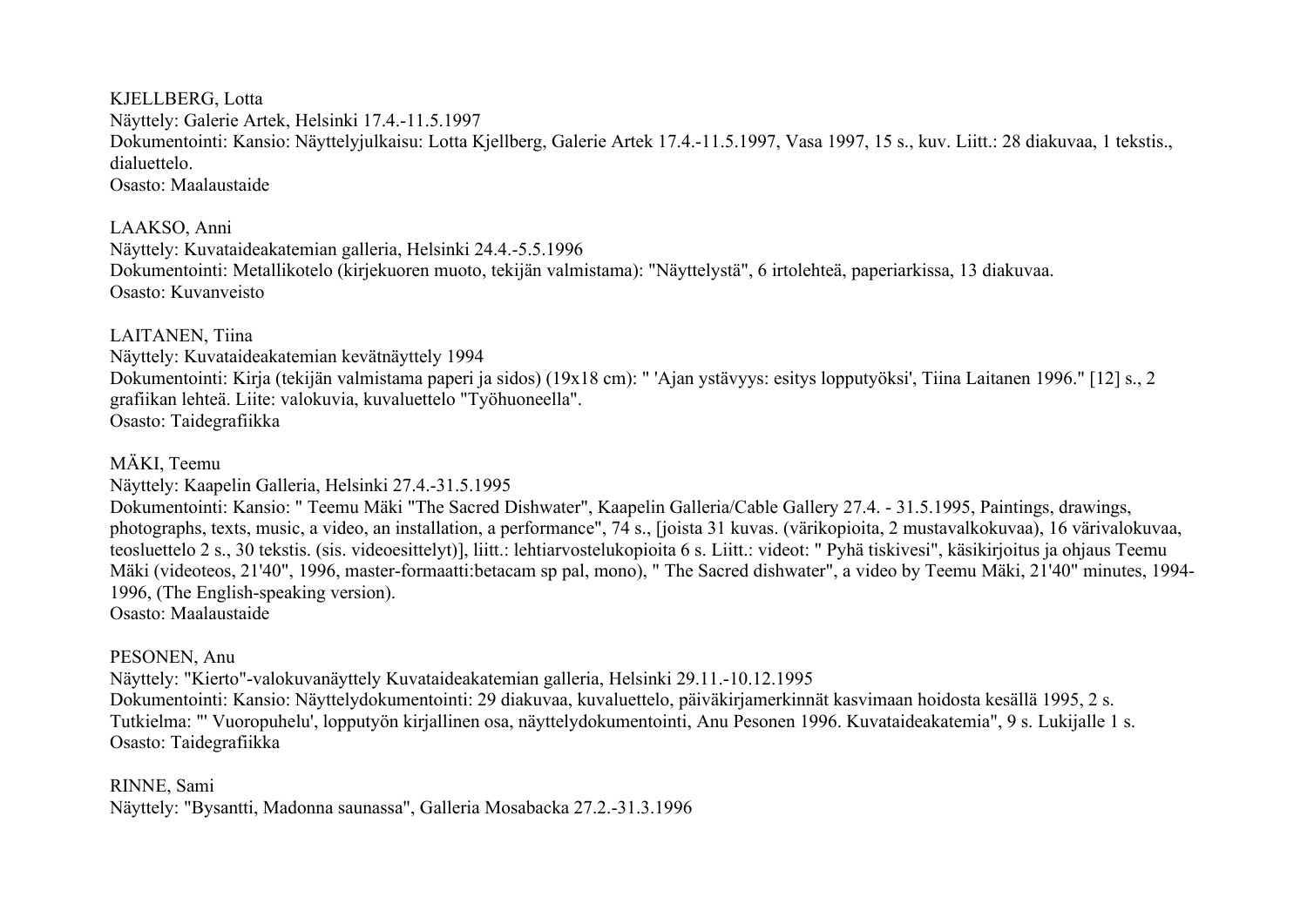KJELLBERG, Lotta
Näyttely: Galerie Artek, Helsinki 17.4.-11.5.1997
Dokumentointi: Kansio: Näyttelyjulkaisu: Lotta Kjellberg, Galerie Artek 17.4.-11.5.1997, Vasa 1997, 15 s., kuv. Liitt.: 28 diakuvaa, 1 tekstis., dialuettelo.
Osasto: Maalaustaide

LAAKSO, Anni
Näyttely: Kuvataideakatemian galleria, Helsinki 24.4.-5.5.1996
Dokumentointi: Metallikotelo (kirjekuoren muoto, tekijän valmistama): "Näyttelystä", 6 irtolehteä, paperiarkissa, 13 diakuvaa.
Osasto: Kuvanveisto

LAITANEN, Tiina
Näyttely: Kuvataideakatemian kevätnäyttely 1994
Dokumentointi: Kirja (tekijän valmistama paperi ja sidos) (19x18 cm): " 'Ajan ystävyys: esitys lopputyöksi', Tiina Laitanen 1996." [12] s., 2 grafiikan lehteä. Liite: valokuvia, kuvaluettelo "Työhuoneella".
Osasto: Taidegrafiikka

MÄKI, Teemu
Näyttely: Kaapelin Galleria, Helsinki 27.4.-31.5.1995
Dokumentointi: Kansio: " Teemu Mäki "The Sacred Dishwater", Kaapelin Galleria/Cable Gallery 27.4. - 31.5.1995, Paintings, drawings, photographs, texts, music, a video, an installation, a performance", 74 s., [joista 31 kuvas. (värikopioita, 2 mustavalkokuvaa), 16 värivalokuvaa, teosluettelo 2 s., 30 tekstis. (sis. videoesittelyt)], liitt.: lehtiarvostelukopioita 6 s. Liitt.: videot: " Pyhä tiskivesi", käsikirjoitus ja ohjaus Teemu Mäki (videoteos, 21'40", 1996, master-formaatti:betacam sp pal, mono), " The Sacred dishwater", a video by Teemu Mäki, 21'40" minutes, 1994-1996, (The English-speaking version).
Osasto: Maalaustaide

PESONEN, Anu
Näyttely: "Kierto"-valokuvanäyttely Kuvataideakatemian galleria, Helsinki 29.11.-10.12.1995
Dokumentointi: Kansio: Näyttelydokumentointi: 29 diakuvaa, kuvaluettelo, päiväkirjamerkinnät kasvimaan hoidosta kesällä 1995, 2 s.
Tutkielma: "' Vuoropuhelu', lopputyön kirjallinen osa, näyttelydokumentointi, Anu Pesonen 1996. Kuvataideakatemia", 9 s. Lukijalle 1 s.
Osasto: Taidegrafiikka

RINNE, Sami
Näyttely: "Bysantti, Madonna saunassa", Galleria Mosabacka 27.2.-31.3.1996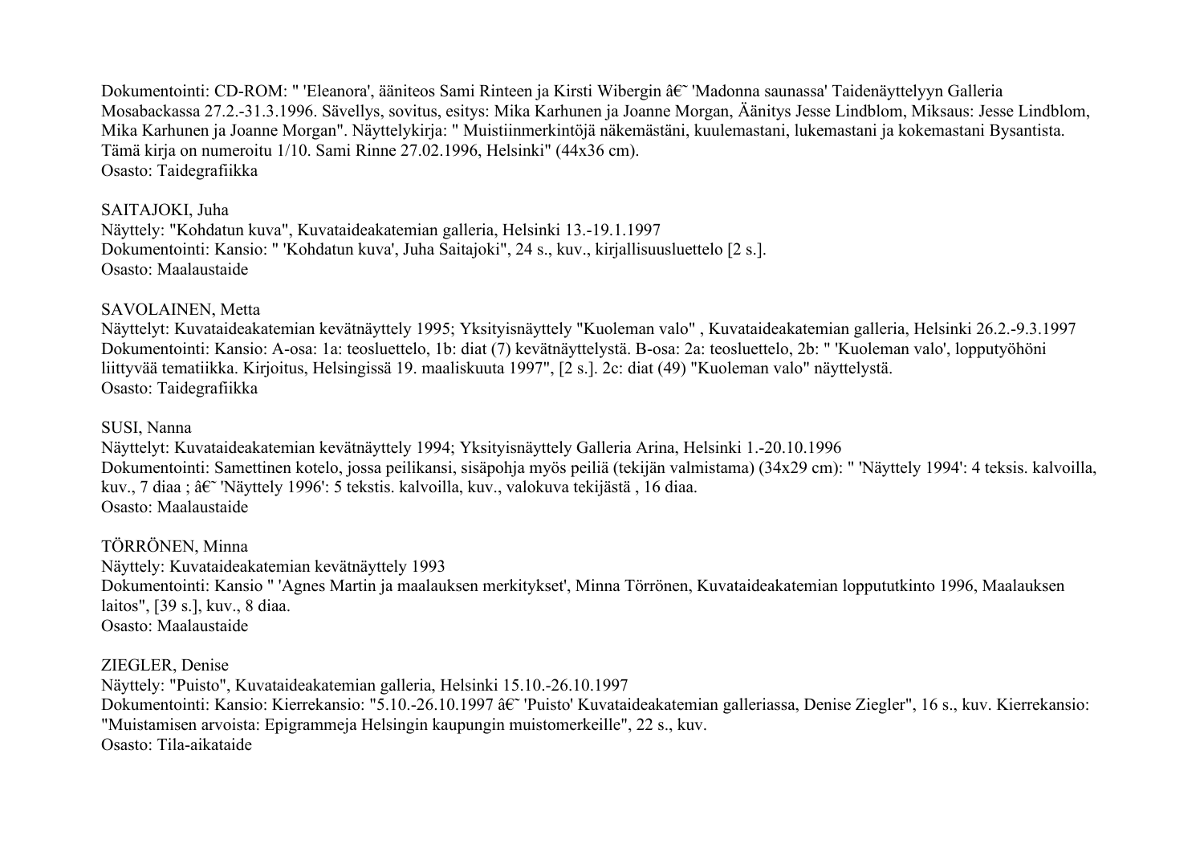Dokumentointi: CD-ROM: " 'Eleanora', ääniteos Sami Rinteen ja Kirsti Wibergin â€˜ 'Madonna saunassa' Taidenäyttelyyn Galleria Mosabackassa 27.2.-31.3.1996. Sävellys, sovitus, esitys: Mika Karhunen ja Joanne Morgan, Äänitys Jesse Lindblom, Miksaus: Jesse Lindblom, Mika Karhunen ja Joanne Morgan". Näyttelykirja: " Muistiinmerkintöjä näkemästäni, kuulemastani, lukemastani ja kokemastani Bysantista. Tämä kirja on numeroitu 1/10. Sami Rinne 27.02.1996, Helsinki" (44x36 cm).
Osasto: Taidegrafiikka

SAITAJOKI, Juha
Näyttely: "Kohdatun kuva", Kuvataideakatemian galleria, Helsinki 13.-19.1.1997
Dokumentointi: Kansio: " 'Kohdatun kuva', Juha Saitajoki", 24 s., kuv., kirjallisuusluettelo [2 s.].
Osasto: Maalaustaide

SAVOLAINEN, Metta
Näyttelyt: Kuvataideakatemian kevätnäyttely 1995; Yksityisnäyttely "Kuoleman valo" , Kuvataideakatemian galleria, Helsinki 26.2.-9.3.1997
Dokumentointi: Kansio: A-osa: 1a: teosluettelo, 1b: diat (7) kevätnäyttelystä. B-osa: 2a: teosluettelo, 2b: " 'Kuoleman valo', lopputyöhöni liittyvää tematiikka. Kirjoitus, Helsingissä 19. maaliskuuta 1997", [2 s.]. 2c: diat (49) "Kuoleman valo" näyttelystä.
Osasto: Taidegrafiikka

SUSI, Nanna
Näyttelyt: Kuvataideakatemian kevätnäyttely 1994; Yksityisnäyttely Galleria Arina, Helsinki 1.-20.10.1996
Dokumentointi: Samettinen kotelo, jossa peilikansi, sisäpohja myös peiliä (tekijän valmistama) (34x29 cm): " 'Näyttely 1994': 4 teksis. kalvoilla, kuv., 7 diaa ; â€˜ 'Näyttely 1996': 5 tekstis. kalvoilla, kuv., valokuva tekijästä , 16 diaa.
Osasto: Maalaustaide

TÖRRÖNEN, Minna
Näyttely: Kuvataideakatemian kevätnäyttely 1993
Dokumentointi: Kansio " 'Agnes Martin ja maalauksen merkitykset', Minna Törrönen, Kuvataideakatemian loppututkinto 1996, Maalauksen laitos", [39 s.], kuv., 8 diaa.
Osasto: Maalaustaide

ZIEGLER, Denise
Näyttely: "Puisto", Kuvataideakatemian galleria, Helsinki 15.10.-26.10.1997
Dokumentointi: Kansio: Kierrekansio: "5.10.-26.10.1997 â€˜ 'Puisto' Kuvataideakatemian galleriassa, Denise Ziegler", 16 s., kuv. Kierrekansio: "Muistamisen arvoista: Epigrammeja Helsingin kaupungin muistomerkeille", 22 s., kuv.
Osasto: Tila-aikataide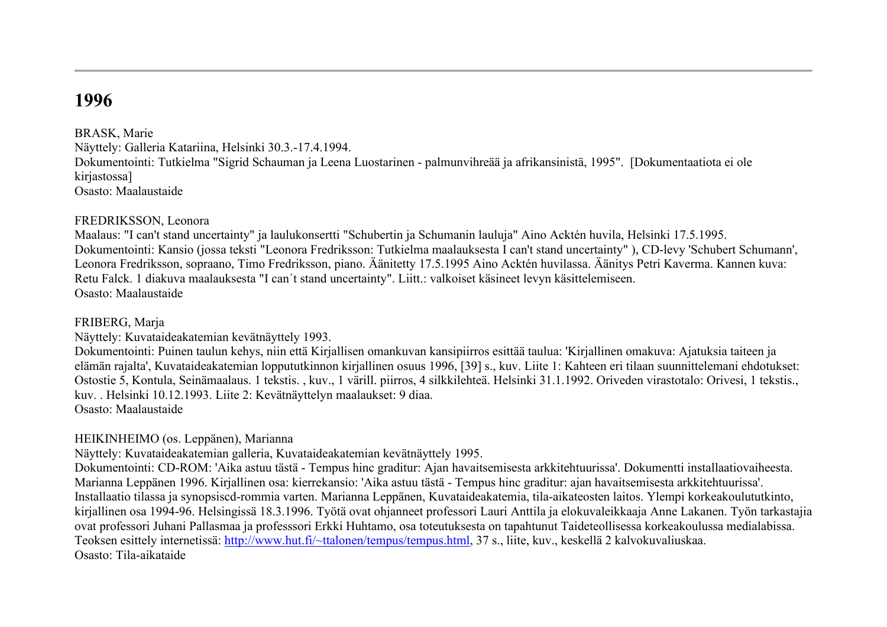## 1996

BRASK, Marie
Näyttely: Galleria Katariina, Helsinki 30.3.-17.4.1994.
Dokumentointi: Tutkielma "Sigrid Schauman ja Leena Luostarinen - palmunvihreää ja afrikansinistä, 1995". [Dokumentaatiota ei ole kirjastossa]
Osasto: Maalaustaide

FREDRIKSSON, Leonora
Maalaus: "I can't stand uncertainty" ja laulukonsertti "Schubertin ja Schumanin lauluja" Aino Acktén huvila, Helsinki 17.5.1995.
Dokumentointi: Kansio (jossa teksti "Leonora Fredriksson: Tutkielma maalauksesta I can't stand uncertainty" ), CD-levy 'Schubert Schumann', Leonora Fredriksson, sopraano, Timo Fredriksson, piano. Äänitetty 17.5.1995 Aino Acktén huvilassa. Äänitys Petri Kaverma. Kannen kuva: Retu Falck. 1 diakuva maalauksesta "I can´t stand uncertainty". Liitt.: valkoiset käsineet levyn käsittelemiseen.
Osasto: Maalaustaide

FRIBERG, Marja
Näyttely: Kuvataideakatemian kevätnäyttely 1993.
Dokumentointi: Puinen taulun kehys, niin että Kirjallisen omankuvan kansipiirros esittää taulua: 'Kirjallinen omakuva: Ajatuksia taiteen ja elämän rajalta', Kuvataideakatemian loppututkinnon kirjallinen osuus 1996, [39] s., kuv. Liite 1: Kahteen eri tilaan suunnittelemani ehdotukset: Ostostie 5, Kontula, Seinämaalaus. 1 tekstis. , kuv., 1 värill. piirros, 4 silkkilehteä. Helsinki 31.1.1992. Oriveden virastotalo: Orivesi, 1 tekstis., kuv. . Helsinki 10.12.1993. Liite 2: Kevätnäyttelyn maalaukset: 9 diaa.
Osasto: Maalaustaide

HEIKINHEIMO (os. Leppänen), Marianna
Näyttely: Kuvataideakatemian galleria, Kuvataideakatemian kevätnäyttely 1995.
Dokumentointi: CD-ROM: 'Aika astuu tästä - Tempus hinc graditur: Ajan havaitsemisesta arkkitehtuurissa'. Dokumentti installaatiovaiheesta. Marianna Leppänen 1996. Kirjallinen osa: kierrekansio: 'Aika astuu tästä - Tempus hinc graditur: ajan havaitsemisesta arkkitehtuurissa'. Installaatio tilassa ja synopsiscd-rommia varten. Marianna Leppänen, Kuvataideakatemia, tila-aikateosten laitos. Ylempi korkeakoulututkinto, kirjallinen osa 1994-96. Helsingissä 18.3.1996. Työtä ovat ohjanneet professori Lauri Anttila ja elokuvaleikkaaja Anne Lakanen. Työn tarkastajia ovat professori Juhani Pallasmaa ja professsori Erkki Huhtamo, osa toteutuksesta on tapahtunut Taideteollisessa korkeakoulussa medialabissa. Teoksen esittely internetissä: http://www.hut.fi/~ttalonen/tempus/tempus.html, 37 s., liite, kuv., keskellä 2 kalvokuvaliuskaa.
Osasto: Tila-aikataide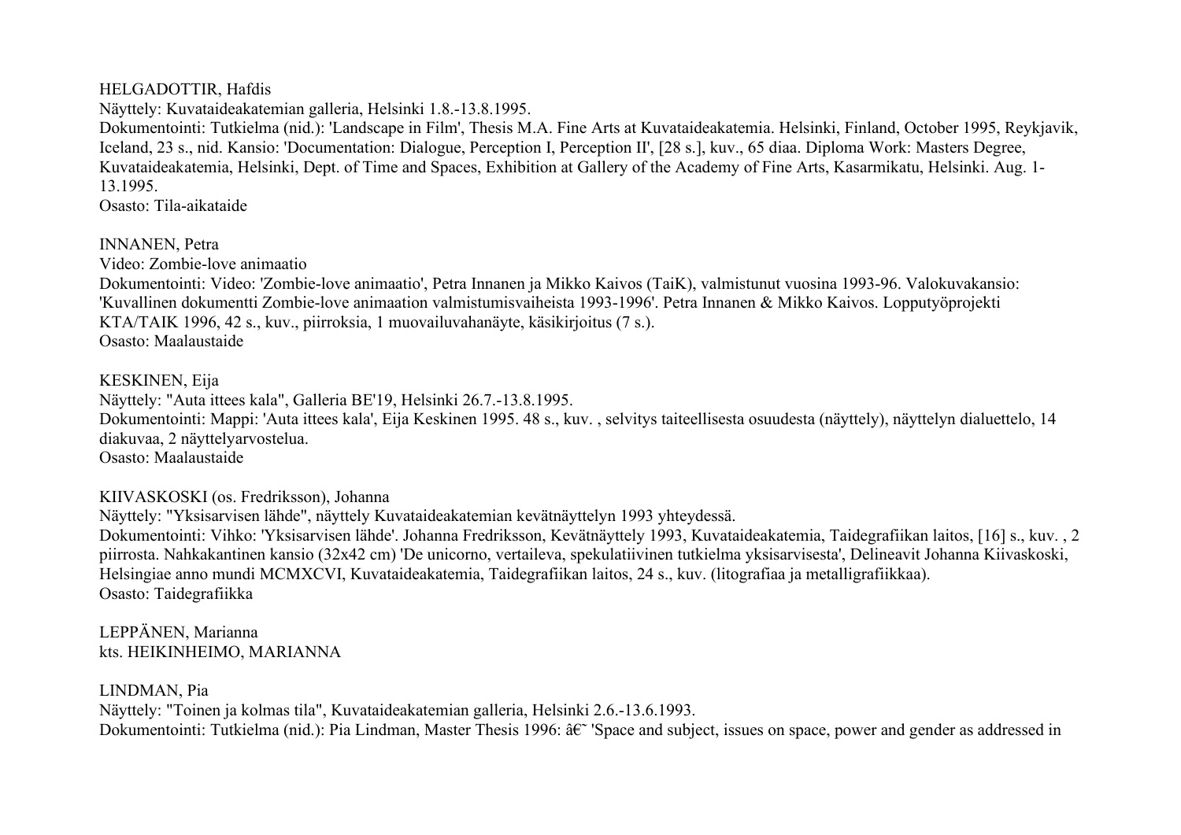HELGADOTTIR, Hafdis
Näyttely: Kuvataideakatemian galleria, Helsinki 1.8.-13.8.1995.
Dokumentointi: Tutkielma (nid.): 'Landscape in Film', Thesis M.A. Fine Arts at Kuvataideakatemia. Helsinki, Finland, October 1995, Reykjavik, Iceland, 23 s., nid. Kansio: 'Documentation: Dialogue, Perception I, Perception II', [28 s.], kuv., 65 diaa. Diploma Work: Masters Degree, Kuvataideakatemia, Helsinki, Dept. of Time and Spaces, Exhibition at Gallery of the Academy of Fine Arts, Kasarmikatu, Helsinki. Aug. 1-13.1995.
Osasto: Tila-aikataide

INNANEN, Petra
Video: Zombie-love animaatio
Dokumentointi: Video: 'Zombie-love animaatio', Petra Innanen ja Mikko Kaivos (TaiK), valmistunut vuosina 1993-96. Valokuvakansio: 'Kuvallinen dokumentti Zombie-love animaation valmistumisvaiheista 1993-1996'. Petra Innanen & Mikko Kaivos. Lopputyöprojekti KTA/TAIK 1996, 42 s., kuv., piirroksia, 1 muovailuvahanäyte, käsikirjoitus (7 s.).
Osasto: Maalaustaide

KESKINEN, Eija
Näyttely: "Auta ittees kala", Galleria BE'19, Helsinki 26.7.-13.8.1995.
Dokumentointi: Mappi: 'Auta ittees kala', Eija Keskinen 1995. 48 s., kuv. , selvitys taiteellisesta osuudesta (näyttely), näyttelyn dialuettelo, 14 diakuvaa, 2 näyttelyarvostelua.
Osasto: Maalaustaide

KIIVASKOSKI (os. Fredriksson), Johanna
Näyttely: "Yksisarvisen lähde", näyttely Kuvataideakatemian kevätnäyttelyn 1993 yhteydessä.
Dokumentointi: Vihko: 'Yksisarvisen lähde'. Johanna Fredriksson, Kevätnäyttely 1993, Kuvataideakatemia, Taidegrafiikan laitos, [16] s., kuv. , 2 piirrosta. Nahkakantinen kansio (32x42 cm) 'De unicorno, vertaileva, spekulatiivinen tutkielma yksisarvisesta', Delineavit Johanna Kiivaskoski, Helsingiae anno mundi MCMXCVI, Kuvataideakatemia, Taidegrafiikan laitos, 24 s., kuv. (litografiaa ja metalligrafiikkaa).
Osasto: Taidegrafiikka

LEPPÄNEN, Marianna
kts. HEIKINHEIMO, MARIANNA

LINDMAN, Pia
Näyttely: "Toinen ja kolmas tila", Kuvataideakatemian galleria, Helsinki 2.6.-13.6.1993.
Dokumentointi: Tutkielma (nid.): Pia Lindman, Master Thesis 1996: â€˜ 'Space and subject, issues on space, power and gender as addressed in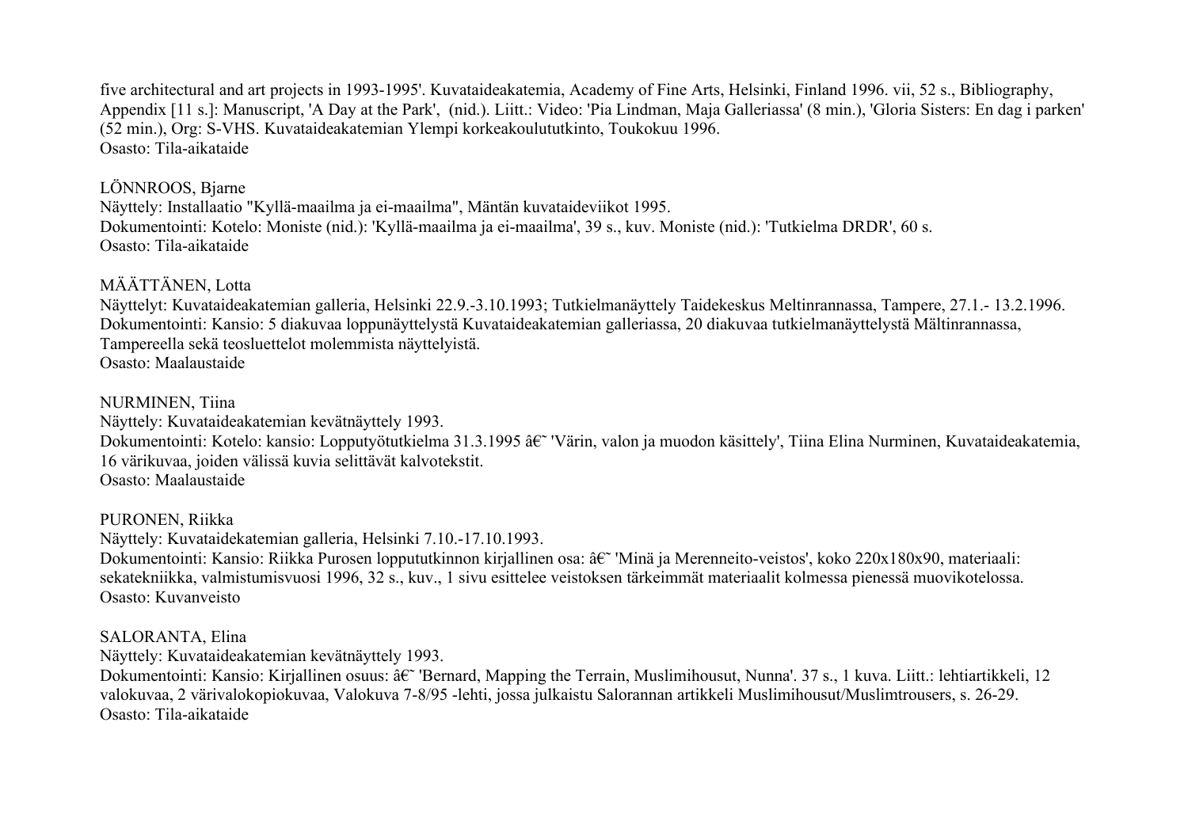five architectural and art projects in 1993-1995'. Kuvataideakatemia, Academy of Fine Arts, Helsinki, Finland 1996. vii, 52 s., Bibliography, Appendix [11 s.]: Manuscript, 'A Day at the Park', (nid.). Liitt.: Video: 'Pia Lindman, Maja Galleriassa' (8 min.), 'Gloria Sisters: En dag i parken' (52 min.), Org: S-VHS. Kuvataideakatemian Ylempi korkeakoulututkinto, Toukokuu 1996.
Osasto: Tila-aikataide

LÖNNROOS, Bjarne
Näyttely: Installaatio "Kyllä-maailma ja ei-maailma", Mäntän kuvataideviikot 1995.
Dokumentointi: Kotelo: Moniste (nid.): 'Kyllä-maailma ja ei-maailma', 39 s., kuv. Moniste (nid.): 'Tutkielma DRDR', 60 s.
Osasto: Tila-aikataide

MÄÄTTÄNEN, Lotta
Näyttelyt: Kuvataideakatemian galleria, Helsinki 22.9.-3.10.1993; Tutkielmanäyttely Taidekeskus Meltinrannassa, Tampere, 27.1.- 13.2.1996.
Dokumentointi: Kansio: 5 diakuvaa loppunäyttelystä Kuvataideakatemian galleriassa, 20 diakuvaa tutkielmanäyttelystä Mältinrannassa, Tampereella sekä teosluettelot molemmista näyttelyistä.
Osasto: Maalaustaide

NURMINEN, Tiina
Näyttely: Kuvataideakatemian kevätnäyttely 1993.
Dokumentointi: Kotelo: kansio: Lopputyötutkielma 31.3.1995 â€˜ 'Värin, valon ja muodon käsittely', Tiina Elina Nurminen, Kuvataideakatemia, 16 värikuvaa, joiden välissä kuvia selittävät kalvotekstit.
Osasto: Maalaustaide

PURONEN, Riikka
Näyttely: Kuvataidekatemian galleria, Helsinki 7.10.-17.10.1993.
Dokumentointi: Kansio: Riikka Purosen loppututkinnon kirjallinen osa: â€˜ 'Minä ja Merenneito-veistos', koko 220x180x90, materiaali: sekatekniikka, valmistumisvuosi 1996, 32 s., kuv., 1 sivu esittelee veistoksen tärkeimmät materiaalit kolmessa pienessä muovikotelossa.
Osasto: Kuvanveisto

SALORANTA, Elina
Näyttely: Kuvataideakatemian kevätnäyttely 1993.
Dokumentointi: Kansio: Kirjallinen osuus: â€˜ 'Bernard, Mapping the Terrain, Muslimihousut, Nunna'. 37 s., 1 kuva. Liitt.: lehtiartikkeli, 12 valokuvaa, 2 värivalokopiokuvaa, Valokuva 7-8/95 -lehti, jossa julkaistu Salorannan artikkeli Muslimihousut/Muslimtrousers, s. 26-29.
Osasto: Tila-aikataide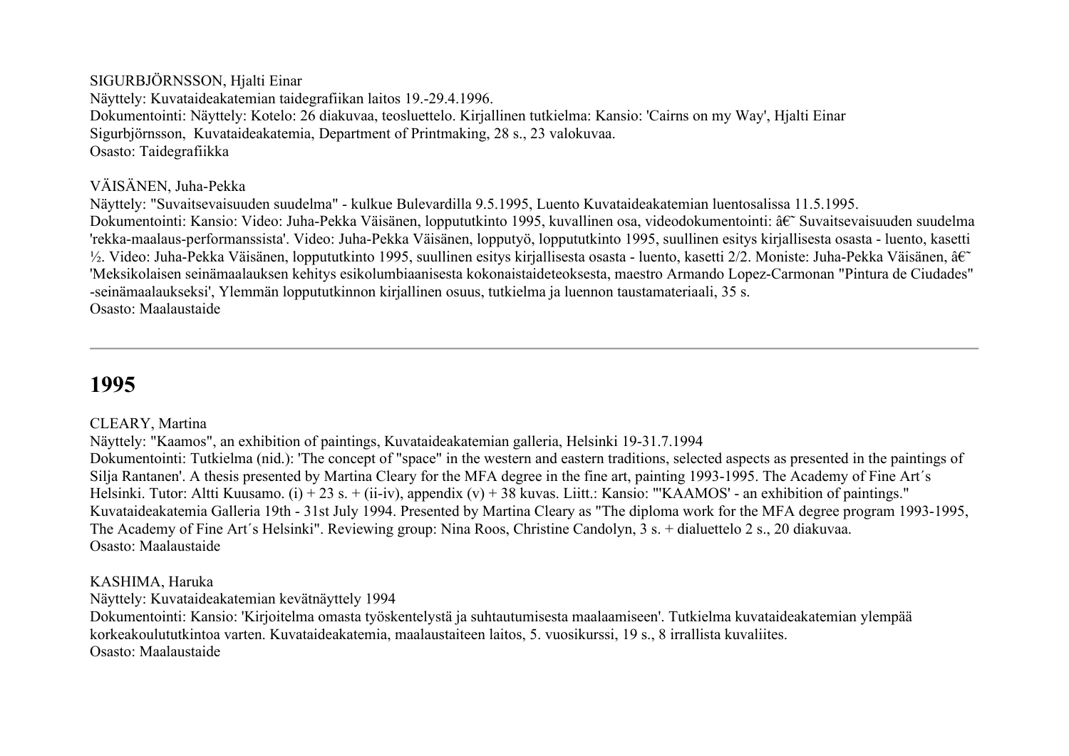SIGURBJÖRNSSON, Hjalti Einar
Näyttely: Kuvataideakatemian taidegrafiikan laitos 19.-29.4.1996.
Dokumentointi: Näyttely: Kotelo: 26 diakuvaa, teosluettelo. Kirjallinen tutkielma: Kansio: 'Cairns on my Way', Hjalti Einar Sigurbjörnsson, Kuvataideakatemia, Department of Printmaking, 28 s., 23 valokuvaa.
Osasto: Taidegrafiikka

VÄISÄNEN, Juha-Pekka
Näyttely: "Suvaitsevaisuuden suudelma" - kulkue Bulevardilla 9.5.1995, Luento Kuvataideakatemian luentosalissa 11.5.1995.
Dokumentointi: Kansio: Video: Juha-Pekka Väisänen, loppututkinto 1995, kuvallinen osa, videodokumentointi: â€˜ Suvaitsevaisuuden suudelma 'rekka-maalaus-performanssista'. Video: Juha-Pekka Väisänen, lopputyö, loppututkinto 1995, suullinen esitys kirjallisesta osasta - luento, kasetti ½. Video: Juha-Pekka Väisänen, loppututkinto 1995, suullinen esitys kirjallisesta osasta - luento, kasetti 2/2. Moniste: Juha-Pekka Väisänen, â€˜ 'Meksikolaisen seinämaalauksen kehitys esikolumbiaanisesta kokonaistaideteoksesta, maestro Armando Lopez-Carmonan "Pintura de Ciudades" -seinämaalaukseksi', Ylemmän loppututkinnon kirjallinen osuus, tutkielma ja luennon taustamateriaali, 35 s.
Osasto: Maalaustaide

---

# 1995

CLEARY, Martina
Näyttely: "Kaamos", an exhibition of paintings, Kuvataideakatemian galleria, Helsinki 19-31.7.1994
Dokumentointi: Tutkielma (nid.): 'The concept of "space" in the western and eastern traditions, selected aspects as presented in the paintings of Silja Rantanen'. A thesis presented by Martina Cleary for the MFA degree in the fine art, painting 1993-1995. The Academy of Fine Art´s Helsinki. Tutor: Altti Kuusamo. (i) + 23 s. + (ii-iv), appendix (v) + 38 kuvas. Liitt.: Kansio: "'KAAMOS' - an exhibition of paintings." Kuvataideakatemia Galleria 19th - 31st July 1994. Presented by Martina Cleary as "The diploma work for the MFA degree program 1993-1995, The Academy of Fine Art´s Helsinki". Reviewing group: Nina Roos, Christine Candolyn, 3 s. + dialuettelo 2 s., 20 diakuvaa.
Osasto: Maalaustaide

KASHIMA, Haruka
Näyttely: Kuvataideakatemian kevätnäyttely 1994
Dokumentointi: Kansio: 'Kirjoitelma omasta työskentelystä ja suhtautumisesta maalaamiseen'. Tutkielma kuvataideakatemian ylempää korkeakoulututkintoa varten. Kuvataideakatemia, maalaustaiteen laitos, 5. vuosikurssi, 19 s., 8 irrallista kuvaliites.
Osasto: Maalaustaide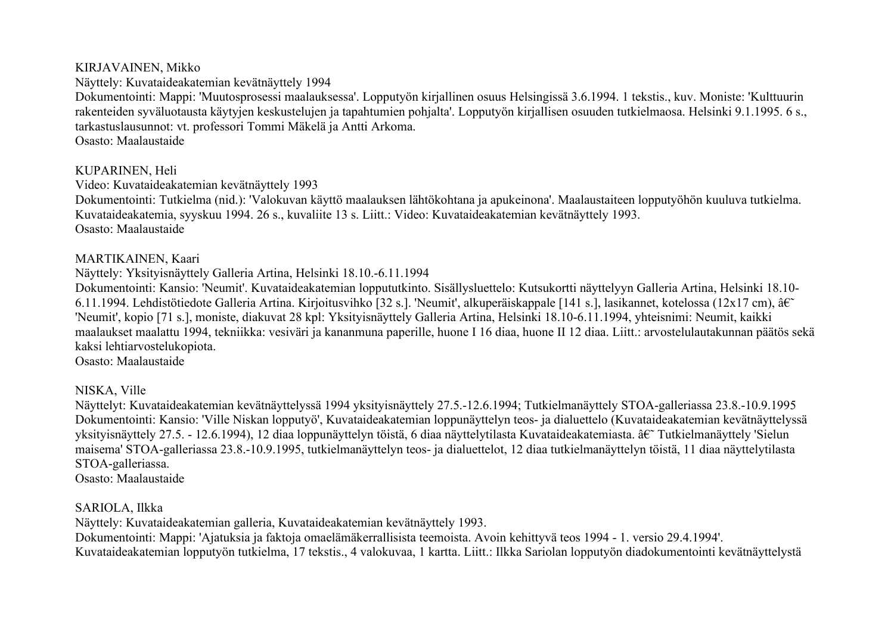KIRJAVAINEN, Mikko
Näyttely: Kuvataideakatemian kevätnäyttely 1994
Dokumentointi: Mappi: 'Muutosprosessi maalauksessa'. Lopputyön kirjallinen osuus Helsingissä 3.6.1994. 1 tekstis., kuv. Moniste: 'Kulttuurin rakenteiden syväluotausta käytyjen keskustelujen ja tapahtumien pohjalta'. Lopputyön kirjallisen osuuden tutkielmaosa. Helsinki 9.1.1995. 6 s., tarkastuslausunnot: vt. professori Tommi Mäkelä ja Antti Arkoma.
Osasto: Maalaustaide

KUPARINEN, Heli
Video: Kuvataideakatemian kevätnäyttely 1993
Dokumentointi: Tutkielma (nid.): 'Valokuvan käyttö maalauksen lähtökohtana ja apukeinona'. Maalaustaiteen lopputyöhön kuuluva tutkielma. Kuvataideakatemia, syyskuu 1994. 26 s., kuvaliite 13 s. Liitt.: Video: Kuvataideakatemian kevätnäyttely 1993.
Osasto: Maalaustaide

MARTIKAINEN, Kaari
Näyttely: Yksityisnäyttely Galleria Artina, Helsinki 18.10.-6.11.1994
Dokumentointi: Kansio: 'Neumit'. Kuvataideakatemian lopututkinto. Sisällysluettelo: Kutsukortti näyttelyyn Galleria Artina, Helsinki 18.10-6.11.1994. Lehdistötiedote Galleria Artina. Kirjoitusvihko [32 s.]. 'Neumit', alkuperäiskappale [141 s.], lasikannet, kotelossa (12x17 cm), â€˜ 'Neumit', kopio [71 s.], moniste, diakuvat 28 kpl: Yksityisnäyttely Galleria Artina, Helsinki 18.10-6.11.1994, yhteisnimi: Neumit, kaikki maalaukset maalattu 1994, tekniikka: vesiväri ja kananmuna paperille, huone I 16 diaa, huone II 12 diaa. Liitt.: arvostelulautakunnan päätös sekä kaksi lehtiarvostelukopiota.
Osasto: Maalaustaide

NISKA, Ville
Näyttelyt: Kuvataideakatemian kevätnäyttelyssä 1994 yksityisnäyttely 27.5.-12.6.1994; Tutkielmanäyttely STOA-galleriassa 23.8.-10.9.1995
Dokumentointi: Kansio: 'Ville Niskan lopputyö', Kuvataideakatemian loppunäyttelyn teos- ja dialuettelo (Kuvataideakatemian kevätnäyttelyssä yksityisnäyttely 27.5. - 12.6.1994), 12 diaa loppunäyttelyn töistä, 6 diaa näyttelytilasta Kuvataideakatemiasta. â€˜ Tutkielmanäyttely 'Sielun maisema' STOA-galleriassa 23.8.-10.9.1995, tutkielmanäyttelyn teos- ja dialuettelot, 12 diaa tutkielmanäyttelyn töistä, 11 diaa näyttelytilasta STOA-galleriassa.
Osasto: Maalaustaide

SARIOLA, Ilkka
Näyttely: Kuvataideakatemian galleria, Kuvataideakatemian kevätnäyttely 1993.
Dokumentointi: Mappi: 'Ajatuksia ja faktoja omaelämäkerrallisista teemoista. Avoin kehittyvä teos 1994 - 1. versio 29.4.1994'. Kuvataideakatemian lopputyön tutkielma, 17 tekstis., 4 valokuvaa, 1 kartta. Liitt.: Ilkka Sariolan lopputyön diadokumentointi kevätnäyttelystä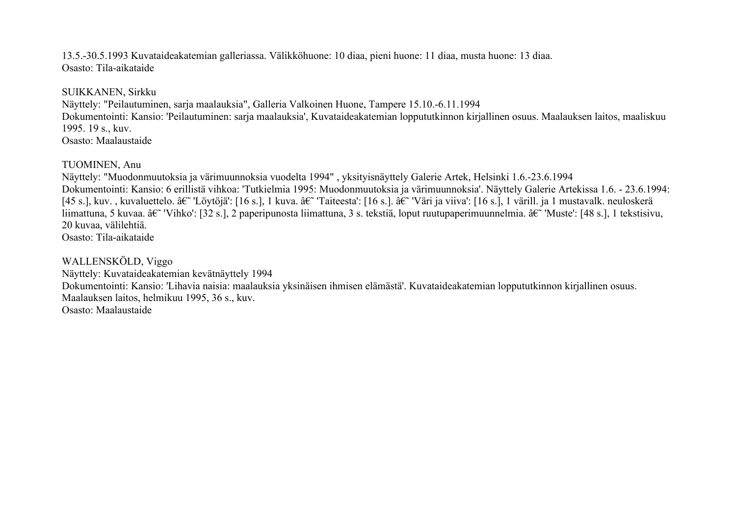13.5.-30.5.1993 Kuvataideakatemian galleriassa. Välikköhuone: 10 diaa, pieni huone: 11 diaa, musta huone: 13 diaa.
Osasto: Tila-aikataide

SUIKKANEN, Sirkku
Näyttely: "Peilautuminen, sarja maalauksia", Galleria Valkoinen Huone, Tampere 15.10.-6.11.1994
Dokumentointi: Kansio: 'Peilautuminen: sarja maalauksia', Kuvataideakatemian loppututkinnon kirjallinen osuus. Maalauksen laitos, maaliskuu 1995. 19 s., kuv.
Osasto: Maalaustaide

TUOMINEN, Anu
Näyttely: "Muodonmuutoksia ja värimuunnoksia vuodelta 1994" , yksityisnäyttely Galerie Artek, Helsinki 1.6.-23.6.1994
Dokumentointi: Kansio: 6 erillistä vihkoa: 'Tutkielmia 1995: Muodonmuutoksia ja värimuunnoksia'. Näyttely Galerie Artekissa 1.6. - 23.6.1994: [45 s.], kuv. , kuvaluettelo. â€˜ 'Löytöjä': [16 s.], 1 kuva. â€˜ 'Taiteesta': [16 s.]. â€˜ 'Väri ja viiva': [16 s.], 1 värill. ja 1 mustavalk. neuloskerä liimattuna, 5 kuvaa. â€˜ 'Vihko': [32 s.], 2 paperipunosta liimattuna, 3 s. tekstiä, loput ruutupaperimuunnelmia. â€˜ 'Muste': [48 s.], 1 tekstisivu, 20 kuvaa, välilehtiä.
Osasto: Tila-aikataide

WALLENSKÖLD, Viggo
Näyttely: Kuvataideakatemian kevätnäyttely 1994
Dokumentointi: Kansio: 'Lihavia naisia: maalauksia yksinäisen ihmisen elämästä'. Kuvataideakatemian loppututkinnon kirjallinen osuus. Maalauksen laitos, helmikuu 1995, 36 s., kuv.
Osasto: Maalaustaide